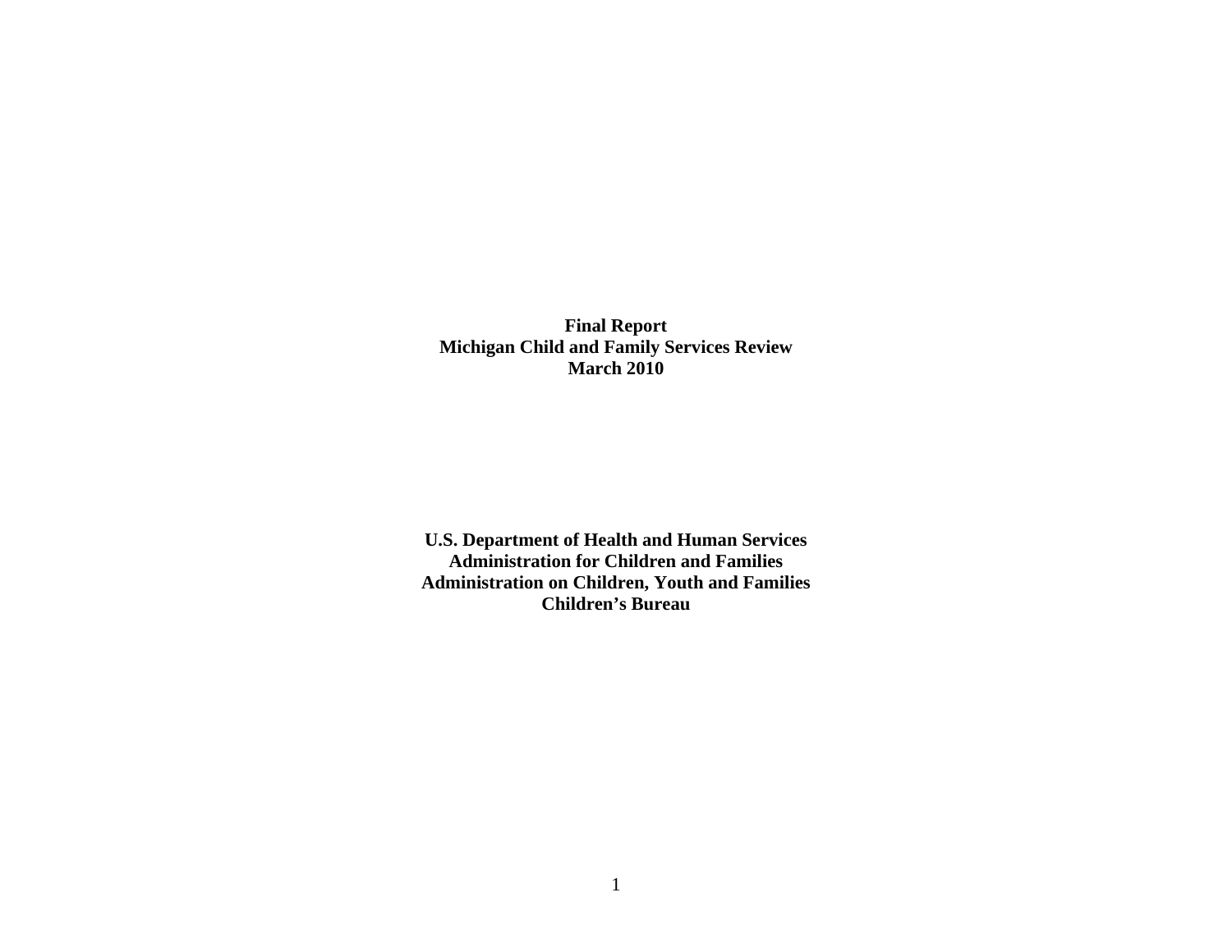**Final Report**
**Michigan Child and Family Services Review**
**March 2010**

**U.S. Department of Health and Human Services**
**Administration for Children and Families**
**Administration on Children, Youth and Families**
**Children's Bureau**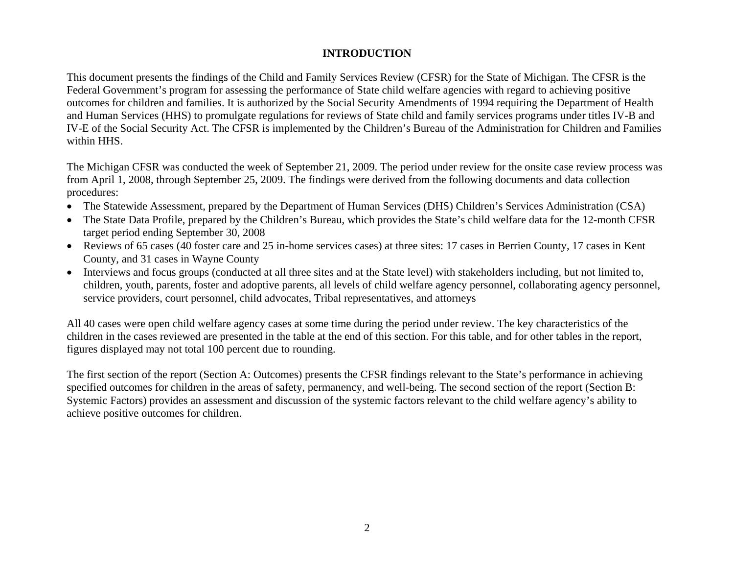# INTRODUCTION

This document presents the findings of the Child and Family Services Review (CFSR) for the State of Michigan. The CFSR is the Federal Government's program for assessing the performance of State child welfare agencies with regard to achieving positive outcomes for children and families. It is authorized by the Social Security Amendments of 1994 requiring the Department of Health and Human Services (HHS) to promulgate regulations for reviews of State child and family services programs under titles IV-B and IV-E of the Social Security Act. The CFSR is implemented by the Children's Bureau of the Administration for Children and Families within HHS.

The Michigan CFSR was conducted the week of September 21, 2009. The period under review for the onsite case review process was from April 1, 2008, through September 25, 2009. The findings were derived from the following documents and data collection procedures:

- The Statewide Assessment, prepared by the Department of Human Services (DHS) Children's Services Administration (CSA)
- The State Data Profile, prepared by the Children's Bureau, which provides the State's child welfare data for the 12-month CFSR target period ending September 30, 2008
- Reviews of 65 cases (40 foster care and 25 in-home services cases) at three sites: 17 cases in Berrien County, 17 cases in Kent County, and 31 cases in Wayne County
- Interviews and focus groups (conducted at all three sites and at the State level) with stakeholders including, but not limited to, children, youth, parents, foster and adoptive parents, all levels of child welfare agency personnel, collaborating agency personnel, service providers, court personnel, child advocates, Tribal representatives, and attorneys

All 40 cases were open child welfare agency cases at some time during the period under review. The key characteristics of the children in the cases reviewed are presented in the table at the end of this section. For this table, and for other tables in the report, figures displayed may not total 100 percent due to rounding.

The first section of the report (Section A: Outcomes) presents the CFSR findings relevant to the State's performance in achieving specified outcomes for children in the areas of safety, permanency, and well-being. The second section of the report (Section B: Systemic Factors) provides an assessment and discussion of the systemic factors relevant to the child welfare agency's ability to achieve positive outcomes for children.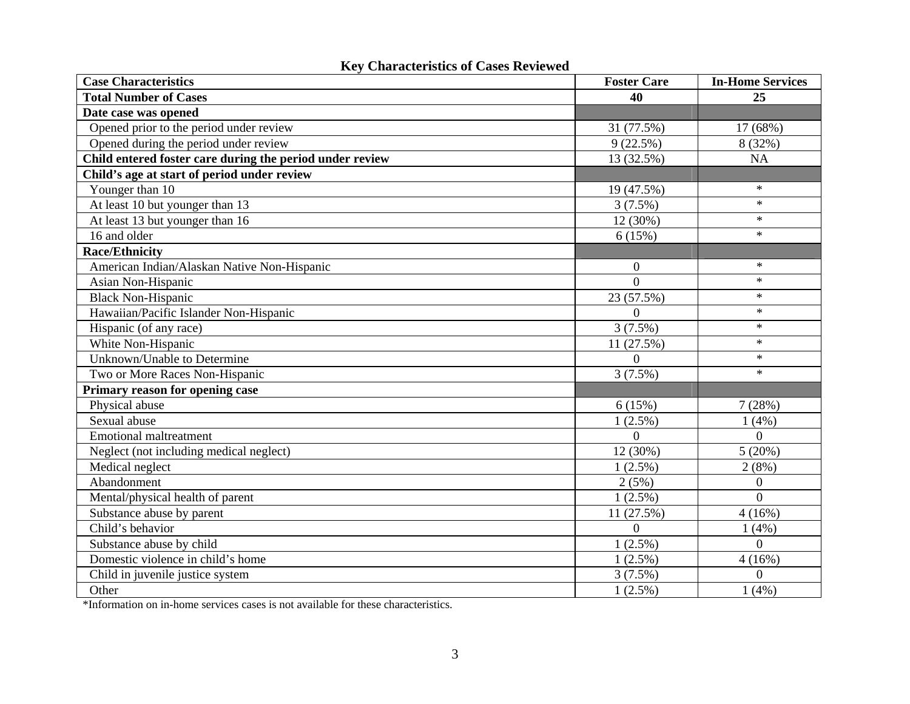## Key Characteristics of Cases Reviewed

| Case Characteristics | Foster Care | In-Home Services |
|---|---|---|
| **Total Number of Cases** | **40** | **25** |
| **Date case was opened** | | |
| Opened prior to the period under review | 31 (77.5%) | 17 (68%) |
| Opened during the period under review | 9 (22.5%) | 8 (32%) |
| **Child entered foster care during the period under review** | 13 (32.5%) | NA |
| **Child's age at start of period under review** | | |
| Younger than 10 | 19 (47.5%) | * |
| At least 10 but younger than 13 | 3 (7.5%) | * |
| At least 13 but younger than 16 | 12 (30%) | * |
| 16 and older | 6 (15%) | * |
| **Race/Ethnicity** | | |
| American Indian/Alaskan Native Non-Hispanic | 0 | * |
| Asian Non-Hispanic | 0 | * |
| Black Non-Hispanic | 23 (57.5%) | * |
| Hawaiian/Pacific Islander Non-Hispanic | 0 | * |
| Hispanic (of any race) | 3 (7.5%) | * |
| White Non-Hispanic | 11 (27.5%) | * |
| Unknown/Unable to Determine | 0 | * |
| Two or More Races Non-Hispanic | 3 (7.5%) | * |
| **Primary reason for opening case** | | |
| Physical abuse | 6 (15%) | 7 (28%) |
| Sexual abuse | 1 (2.5%) | 1 (4%) |
| Emotional maltreatment | 0 | 0 |
| Neglect (not including medical neglect) | 12 (30%) | 5 (20%) |
| Medical neglect | 1 (2.5%) | 2 (8%) |
| Abandonment | 2 (5%) | 0 |
| Mental/physical health of parent | 1 (2.5%) | 0 |
| Substance abuse by parent | 11 (27.5%) | 4 (16%) |
| Child's behavior | 0 | 1 (4%) |
| Substance abuse by child | 1 (2.5%) | 0 |
| Domestic violence in child's home | 1 (2.5%) | 4 (16%) |
| Child in juvenile justice system | 3 (7.5%) | 0 |
| Other | 1 (2.5%) | 1 (4%) |

*Information on in-home services cases is not available for these characteristics.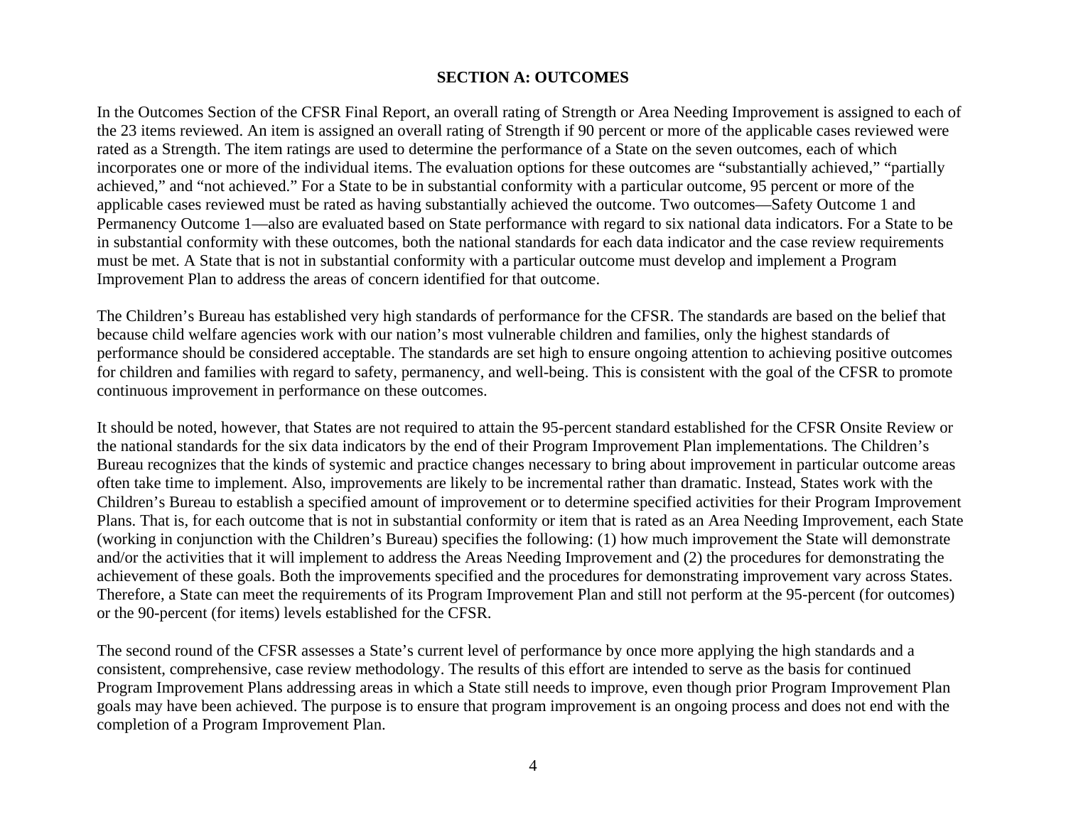## SECTION A: OUTCOMES

In the Outcomes Section of the CFSR Final Report, an overall rating of Strength or Area Needing Improvement is assigned to each of the 23 items reviewed. An item is assigned an overall rating of Strength if 90 percent or more of the applicable cases reviewed were rated as a Strength. The item ratings are used to determine the performance of a State on the seven outcomes, each of which incorporates one or more of the individual items. The evaluation options for these outcomes are "substantially achieved," "partially achieved," and "not achieved." For a State to be in substantial conformity with a particular outcome, 95 percent or more of the applicable cases reviewed must be rated as having substantially achieved the outcome. Two outcomes—Safety Outcome 1 and Permanency Outcome 1—also are evaluated based on State performance with regard to six national data indicators. For a State to be in substantial conformity with these outcomes, both the national standards for each data indicator and the case review requirements must be met. A State that is not in substantial conformity with a particular outcome must develop and implement a Program Improvement Plan to address the areas of concern identified for that outcome.

The Children's Bureau has established very high standards of performance for the CFSR. The standards are based on the belief that because child welfare agencies work with our nation's most vulnerable children and families, only the highest standards of performance should be considered acceptable. The standards are set high to ensure ongoing attention to achieving positive outcomes for children and families with regard to safety, permanency, and well-being. This is consistent with the goal of the CFSR to promote continuous improvement in performance on these outcomes.

It should be noted, however, that States are not required to attain the 95-percent standard established for the CFSR Onsite Review or the national standards for the six data indicators by the end of their Program Improvement Plan implementations. The Children's Bureau recognizes that the kinds of systemic and practice changes necessary to bring about improvement in particular outcome areas often take time to implement. Also, improvements are likely to be incremental rather than dramatic. Instead, States work with the Children's Bureau to establish a specified amount of improvement or to determine specified activities for their Program Improvement Plans. That is, for each outcome that is not in substantial conformity or item that is rated as an Area Needing Improvement, each State (working in conjunction with the Children's Bureau) specifies the following: (1) how much improvement the State will demonstrate and/or the activities that it will implement to address the Areas Needing Improvement and (2) the procedures for demonstrating the achievement of these goals. Both the improvements specified and the procedures for demonstrating improvement vary across States. Therefore, a State can meet the requirements of its Program Improvement Plan and still not perform at the 95-percent (for outcomes) or the 90-percent (for items) levels established for the CFSR.

The second round of the CFSR assesses a State's current level of performance by once more applying the high standards and a consistent, comprehensive, case review methodology. The results of this effort are intended to serve as the basis for continued Program Improvement Plans addressing areas in which a State still needs to improve, even though prior Program Improvement Plan goals may have been achieved. The purpose is to ensure that program improvement is an ongoing process and does not end with the completion of a Program Improvement Plan.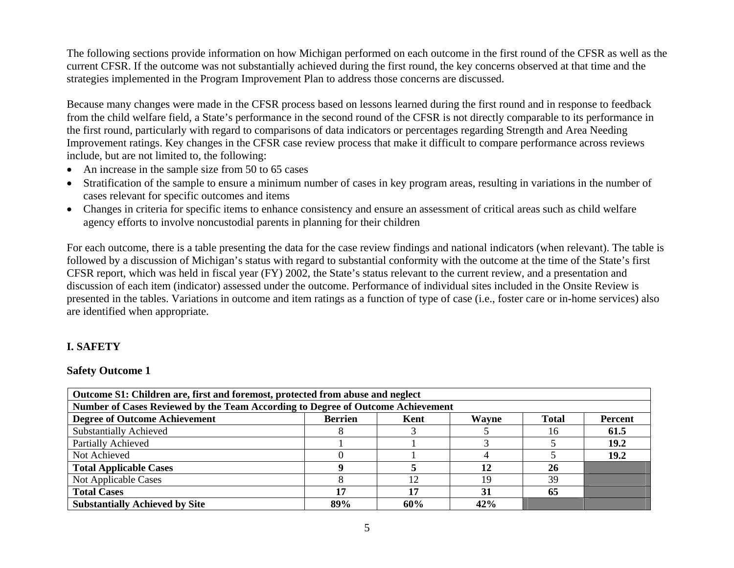The following sections provide information on how Michigan performed on each outcome in the first round of the CFSR as well as the current CFSR. If the outcome was not substantially achieved during the first round, the key concerns observed at that time and the strategies implemented in the Program Improvement Plan to address those concerns are discussed.

Because many changes were made in the CFSR process based on lessons learned during the first round and in response to feedback from the child welfare field, a State's performance in the second round of the CFSR is not directly comparable to its performance in the first round, particularly with regard to comparisons of data indicators or percentages regarding Strength and Area Needing Improvement ratings. Key changes in the CFSR case review process that make it difficult to compare performance across reviews include, but are not limited to, the following:

- An increase in the sample size from 50 to 65 cases
- Stratification of the sample to ensure a minimum number of cases in key program areas, resulting in variations in the number of cases relevant for specific outcomes and items
- Changes in criteria for specific items to enhance consistency and ensure an assessment of critical areas such as child welfare agency efforts to involve noncustodial parents in planning for their children

For each outcome, there is a table presenting the data for the case review findings and national indicators (when relevant). The table is followed by a discussion of Michigan's status with regard to substantial conformity with the outcome at the time of the State's first CFSR report, which was held in fiscal year (FY) 2002, the State's status relevant to the current review, and a presentation and discussion of each item (indicator) assessed under the outcome. Performance of individual sites included in the Onsite Review is presented in the tables. Variations in outcome and item ratings as a function of type of case (i.e., foster care or in-home services) also are identified when appropriate.

## I. SAFETY

### Safety Outcome 1

| **Outcome S1: Children are, first and foremost, protected from abuse and neglect** | | | | | |
|---|---|---|---|---|---|
| **Number of Cases Reviewed by the Team According to Degree of Outcome Achievement** | | | | | |
| **Degree of Outcome Achievement** | **Berrien** | **Kent** | **Wayne** | **Total** | **Percent** |
| Substantially Achieved | 8 | 3 | 5 | 16 | **61.5** |
| Partially Achieved | 1 | 1 | 3 | 5 | **19.2** |
| Not Achieved | 0 | 1 | 4 | 5 | **19.2** |
| **Total Applicable Cases** | **9** | **5** | **12** | **26** | |
| Not Applicable Cases | 8 | 12 | 19 | 39 | |
| **Total Cases** | **17** | **17** | **31** | **65** | |
| **Substantially Achieved by Site** | **89%** | **60%** | **42%** | | |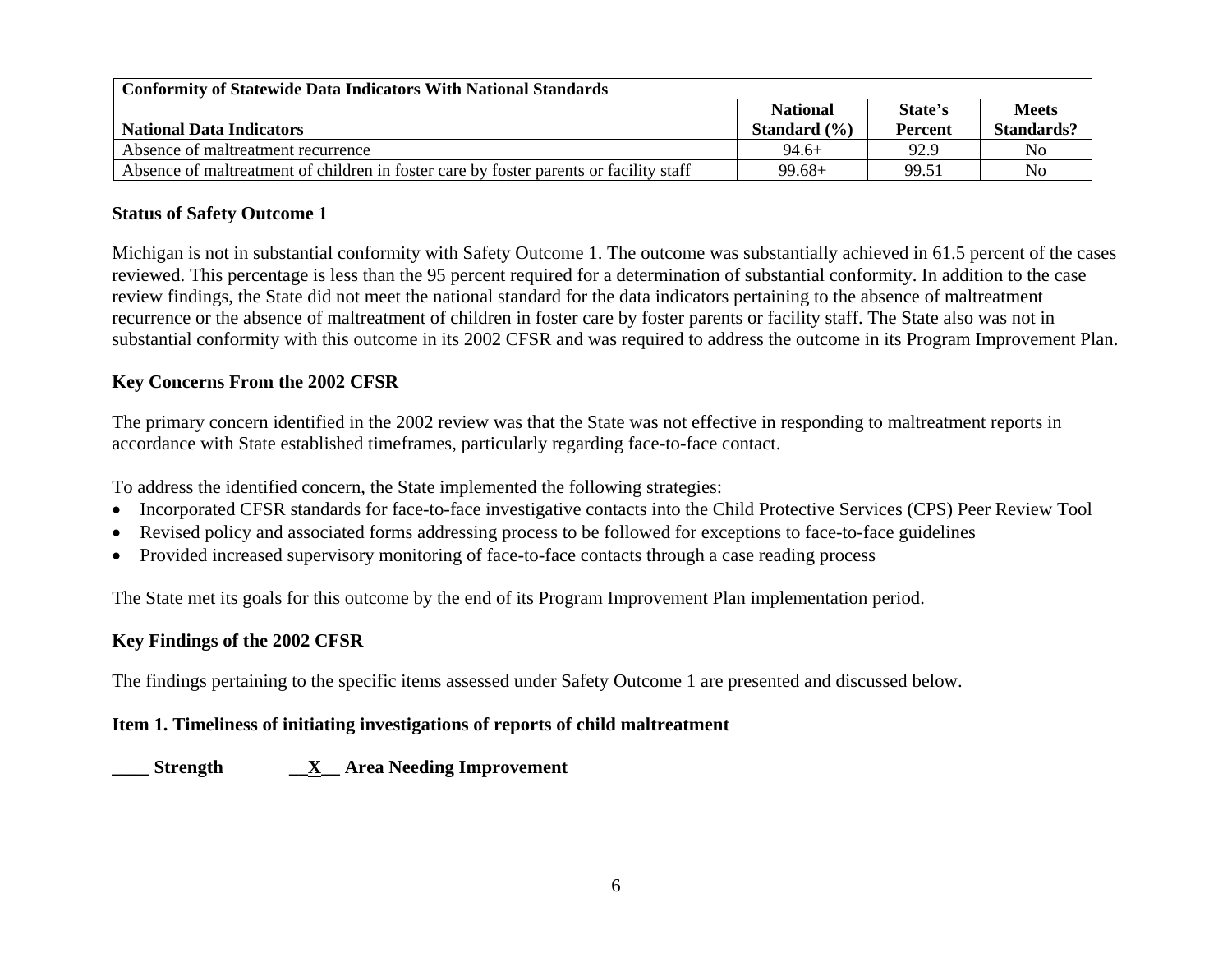| Conformity of Statewide Data Indicators With National Standards | | | |
|---|---|---|---|
| **National Data Indicators** | **National Standard (%)** | **State's Percent** | **Meets Standards?** |
| Absence of maltreatment recurrence | 94.6+ | 92.9 | No |
| Absence of maltreatment of children in foster care by foster parents or facility staff | 99.68+ | 99.51 | No |

**Status of Safety Outcome 1**

Michigan is not in substantial conformity with Safety Outcome 1. The outcome was substantially achieved in 61.5 percent of the cases reviewed. This percentage is less than the 95 percent required for a determination of substantial conformity. In addition to the case review findings, the State did not meet the national standard for the data indicators pertaining to the absence of maltreatment recurrence or the absence of maltreatment of children in foster care by foster parents or facility staff. The State also was not in substantial conformity with this outcome in its 2002 CFSR and was required to address the outcome in its Program Improvement Plan.

**Key Concerns From the 2002 CFSR**

The primary concern identified in the 2002 review was that the State was not effective in responding to maltreatment reports in accordance with State established timeframes, particularly regarding face-to-face contact.

To address the identified concern, the State implemented the following strategies:

- Incorporated CFSR standards for face-to-face investigative contacts into the Child Protective Services (CPS) Peer Review Tool
- Revised policy and associated forms addressing process to be followed for exceptions to face-to-face guidelines
- Provided increased supervisory monitoring of face-to-face contacts through a case reading process

The State met its goals for this outcome by the end of its Program Improvement Plan implementation period.

**Key Findings of the 2002 CFSR**

The findings pertaining to the specific items assessed under Safety Outcome 1 are presented and discussed below.

**Item 1. Timeliness of initiating investigations of reports of child maltreatment**

**____ Strength __X__ Area Needing Improvement**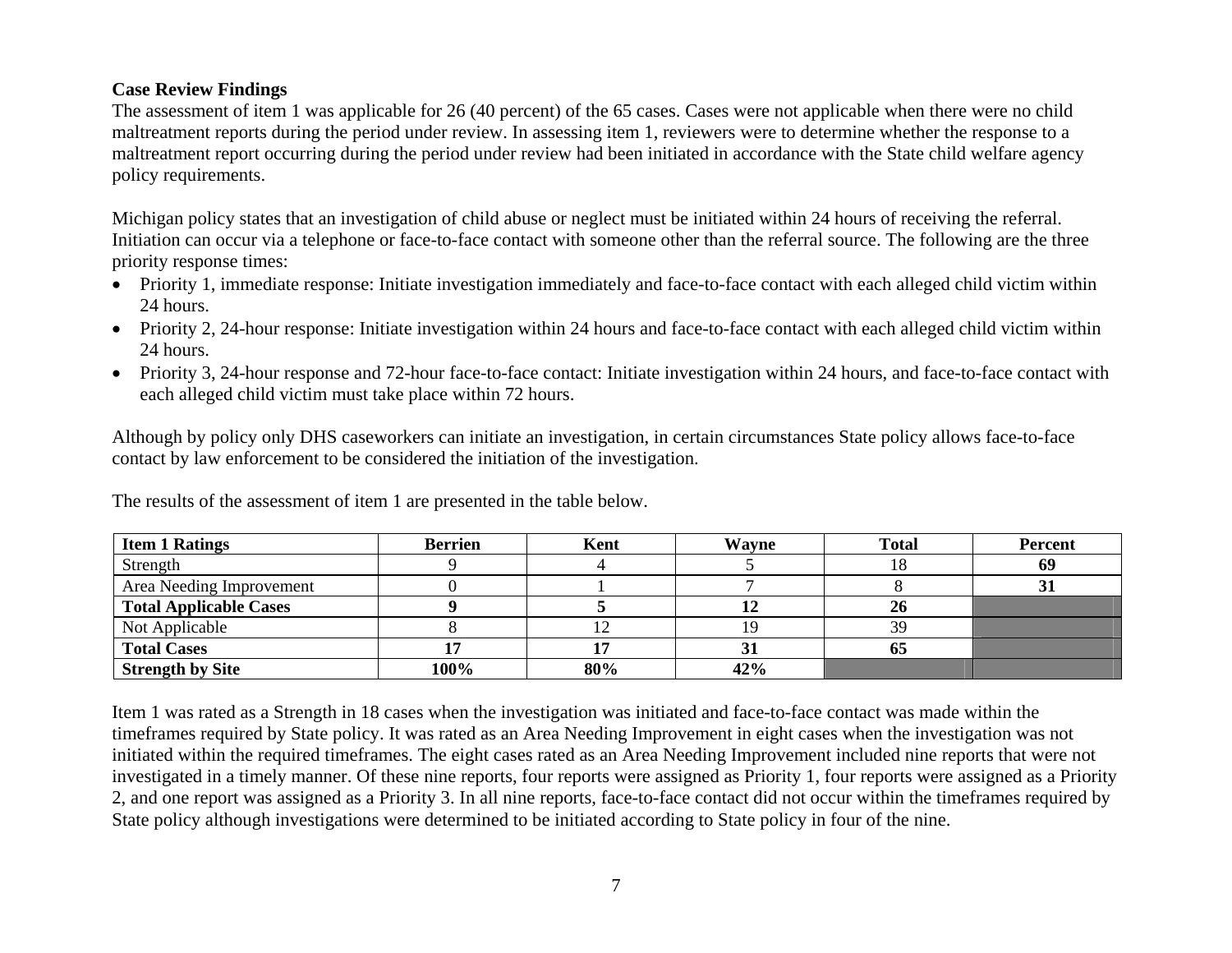**Case Review Findings**

The assessment of item 1 was applicable for 26 (40 percent) of the 65 cases. Cases were not applicable when there were no child maltreatment reports during the period under review. In assessing item 1, reviewers were to determine whether the response to a maltreatment report occurring during the period under review had been initiated in accordance with the State child welfare agency policy requirements.

Michigan policy states that an investigation of child abuse or neglect must be initiated within 24 hours of receiving the referral. Initiation can occur via a telephone or face-to-face contact with someone other than the referral source. The following are the three priority response times:

- Priority 1, immediate response: Initiate investigation immediately and face-to-face contact with each alleged child victim within 24 hours.
- Priority 2, 24-hour response: Initiate investigation within 24 hours and face-to-face contact with each alleged child victim within 24 hours.
- Priority 3, 24-hour response and 72-hour face-to-face contact: Initiate investigation within 24 hours, and face-to-face contact with each alleged child victim must take place within 72 hours.

Although by policy only DHS caseworkers can initiate an investigation, in certain circumstances State policy allows face-to-face contact by law enforcement to be considered the initiation of the investigation.

The results of the assessment of item 1 are presented in the table below.

| **Item 1 Ratings** | **Berrien** | **Kent** | **Wayne** | **Total** | **Percent** |
|---|---|---|---|---|---|
| Strength | 9 | 4 | 5 | 18 | **69** |
| Area Needing Improvement | 0 | 1 | 7 | 8 | **31** |
| **Total Applicable Cases** | **9** | **5** | **12** | **26** | |
| Not Applicable | 8 | 12 | 19 | 39 | |
| **Total Cases** | **17** | **17** | **31** | **65** | |
| **Strength by Site** | **100%** | **80%** | **42%** | | |

Item 1 was rated as a Strength in 18 cases when the investigation was initiated and face-to-face contact was made within the timeframes required by State policy. It was rated as an Area Needing Improvement in eight cases when the investigation was not initiated within the required timeframes. The eight cases rated as an Area Needing Improvement included nine reports that were not investigated in a timely manner. Of these nine reports, four reports were assigned as Priority 1, four reports were assigned as a Priority 2, and one report was assigned as a Priority 3. In all nine reports, face-to-face contact did not occur within the timeframes required by State policy although investigations were determined to be initiated according to State policy in four of the nine.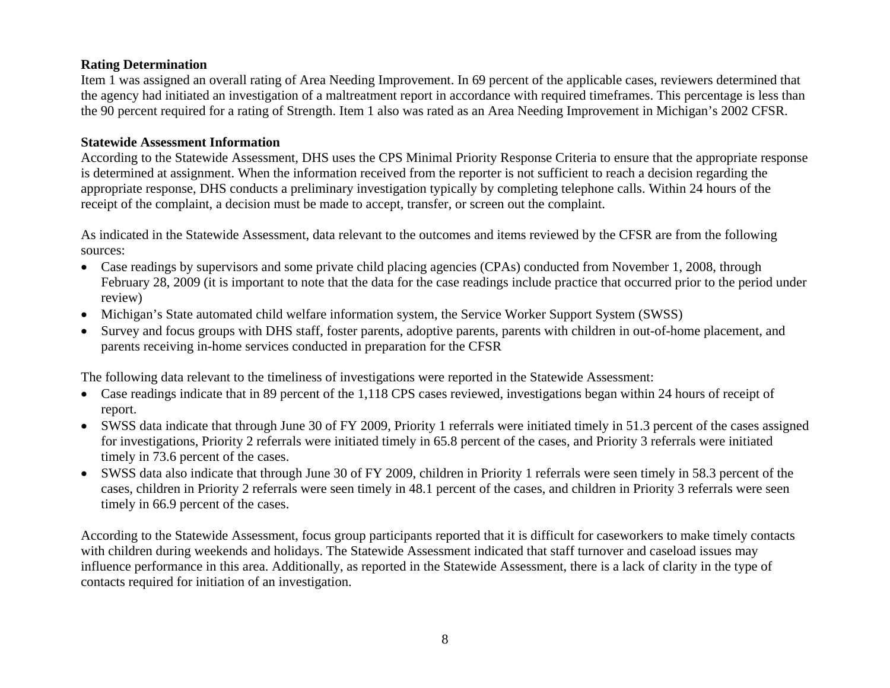**Rating Determination**

Item 1 was assigned an overall rating of Area Needing Improvement. In 69 percent of the applicable cases, reviewers determined that the agency had initiated an investigation of a maltreatment report in accordance with required timeframes. This percentage is less than the 90 percent required for a rating of Strength. Item 1 also was rated as an Area Needing Improvement in Michigan's 2002 CFSR.

**Statewide Assessment Information**

According to the Statewide Assessment, DHS uses the CPS Minimal Priority Response Criteria to ensure that the appropriate response is determined at assignment. When the information received from the reporter is not sufficient to reach a decision regarding the appropriate response, DHS conducts a preliminary investigation typically by completing telephone calls. Within 24 hours of the receipt of the complaint, a decision must be made to accept, transfer, or screen out the complaint.

As indicated in the Statewide Assessment, data relevant to the outcomes and items reviewed by the CFSR are from the following sources:

- Case readings by supervisors and some private child placing agencies (CPAs) conducted from November 1, 2008, through February 28, 2009 (it is important to note that the data for the case readings include practice that occurred prior to the period under review)
- Michigan's State automated child welfare information system, the Service Worker Support System (SWSS)
- Survey and focus groups with DHS staff, foster parents, adoptive parents, parents with children in out-of-home placement, and parents receiving in-home services conducted in preparation for the CFSR

The following data relevant to the timeliness of investigations were reported in the Statewide Assessment:

- Case readings indicate that in 89 percent of the 1,118 CPS cases reviewed, investigations began within 24 hours of receipt of report.
- SWSS data indicate that through June 30 of FY 2009, Priority 1 referrals were initiated timely in 51.3 percent of the cases assigned for investigations, Priority 2 referrals were initiated timely in 65.8 percent of the cases, and Priority 3 referrals were initiated timely in 73.6 percent of the cases.
- SWSS data also indicate that through June 30 of FY 2009, children in Priority 1 referrals were seen timely in 58.3 percent of the cases, children in Priority 2 referrals were seen timely in 48.1 percent of the cases, and children in Priority 3 referrals were seen timely in 66.9 percent of the cases.

According to the Statewide Assessment, focus group participants reported that it is difficult for caseworkers to make timely contacts with children during weekends and holidays. The Statewide Assessment indicated that staff turnover and caseload issues may influence performance in this area. Additionally, as reported in the Statewide Assessment, there is a lack of clarity in the type of contacts required for initiation of an investigation.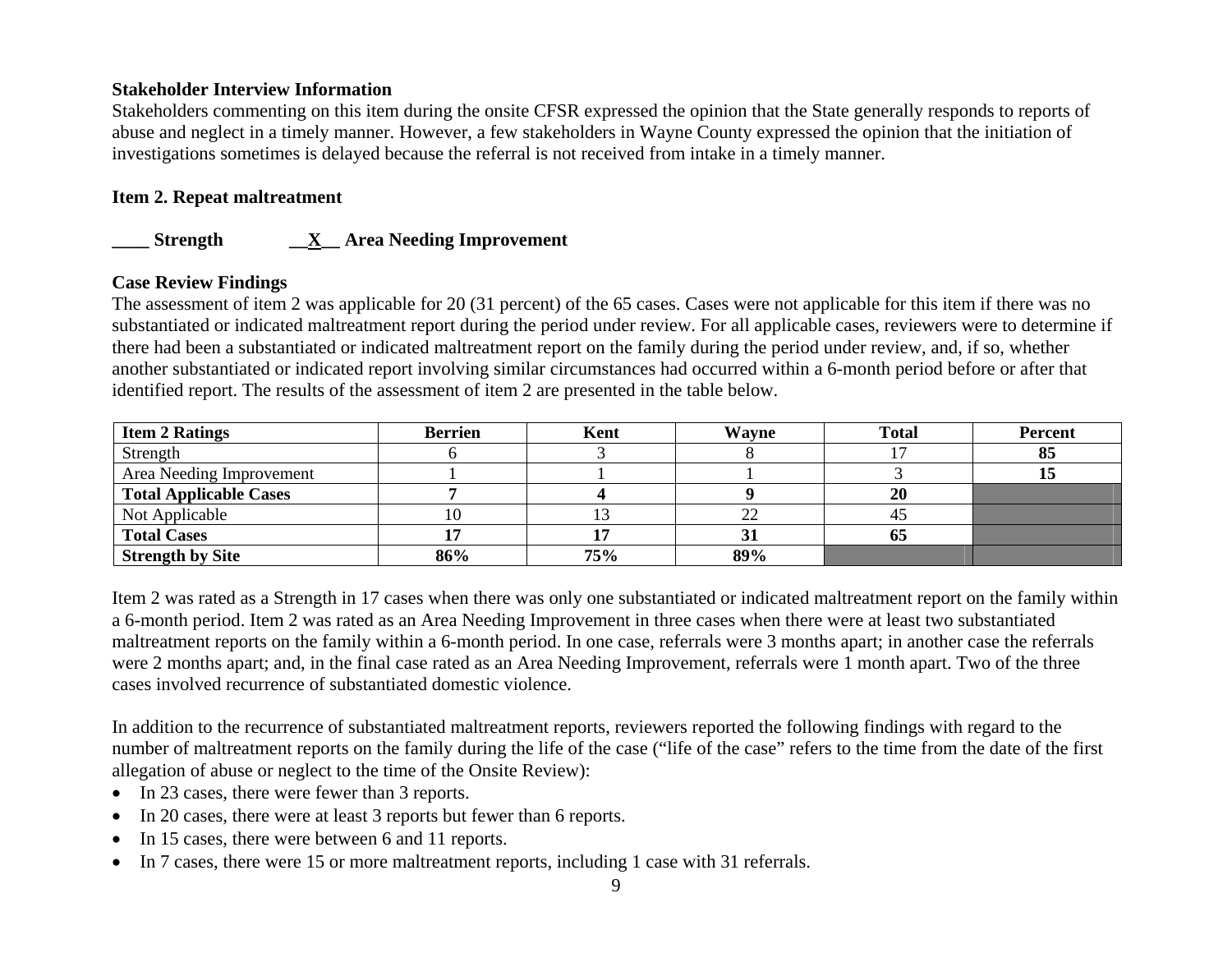**Stakeholder Interview Information**

Stakeholders commenting on this item during the onsite CFSR expressed the opinion that the State generally responds to reports of abuse and neglect in a timely manner. However, a few stakeholders in Wayne County expressed the opinion that the initiation of investigations sometimes is delayed because the referral is not received from intake in a timely manner.

**Item 2. Repeat maltreatment**

**____ Strength __X__ Area Needing Improvement**

**Case Review Findings**

The assessment of item 2 was applicable for 20 (31 percent) of the 65 cases. Cases were not applicable for this item if there was no substantiated or indicated maltreatment report during the period under review. For all applicable cases, reviewers were to determine if there had been a substantiated or indicated maltreatment report on the family during the period under review, and, if so, whether another substantiated or indicated report involving similar circumstances had occurred within a 6-month period before or after that identified report. The results of the assessment of item 2 are presented in the table below.

| Item 2 Ratings | Berrien | Kent | Wayne | Total | Percent |
|---|---|---|---|---|---|
| Strength | 6 | 3 | 8 | 17 | **85** |
| Area Needing Improvement | 1 | 1 | 1 | 3 | **15** |
| **Total Applicable Cases** | **7** | **4** | **9** | **20** | |
| Not Applicable | 10 | 13 | 22 | 45 | |
| **Total Cases** | **17** | **17** | **31** | **65** | |
| **Strength by Site** | **86%** | **75%** | **89%** | | |

Item 2 was rated as a Strength in 17 cases when there was only one substantiated or indicated maltreatment report on the family within a 6-month period. Item 2 was rated as an Area Needing Improvement in three cases when there were at least two substantiated maltreatment reports on the family within a 6-month period. In one case, referrals were 3 months apart; in another case the referrals were 2 months apart; and, in the final case rated as an Area Needing Improvement, referrals were 1 month apart. Two of the three cases involved recurrence of substantiated domestic violence.

In addition to the recurrence of substantiated maltreatment reports, reviewers reported the following findings with regard to the number of maltreatment reports on the family during the life of the case ("life of the case" refers to the time from the date of the first allegation of abuse or neglect to the time of the Onsite Review):

- In 23 cases, there were fewer than 3 reports.
- In 20 cases, there were at least 3 reports but fewer than 6 reports.
- In 15 cases, there were between 6 and 11 reports.
- In 7 cases, there were 15 or more maltreatment reports, including 1 case with 31 referrals.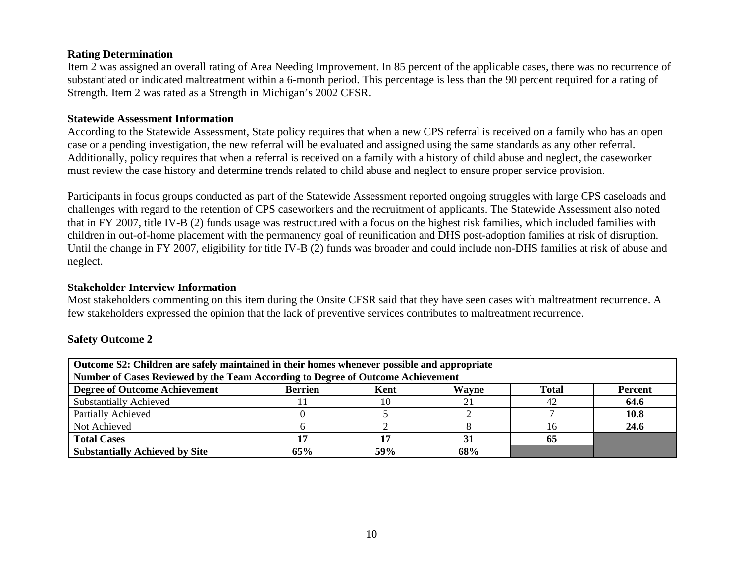**Rating Determination**

Item 2 was assigned an overall rating of Area Needing Improvement. In 85 percent of the applicable cases, there was no recurrence of substantiated or indicated maltreatment within a 6-month period. This percentage is less than the 90 percent required for a rating of Strength. Item 2 was rated as a Strength in Michigan's 2002 CFSR.

**Statewide Assessment Information**

According to the Statewide Assessment, State policy requires that when a new CPS referral is received on a family who has an open case or a pending investigation, the new referral will be evaluated and assigned using the same standards as any other referral. Additionally, policy requires that when a referral is received on a family with a history of child abuse and neglect, the caseworker must review the case history and determine trends related to child abuse and neglect to ensure proper service provision.

Participants in focus groups conducted as part of the Statewide Assessment reported ongoing struggles with large CPS caseloads and challenges with regard to the retention of CPS caseworkers and the recruitment of applicants. The Statewide Assessment also noted that in FY 2007, title IV-B (2) funds usage was restructured with a focus on the highest risk families, which included families with children in out-of-home placement with the permanency goal of reunification and DHS post-adoption families at risk of disruption. Until the change in FY 2007, eligibility for title IV-B (2) funds was broader and could include non-DHS families at risk of abuse and neglect.

**Stakeholder Interview Information**

Most stakeholders commenting on this item during the Onsite CFSR said that they have seen cases with maltreatment recurrence. A few stakeholders expressed the opinion that the lack of preventive services contributes to maltreatment recurrence.

**Safety Outcome 2**

| **Outcome S2: Children are safely maintained in their homes whenever possible and appropriate** | | | | | |
|---|---|---|---|---|---|
| **Number of Cases Reviewed by the Team According to Degree of Outcome Achievement** | | | | | |
| **Degree of Outcome Achievement** | **Berrien** | **Kent** | **Wayne** | **Total** | **Percent** |
| Substantially Achieved | 11 | 10 | 21 | 42 | **64.6** |
| Partially Achieved | 0 | 5 | 2 | 7 | **10.8** |
| Not Achieved | 6 | 2 | 8 | 16 | **24.6** |
| **Total Cases** | **17** | **17** | **31** | **65** | |
| **Substantially Achieved by Site** | **65%** | **59%** | **68%** | | |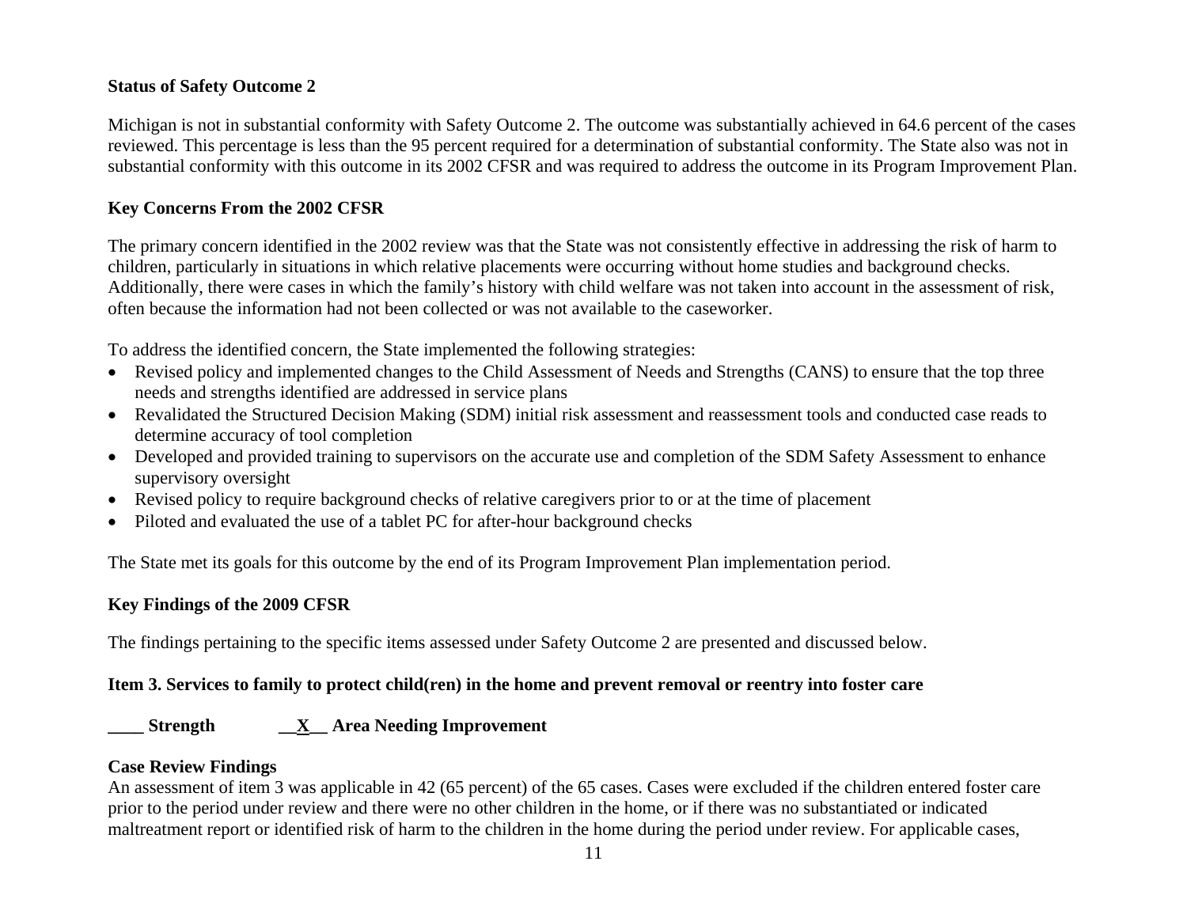**Status of Safety Outcome 2**

Michigan is not in substantial conformity with Safety Outcome 2. The outcome was substantially achieved in 64.6 percent of the cases reviewed. This percentage is less than the 95 percent required for a determination of substantial conformity. The State also was not in substantial conformity with this outcome in its 2002 CFSR and was required to address the outcome in its Program Improvement Plan.

**Key Concerns From the 2002 CFSR**

The primary concern identified in the 2002 review was that the State was not consistently effective in addressing the risk of harm to children, particularly in situations in which relative placements were occurring without home studies and background checks. Additionally, there were cases in which the family's history with child welfare was not taken into account in the assessment of risk, often because the information had not been collected or was not available to the caseworker.

To address the identified concern, the State implemented the following strategies:

- Revised policy and implemented changes to the Child Assessment of Needs and Strengths (CANS) to ensure that the top three needs and strengths identified are addressed in service plans
- Revalidated the Structured Decision Making (SDM) initial risk assessment and reassessment tools and conducted case reads to determine accuracy of tool completion
- Developed and provided training to supervisors on the accurate use and completion of the SDM Safety Assessment to enhance supervisory oversight
- Revised policy to require background checks of relative caregivers prior to or at the time of placement
- Piloted and evaluated the use of a tablet PC for after-hour background checks

The State met its goals for this outcome by the end of its Program Improvement Plan implementation period.

**Key Findings of the 2009 CFSR**

The findings pertaining to the specific items assessed under Safety Outcome 2 are presented and discussed below.

**Item 3. Services to family to protect child(ren) in the home and prevent removal or reentry into foster care**

**____ Strength __X__ Area Needing Improvement**

**Case Review Findings**

An assessment of item 3 was applicable in 42 (65 percent) of the 65 cases. Cases were excluded if the children entered foster care prior to the period under review and there were no other children in the home, or if there was no substantiated or indicated maltreatment report or identified risk of harm to the children in the home during the period under review. For applicable cases,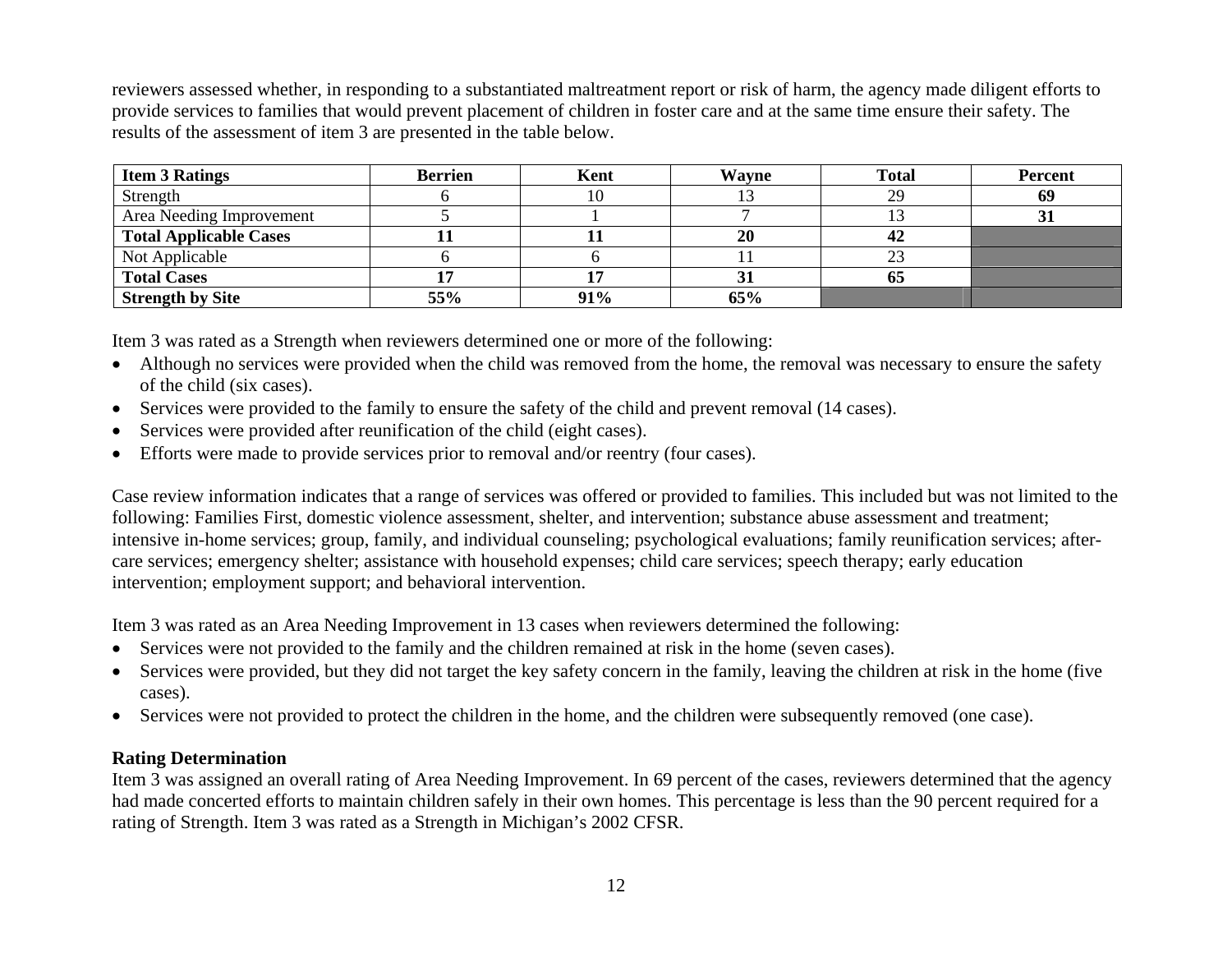reviewers assessed whether, in responding to a substantiated maltreatment report or risk of harm, the agency made diligent efforts to provide services to families that would prevent placement of children in foster care and at the same time ensure their safety. The results of the assessment of item 3 are presented in the table below.

| **Item 3 Ratings** | **Berrien** | **Kent** | **Wayne** | **Total** | **Percent** |
|---|---|---|---|---|---|
| Strength | 6 | 10 | 13 | 29 | **69** |
| Area Needing Improvement | 5 | 1 | 7 | 13 | **31** |
| **Total Applicable Cases** | **11** | **11** | **20** | **42** | |
| Not Applicable | 6 | 6 | 11 | 23 | |
| **Total Cases** | **17** | **17** | **31** | **65** | |
| **Strength by Site** | **55%** | **91%** | **65%** | | |

Item 3 was rated as a Strength when reviewers determined one or more of the following:

- Although no services were provided when the child was removed from the home, the removal was necessary to ensure the safety of the child (six cases).
- Services were provided to the family to ensure the safety of the child and prevent removal (14 cases).
- Services were provided after reunification of the child (eight cases).
- Efforts were made to provide services prior to removal and/or reentry (four cases).

Case review information indicates that a range of services was offered or provided to families. This included but was not limited to the following: Families First, domestic violence assessment, shelter, and intervention; substance abuse assessment and treatment; intensive in-home services; group, family, and individual counseling; psychological evaluations; family reunification services; after-care services; emergency shelter; assistance with household expenses; child care services; speech therapy; early education intervention; employment support; and behavioral intervention.

Item 3 was rated as an Area Needing Improvement in 13 cases when reviewers determined the following:

- Services were not provided to the family and the children remained at risk in the home (seven cases).
- Services were provided, but they did not target the key safety concern in the family, leaving the children at risk in the home (five cases).
- Services were not provided to protect the children in the home, and the children were subsequently removed (one case).

**Rating Determination**

Item 3 was assigned an overall rating of Area Needing Improvement. In 69 percent of the cases, reviewers determined that the agency had made concerted efforts to maintain children safely in their own homes. This percentage is less than the 90 percent required for a rating of Strength. Item 3 was rated as a Strength in Michigan's 2002 CFSR.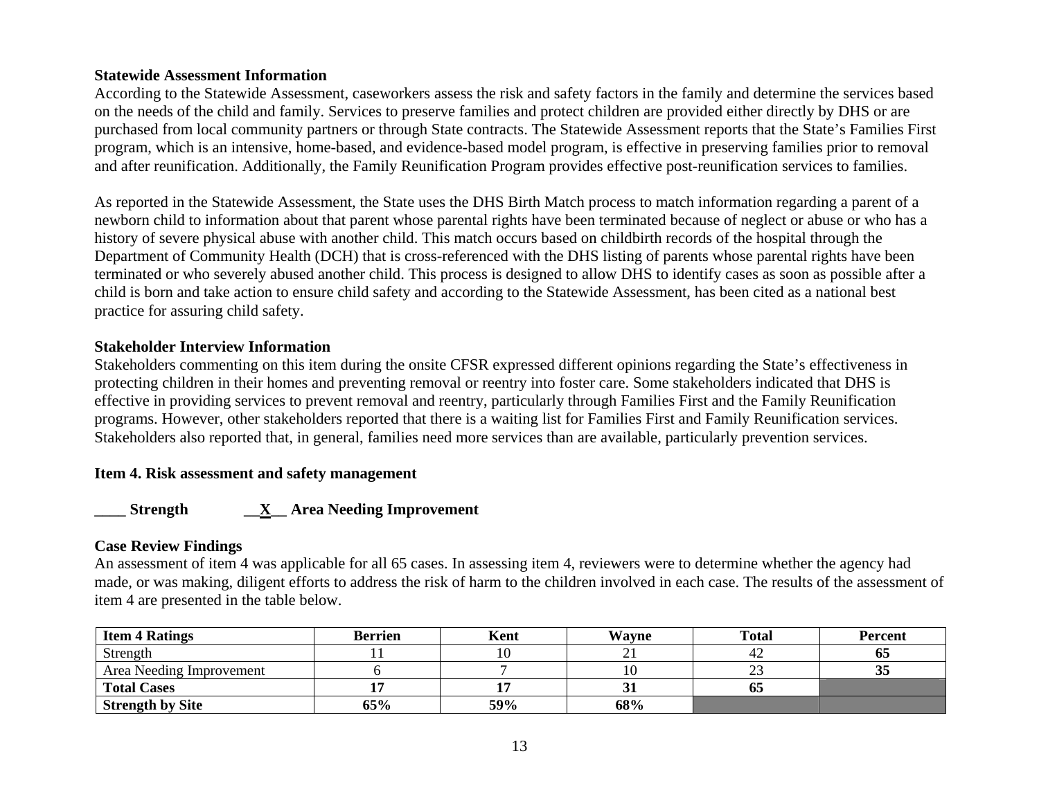**Statewide Assessment Information**

According to the Statewide Assessment, caseworkers assess the risk and safety factors in the family and determine the services based on the needs of the child and family. Services to preserve families and protect children are provided either directly by DHS or are purchased from local community partners or through State contracts. The Statewide Assessment reports that the State's Families First program, which is an intensive, home-based, and evidence-based model program, is effective in preserving families prior to removal and after reunification. Additionally, the Family Reunification Program provides effective post-reunification services to families.

As reported in the Statewide Assessment, the State uses the DHS Birth Match process to match information regarding a parent of a newborn child to information about that parent whose parental rights have been terminated because of neglect or abuse or who has a history of severe physical abuse with another child. This match occurs based on childbirth records of the hospital through the Department of Community Health (DCH) that is cross-referenced with the DHS listing of parents whose parental rights have been terminated or who severely abused another child. This process is designed to allow DHS to identify cases as soon as possible after a child is born and take action to ensure child safety and according to the Statewide Assessment, has been cited as a national best practice for assuring child safety.

**Stakeholder Interview Information**

Stakeholders commenting on this item during the onsite CFSR expressed different opinions regarding the State's effectiveness in protecting children in their homes and preventing removal or reentry into foster care. Some stakeholders indicated that DHS is effective in providing services to prevent removal and reentry, particularly through Families First and the Family Reunification programs. However, other stakeholders reported that there is a waiting list for Families First and Family Reunification services. Stakeholders also reported that, in general, families need more services than are available, particularly prevention services.

**Item 4. Risk assessment and safety management**

**____ Strength __X__ Area Needing Improvement**

**Case Review Findings**

An assessment of item 4 was applicable for all 65 cases. In assessing item 4, reviewers were to determine whether the agency had made, or was making, diligent efforts to address the risk of harm to the children involved in each case. The results of the assessment of item 4 are presented in the table below.

| Item 4 Ratings | Berrien | Kent | Wayne | Total | Percent |
|---|---|---|---|---|---|
| Strength | 11 | 10 | 21 | 42 | **65** |
| Area Needing Improvement | 6 | 7 | 10 | 23 | **35** |
| **Total Cases** | **17** | **17** | **31** | **65** | |
| **Strength by Site** | **65%** | **59%** | **68%** | | |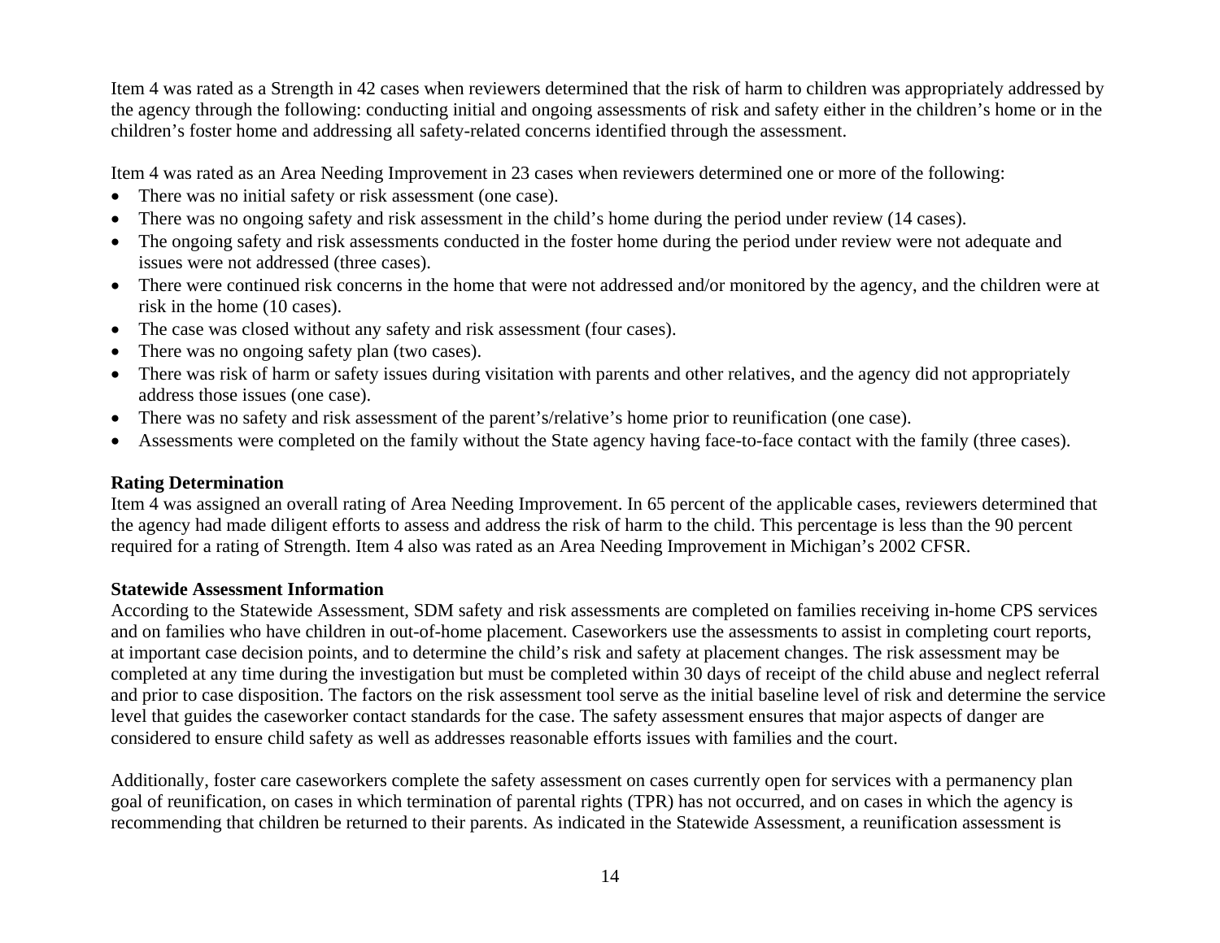Item 4 was rated as a Strength in 42 cases when reviewers determined that the risk of harm to children was appropriately addressed by the agency through the following: conducting initial and ongoing assessments of risk and safety either in the children's home or in the children's foster home and addressing all safety-related concerns identified through the assessment.

Item 4 was rated as an Area Needing Improvement in 23 cases when reviewers determined one or more of the following:

- There was no initial safety or risk assessment (one case).
- There was no ongoing safety and risk assessment in the child's home during the period under review (14 cases).
- The ongoing safety and risk assessments conducted in the foster home during the period under review were not adequate and issues were not addressed (three cases).
- There were continued risk concerns in the home that were not addressed and/or monitored by the agency, and the children were at risk in the home (10 cases).
- The case was closed without any safety and risk assessment (four cases).
- There was no ongoing safety plan (two cases).
- There was risk of harm or safety issues during visitation with parents and other relatives, and the agency did not appropriately address those issues (one case).
- There was no safety and risk assessment of the parent's/relative's home prior to reunification (one case).
- Assessments were completed on the family without the State agency having face-to-face contact with the family (three cases).

**Rating Determination**

Item 4 was assigned an overall rating of Area Needing Improvement. In 65 percent of the applicable cases, reviewers determined that the agency had made diligent efforts to assess and address the risk of harm to the child. This percentage is less than the 90 percent required for a rating of Strength. Item 4 also was rated as an Area Needing Improvement in Michigan's 2002 CFSR.

**Statewide Assessment Information**

According to the Statewide Assessment, SDM safety and risk assessments are completed on families receiving in-home CPS services and on families who have children in out-of-home placement. Caseworkers use the assessments to assist in completing court reports, at important case decision points, and to determine the child's risk and safety at placement changes. The risk assessment may be completed at any time during the investigation but must be completed within 30 days of receipt of the child abuse and neglect referral and prior to case disposition. The factors on the risk assessment tool serve as the initial baseline level of risk and determine the service level that guides the caseworker contact standards for the case. The safety assessment ensures that major aspects of danger are considered to ensure child safety as well as addresses reasonable efforts issues with families and the court.

Additionally, foster care caseworkers complete the safety assessment on cases currently open for services with a permanency plan goal of reunification, on cases in which termination of parental rights (TPR) has not occurred, and on cases in which the agency is recommending that children be returned to their parents. As indicated in the Statewide Assessment, a reunification assessment is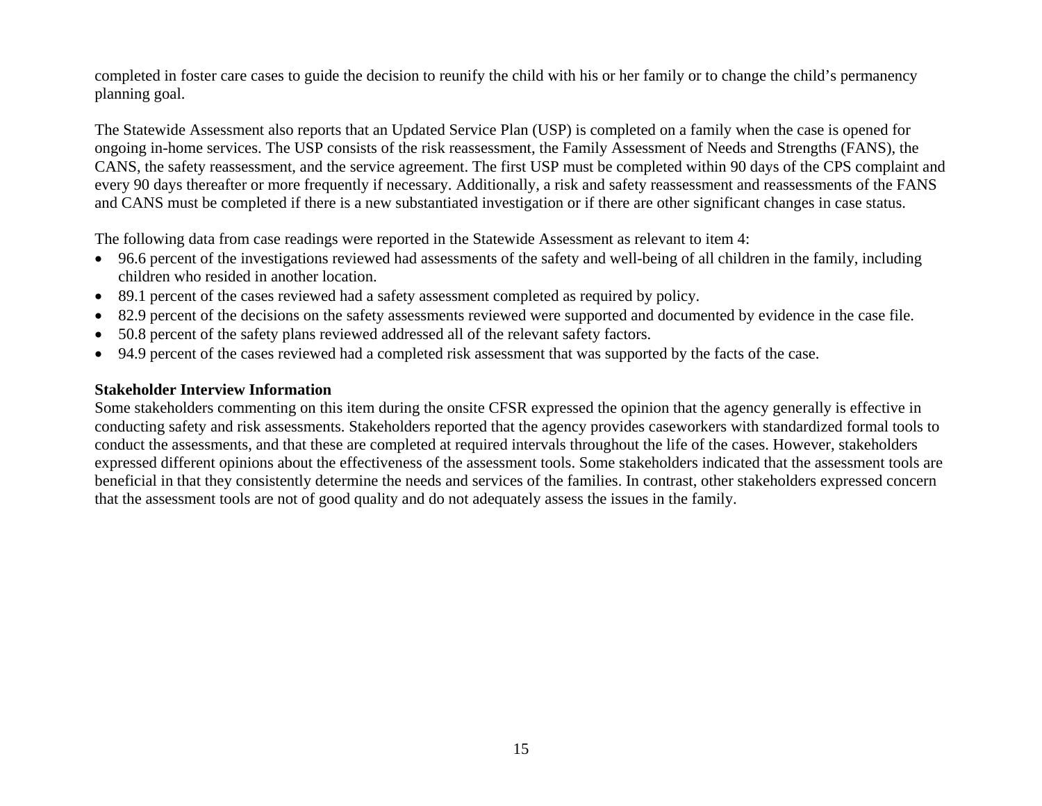completed in foster care cases to guide the decision to reunify the child with his or her family or to change the child's permanency planning goal.

The Statewide Assessment also reports that an Updated Service Plan (USP) is completed on a family when the case is opened for ongoing in-home services. The USP consists of the risk reassessment, the Family Assessment of Needs and Strengths (FANS), the CANS, the safety reassessment, and the service agreement. The first USP must be completed within 90 days of the CPS complaint and every 90 days thereafter or more frequently if necessary. Additionally, a risk and safety reassessment and reassessments of the FANS and CANS must be completed if there is a new substantiated investigation or if there are other significant changes in case status.

The following data from case readings were reported in the Statewide Assessment as relevant to item 4:

- 96.6 percent of the investigations reviewed had assessments of the safety and well-being of all children in the family, including children who resided in another location.
- 89.1 percent of the cases reviewed had a safety assessment completed as required by policy.
- 82.9 percent of the decisions on the safety assessments reviewed were supported and documented by evidence in the case file.
- 50.8 percent of the safety plans reviewed addressed all of the relevant safety factors.
- 94.9 percent of the cases reviewed had a completed risk assessment that was supported by the facts of the case.

**Stakeholder Interview Information**

Some stakeholders commenting on this item during the onsite CFSR expressed the opinion that the agency generally is effective in conducting safety and risk assessments. Stakeholders reported that the agency provides caseworkers with standardized formal tools to conduct the assessments, and that these are completed at required intervals throughout the life of the cases. However, stakeholders expressed different opinions about the effectiveness of the assessment tools. Some stakeholders indicated that the assessment tools are beneficial in that they consistently determine the needs and services of the families. In contrast, other stakeholders expressed concern that the assessment tools are not of good quality and do not adequately assess the issues in the family.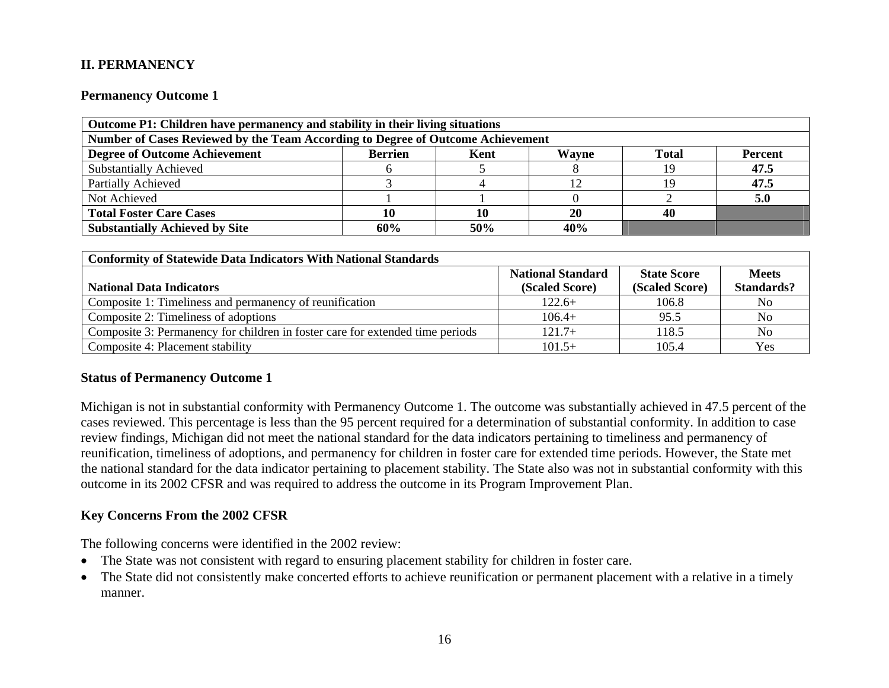## II. PERMANENCY

### Permanency Outcome 1

| Outcome P1: Children have permanency and stability in their living situations | | | | | |
|---|---|---|---|---|---|
| **Number of Cases Reviewed by the Team According to Degree of Outcome Achievement** | | | | | |
| **Degree of Outcome Achievement** | **Berrien** | **Kent** | **Wayne** | **Total** | **Percent** |
| Substantially Achieved | 6 | 5 | 8 | 19 | **47.5** |
| Partially Achieved | 3 | 4 | 12 | 19 | **47.5** |
| Not Achieved | 1 | 1 | 0 | 2 | **5.0** |
| **Total Foster Care Cases** | **10** | **10** | **20** | **40** | |
| **Substantially Achieved by Site** | **60%** | **50%** | **40%** | | |

| Conformity of Statewide Data Indicators With National Standards | | | |
|---|---|---|---|
| **National Data Indicators** | **National Standard (Scaled Score)** | **State Score (Scaled Score)** | **Meets Standards?** |
| Composite 1: Timeliness and permanency of reunification | 122.6+ | 106.8 | No |
| Composite 2: Timeliness of adoptions | 106.4+ | 95.5 | No |
| Composite 3: Permanency for children in foster care for extended time periods | 121.7+ | 118.5 | No |
| Composite 4: Placement stability | 101.5+ | 105.4 | Yes |

### Status of Permanency Outcome 1

Michigan is not in substantial conformity with Permanency Outcome 1. The outcome was substantially achieved in 47.5 percent of the cases reviewed. This percentage is less than the 95 percent required for a determination of substantial conformity. In addition to case review findings, Michigan did not meet the national standard for the data indicators pertaining to timeliness and permanency of reunification, timeliness of adoptions, and permanency for children in foster care for extended time periods. However, the State met the national standard for the data indicator pertaining to placement stability. The State also was not in substantial conformity with this outcome in its 2002 CFSR and was required to address the outcome in its Program Improvement Plan.

### Key Concerns From the 2002 CFSR

The following concerns were identified in the 2002 review:

- The State was not consistent with regard to ensuring placement stability for children in foster care.
- The State did not consistently make concerted efforts to achieve reunification or permanent placement with a relative in a timely manner.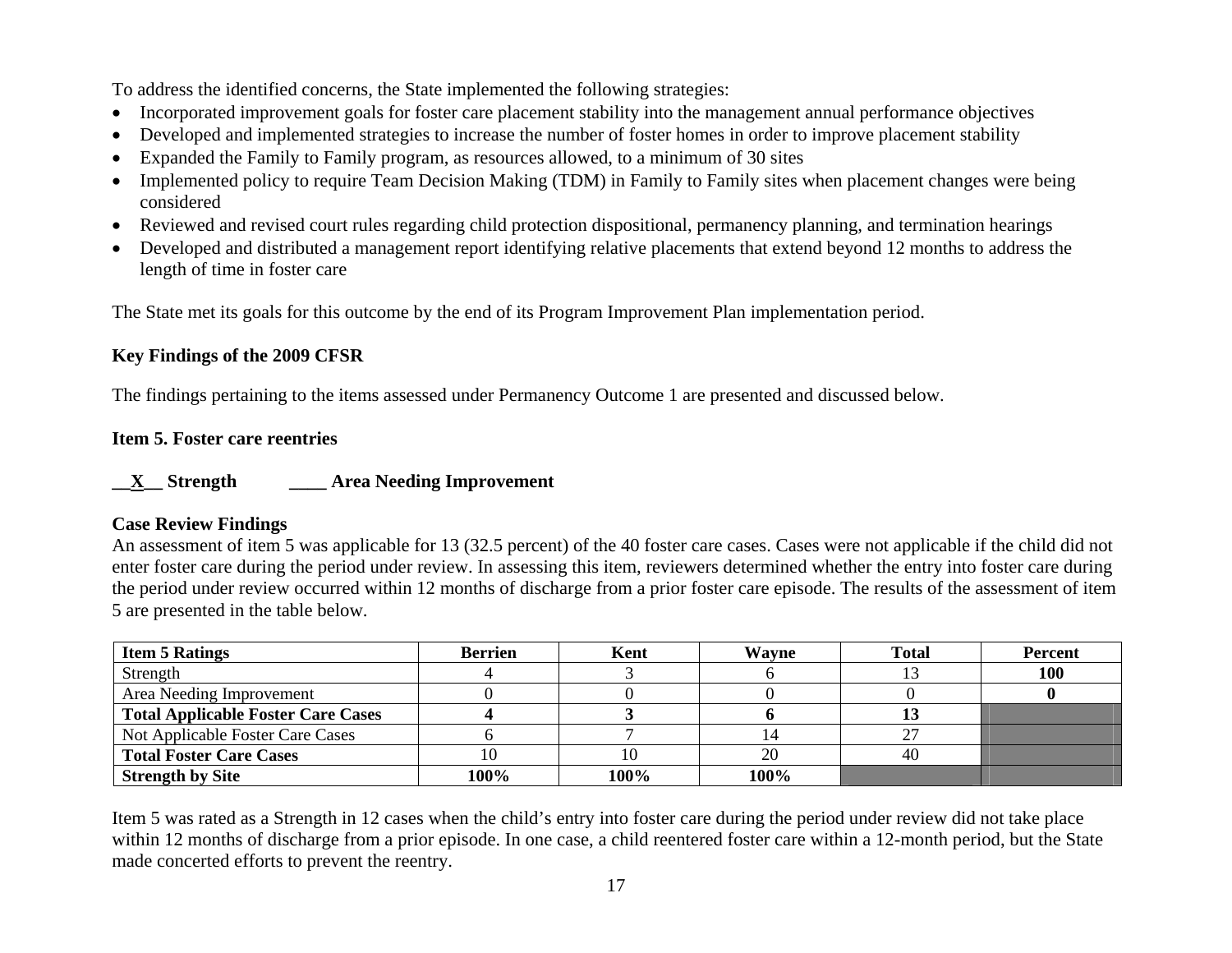To address the identified concerns, the State implemented the following strategies:

- Incorporated improvement goals for foster care placement stability into the management annual performance objectives
- Developed and implemented strategies to increase the number of foster homes in order to improve placement stability
- Expanded the Family to Family program, as resources allowed, to a minimum of 30 sites
- Implemented policy to require Team Decision Making (TDM) in Family to Family sites when placement changes were being considered
- Reviewed and revised court rules regarding child protection dispositional, permanency planning, and termination hearings
- Developed and distributed a management report identifying relative placements that extend beyond 12 months to address the length of time in foster care

The State met its goals for this outcome by the end of its Program Improvement Plan implementation period.

**Key Findings of the 2009 CFSR**

The findings pertaining to the items assessed under Permanency Outcome 1 are presented and discussed below.

**Item 5. Foster care reentries**

**\_\_X\_\_ Strength ____ Area Needing Improvement**

**Case Review Findings**

An assessment of item 5 was applicable for 13 (32.5 percent) of the 40 foster care cases. Cases were not applicable if the child did not enter foster care during the period under review. In assessing this item, reviewers determined whether the entry into foster care during the period under review occurred within 12 months of discharge from a prior foster care episode. The results of the assessment of item 5 are presented in the table below.

| **Item 5 Ratings** | **Berrien** | **Kent** | **Wayne** | **Total** | **Percent** |
|---|---|---|---|---|---|
| Strength | 4 | 3 | 6 | 13 | **100** |
| Area Needing Improvement | 0 | 0 | 0 | 0 | **0** |
| **Total Applicable Foster Care Cases** | **4** | **3** | **6** | **13** | |
| Not Applicable Foster Care Cases | 6 | 7 | 14 | 27 | |
| **Total Foster Care Cases** | 10 | 10 | 20 | 40 | |
| **Strength by Site** | **100%** | **100%** | **100%** | | |

Item 5 was rated as a Strength in 12 cases when the child's entry into foster care during the period under review did not take place within 12 months of discharge from a prior episode. In one case, a child reentered foster care within a 12-month period, but the State made concerted efforts to prevent the reentry.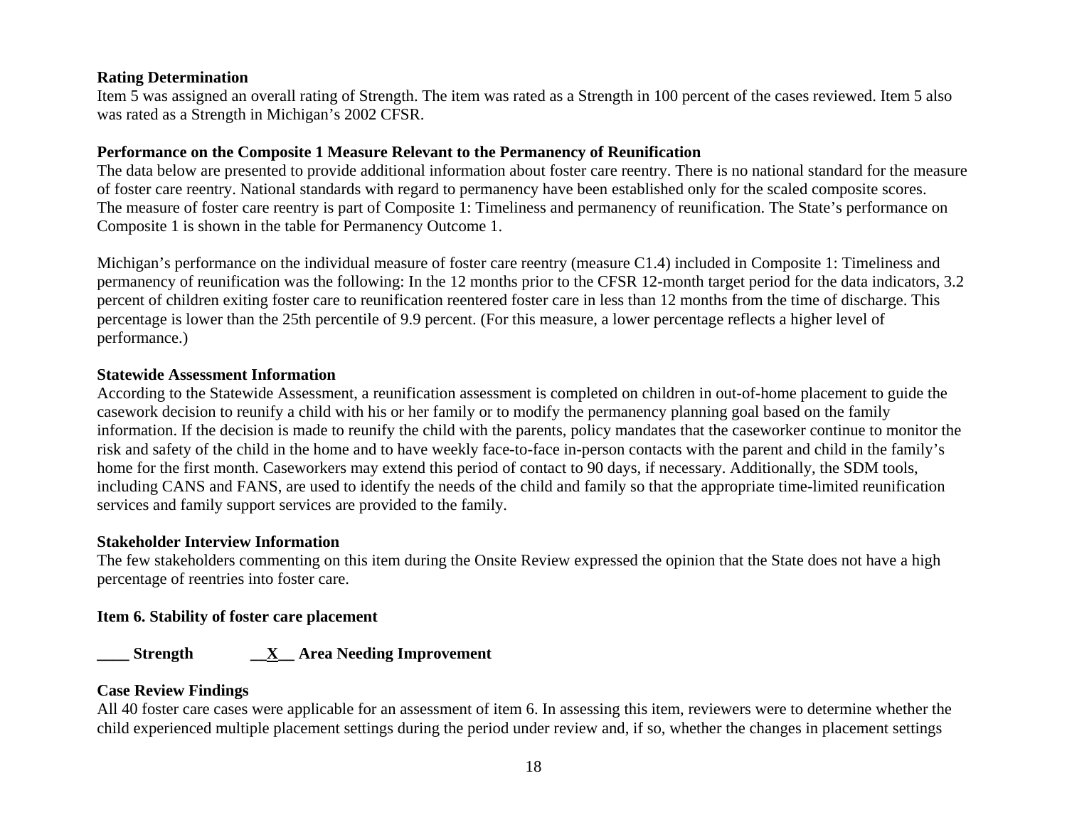**Rating Determination**

Item 5 was assigned an overall rating of Strength. The item was rated as a Strength in 100 percent of the cases reviewed. Item 5 also was rated as a Strength in Michigan's 2002 CFSR.

**Performance on the Composite 1 Measure Relevant to the Permanency of Reunification**

The data below are presented to provide additional information about foster care reentry. There is no national standard for the measure of foster care reentry. National standards with regard to permanency have been established only for the scaled composite scores. The measure of foster care reentry is part of Composite 1: Timeliness and permanency of reunification. The State's performance on Composite 1 is shown in the table for Permanency Outcome 1.

Michigan's performance on the individual measure of foster care reentry (measure C1.4) included in Composite 1: Timeliness and permanency of reunification was the following: In the 12 months prior to the CFSR 12-month target period for the data indicators, 3.2 percent of children exiting foster care to reunification reentered foster care in less than 12 months from the time of discharge. This percentage is lower than the 25th percentile of 9.9 percent. (For this measure, a lower percentage reflects a higher level of performance.)

**Statewide Assessment Information**

According to the Statewide Assessment, a reunification assessment is completed on children in out-of-home placement to guide the casework decision to reunify a child with his or her family or to modify the permanency planning goal based on the family information. If the decision is made to reunify the child with the parents, policy mandates that the caseworker continue to monitor the risk and safety of the child in the home and to have weekly face-to-face in-person contacts with the parent and child in the family's home for the first month. Caseworkers may extend this period of contact to 90 days, if necessary. Additionally, the SDM tools, including CANS and FANS, are used to identify the needs of the child and family so that the appropriate time-limited reunification services and family support services are provided to the family.

**Stakeholder Interview Information**

The few stakeholders commenting on this item during the Onsite Review expressed the opinion that the State does not have a high percentage of reentries into foster care.

**Item 6. Stability of foster care placement**

**\_\_\_\_ Strength \_\_X\_\_ Area Needing Improvement**

**Case Review Findings**

All 40 foster care cases were applicable for an assessment of item 6. In assessing this item, reviewers were to determine whether the child experienced multiple placement settings during the period under review and, if so, whether the changes in placement settings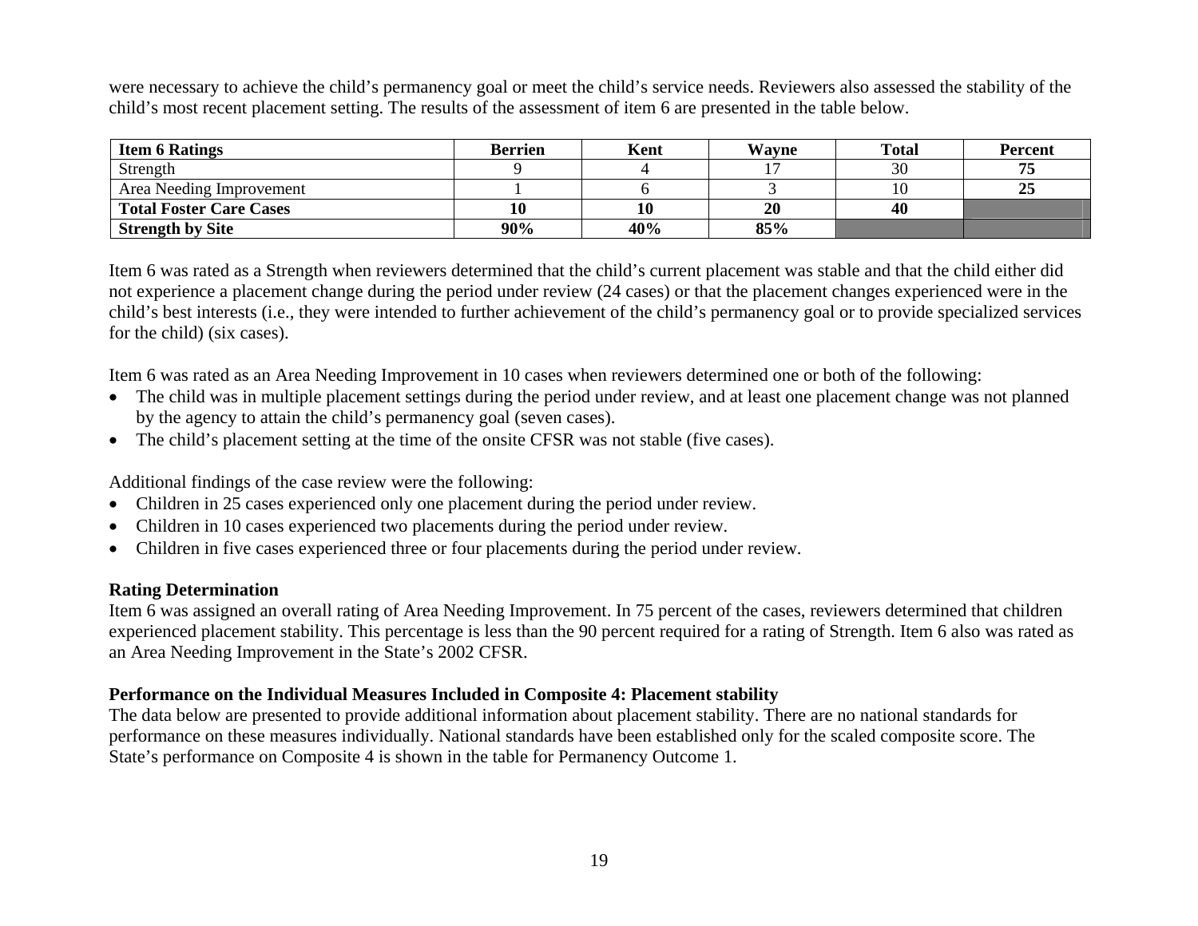were necessary to achieve the child's permanency goal or meet the child's service needs. Reviewers also assessed the stability of the child's most recent placement setting. The results of the assessment of item 6 are presented in the table below.

| **Item 6 Ratings** | **Berrien** | **Kent** | **Wayne** | **Total** | **Percent** |
|---|---|---|---|---|---|
| Strength | 9 | 4 | 17 | 30 | **75** |
| Area Needing Improvement | 1 | 6 | 3 | 10 | **25** |
| **Total Foster Care Cases** | **10** | **10** | **20** | **40** | |
| **Strength by Site** | **90%** | **40%** | **85%** | | |

Item 6 was rated as a Strength when reviewers determined that the child's current placement was stable and that the child either did not experience a placement change during the period under review (24 cases) or that the placement changes experienced were in the child's best interests (i.e., they were intended to further achievement of the child's permanency goal or to provide specialized services for the child) (six cases).

Item 6 was rated as an Area Needing Improvement in 10 cases when reviewers determined one or both of the following:

- The child was in multiple placement settings during the period under review, and at least one placement change was not planned by the agency to attain the child's permanency goal (seven cases).
- The child's placement setting at the time of the onsite CFSR was not stable (five cases).

Additional findings of the case review were the following:

- Children in 25 cases experienced only one placement during the period under review.
- Children in 10 cases experienced two placements during the period under review.
- Children in five cases experienced three or four placements during the period under review.

**Rating Determination**

Item 6 was assigned an overall rating of Area Needing Improvement. In 75 percent of the cases, reviewers determined that children experienced placement stability. This percentage is less than the 90 percent required for a rating of Strength. Item 6 also was rated as an Area Needing Improvement in the State's 2002 CFSR.

**Performance on the Individual Measures Included in Composite 4: Placement stability**

The data below are presented to provide additional information about placement stability. There are no national standards for performance on these measures individually. National standards have been established only for the scaled composite score. The State's performance on Composite 4 is shown in the table for Permanency Outcome 1.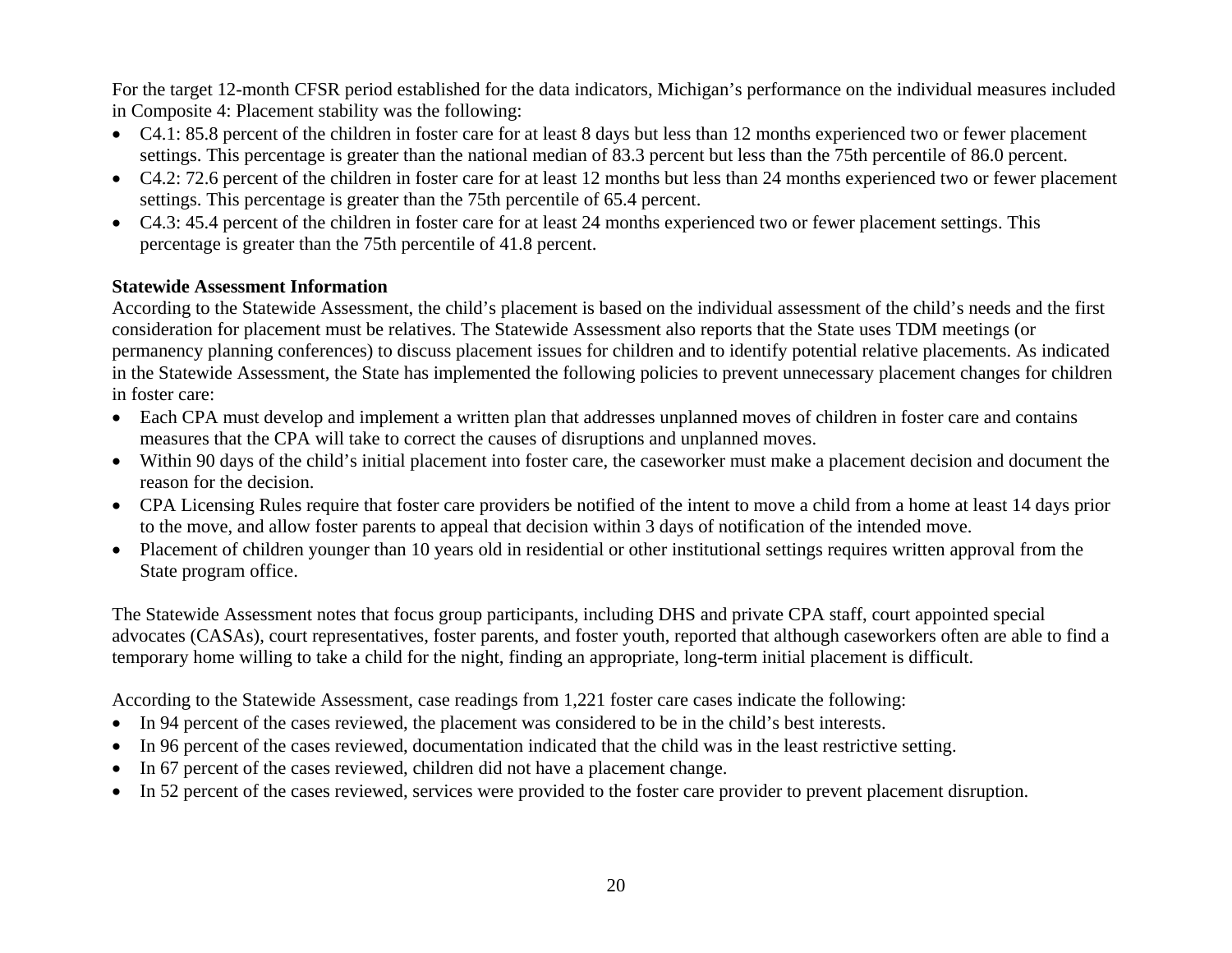For the target 12-month CFSR period established for the data indicators, Michigan's performance on the individual measures included in Composite 4: Placement stability was the following:

- C4.1: 85.8 percent of the children in foster care for at least 8 days but less than 12 months experienced two or fewer placement settings. This percentage is greater than the national median of 83.3 percent but less than the 75th percentile of 86.0 percent.
- C4.2: 72.6 percent of the children in foster care for at least 12 months but less than 24 months experienced two or fewer placement settings. This percentage is greater than the 75th percentile of 65.4 percent.
- C4.3: 45.4 percent of the children in foster care for at least 24 months experienced two or fewer placement settings. This percentage is greater than the 75th percentile of 41.8 percent.

**Statewide Assessment Information**

According to the Statewide Assessment, the child's placement is based on the individual assessment of the child's needs and the first consideration for placement must be relatives. The Statewide Assessment also reports that the State uses TDM meetings (or permanency planning conferences) to discuss placement issues for children and to identify potential relative placements. As indicated in the Statewide Assessment, the State has implemented the following policies to prevent unnecessary placement changes for children in foster care:

- Each CPA must develop and implement a written plan that addresses unplanned moves of children in foster care and contains measures that the CPA will take to correct the causes of disruptions and unplanned moves.
- Within 90 days of the child's initial placement into foster care, the caseworker must make a placement decision and document the reason for the decision.
- CPA Licensing Rules require that foster care providers be notified of the intent to move a child from a home at least 14 days prior to the move, and allow foster parents to appeal that decision within 3 days of notification of the intended move.
- Placement of children younger than 10 years old in residential or other institutional settings requires written approval from the State program office.

The Statewide Assessment notes that focus group participants, including DHS and private CPA staff, court appointed special advocates (CASAs), court representatives, foster parents, and foster youth, reported that although caseworkers often are able to find a temporary home willing to take a child for the night, finding an appropriate, long-term initial placement is difficult.

According to the Statewide Assessment, case readings from 1,221 foster care cases indicate the following:

- In 94 percent of the cases reviewed, the placement was considered to be in the child's best interests.
- In 96 percent of the cases reviewed, documentation indicated that the child was in the least restrictive setting.
- In 67 percent of the cases reviewed, children did not have a placement change.
- In 52 percent of the cases reviewed, services were provided to the foster care provider to prevent placement disruption.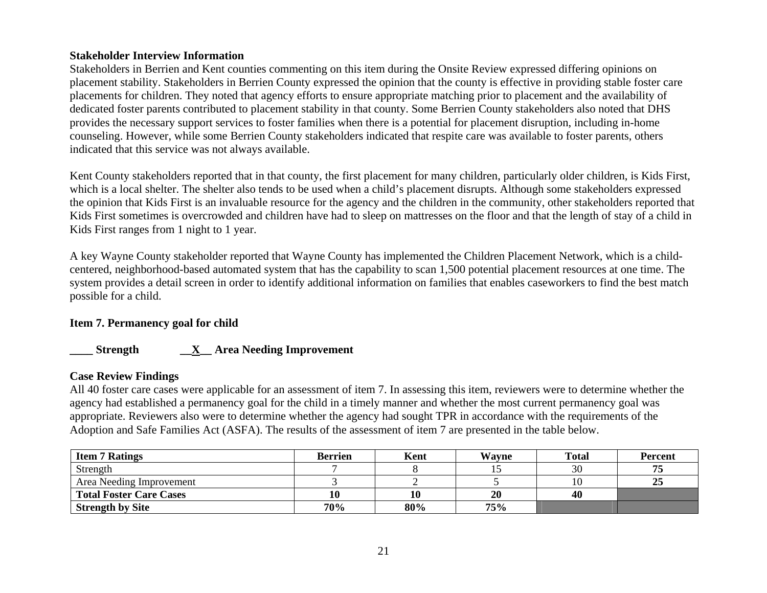**Stakeholder Interview Information**

Stakeholders in Berrien and Kent counties commenting on this item during the Onsite Review expressed differing opinions on placement stability. Stakeholders in Berrien County expressed the opinion that the county is effective in providing stable foster care placements for children. They noted that agency efforts to ensure appropriate matching prior to placement and the availability of dedicated foster parents contributed to placement stability in that county. Some Berrien County stakeholders also noted that DHS provides the necessary support services to foster families when there is a potential for placement disruption, including in-home counseling. However, while some Berrien County stakeholders indicated that respite care was available to foster parents, others indicated that this service was not always available.

Kent County stakeholders reported that in that county, the first placement for many children, particularly older children, is Kids First, which is a local shelter. The shelter also tends to be used when a child's placement disrupts. Although some stakeholders expressed the opinion that Kids First is an invaluable resource for the agency and the children in the community, other stakeholders reported that Kids First sometimes is overcrowded and children have had to sleep on mattresses on the floor and that the length of stay of a child in Kids First ranges from 1 night to 1 year.

A key Wayne County stakeholder reported that Wayne County has implemented the Children Placement Network, which is a child-centered, neighborhood-based automated system that has the capability to scan 1,500 potential placement resources at one time. The system provides a detail screen in order to identify additional information on families that enables caseworkers to find the best match possible for a child.

**Item 7. Permanency goal for child**

**____ Strength __X__ Area Needing Improvement**

**Case Review Findings**

All 40 foster care cases were applicable for an assessment of item 7. In assessing this item, reviewers were to determine whether the agency had established a permanency goal for the child in a timely manner and whether the most current permanency goal was appropriate. Reviewers also were to determine whether the agency had sought TPR in accordance with the requirements of the Adoption and Safe Families Act (ASFA). The results of the assessment of item 7 are presented in the table below.

| Item 7 Ratings | Berrien | Kent | Wayne | Total | Percent |
|---|---|---|---|---|---|
| Strength | 7 | 8 | 15 | 30 | **75** |
| Area Needing Improvement | 3 | 2 | 5 | 10 | **25** |
| **Total Foster Care Cases** | **10** | **10** | **20** | **40** | |
| **Strength by Site** | **70%** | **80%** | **75%** | | |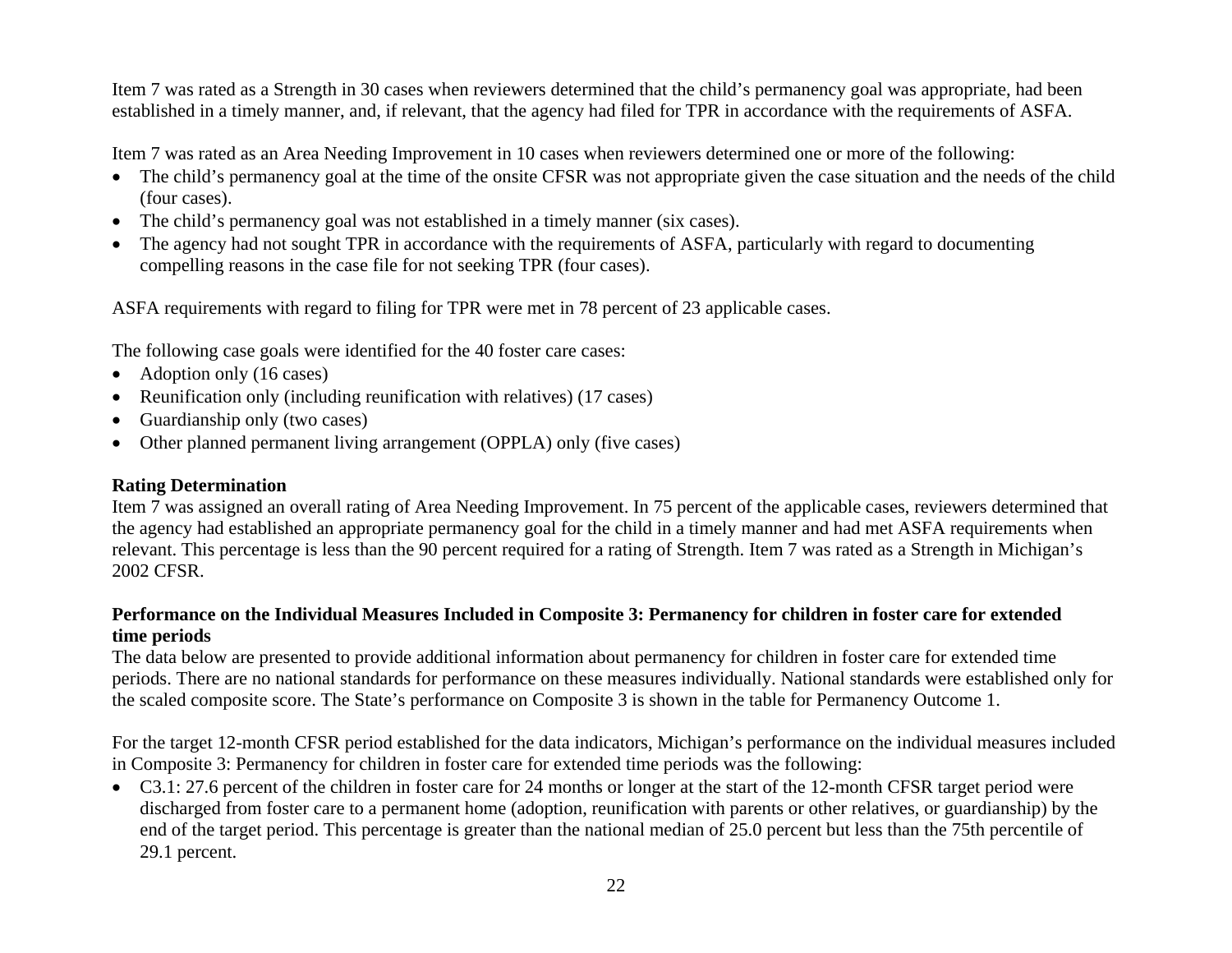Item 7 was rated as a Strength in 30 cases when reviewers determined that the child's permanency goal was appropriate, had been established in a timely manner, and, if relevant, that the agency had filed for TPR in accordance with the requirements of ASFA.

Item 7 was rated as an Area Needing Improvement in 10 cases when reviewers determined one or more of the following:

- The child's permanency goal at the time of the onsite CFSR was not appropriate given the case situation and the needs of the child (four cases).
- The child's permanency goal was not established in a timely manner (six cases).
- The agency had not sought TPR in accordance with the requirements of ASFA, particularly with regard to documenting compelling reasons in the case file for not seeking TPR (four cases).

ASFA requirements with regard to filing for TPR were met in 78 percent of 23 applicable cases.

The following case goals were identified for the 40 foster care cases:

- Adoption only (16 cases)
- Reunification only (including reunification with relatives) (17 cases)
- Guardianship only (two cases)
- Other planned permanent living arrangement (OPPLA) only (five cases)

**Rating Determination**

Item 7 was assigned an overall rating of Area Needing Improvement. In 75 percent of the applicable cases, reviewers determined that the agency had established an appropriate permanency goal for the child in a timely manner and had met ASFA requirements when relevant. This percentage is less than the 90 percent required for a rating of Strength. Item 7 was rated as a Strength in Michigan's 2002 CFSR.

**Performance on the Individual Measures Included in Composite 3: Permanency for children in foster care for extended time periods**

The data below are presented to provide additional information about permanency for children in foster care for extended time periods. There are no national standards for performance on these measures individually. National standards were established only for the scaled composite score. The State's performance on Composite 3 is shown in the table for Permanency Outcome 1.

For the target 12-month CFSR period established for the data indicators, Michigan's performance on the individual measures included in Composite 3: Permanency for children in foster care for extended time periods was the following:

- C3.1: 27.6 percent of the children in foster care for 24 months or longer at the start of the 12-month CFSR target period were discharged from foster care to a permanent home (adoption, reunification with parents or other relatives, or guardianship) by the end of the target period. This percentage is greater than the national median of 25.0 percent but less than the 75th percentile of 29.1 percent.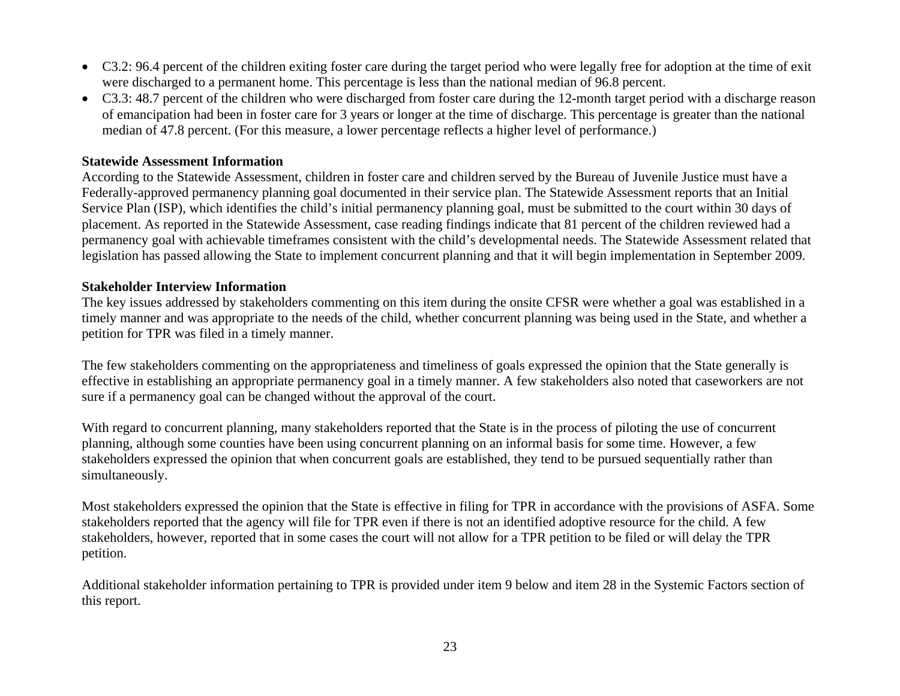- C3.2: 96.4 percent of the children exiting foster care during the target period who were legally free for adoption at the time of exit were discharged to a permanent home. This percentage is less than the national median of 96.8 percent.
- C3.3: 48.7 percent of the children who were discharged from foster care during the 12-month target period with a discharge reason of emancipation had been in foster care for 3 years or longer at the time of discharge. This percentage is greater than the national median of 47.8 percent. (For this measure, a lower percentage reflects a higher level of performance.)

**Statewide Assessment Information**

According to the Statewide Assessment, children in foster care and children served by the Bureau of Juvenile Justice must have a Federally-approved permanency planning goal documented in their service plan. The Statewide Assessment reports that an Initial Service Plan (ISP), which identifies the child's initial permanency planning goal, must be submitted to the court within 30 days of placement. As reported in the Statewide Assessment, case reading findings indicate that 81 percent of the children reviewed had a permanency goal with achievable timeframes consistent with the child's developmental needs. The Statewide Assessment related that legislation has passed allowing the State to implement concurrent planning and that it will begin implementation in September 2009.

**Stakeholder Interview Information**

The key issues addressed by stakeholders commenting on this item during the onsite CFSR were whether a goal was established in a timely manner and was appropriate to the needs of the child, whether concurrent planning was being used in the State, and whether a petition for TPR was filed in a timely manner.

The few stakeholders commenting on the appropriateness and timeliness of goals expressed the opinion that the State generally is effective in establishing an appropriate permanency goal in a timely manner. A few stakeholders also noted that caseworkers are not sure if a permanency goal can be changed without the approval of the court.

With regard to concurrent planning, many stakeholders reported that the State is in the process of piloting the use of concurrent planning, although some counties have been using concurrent planning on an informal basis for some time. However, a few stakeholders expressed the opinion that when concurrent goals are established, they tend to be pursued sequentially rather than simultaneously.

Most stakeholders expressed the opinion that the State is effective in filing for TPR in accordance with the provisions of ASFA. Some stakeholders reported that the agency will file for TPR even if there is not an identified adoptive resource for the child. A few stakeholders, however, reported that in some cases the court will not allow for a TPR petition to be filed or will delay the TPR petition.

Additional stakeholder information pertaining to TPR is provided under item 9 below and item 28 in the Systemic Factors section of this report.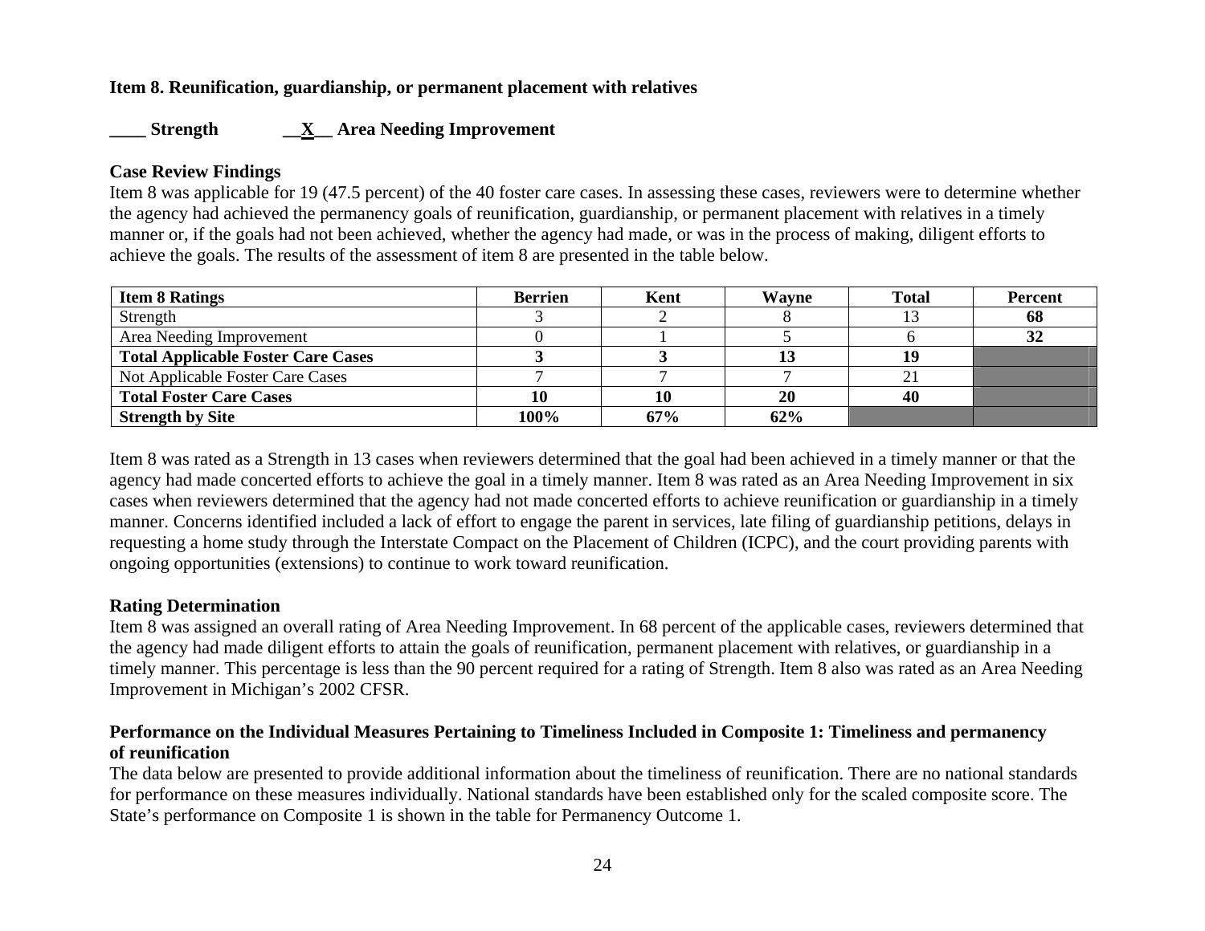**Item 8. Reunification, guardianship, or permanent placement with relatives**

**____ Strength** **__X__ Area Needing Improvement**

**Case Review Findings**

Item 8 was applicable for 19 (47.5 percent) of the 40 foster care cases. In assessing these cases, reviewers were to determine whether the agency had achieved the permanency goals of reunification, guardianship, or permanent placement with relatives in a timely manner or, if the goals had not been achieved, whether the agency had made, or was in the process of making, diligent efforts to achieve the goals. The results of the assessment of item 8 are presented in the table below.

| Item 8 Ratings | Berrien | Kent | Wayne | Total | Percent |
|---|---|---|---|---|---|
| Strength | 3 | 2 | 8 | 13 | **68** |
| Area Needing Improvement | 0 | 1 | 5 | 6 | **32** |
| **Total Applicable Foster Care Cases** | **3** | **3** | **13** | **19** | |
| Not Applicable Foster Care Cases | 7 | 7 | 7 | 21 | |
| **Total Foster Care Cases** | **10** | **10** | **20** | **40** | |
| **Strength by Site** | **100%** | **67%** | **62%** | | |

Item 8 was rated as a Strength in 13 cases when reviewers determined that the goal had been achieved in a timely manner or that the agency had made concerted efforts to achieve the goal in a timely manner. Item 8 was rated as an Area Needing Improvement in six cases when reviewers determined that the agency had not made concerted efforts to achieve reunification or guardianship in a timely manner. Concerns identified included a lack of effort to engage the parent in services, late filing of guardianship petitions, delays in requesting a home study through the Interstate Compact on the Placement of Children (ICPC), and the court providing parents with ongoing opportunities (extensions) to continue to work toward reunification.

**Rating Determination**

Item 8 was assigned an overall rating of Area Needing Improvement. In 68 percent of the applicable cases, reviewers determined that the agency had made diligent efforts to attain the goals of reunification, permanent placement with relatives, or guardianship in a timely manner. This percentage is less than the 90 percent required for a rating of Strength. Item 8 also was rated as an Area Needing Improvement in Michigan's 2002 CFSR.

**Performance on the Individual Measures Pertaining to Timeliness Included in Composite 1: Timeliness and permanency of reunification**

The data below are presented to provide additional information about the timeliness of reunification. There are no national standards for performance on these measures individually. National standards have been established only for the scaled composite score. The State's performance on Composite 1 is shown in the table for Permanency Outcome 1.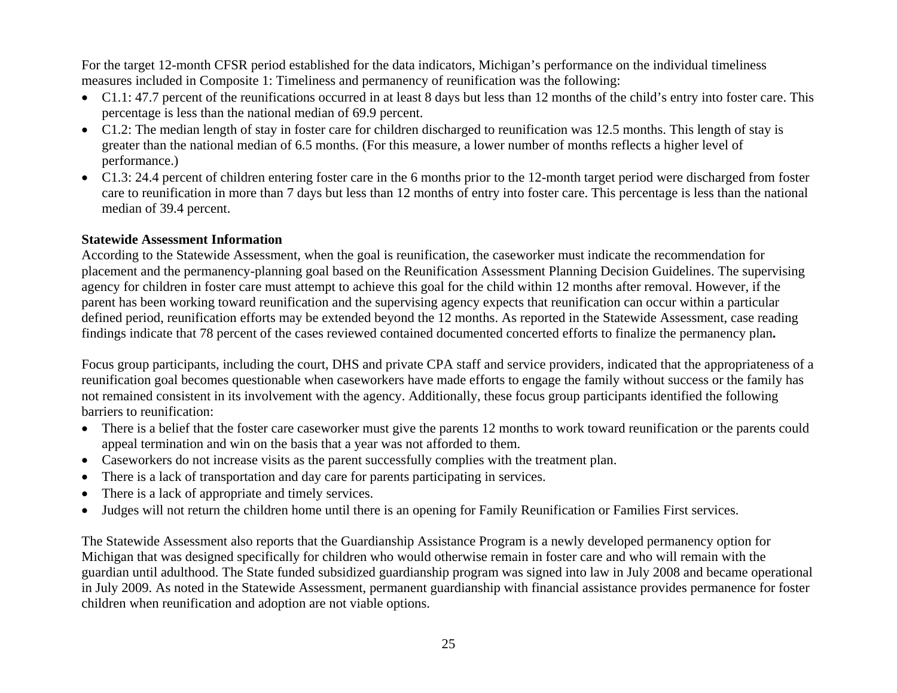For the target 12-month CFSR period established for the data indicators, Michigan's performance on the individual timeliness measures included in Composite 1: Timeliness and permanency of reunification was the following:

- C1.1: 47.7 percent of the reunifications occurred in at least 8 days but less than 12 months of the child's entry into foster care. This percentage is less than the national median of 69.9 percent.
- C1.2: The median length of stay in foster care for children discharged to reunification was 12.5 months. This length of stay is greater than the national median of 6.5 months. (For this measure, a lower number of months reflects a higher level of performance.)
- C1.3: 24.4 percent of children entering foster care in the 6 months prior to the 12-month target period were discharged from foster care to reunification in more than 7 days but less than 12 months of entry into foster care. This percentage is less than the national median of 39.4 percent.

**Statewide Assessment Information**

According to the Statewide Assessment, when the goal is reunification, the caseworker must indicate the recommendation for placement and the permanency-planning goal based on the Reunification Assessment Planning Decision Guidelines. The supervising agency for children in foster care must attempt to achieve this goal for the child within 12 months after removal. However, if the parent has been working toward reunification and the supervising agency expects that reunification can occur within a particular defined period, reunification efforts may be extended beyond the 12 months. As reported in the Statewide Assessment, case reading findings indicate that 78 percent of the cases reviewed contained documented concerted efforts to finalize the permanency plan**.**

Focus group participants, including the court, DHS and private CPA staff and service providers, indicated that the appropriateness of a reunification goal becomes questionable when caseworkers have made efforts to engage the family without success or the family has not remained consistent in its involvement with the agency. Additionally, these focus group participants identified the following barriers to reunification:

- There is a belief that the foster care caseworker must give the parents 12 months to work toward reunification or the parents could appeal termination and win on the basis that a year was not afforded to them.
- Caseworkers do not increase visits as the parent successfully complies with the treatment plan.
- There is a lack of transportation and day care for parents participating in services.
- There is a lack of appropriate and timely services.
- Judges will not return the children home until there is an opening for Family Reunification or Families First services.

The Statewide Assessment also reports that the Guardianship Assistance Program is a newly developed permanency option for Michigan that was designed specifically for children who would otherwise remain in foster care and who will remain with the guardian until adulthood. The State funded subsidized guardianship program was signed into law in July 2008 and became operational in July 2009. As noted in the Statewide Assessment, permanent guardianship with financial assistance provides permanence for foster children when reunification and adoption are not viable options.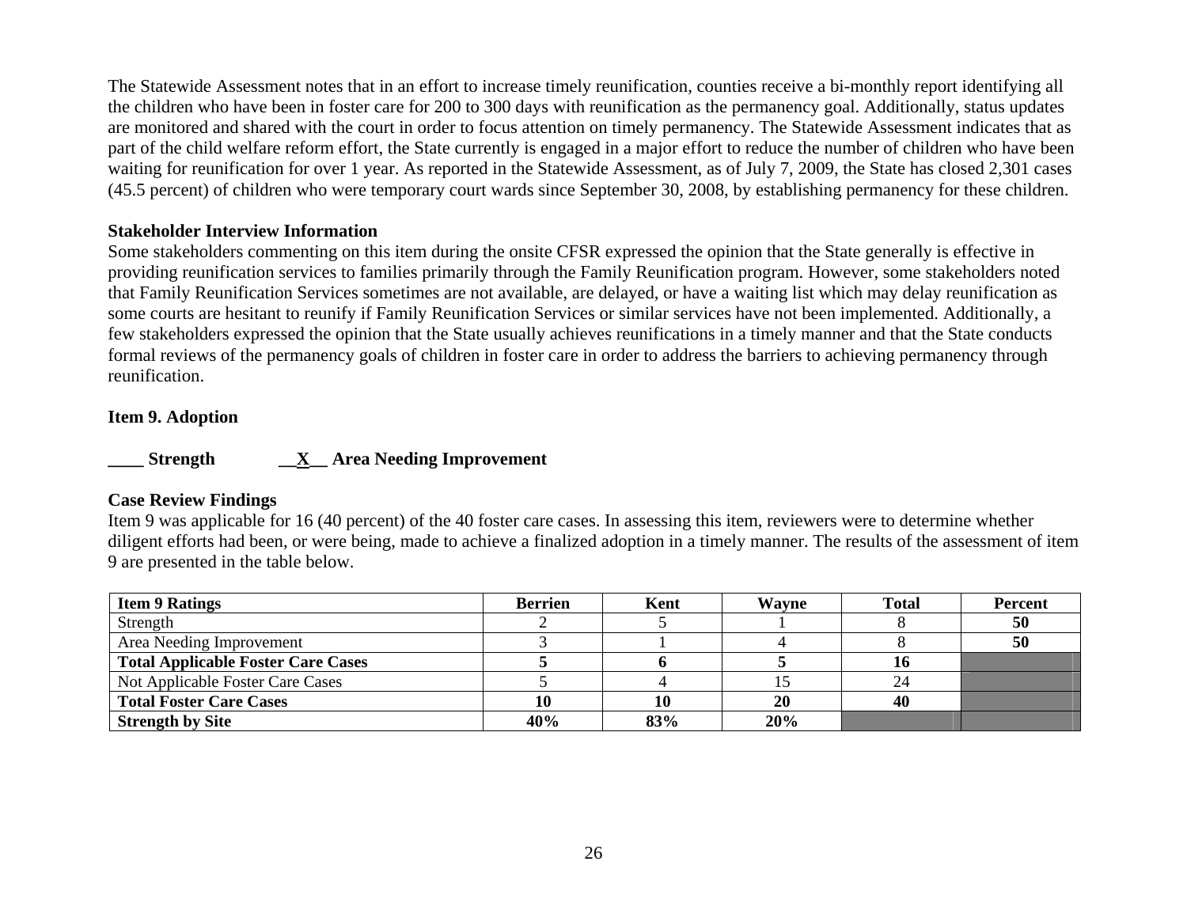The Statewide Assessment notes that in an effort to increase timely reunification, counties receive a bi-monthly report identifying all the children who have been in foster care for 200 to 300 days with reunification as the permanency goal. Additionally, status updates are monitored and shared with the court in order to focus attention on timely permanency. The Statewide Assessment indicates that as part of the child welfare reform effort, the State currently is engaged in a major effort to reduce the number of children who have been waiting for reunification for over 1 year. As reported in the Statewide Assessment, as of July 7, 2009, the State has closed 2,301 cases (45.5 percent) of children who were temporary court wards since September 30, 2008, by establishing permanency for these children.

**Stakeholder Interview Information**

Some stakeholders commenting on this item during the onsite CFSR expressed the opinion that the State generally is effective in providing reunification services to families primarily through the Family Reunification program. However, some stakeholders noted that Family Reunification Services sometimes are not available, are delayed, or have a waiting list which may delay reunification as some courts are hesitant to reunify if Family Reunification Services or similar services have not been implemented. Additionally, a few stakeholders expressed the opinion that the State usually achieves reunifications in a timely manner and that the State conducts formal reviews of the permanency goals of children in foster care in order to address the barriers to achieving permanency through reunification.

**Item 9. Adoption**

**____ Strength __X__ Area Needing Improvement**

**Case Review Findings**

Item 9 was applicable for 16 (40 percent) of the 40 foster care cases. In assessing this item, reviewers were to determine whether diligent efforts had been, or were being, made to achieve a finalized adoption in a timely manner. The results of the assessment of item 9 are presented in the table below.

| **Item 9 Ratings** | **Berrien** | **Kent** | **Wayne** | **Total** | **Percent** |
|---|---|---|---|---|---|
| Strength | 2 | 5 | 1 | 8 | **50** |
| Area Needing Improvement | 3 | 1 | 4 | 8 | **50** |
| **Total Applicable Foster Care Cases** | **5** | **6** | **5** | **16** | |
| Not Applicable Foster Care Cases | 5 | 4 | 15 | 24 | |
| **Total Foster Care Cases** | **10** | **10** | **20** | **40** | |
| **Strength by Site** | **40%** | **83%** | **20%** | | |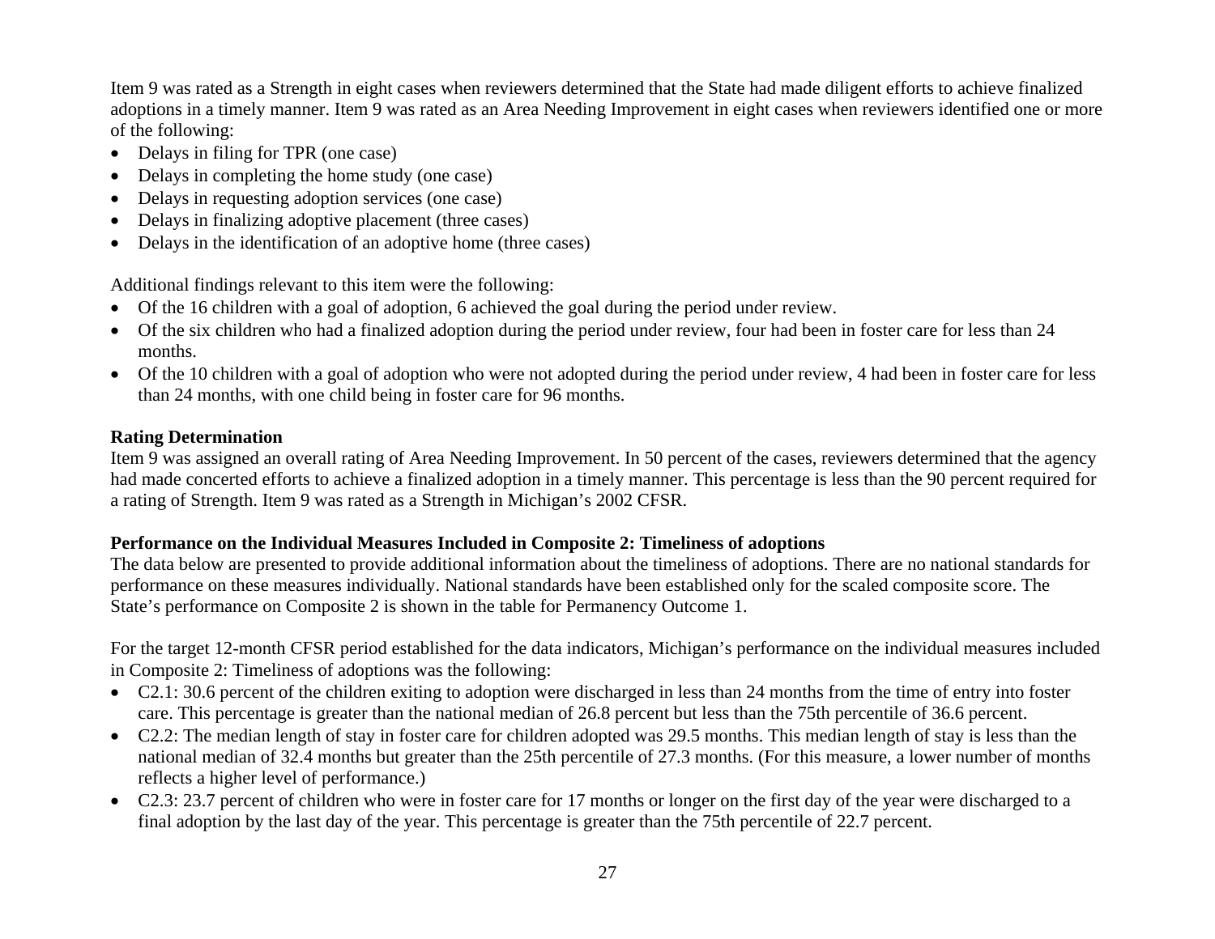Item 9 was rated as a Strength in eight cases when reviewers determined that the State had made diligent efforts to achieve finalized adoptions in a timely manner. Item 9 was rated as an Area Needing Improvement in eight cases when reviewers identified one or more of the following:

- Delays in filing for TPR (one case)
- Delays in completing the home study (one case)
- Delays in requesting adoption services (one case)
- Delays in finalizing adoptive placement (three cases)
- Delays in the identification of an adoptive home (three cases)

Additional findings relevant to this item were the following:

- Of the 16 children with a goal of adoption, 6 achieved the goal during the period under review.
- Of the six children who had a finalized adoption during the period under review, four had been in foster care for less than 24 months.
- Of the 10 children with a goal of adoption who were not adopted during the period under review, 4 had been in foster care for less than 24 months, with one child being in foster care for 96 months.

**Rating Determination**

Item 9 was assigned an overall rating of Area Needing Improvement. In 50 percent of the cases, reviewers determined that the agency had made concerted efforts to achieve a finalized adoption in a timely manner. This percentage is less than the 90 percent required for a rating of Strength. Item 9 was rated as a Strength in Michigan's 2002 CFSR.

**Performance on the Individual Measures Included in Composite 2: Timeliness of adoptions**

The data below are presented to provide additional information about the timeliness of adoptions. There are no national standards for performance on these measures individually. National standards have been established only for the scaled composite score. The State's performance on Composite 2 is shown in the table for Permanency Outcome 1.

For the target 12-month CFSR period established for the data indicators, Michigan's performance on the individual measures included in Composite 2: Timeliness of adoptions was the following:

- C2.1: 30.6 percent of the children exiting to adoption were discharged in less than 24 months from the time of entry into foster care. This percentage is greater than the national median of 26.8 percent but less than the 75th percentile of 36.6 percent.
- C2.2: The median length of stay in foster care for children adopted was 29.5 months. This median length of stay is less than the national median of 32.4 months but greater than the 25th percentile of 27.3 months. (For this measure, a lower number of months reflects a higher level of performance.)
- C2.3: 23.7 percent of children who were in foster care for 17 months or longer on the first day of the year were discharged to a final adoption by the last day of the year. This percentage is greater than the 75th percentile of 22.7 percent.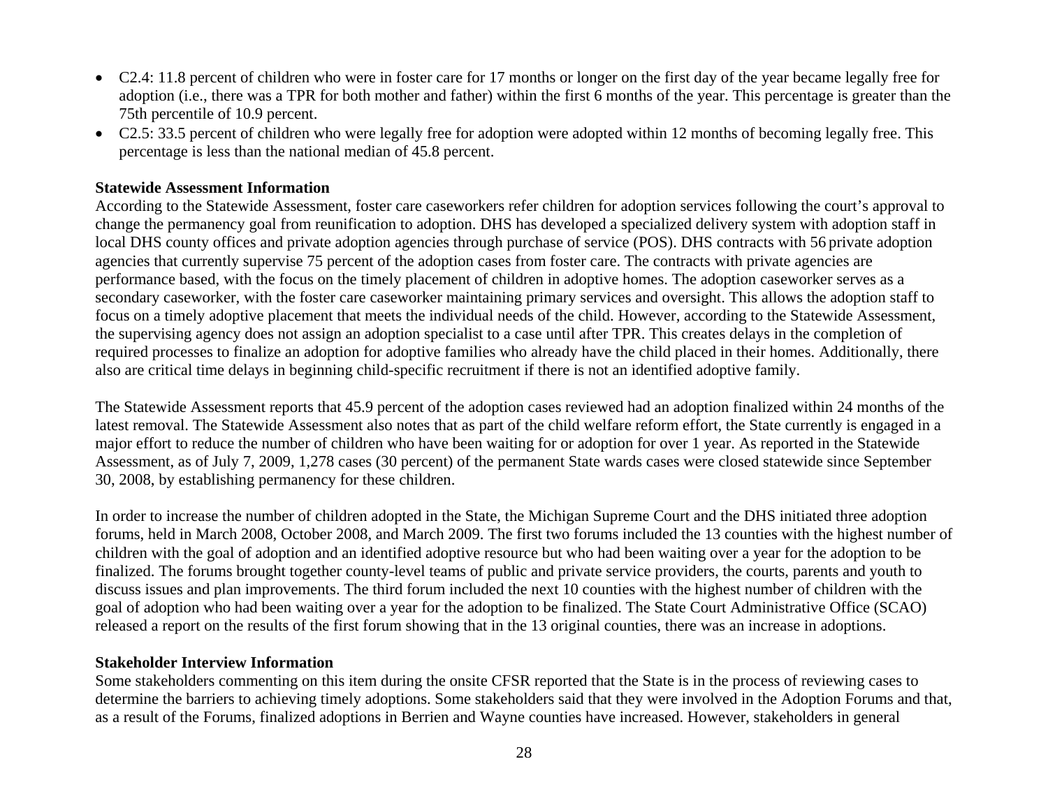- C2.4: 11.8 percent of children who were in foster care for 17 months or longer on the first day of the year became legally free for adoption (i.e., there was a TPR for both mother and father) within the first 6 months of the year. This percentage is greater than the 75th percentile of 10.9 percent.
- C2.5: 33.5 percent of children who were legally free for adoption were adopted within 12 months of becoming legally free. This percentage is less than the national median of 45.8 percent.

**Statewide Assessment Information**

According to the Statewide Assessment, foster care caseworkers refer children for adoption services following the court's approval to change the permanency goal from reunification to adoption. DHS has developed a specialized delivery system with adoption staff in local DHS county offices and private adoption agencies through purchase of service (POS). DHS contracts with 56 private adoption agencies that currently supervise 75 percent of the adoption cases from foster care. The contracts with private agencies are performance based, with the focus on the timely placement of children in adoptive homes. The adoption caseworker serves as a secondary caseworker, with the foster care caseworker maintaining primary services and oversight. This allows the adoption staff to focus on a timely adoptive placement that meets the individual needs of the child. However, according to the Statewide Assessment, the supervising agency does not assign an adoption specialist to a case until after TPR. This creates delays in the completion of required processes to finalize an adoption for adoptive families who already have the child placed in their homes. Additionally, there also are critical time delays in beginning child-specific recruitment if there is not an identified adoptive family.

The Statewide Assessment reports that 45.9 percent of the adoption cases reviewed had an adoption finalized within 24 months of the latest removal. The Statewide Assessment also notes that as part of the child welfare reform effort, the State currently is engaged in a major effort to reduce the number of children who have been waiting for or adoption for over 1 year. As reported in the Statewide Assessment, as of July 7, 2009, 1,278 cases (30 percent) of the permanent State wards cases were closed statewide since September 30, 2008, by establishing permanency for these children.

In order to increase the number of children adopted in the State, the Michigan Supreme Court and the DHS initiated three adoption forums, held in March 2008, October 2008, and March 2009. The first two forums included the 13 counties with the highest number of children with the goal of adoption and an identified adoptive resource but who had been waiting over a year for the adoption to be finalized. The forums brought together county-level teams of public and private service providers, the courts, parents and youth to discuss issues and plan improvements. The third forum included the next 10 counties with the highest number of children with the goal of adoption who had been waiting over a year for the adoption to be finalized. The State Court Administrative Office (SCAO) released a report on the results of the first forum showing that in the 13 original counties, there was an increase in adoptions.

**Stakeholder Interview Information**

Some stakeholders commenting on this item during the onsite CFSR reported that the State is in the process of reviewing cases to determine the barriers to achieving timely adoptions. Some stakeholders said that they were involved in the Adoption Forums and that, as a result of the Forums, finalized adoptions in Berrien and Wayne counties have increased. However, stakeholders in general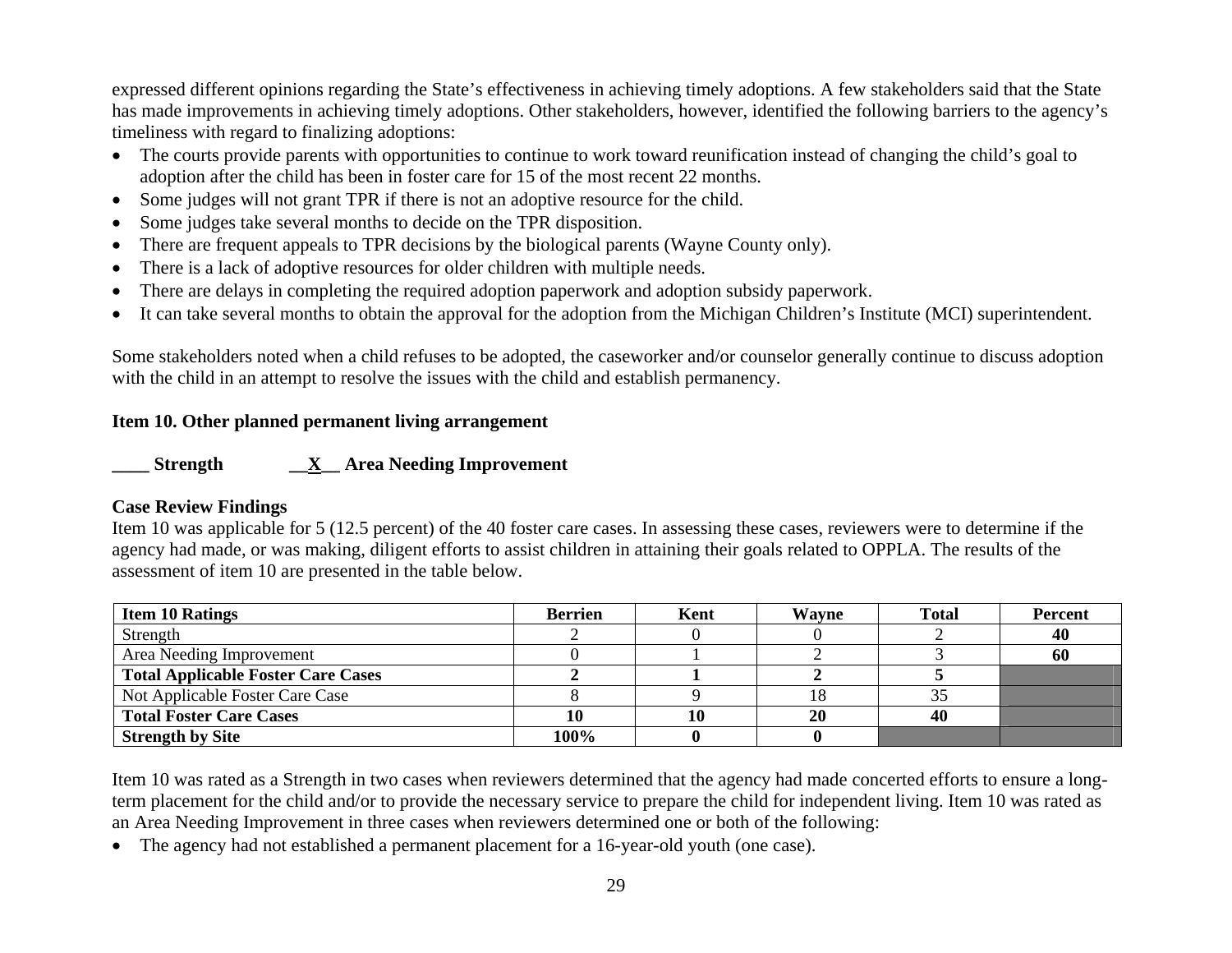expressed different opinions regarding the State's effectiveness in achieving timely adoptions. A few stakeholders said that the State has made improvements in achieving timely adoptions. Other stakeholders, however, identified the following barriers to the agency's timeliness with regard to finalizing adoptions:

- The courts provide parents with opportunities to continue to work toward reunification instead of changing the child's goal to adoption after the child has been in foster care for 15 of the most recent 22 months.
- Some judges will not grant TPR if there is not an adoptive resource for the child.
- Some judges take several months to decide on the TPR disposition.
- There are frequent appeals to TPR decisions by the biological parents (Wayne County only).
- There is a lack of adoptive resources for older children with multiple needs.
- There are delays in completing the required adoption paperwork and adoption subsidy paperwork.
- It can take several months to obtain the approval for the adoption from the Michigan Children's Institute (MCI) superintendent.

Some stakeholders noted when a child refuses to be adopted, the caseworker and/or counselor generally continue to discuss adoption with the child in an attempt to resolve the issues with the child and establish permanency.

**Item 10. Other planned permanent living arrangement**

**____ Strength __X__ Area Needing Improvement**

**Case Review Findings**

Item 10 was applicable for 5 (12.5 percent) of the 40 foster care cases. In assessing these cases, reviewers were to determine if the agency had made, or was making, diligent efforts to assist children in attaining their goals related to OPPLA. The results of the assessment of item 10 are presented in the table below.

| Item 10 Ratings | Berrien | Kent | Wayne | Total | Percent |
|---|---|---|---|---|---|
| Strength | 2 | 0 | 0 | 2 | **40** |
| Area Needing Improvement | 0 | 1 | 2 | 3 | **60** |
| **Total Applicable Foster Care Cases** | **2** | **1** | **2** | **5** | |
| Not Applicable Foster Care Case | 8 | 9 | 18 | 35 | |
| **Total Foster Care Cases** | **10** | **10** | **20** | **40** | |
| **Strength by Site** | **100%** | **0** | **0** | | |

Item 10 was rated as a Strength in two cases when reviewers determined that the agency had made concerted efforts to ensure a long-term placement for the child and/or to provide the necessary service to prepare the child for independent living. Item 10 was rated as an Area Needing Improvement in three cases when reviewers determined one or both of the following:

- The agency had not established a permanent placement for a 16-year-old youth (one case).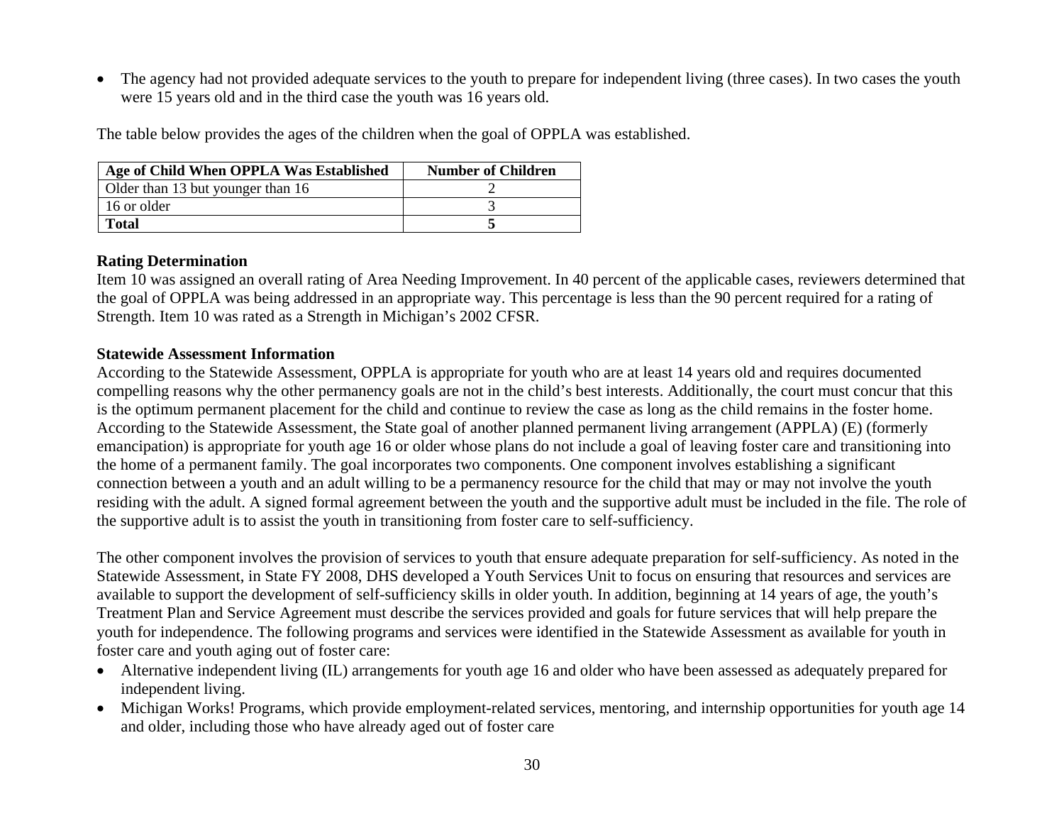- The agency had not provided adequate services to the youth to prepare for independent living (three cases). In two cases the youth were 15 years old and in the third case the youth was 16 years old.

The table below provides the ages of the children when the goal of OPPLA was established.

| Age of Child When OPPLA Was Established | Number of Children |
|---|---|
| Older than 13 but younger than 16 | 2 |
| 16 or older | 3 |
| **Total** | **5** |

**Rating Determination**

Item 10 was assigned an overall rating of Area Needing Improvement. In 40 percent of the applicable cases, reviewers determined that the goal of OPPLA was being addressed in an appropriate way. This percentage is less than the 90 percent required for a rating of Strength. Item 10 was rated as a Strength in Michigan's 2002 CFSR.

**Statewide Assessment Information**

According to the Statewide Assessment, OPPLA is appropriate for youth who are at least 14 years old and requires documented compelling reasons why the other permanency goals are not in the child's best interests. Additionally, the court must concur that this is the optimum permanent placement for the child and continue to review the case as long as the child remains in the foster home. According to the Statewide Assessment, the State goal of another planned permanent living arrangement (APPLA) (E) (formerly emancipation) is appropriate for youth age 16 or older whose plans do not include a goal of leaving foster care and transitioning into the home of a permanent family. The goal incorporates two components. One component involves establishing a significant connection between a youth and an adult willing to be a permanency resource for the child that may or may not involve the youth residing with the adult. A signed formal agreement between the youth and the supportive adult must be included in the file. The role of the supportive adult is to assist the youth in transitioning from foster care to self-sufficiency.

The other component involves the provision of services to youth that ensure adequate preparation for self-sufficiency. As noted in the Statewide Assessment, in State FY 2008, DHS developed a Youth Services Unit to focus on ensuring that resources and services are available to support the development of self-sufficiency skills in older youth. In addition, beginning at 14 years of age, the youth's Treatment Plan and Service Agreement must describe the services provided and goals for future services that will help prepare the youth for independence. The following programs and services were identified in the Statewide Assessment as available for youth in foster care and youth aging out of foster care:

- Alternative independent living (IL) arrangements for youth age 16 and older who have been assessed as adequately prepared for independent living.
- Michigan Works! Programs, which provide employment-related services, mentoring, and internship opportunities for youth age 14 and older, including those who have already aged out of foster care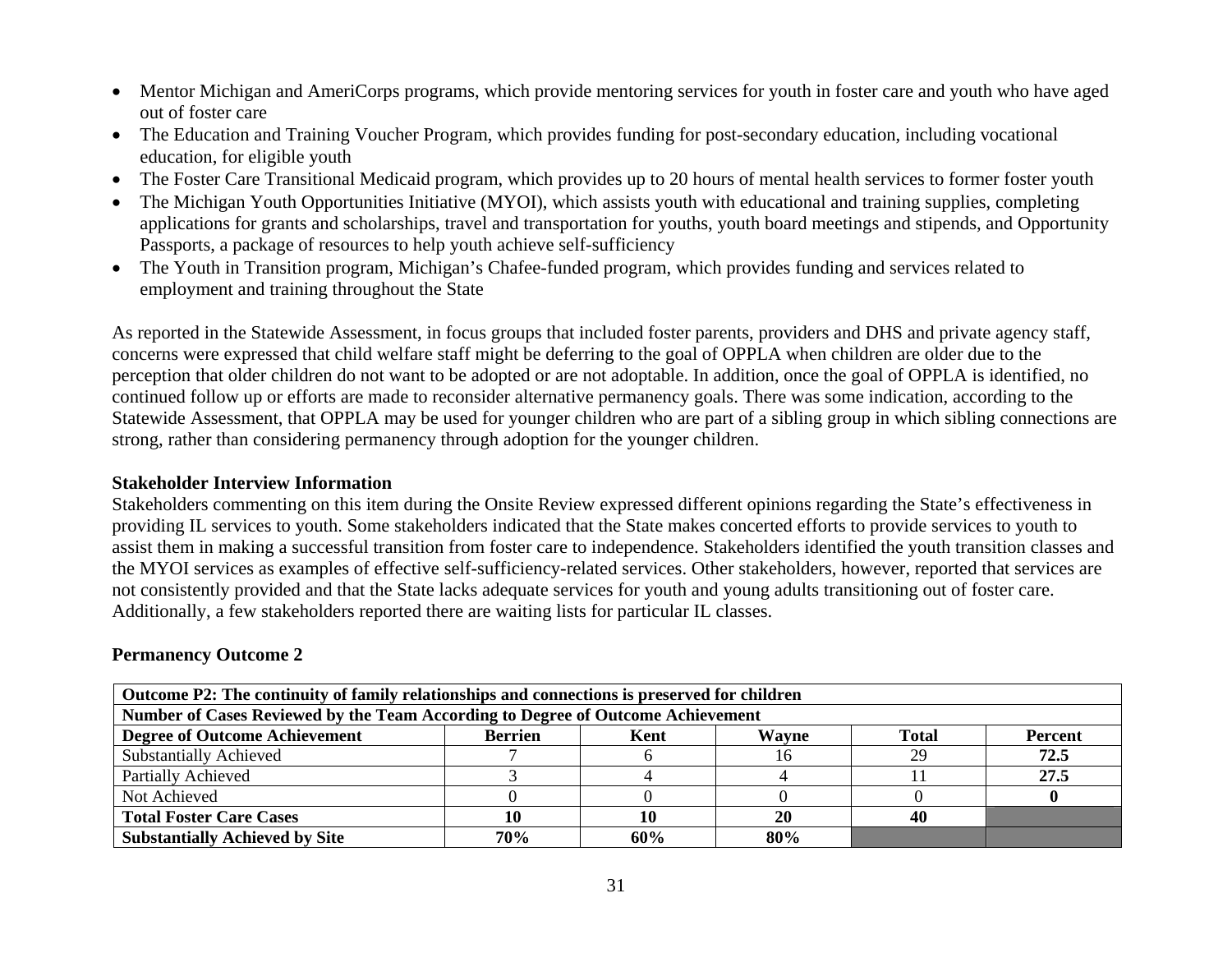- Mentor Michigan and AmeriCorps programs, which provide mentoring services for youth in foster care and youth who have aged out of foster care
- The Education and Training Voucher Program, which provides funding for post-secondary education, including vocational education, for eligible youth
- The Foster Care Transitional Medicaid program, which provides up to 20 hours of mental health services to former foster youth
- The Michigan Youth Opportunities Initiative (MYOI), which assists youth with educational and training supplies, completing applications for grants and scholarships, travel and transportation for youths, youth board meetings and stipends, and Opportunity Passports, a package of resources to help youth achieve self-sufficiency
- The Youth in Transition program, Michigan's Chafee-funded program, which provides funding and services related to employment and training throughout the State

As reported in the Statewide Assessment, in focus groups that included foster parents, providers and DHS and private agency staff, concerns were expressed that child welfare staff might be deferring to the goal of OPPLA when children are older due to the perception that older children do not want to be adopted or are not adoptable. In addition, once the goal of OPPLA is identified, no continued follow up or efforts are made to reconsider alternative permanency goals. There was some indication, according to the Statewide Assessment, that OPPLA may be used for younger children who are part of a sibling group in which sibling connections are strong, rather than considering permanency through adoption for the younger children.

**Stakeholder Interview Information**

Stakeholders commenting on this item during the Onsite Review expressed different opinions regarding the State's effectiveness in providing IL services to youth. Some stakeholders indicated that the State makes concerted efforts to provide services to youth to assist them in making a successful transition from foster care to independence. Stakeholders identified the youth transition classes and the MYOI services as examples of effective self-sufficiency-related services. Other stakeholders, however, reported that services are not consistently provided and that the State lacks adequate services for youth and young adults transitioning out of foster care. Additionally, a few stakeholders reported there are waiting lists for particular IL classes.

**Permanency Outcome 2**

| **Outcome P2: The continuity of family relationships and connections is preserved for children** | | | | | |
|---|---|---|---|---|---|
| **Number of Cases Reviewed by the Team According to Degree of Outcome Achievement** | | | | | |
| **Degree of Outcome Achievement** | **Berrien** | **Kent** | **Wayne** | **Total** | **Percent** |
| Substantially Achieved | 7 | 6 | 16 | 29 | **72.5** |
| Partially Achieved | 3 | 4 | 4 | 11 | **27.5** |
| Not Achieved | 0 | 0 | 0 | 0 | **0** |
| **Total Foster Care Cases** | **10** | **10** | **20** | **40** | |
| **Substantially Achieved by Site** | **70%** | **60%** | **80%** | | |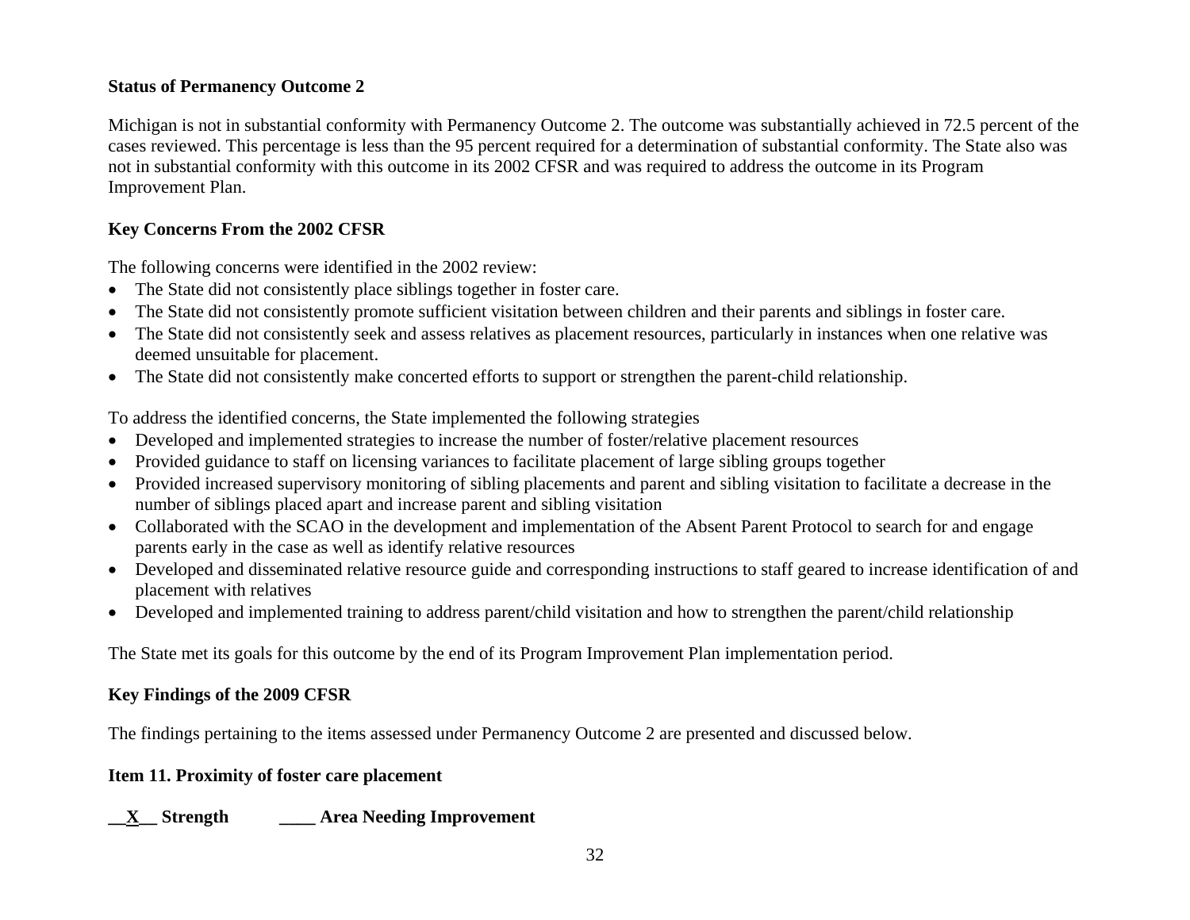**Status of Permanency Outcome 2**

Michigan is not in substantial conformity with Permanency Outcome 2. The outcome was substantially achieved in 72.5 percent of the cases reviewed. This percentage is less than the 95 percent required for a determination of substantial conformity. The State also was not in substantial conformity with this outcome in its 2002 CFSR and was required to address the outcome in its Program Improvement Plan.

**Key Concerns From the 2002 CFSR**

The following concerns were identified in the 2002 review:

- The State did not consistently place siblings together in foster care.
- The State did not consistently promote sufficient visitation between children and their parents and siblings in foster care.
- The State did not consistently seek and assess relatives as placement resources, particularly in instances when one relative was deemed unsuitable for placement.
- The State did not consistently make concerted efforts to support or strengthen the parent-child relationship.

To address the identified concerns, the State implemented the following strategies

- Developed and implemented strategies to increase the number of foster/relative placement resources
- Provided guidance to staff on licensing variances to facilitate placement of large sibling groups together
- Provided increased supervisory monitoring of sibling placements and parent and sibling visitation to facilitate a decrease in the number of siblings placed apart and increase parent and sibling visitation
- Collaborated with the SCAO in the development and implementation of the Absent Parent Protocol to search for and engage parents early in the case as well as identify relative resources
- Developed and disseminated relative resource guide and corresponding instructions to staff geared to increase identification of and placement with relatives
- Developed and implemented training to address parent/child visitation and how to strengthen the parent/child relationship

The State met its goals for this outcome by the end of its Program Improvement Plan implementation period.

**Key Findings of the 2009 CFSR**

The findings pertaining to the items assessed under Permanency Outcome 2 are presented and discussed below.

**Item 11. Proximity of foster care placement**

**__X__ Strength ____ Area Needing Improvement**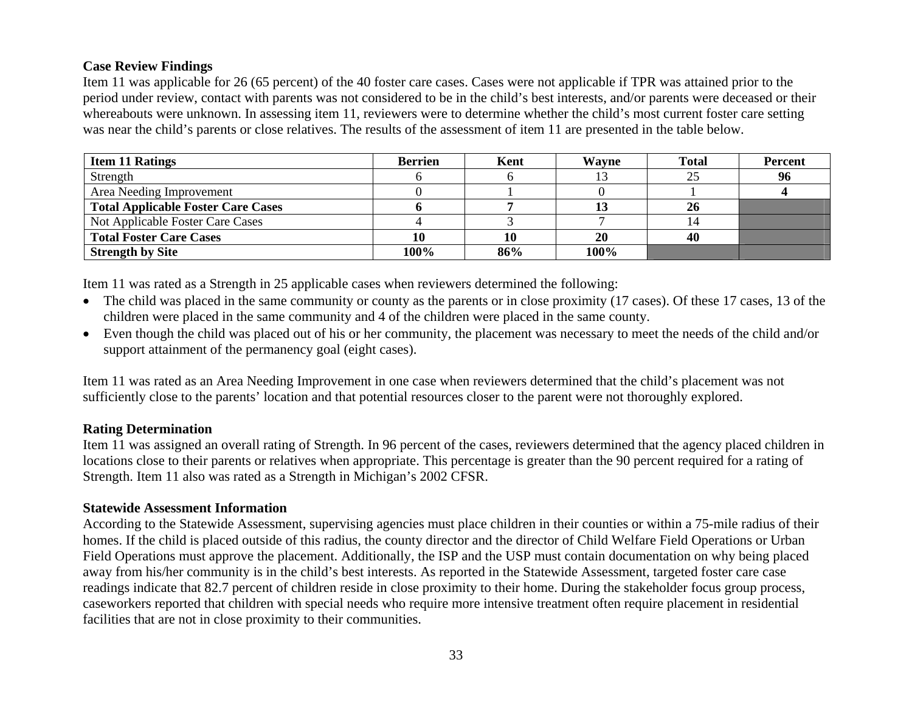### Case Review Findings

Item 11 was applicable for 26 (65 percent) of the 40 foster care cases. Cases were not applicable if TPR was attained prior to the period under review, contact with parents was not considered to be in the child's best interests, and/or parents were deceased or their whereabouts were unknown. In assessing item 11, reviewers were to determine whether the child's most current foster care setting was near the child's parents or close relatives. The results of the assessment of item 11 are presented in the table below.

| **Item 11 Ratings** | **Berrien** | **Kent** | **Wayne** | **Total** | **Percent** |
|---|---|---|---|---|---|
| Strength | 6 | 6 | 13 | 25 | **96** |
| Area Needing Improvement | 0 | 1 | 0 | 1 | **4** |
| **Total Applicable Foster Care Cases** | **6** | **7** | **13** | **26** | |
| Not Applicable Foster Care Cases | 4 | 3 | 7 | 14 | |
| **Total Foster Care Cases** | **10** | **10** | **20** | **40** | |
| **Strength by Site** | **100%** | **86%** | **100%** | | |

Item 11 was rated as a Strength in 25 applicable cases when reviewers determined the following:

- The child was placed in the same community or county as the parents or in close proximity (17 cases). Of these 17 cases, 13 of the children were placed in the same community and 4 of the children were placed in the same county.
- Even though the child was placed out of his or her community, the placement was necessary to meet the needs of the child and/or support attainment of the permanency goal (eight cases).

Item 11 was rated as an Area Needing Improvement in one case when reviewers determined that the child's placement was not sufficiently close to the parents' location and that potential resources closer to the parent were not thoroughly explored.

### Rating Determination

Item 11 was assigned an overall rating of Strength. In 96 percent of the cases, reviewers determined that the agency placed children in locations close to their parents or relatives when appropriate. This percentage is greater than the 90 percent required for a rating of Strength. Item 11 also was rated as a Strength in Michigan's 2002 CFSR.

### Statewide Assessment Information

According to the Statewide Assessment, supervising agencies must place children in their counties or within a 75-mile radius of their homes. If the child is placed outside of this radius, the county director and the director of Child Welfare Field Operations or Urban Field Operations must approve the placement. Additionally, the ISP and the USP must contain documentation on why being placed away from his/her community is in the child's best interests. As reported in the Statewide Assessment, targeted foster care case readings indicate that 82.7 percent of children reside in close proximity to their home. During the stakeholder focus group process, caseworkers reported that children with special needs who require more intensive treatment often require placement in residential facilities that are not in close proximity to their communities.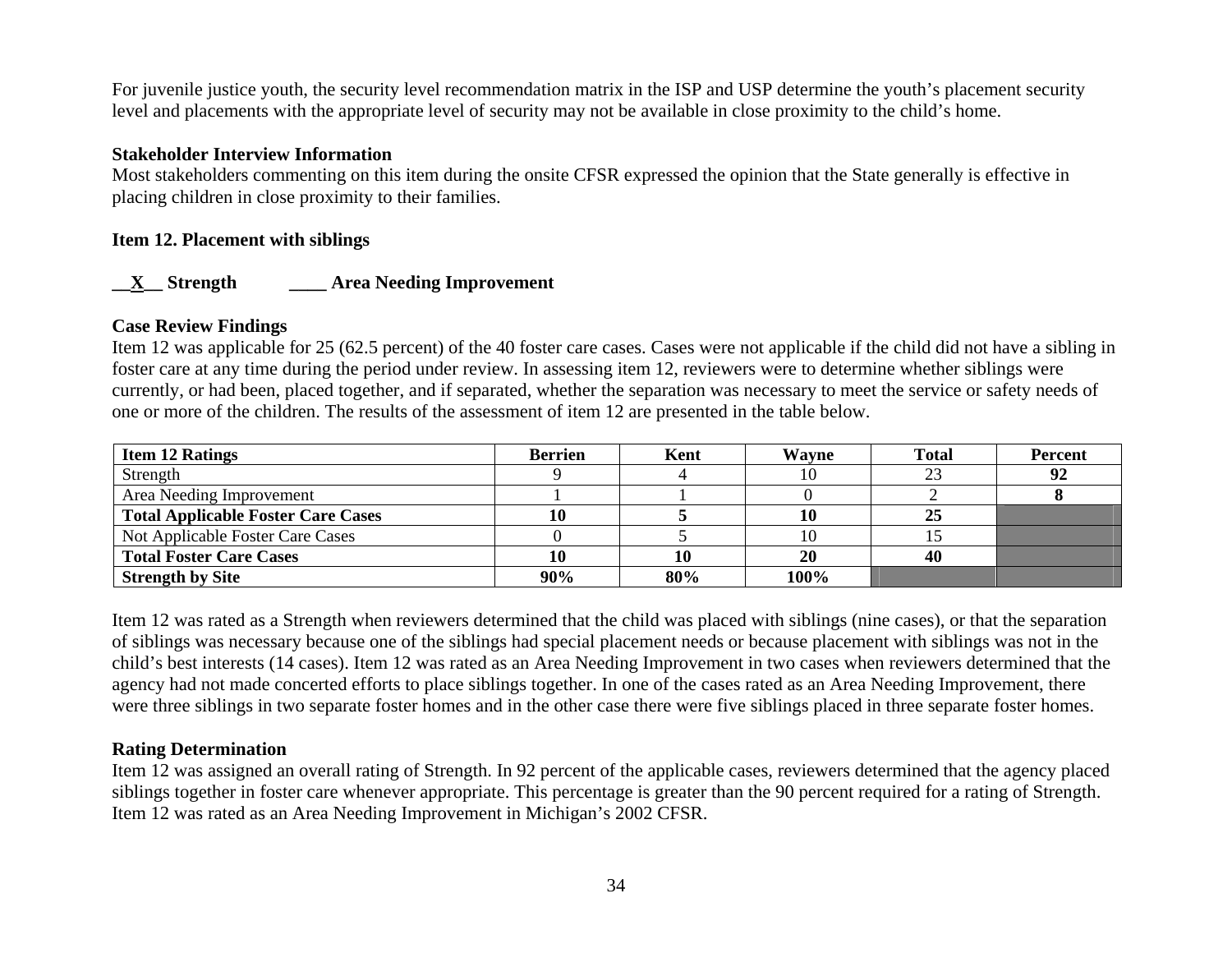For juvenile justice youth, the security level recommendation matrix in the ISP and USP determine the youth's placement security level and placements with the appropriate level of security may not be available in close proximity to the child's home.

**Stakeholder Interview Information**

Most stakeholders commenting on this item during the onsite CFSR expressed the opinion that the State generally is effective in placing children in close proximity to their families.

**Item 12. Placement with siblings**

**\_\_X\_\_ Strength \_\_\_\_ Area Needing Improvement**

**Case Review Findings**

Item 12 was applicable for 25 (62.5 percent) of the 40 foster care cases. Cases were not applicable if the child did not have a sibling in foster care at any time during the period under review. In assessing item 12, reviewers were to determine whether siblings were currently, or had been, placed together, and if separated, whether the separation was necessary to meet the service or safety needs of one or more of the children. The results of the assessment of item 12 are presented in the table below.

| **Item 12 Ratings** | **Berrien** | **Kent** | **Wayne** | **Total** | **Percent** |
|---|---|---|---|---|---|
| Strength | 9 | 4 | 10 | 23 | **92** |
| Area Needing Improvement | 1 | 1 | 0 | 2 | **8** |
| **Total Applicable Foster Care Cases** | **10** | **5** | **10** | **25** | |
| Not Applicable Foster Care Cases | 0 | 5 | 10 | 15 | |
| **Total Foster Care Cases** | **10** | **10** | **20** | **40** | |
| **Strength by Site** | **90%** | **80%** | **100%** | | |

Item 12 was rated as a Strength when reviewers determined that the child was placed with siblings (nine cases), or that the separation of siblings was necessary because one of the siblings had special placement needs or because placement with siblings was not in the child's best interests (14 cases). Item 12 was rated as an Area Needing Improvement in two cases when reviewers determined that the agency had not made concerted efforts to place siblings together. In one of the cases rated as an Area Needing Improvement, there were three siblings in two separate foster homes and in the other case there were five siblings placed in three separate foster homes.

**Rating Determination**

Item 12 was assigned an overall rating of Strength. In 92 percent of the applicable cases, reviewers determined that the agency placed siblings together in foster care whenever appropriate. This percentage is greater than the 90 percent required for a rating of Strength. Item 12 was rated as an Area Needing Improvement in Michigan's 2002 CFSR.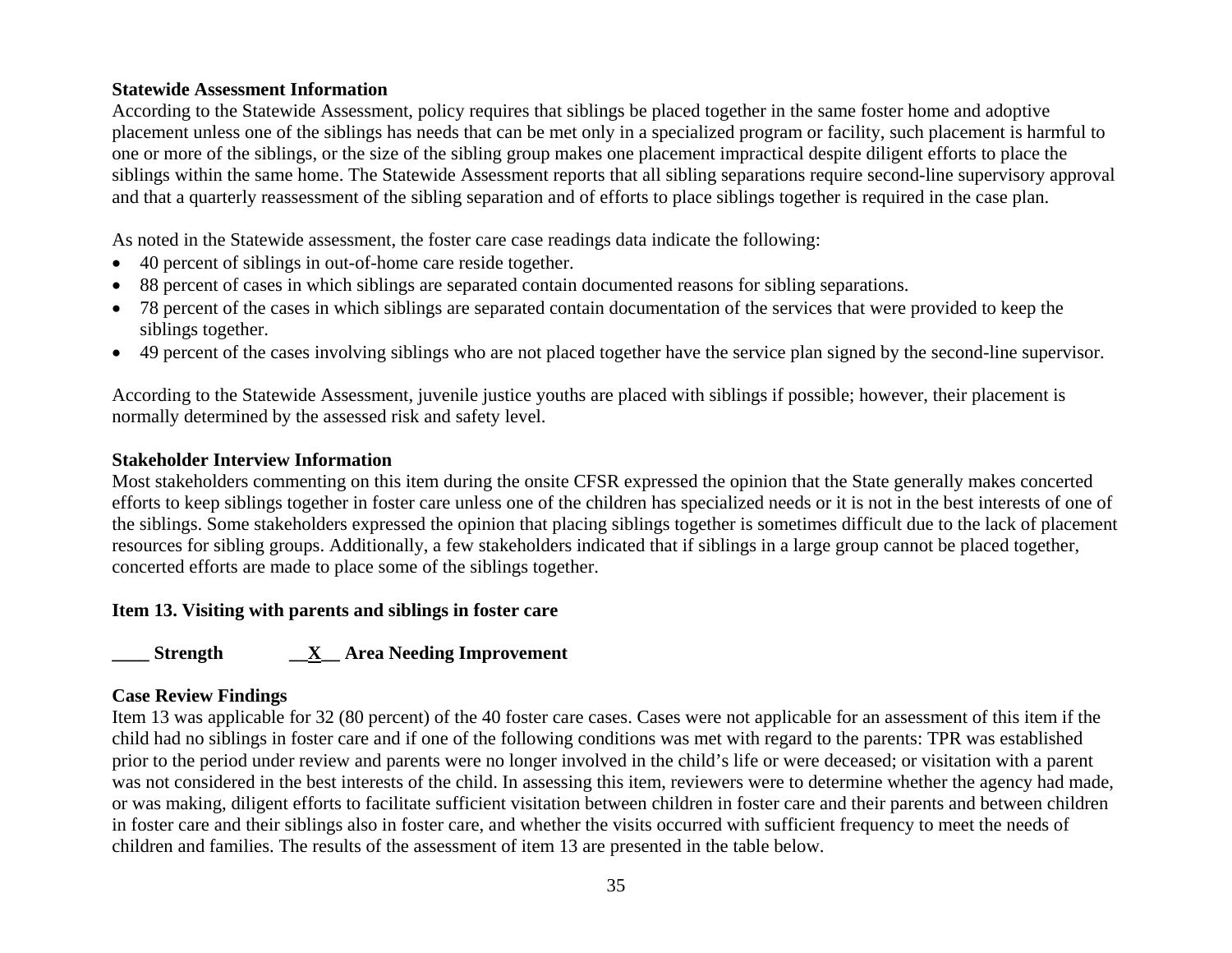**Statewide Assessment Information**

According to the Statewide Assessment, policy requires that siblings be placed together in the same foster home and adoptive placement unless one of the siblings has needs that can be met only in a specialized program or facility, such placement is harmful to one or more of the siblings, or the size of the sibling group makes one placement impractical despite diligent efforts to place the siblings within the same home. The Statewide Assessment reports that all sibling separations require second-line supervisory approval and that a quarterly reassessment of the sibling separation and of efforts to place siblings together is required in the case plan.

As noted in the Statewide assessment, the foster care case readings data indicate the following:

- 40 percent of siblings in out-of-home care reside together.
- 88 percent of cases in which siblings are separated contain documented reasons for sibling separations.
- 78 percent of the cases in which siblings are separated contain documentation of the services that were provided to keep the siblings together.
- 49 percent of the cases involving siblings who are not placed together have the service plan signed by the second-line supervisor.

According to the Statewide Assessment, juvenile justice youths are placed with siblings if possible; however, their placement is normally determined by the assessed risk and safety level.

**Stakeholder Interview Information**

Most stakeholders commenting on this item during the onsite CFSR expressed the opinion that the State generally makes concerted efforts to keep siblings together in foster care unless one of the children has specialized needs or it is not in the best interests of one of the siblings. Some stakeholders expressed the opinion that placing siblings together is sometimes difficult due to the lack of placement resources for sibling groups. Additionally, a few stakeholders indicated that if siblings in a large group cannot be placed together, concerted efforts are made to place some of the siblings together.

**Item 13. Visiting with parents and siblings in foster care**

**____ Strength __X__ Area Needing Improvement**

**Case Review Findings**

Item 13 was applicable for 32 (80 percent) of the 40 foster care cases. Cases were not applicable for an assessment of this item if the child had no siblings in foster care and if one of the following conditions was met with regard to the parents: TPR was established prior to the period under review and parents were no longer involved in the child's life or were deceased; or visitation with a parent was not considered in the best interests of the child. In assessing this item, reviewers were to determine whether the agency had made, or was making, diligent efforts to facilitate sufficient visitation between children in foster care and their parents and between children in foster care and their siblings also in foster care, and whether the visits occurred with sufficient frequency to meet the needs of children and families. The results of the assessment of item 13 are presented in the table below.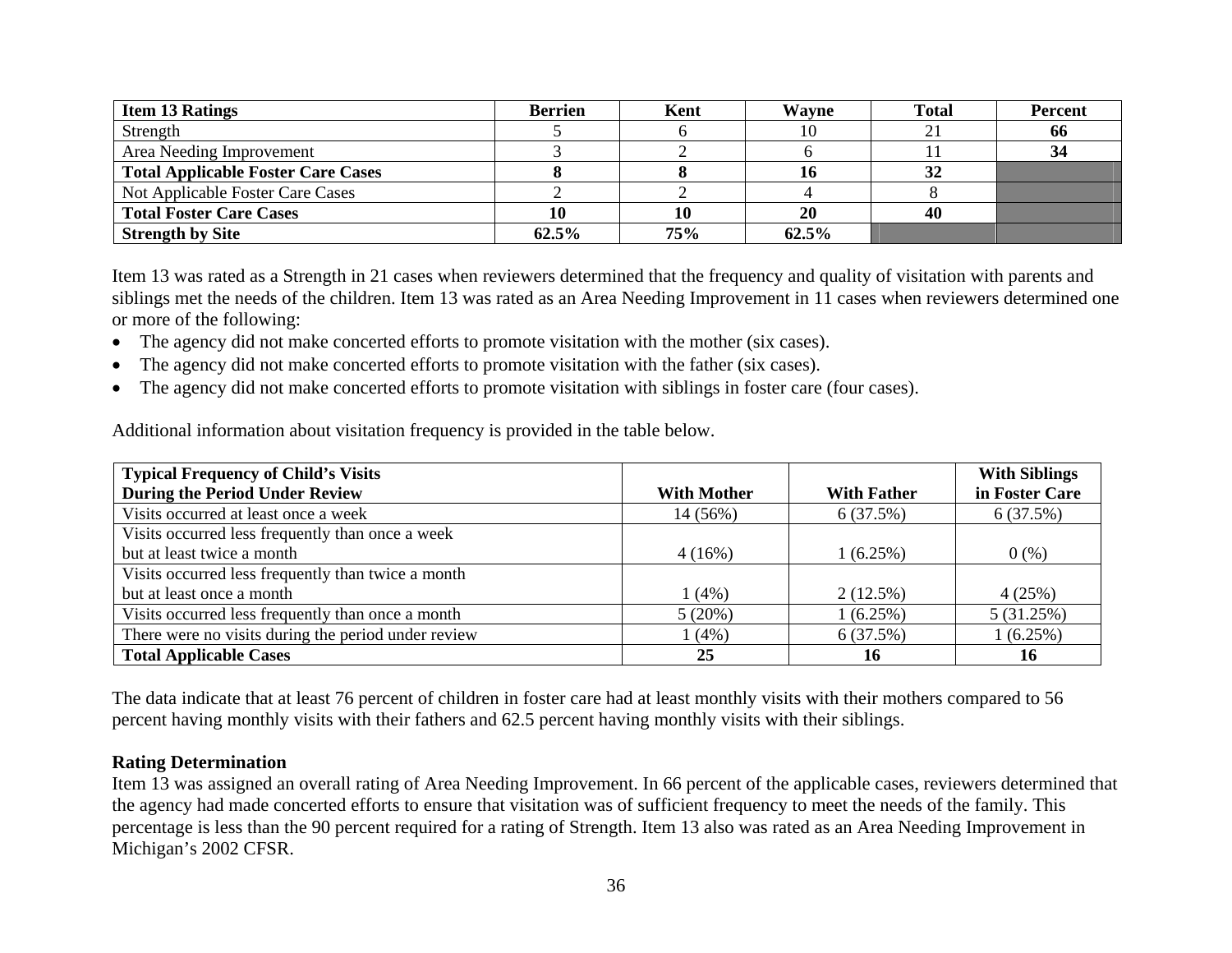| **Item 13 Ratings** | **Berrien** | **Kent** | **Wayne** | **Total** | **Percent** |
|---|---|---|---|---|---|
| Strength | 5 | 6 | 10 | 21 | **66** |
| Area Needing Improvement | 3 | 2 | 6 | 11 | **34** |
| **Total Applicable Foster Care Cases** | **8** | **8** | **16** | **32** | |
| Not Applicable Foster Care Cases | 2 | 2 | 4 | 8 | |
| **Total Foster Care Cases** | **10** | **10** | **20** | **40** | |
| **Strength by Site** | **62.5%** | **75%** | **62.5%** | | |

Item 13 was rated as a Strength in 21 cases when reviewers determined that the frequency and quality of visitation with parents and siblings met the needs of the children. Item 13 was rated as an Area Needing Improvement in 11 cases when reviewers determined one or more of the following:

- The agency did not make concerted efforts to promote visitation with the mother (six cases).
- The agency did not make concerted efforts to promote visitation with the father (six cases).
- The agency did not make concerted efforts to promote visitation with siblings in foster care (four cases).

Additional information about visitation frequency is provided in the table below.

| **Typical Frequency of Child's Visits During the Period Under Review** | **With Mother** | **With Father** | **With Siblings in Foster Care** |
|---|---|---|---|
| Visits occurred at least once a week | 14 (56%) | 6 (37.5%) | 6 (37.5%) |
| Visits occurred less frequently than once a week but at least twice a month | 4 (16%) | 1 (6.25%) | 0 (%) |
| Visits occurred less frequently than twice a month but at least once a month | 1 (4%) | 2 (12.5%) | 4 (25%) |
| Visits occurred less frequently than once a month | 5 (20%) | 1 (6.25%) | 5 (31.25%) |
| There were no visits during the period under review | 1 (4%) | 6 (37.5%) | 1 (6.25%) |
| **Total Applicable Cases** | **25** | **16** | **16** |

The data indicate that at least 76 percent of children in foster care had at least monthly visits with their mothers compared to 56 percent having monthly visits with their fathers and 62.5 percent having monthly visits with their siblings.

**Rating Determination**

Item 13 was assigned an overall rating of Area Needing Improvement. In 66 percent of the applicable cases, reviewers determined that the agency had made concerted efforts to ensure that visitation was of sufficient frequency to meet the needs of the family. This percentage is less than the 90 percent required for a rating of Strength. Item 13 also was rated as an Area Needing Improvement in Michigan's 2002 CFSR.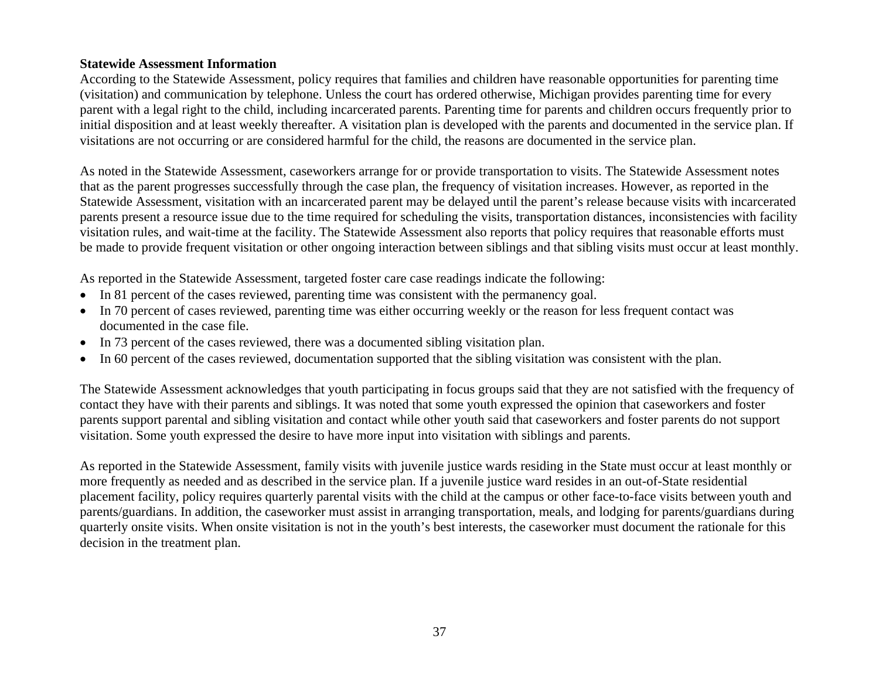**Statewide Assessment Information**

According to the Statewide Assessment, policy requires that families and children have reasonable opportunities for parenting time (visitation) and communication by telephone. Unless the court has ordered otherwise, Michigan provides parenting time for every parent with a legal right to the child, including incarcerated parents. Parenting time for parents and children occurs frequently prior to initial disposition and at least weekly thereafter. A visitation plan is developed with the parents and documented in the service plan. If visitations are not occurring or are considered harmful for the child, the reasons are documented in the service plan.

As noted in the Statewide Assessment, caseworkers arrange for or provide transportation to visits. The Statewide Assessment notes that as the parent progresses successfully through the case plan, the frequency of visitation increases. However, as reported in the Statewide Assessment, visitation with an incarcerated parent may be delayed until the parent's release because visits with incarcerated parents present a resource issue due to the time required for scheduling the visits, transportation distances, inconsistencies with facility visitation rules, and wait-time at the facility. The Statewide Assessment also reports that policy requires that reasonable efforts must be made to provide frequent visitation or other ongoing interaction between siblings and that sibling visits must occur at least monthly.

As reported in the Statewide Assessment, targeted foster care case readings indicate the following:

- In 81 percent of the cases reviewed, parenting time was consistent with the permanency goal.
- In 70 percent of cases reviewed, parenting time was either occurring weekly or the reason for less frequent contact was documented in the case file.
- In 73 percent of the cases reviewed, there was a documented sibling visitation plan.
- In 60 percent of the cases reviewed, documentation supported that the sibling visitation was consistent with the plan.

The Statewide Assessment acknowledges that youth participating in focus groups said that they are not satisfied with the frequency of contact they have with their parents and siblings. It was noted that some youth expressed the opinion that caseworkers and foster parents support parental and sibling visitation and contact while other youth said that caseworkers and foster parents do not support visitation. Some youth expressed the desire to have more input into visitation with siblings and parents.

As reported in the Statewide Assessment, family visits with juvenile justice wards residing in the State must occur at least monthly or more frequently as needed and as described in the service plan. If a juvenile justice ward resides in an out-of-State residential placement facility, policy requires quarterly parental visits with the child at the campus or other face-to-face visits between youth and parents/guardians. In addition, the caseworker must assist in arranging transportation, meals, and lodging for parents/guardians during quarterly onsite visits. When onsite visitation is not in the youth's best interests, the caseworker must document the rationale for this decision in the treatment plan.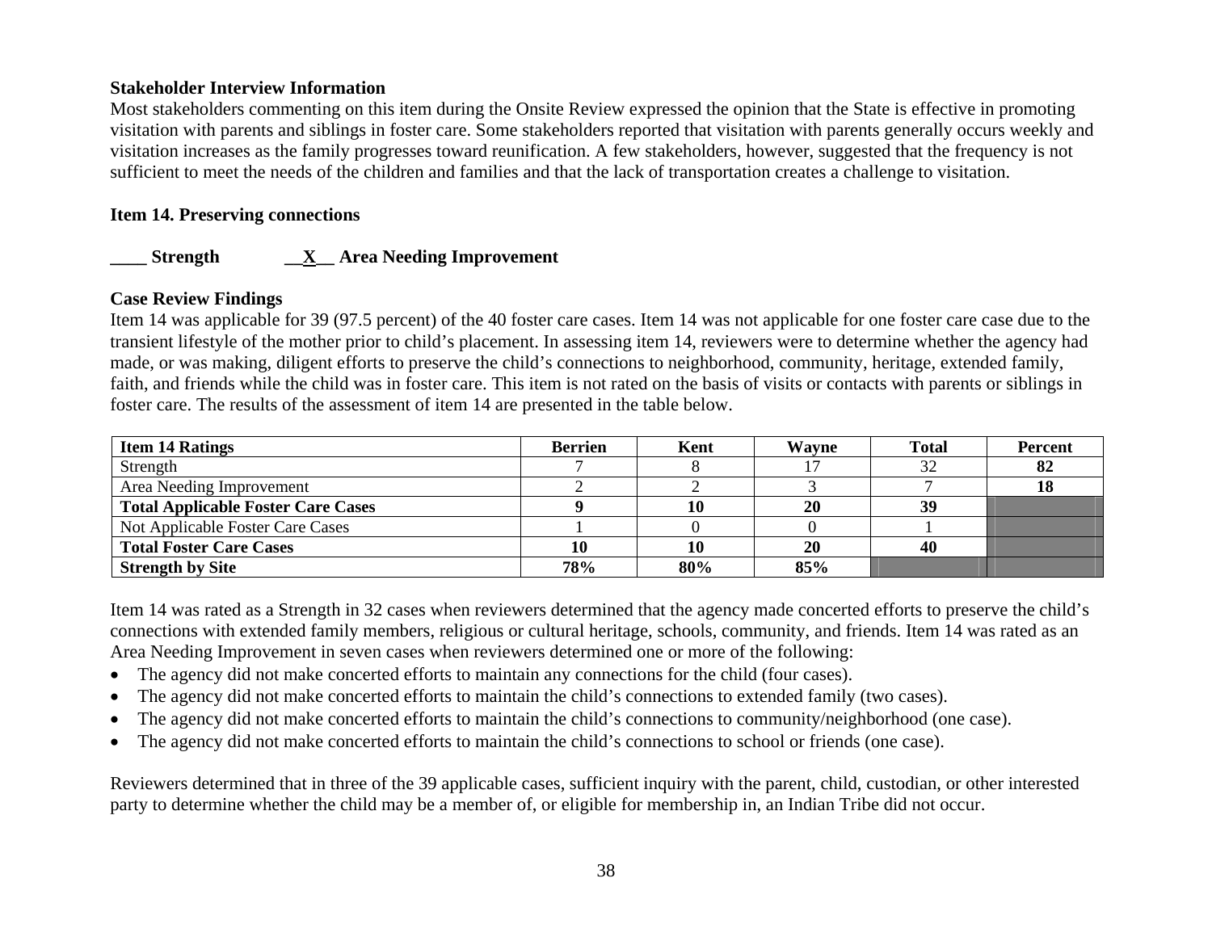**Stakeholder Interview Information**

Most stakeholders commenting on this item during the Onsite Review expressed the opinion that the State is effective in promoting visitation with parents and siblings in foster care. Some stakeholders reported that visitation with parents generally occurs weekly and visitation increases as the family progresses toward reunification. A few stakeholders, however, suggested that the frequency is not sufficient to meet the needs of the children and families and that the lack of transportation creates a challenge to visitation.

**Item 14. Preserving connections**

**\_\_\_\_ Strength \_\_X\_\_ Area Needing Improvement**

**Case Review Findings**

Item 14 was applicable for 39 (97.5 percent) of the 40 foster care cases. Item 14 was not applicable for one foster care case due to the transient lifestyle of the mother prior to child's placement. In assessing item 14, reviewers were to determine whether the agency had made, or was making, diligent efforts to preserve the child's connections to neighborhood, community, heritage, extended family, faith, and friends while the child was in foster care. This item is not rated on the basis of visits or contacts with parents or siblings in foster care. The results of the assessment of item 14 are presented in the table below.

| Item 14 Ratings | Berrien | Kent | Wayne | Total | Percent |
|---|---|---|---|---|---|
| Strength | 7 | 8 | 17 | 32 | **82** |
| Area Needing Improvement | 2 | 2 | 3 | 7 | **18** |
| **Total Applicable Foster Care Cases** | **9** | **10** | **20** | **39** | |
| Not Applicable Foster Care Cases | 1 | 0 | 0 | 1 | |
| **Total Foster Care Cases** | **10** | **10** | **20** | **40** | |
| **Strength by Site** | **78%** | **80%** | **85%** | | |

Item 14 was rated as a Strength in 32 cases when reviewers determined that the agency made concerted efforts to preserve the child's connections with extended family members, religious or cultural heritage, schools, community, and friends. Item 14 was rated as an Area Needing Improvement in seven cases when reviewers determined one or more of the following:

- The agency did not make concerted efforts to maintain any connections for the child (four cases).
- The agency did not make concerted efforts to maintain the child's connections to extended family (two cases).
- The agency did not make concerted efforts to maintain the child's connections to community/neighborhood (one case).
- The agency did not make concerted efforts to maintain the child's connections to school or friends (one case).

Reviewers determined that in three of the 39 applicable cases, sufficient inquiry with the parent, child, custodian, or other interested party to determine whether the child may be a member of, or eligible for membership in, an Indian Tribe did not occur.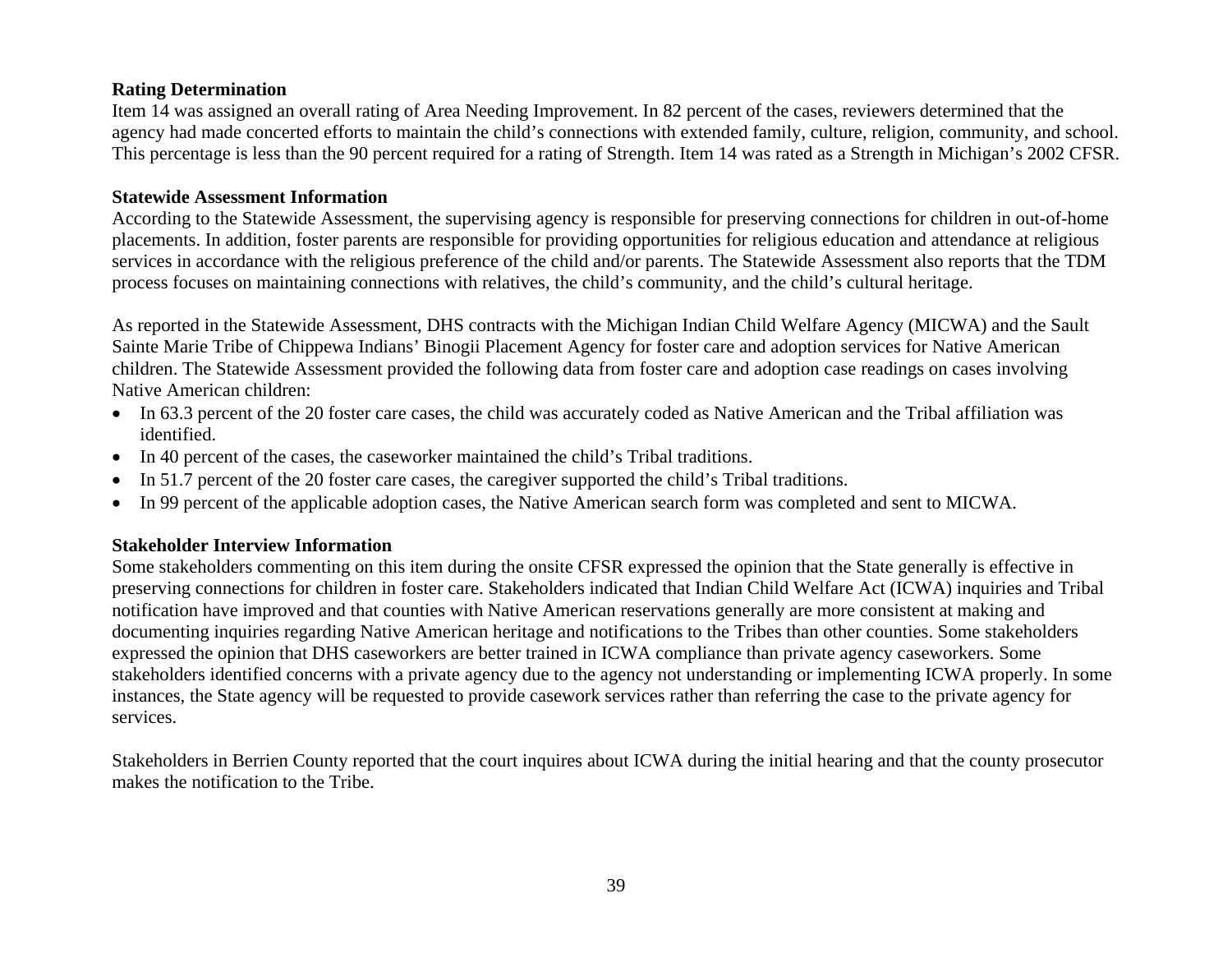**Rating Determination**

Item 14 was assigned an overall rating of Area Needing Improvement. In 82 percent of the cases, reviewers determined that the agency had made concerted efforts to maintain the child's connections with extended family, culture, religion, community, and school. This percentage is less than the 90 percent required for a rating of Strength. Item 14 was rated as a Strength in Michigan's 2002 CFSR.

**Statewide Assessment Information**

According to the Statewide Assessment, the supervising agency is responsible for preserving connections for children in out-of-home placements. In addition, foster parents are responsible for providing opportunities for religious education and attendance at religious services in accordance with the religious preference of the child and/or parents. The Statewide Assessment also reports that the TDM process focuses on maintaining connections with relatives, the child's community, and the child's cultural heritage.

As reported in the Statewide Assessment, DHS contracts with the Michigan Indian Child Welfare Agency (MICWA) and the Sault Sainte Marie Tribe of Chippewa Indians' Binogii Placement Agency for foster care and adoption services for Native American children. The Statewide Assessment provided the following data from foster care and adoption case readings on cases involving Native American children:

- In 63.3 percent of the 20 foster care cases, the child was accurately coded as Native American and the Tribal affiliation was identified.
- In 40 percent of the cases, the caseworker maintained the child's Tribal traditions.
- In 51.7 percent of the 20 foster care cases, the caregiver supported the child's Tribal traditions.
- In 99 percent of the applicable adoption cases, the Native American search form was completed and sent to MICWA.

**Stakeholder Interview Information**

Some stakeholders commenting on this item during the onsite CFSR expressed the opinion that the State generally is effective in preserving connections for children in foster care. Stakeholders indicated that Indian Child Welfare Act (ICWA) inquiries and Tribal notification have improved and that counties with Native American reservations generally are more consistent at making and documenting inquiries regarding Native American heritage and notifications to the Tribes than other counties. Some stakeholders expressed the opinion that DHS caseworkers are better trained in ICWA compliance than private agency caseworkers. Some stakeholders identified concerns with a private agency due to the agency not understanding or implementing ICWA properly. In some instances, the State agency will be requested to provide casework services rather than referring the case to the private agency for services.

Stakeholders in Berrien County reported that the court inquires about ICWA during the initial hearing and that the county prosecutor makes the notification to the Tribe.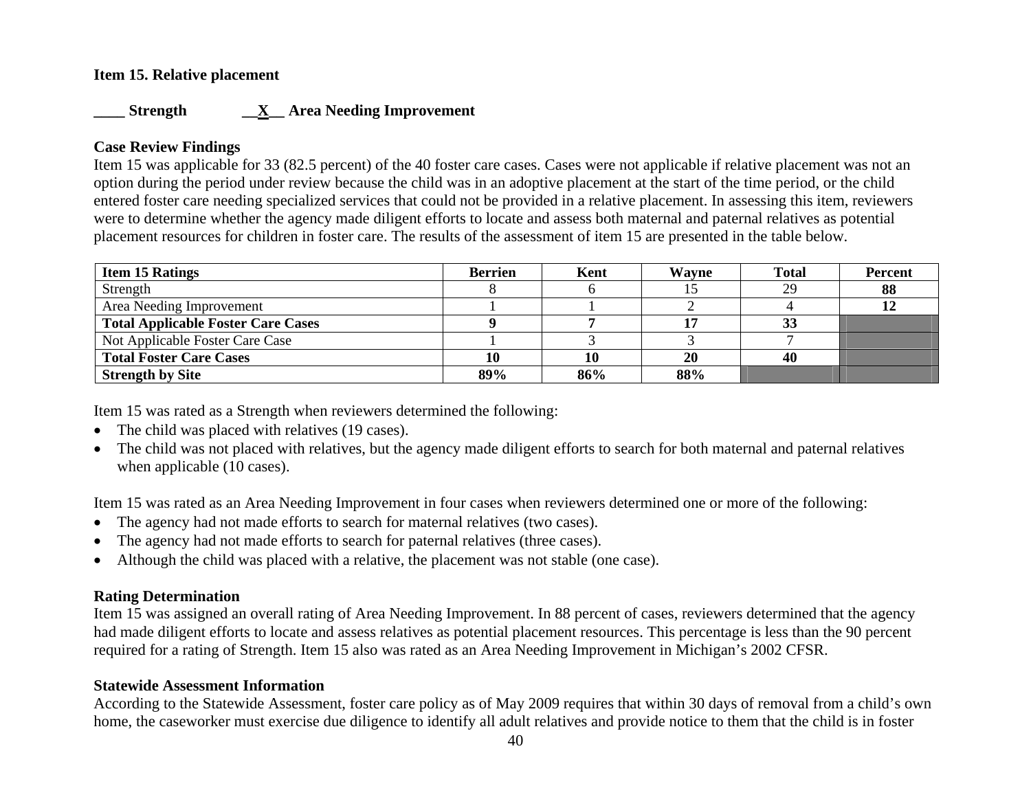**Item 15. Relative placement**

**\_\_\_\_ Strength \_\_X\_\_ Area Needing Improvement**

**Case Review Findings**

Item 15 was applicable for 33 (82.5 percent) of the 40 foster care cases. Cases were not applicable if relative placement was not an option during the period under review because the child was in an adoptive placement at the start of the time period, or the child entered foster care needing specialized services that could not be provided in a relative placement. In assessing this item, reviewers were to determine whether the agency made diligent efforts to locate and assess both maternal and paternal relatives as potential placement resources for children in foster care. The results of the assessment of item 15 are presented in the table below.

| Item 15 Ratings | Berrien | Kent | Wayne | Total | Percent |
|---|---|---|---|---|---|
| Strength | 8 | 6 | 15 | 29 | **88** |
| Area Needing Improvement | 1 | 1 | 2 | 4 | **12** |
| **Total Applicable Foster Care Cases** | **9** | **7** | **17** | **33** | |
| Not Applicable Foster Care Case | 1 | 3 | 3 | 7 | |
| **Total Foster Care Cases** | **10** | **10** | **20** | **40** | |
| **Strength by Site** | **89%** | **86%** | **88%** | | |

Item 15 was rated as a Strength when reviewers determined the following:

- The child was placed with relatives (19 cases).
- The child was not placed with relatives, but the agency made diligent efforts to search for both maternal and paternal relatives when applicable (10 cases).

Item 15 was rated as an Area Needing Improvement in four cases when reviewers determined one or more of the following:

- The agency had not made efforts to search for maternal relatives (two cases).
- The agency had not made efforts to search for paternal relatives (three cases).
- Although the child was placed with a relative, the placement was not stable (one case).

**Rating Determination**

Item 15 was assigned an overall rating of Area Needing Improvement. In 88 percent of cases, reviewers determined that the agency had made diligent efforts to locate and assess relatives as potential placement resources. This percentage is less than the 90 percent required for a rating of Strength. Item 15 also was rated as an Area Needing Improvement in Michigan's 2002 CFSR.

**Statewide Assessment Information**

According to the Statewide Assessment, foster care policy as of May 2009 requires that within 30 days of removal from a child's own home, the caseworker must exercise due diligence to identify all adult relatives and provide notice to them that the child is in foster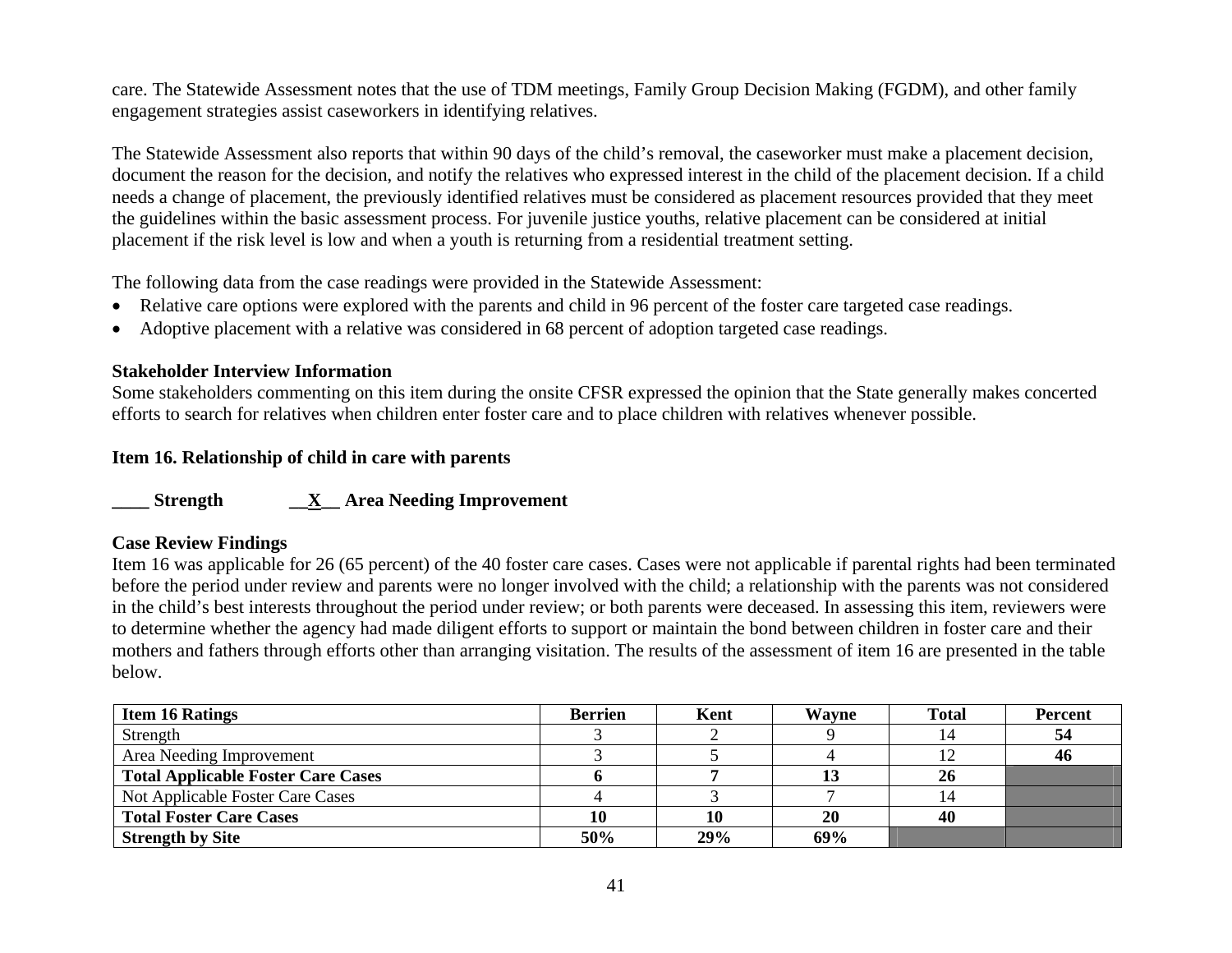care. The Statewide Assessment notes that the use of TDM meetings, Family Group Decision Making (FGDM), and other family engagement strategies assist caseworkers in identifying relatives.

The Statewide Assessment also reports that within 90 days of the child's removal, the caseworker must make a placement decision, document the reason for the decision, and notify the relatives who expressed interest in the child of the placement decision. If a child needs a change of placement, the previously identified relatives must be considered as placement resources provided that they meet the guidelines within the basic assessment process. For juvenile justice youths, relative placement can be considered at initial placement if the risk level is low and when a youth is returning from a residential treatment setting.

The following data from the case readings were provided in the Statewide Assessment:

- Relative care options were explored with the parents and child in 96 percent of the foster care targeted case readings.
- Adoptive placement with a relative was considered in 68 percent of adoption targeted case readings.

**Stakeholder Interview Information**

Some stakeholders commenting on this item during the onsite CFSR expressed the opinion that the State generally makes concerted efforts to search for relatives when children enter foster care and to place children with relatives whenever possible.

**Item 16. Relationship of child in care with parents**

**____ Strength __X__ Area Needing Improvement**

**Case Review Findings**

Item 16 was applicable for 26 (65 percent) of the 40 foster care cases. Cases were not applicable if parental rights had been terminated before the period under review and parents were no longer involved with the child; a relationship with the parents was not considered in the child's best interests throughout the period under review; or both parents were deceased. In assessing this item, reviewers were to determine whether the agency had made diligent efforts to support or maintain the bond between children in foster care and their mothers and fathers through efforts other than arranging visitation. The results of the assessment of item 16 are presented in the table below.

| Item 16 Ratings | Berrien | Kent | Wayne | Total | Percent |
|---|---|---|---|---|---|
| Strength | 3 | 2 | 9 | 14 | **54** |
| Area Needing Improvement | 3 | 5 | 4 | 12 | **46** |
| **Total Applicable Foster Care Cases** | **6** | **7** | **13** | **26** | |
| Not Applicable Foster Care Cases | 4 | 3 | 7 | 14 | |
| **Total Foster Care Cases** | **10** | **10** | **20** | **40** | |
| **Strength by Site** | **50%** | **29%** | **69%** | | |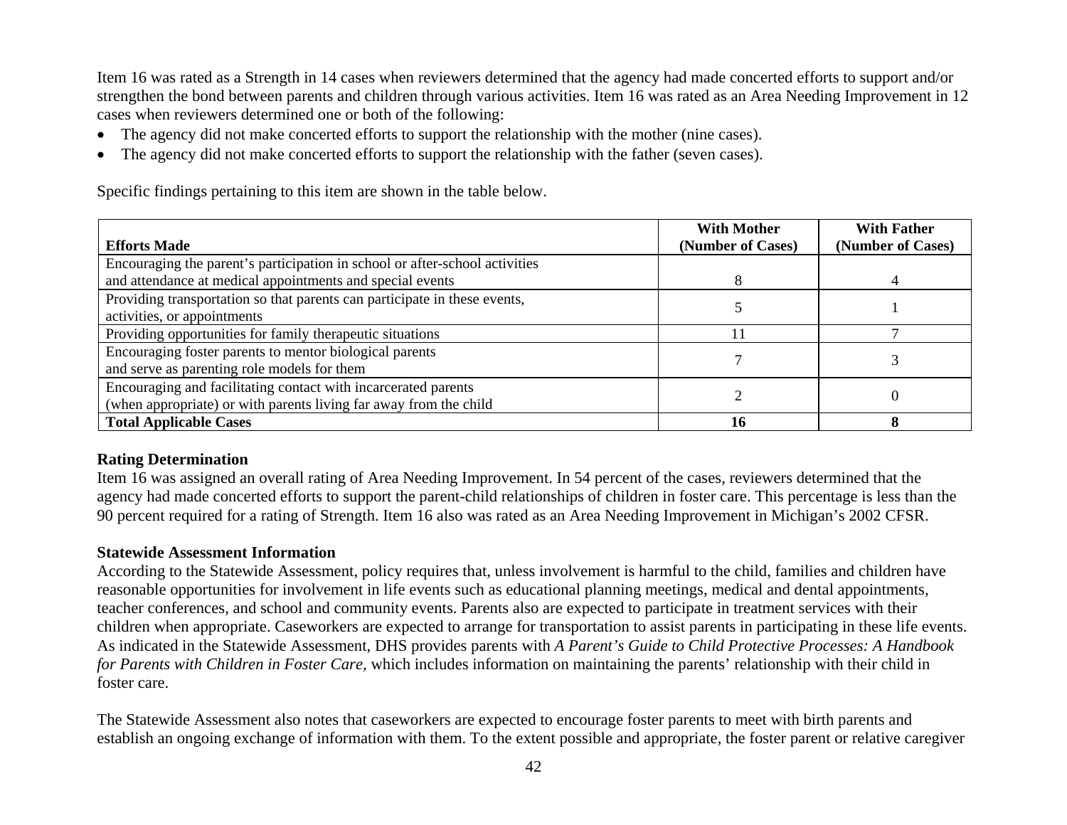Item 16 was rated as a Strength in 14 cases when reviewers determined that the agency had made concerted efforts to support and/or strengthen the bond between parents and children through various activities. Item 16 was rated as an Area Needing Improvement in 12 cases when reviewers determined one or both of the following:

- The agency did not make concerted efforts to support the relationship with the mother (nine cases).
- The agency did not make concerted efforts to support the relationship with the father (seven cases).

Specific findings pertaining to this item are shown in the table below.

| Efforts Made | With Mother (Number of Cases) | With Father (Number of Cases) |
|---|---|---|
| Encouraging the parent's participation in school or after-school activities and attendance at medical appointments and special events | 8 | 4 |
| Providing transportation so that parents can participate in these events, activities, or appointments | 5 | 1 |
| Providing opportunities for family therapeutic situations | 11 | 7 |
| Encouraging foster parents to mentor biological parents and serve as parenting role models for them | 7 | 3 |
| Encouraging and facilitating contact with incarcerated parents (when appropriate) or with parents living far away from the child | 2 | 0 |
| **Total Applicable Cases** | **16** | **8** |

**Rating Determination**

Item 16 was assigned an overall rating of Area Needing Improvement. In 54 percent of the cases, reviewers determined that the agency had made concerted efforts to support the parent-child relationships of children in foster care. This percentage is less than the 90 percent required for a rating of Strength. Item 16 also was rated as an Area Needing Improvement in Michigan's 2002 CFSR.

**Statewide Assessment Information**

According to the Statewide Assessment, policy requires that, unless involvement is harmful to the child, families and children have reasonable opportunities for involvement in life events such as educational planning meetings, medical and dental appointments, teacher conferences, and school and community events. Parents also are expected to participate in treatment services with their children when appropriate. Caseworkers are expected to arrange for transportation to assist parents in participating in these life events. As indicated in the Statewide Assessment, DHS provides parents with *A Parent's Guide to Child Protective Processes: A Handbook for Parents with Children in Foster Care,* which includes information on maintaining the parents' relationship with their child in foster care.

The Statewide Assessment also notes that caseworkers are expected to encourage foster parents to meet with birth parents and establish an ongoing exchange of information with them. To the extent possible and appropriate, the foster parent or relative caregiver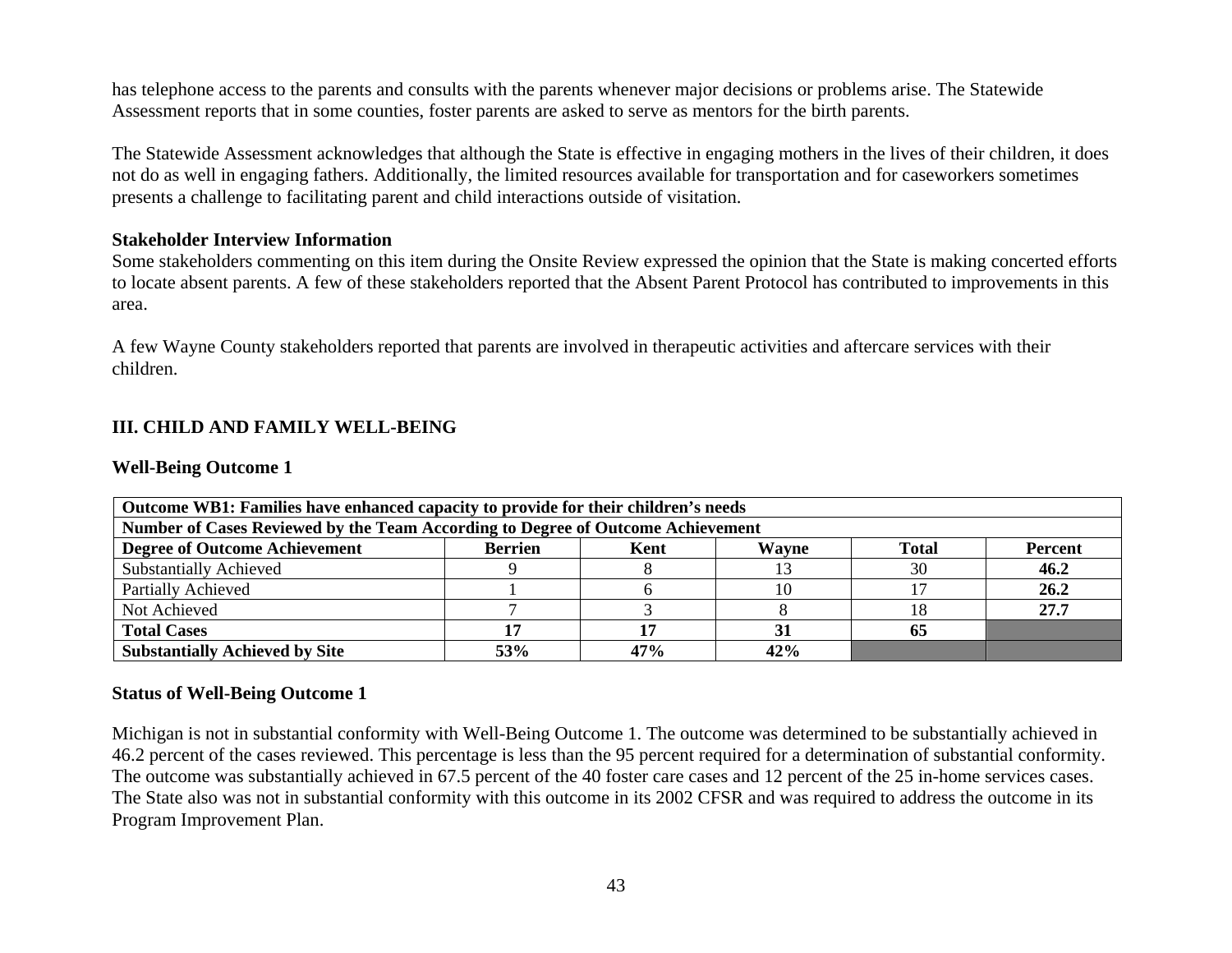has telephone access to the parents and consults with the parents whenever major decisions or problems arise. The Statewide Assessment reports that in some counties, foster parents are asked to serve as mentors for the birth parents.

The Statewide Assessment acknowledges that although the State is effective in engaging mothers in the lives of their children, it does not do as well in engaging fathers. Additionally, the limited resources available for transportation and for caseworkers sometimes presents a challenge to facilitating parent and child interactions outside of visitation.

**Stakeholder Interview Information**

Some stakeholders commenting on this item during the Onsite Review expressed the opinion that the State is making concerted efforts to locate absent parents. A few of these stakeholders reported that the Absent Parent Protocol has contributed to improvements in this area.

A few Wayne County stakeholders reported that parents are involved in therapeutic activities and aftercare services with their children.

## III. CHILD AND FAMILY WELL-BEING

### Well-Being Outcome 1

| **Outcome WB1: Families have enhanced capacity to provide for their children's needs** | | | | | |
|---|---|---|---|---|---|
| **Number of Cases Reviewed by the Team According to Degree of Outcome Achievement** | | | | | |
| **Degree of Outcome Achievement** | **Berrien** | **Kent** | **Wayne** | **Total** | **Percent** |
| Substantially Achieved | 9 | 8 | 13 | 30 | **46.2** |
| Partially Achieved | 1 | 6 | 10 | 17 | **26.2** |
| Not Achieved | 7 | 3 | 8 | 18 | **27.7** |
| **Total Cases** | **17** | **17** | **31** | **65** | |
| **Substantially Achieved by Site** | **53%** | **47%** | **42%** | | |

### Status of Well-Being Outcome 1

Michigan is not in substantial conformity with Well-Being Outcome 1. The outcome was determined to be substantially achieved in 46.2 percent of the cases reviewed. This percentage is less than the 95 percent required for a determination of substantial conformity. The outcome was substantially achieved in 67.5 percent of the 40 foster care cases and 12 percent of the 25 in-home services cases. The State also was not in substantial conformity with this outcome in its 2002 CFSR and was required to address the outcome in its Program Improvement Plan.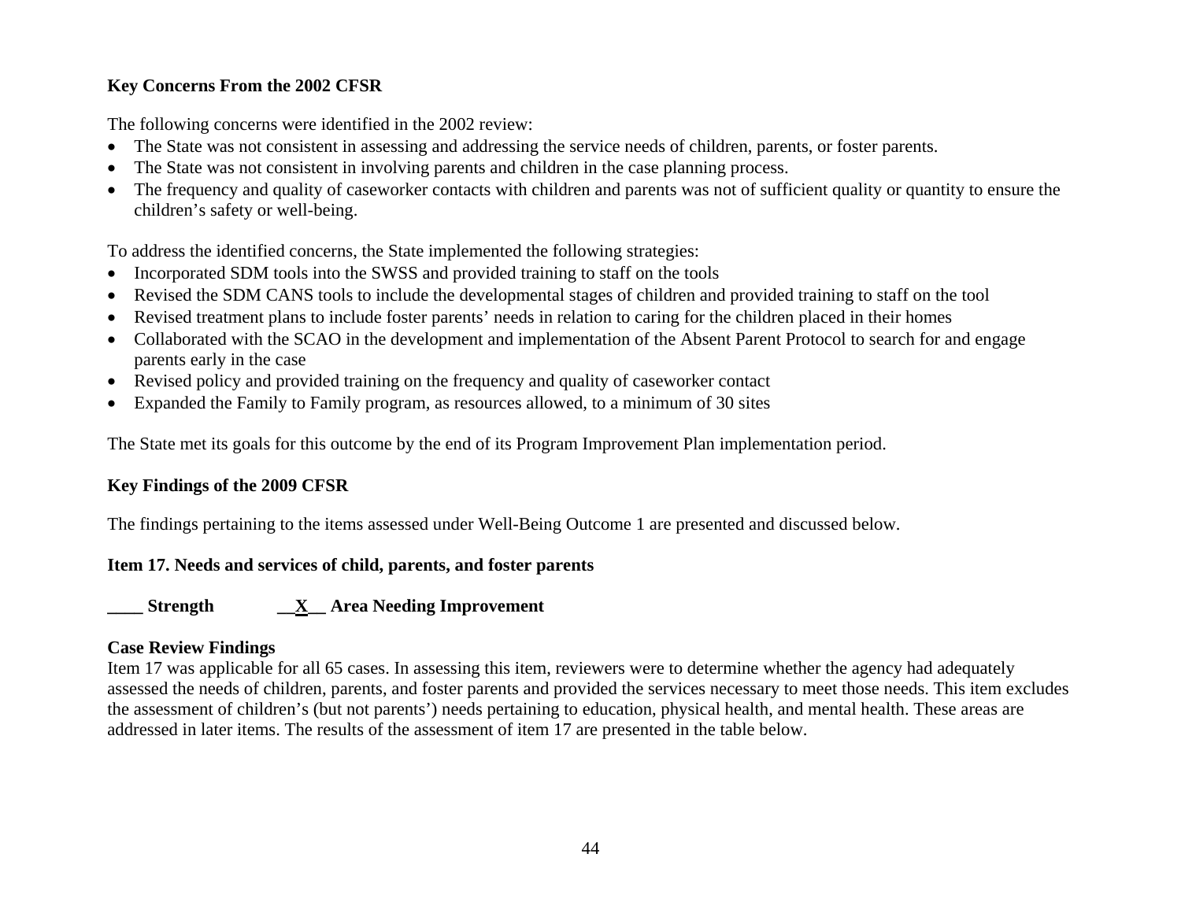**Key Concerns From the 2002 CFSR**

The following concerns were identified in the 2002 review:

- The State was not consistent in assessing and addressing the service needs of children, parents, or foster parents.
- The State was not consistent in involving parents and children in the case planning process.
- The frequency and quality of caseworker contacts with children and parents was not of sufficient quality or quantity to ensure the children's safety or well-being.

To address the identified concerns, the State implemented the following strategies:

- Incorporated SDM tools into the SWSS and provided training to staff on the tools
- Revised the SDM CANS tools to include the developmental stages of children and provided training to staff on the tool
- Revised treatment plans to include foster parents' needs in relation to caring for the children placed in their homes
- Collaborated with the SCAO in the development and implementation of the Absent Parent Protocol to search for and engage parents early in the case
- Revised policy and provided training on the frequency and quality of caseworker contact
- Expanded the Family to Family program, as resources allowed, to a minimum of 30 sites

The State met its goals for this outcome by the end of its Program Improvement Plan implementation period.

**Key Findings of the 2009 CFSR**

The findings pertaining to the items assessed under Well-Being Outcome 1 are presented and discussed below.

**Item 17. Needs and services of child, parents, and foster parents**

**____ Strength __X__ Area Needing Improvement**

**Case Review Findings**

Item 17 was applicable for all 65 cases. In assessing this item, reviewers were to determine whether the agency had adequately assessed the needs of children, parents, and foster parents and provided the services necessary to meet those needs. This item excludes the assessment of children's (but not parents') needs pertaining to education, physical health, and mental health. These areas are addressed in later items. The results of the assessment of item 17 are presented in the table below.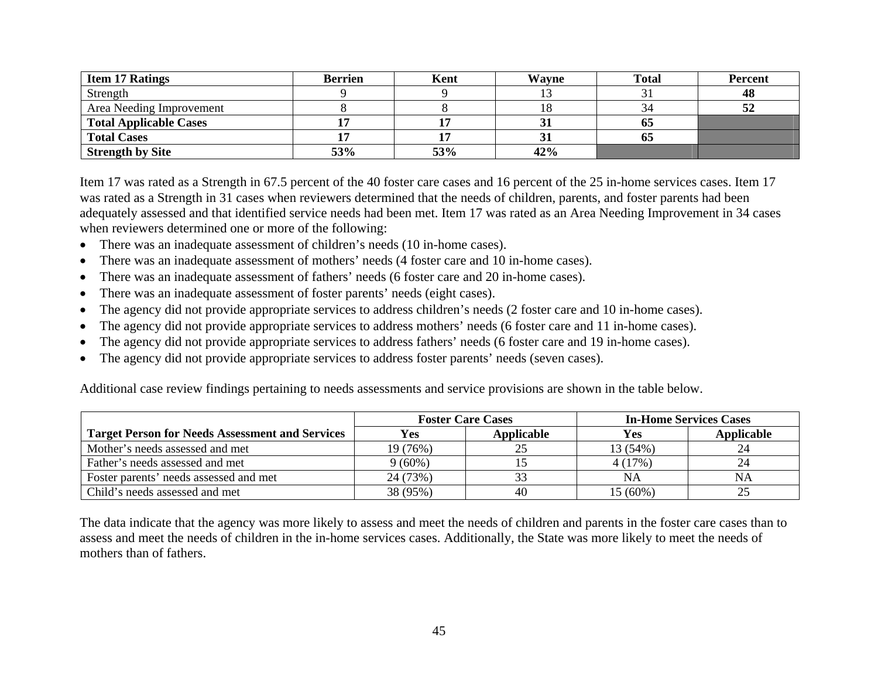| **Item 17 Ratings** | **Berrien** | **Kent** | **Wayne** | **Total** | **Percent** |
|---|---|---|---|---|---|
| Strength | 9 | 9 | 13 | 31 | **48** |
| Area Needing Improvement | 8 | 8 | 18 | 34 | **52** |
| **Total Applicable Cases** | **17** | **17** | **31** | **65** | |
| **Total Cases** | **17** | **17** | **31** | **65** | |
| **Strength by Site** | **53%** | **53%** | **42%** | | |

Item 17 was rated as a Strength in 67.5 percent of the 40 foster care cases and 16 percent of the 25 in-home services cases. Item 17 was rated as a Strength in 31 cases when reviewers determined that the needs of children, parents, and foster parents had been adequately assessed and that identified service needs had been met. Item 17 was rated as an Area Needing Improvement in 34 cases when reviewers determined one or more of the following:

- There was an inadequate assessment of children's needs (10 in-home cases).
- There was an inadequate assessment of mothers' needs (4 foster care and 10 in-home cases).
- There was an inadequate assessment of fathers' needs (6 foster care and 20 in-home cases).
- There was an inadequate assessment of foster parents' needs (eight cases).
- The agency did not provide appropriate services to address children's needs (2 foster care and 10 in-home cases).
- The agency did not provide appropriate services to address mothers' needs (6 foster care and 11 in-home cases).
- The agency did not provide appropriate services to address fathers' needs (6 foster care and 19 in-home cases).
- The agency did not provide appropriate services to address foster parents' needs (seven cases).

Additional case review findings pertaining to needs assessments and service provisions are shown in the table below.

| | **Foster Care Cases** | | **In-Home Services Cases** | |
|---|---|---|---|---|
| **Target Person for Needs Assessment and Services** | **Yes** | **Applicable** | **Yes** | **Applicable** |
| Mother's needs assessed and met | 19 (76%) | 25 | 13 (54%) | 24 |
| Father's needs assessed and met | 9 (60%) | 15 | 4 (17%) | 24 |
| Foster parents' needs assessed and met | 24 (73%) | 33 | NA | NA |
| Child's needs assessed and met | 38 (95%) | 40 | 15 (60%) | 25 |

The data indicate that the agency was more likely to assess and meet the needs of children and parents in the foster care cases than to assess and meet the needs of children in the in-home services cases. Additionally, the State was more likely to meet the needs of mothers than of fathers.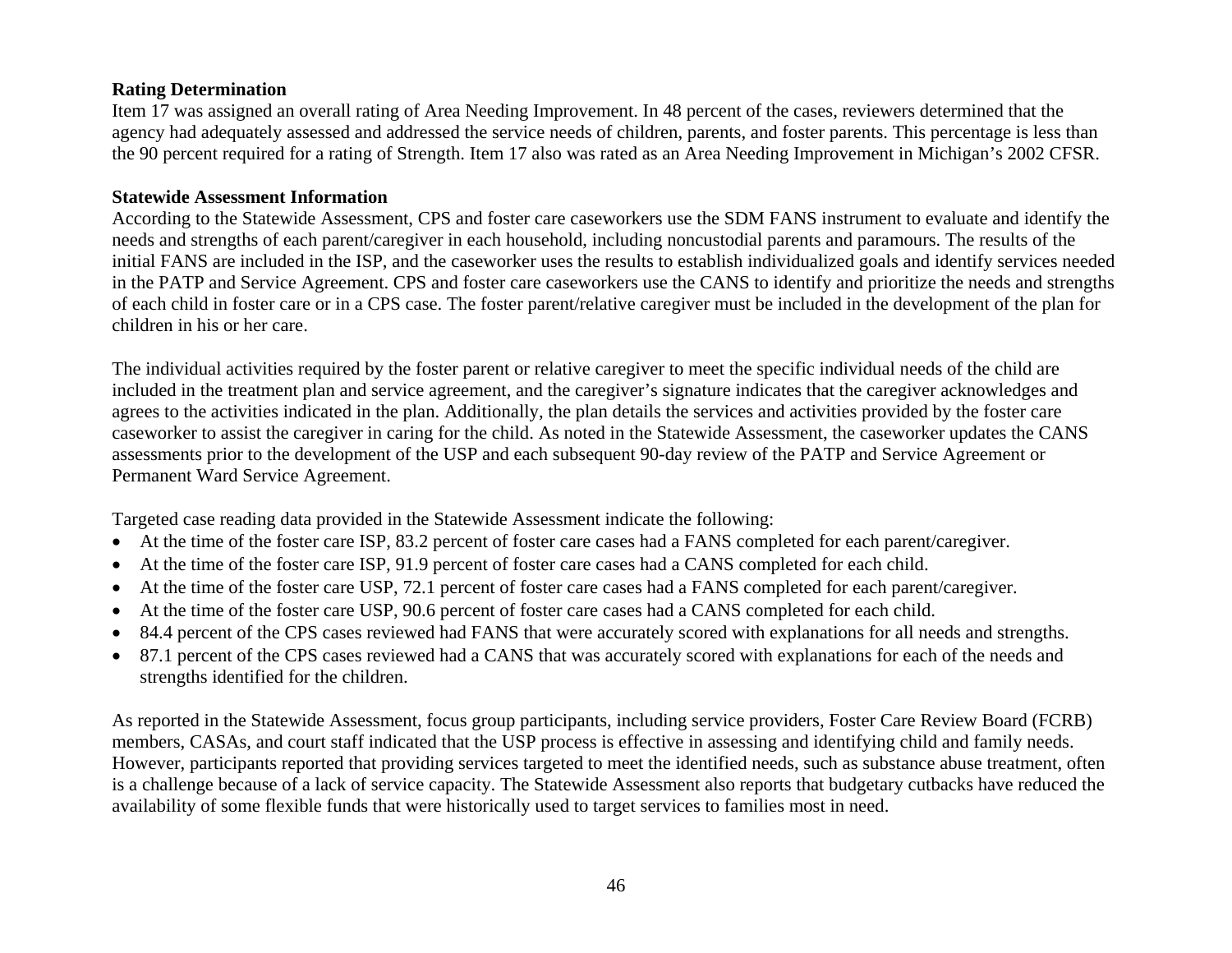**Rating Determination**

Item 17 was assigned an overall rating of Area Needing Improvement. In 48 percent of the cases, reviewers determined that the agency had adequately assessed and addressed the service needs of children, parents, and foster parents. This percentage is less than the 90 percent required for a rating of Strength. Item 17 also was rated as an Area Needing Improvement in Michigan's 2002 CFSR.

**Statewide Assessment Information**

According to the Statewide Assessment, CPS and foster care caseworkers use the SDM FANS instrument to evaluate and identify the needs and strengths of each parent/caregiver in each household, including noncustodial parents and paramours. The results of the initial FANS are included in the ISP, and the caseworker uses the results to establish individualized goals and identify services needed in the PATP and Service Agreement. CPS and foster care caseworkers use the CANS to identify and prioritize the needs and strengths of each child in foster care or in a CPS case. The foster parent/relative caregiver must be included in the development of the plan for children in his or her care.

The individual activities required by the foster parent or relative caregiver to meet the specific individual needs of the child are included in the treatment plan and service agreement, and the caregiver's signature indicates that the caregiver acknowledges and agrees to the activities indicated in the plan. Additionally, the plan details the services and activities provided by the foster care caseworker to assist the caregiver in caring for the child. As noted in the Statewide Assessment, the caseworker updates the CANS assessments prior to the development of the USP and each subsequent 90-day review of the PATP and Service Agreement or Permanent Ward Service Agreement.

Targeted case reading data provided in the Statewide Assessment indicate the following:

- At the time of the foster care ISP, 83.2 percent of foster care cases had a FANS completed for each parent/caregiver.
- At the time of the foster care ISP, 91.9 percent of foster care cases had a CANS completed for each child.
- At the time of the foster care USP, 72.1 percent of foster care cases had a FANS completed for each parent/caregiver.
- At the time of the foster care USP, 90.6 percent of foster care cases had a CANS completed for each child.
- 84.4 percent of the CPS cases reviewed had FANS that were accurately scored with explanations for all needs and strengths.
- 87.1 percent of the CPS cases reviewed had a CANS that was accurately scored with explanations for each of the needs and strengths identified for the children.

As reported in the Statewide Assessment, focus group participants, including service providers, Foster Care Review Board (FCRB) members, CASAs, and court staff indicated that the USP process is effective in assessing and identifying child and family needs. However, participants reported that providing services targeted to meet the identified needs, such as substance abuse treatment, often is a challenge because of a lack of service capacity. The Statewide Assessment also reports that budgetary cutbacks have reduced the availability of some flexible funds that were historically used to target services to families most in need.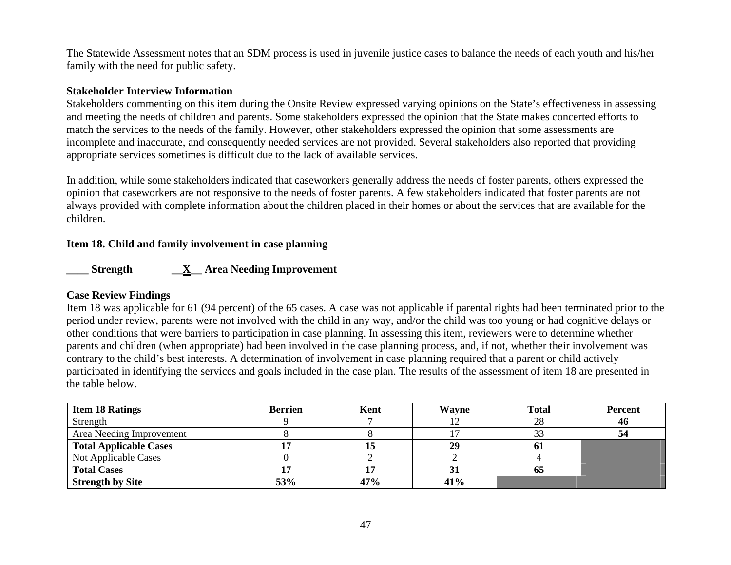The Statewide Assessment notes that an SDM process is used in juvenile justice cases to balance the needs of each youth and his/her family with the need for public safety.

**Stakeholder Interview Information**

Stakeholders commenting on this item during the Onsite Review expressed varying opinions on the State's effectiveness in assessing and meeting the needs of children and parents. Some stakeholders expressed the opinion that the State makes concerted efforts to match the services to the needs of the family. However, other stakeholders expressed the opinion that some assessments are incomplete and inaccurate, and consequently needed services are not provided. Several stakeholders also reported that providing appropriate services sometimes is difficult due to the lack of available services.

In addition, while some stakeholders indicated that caseworkers generally address the needs of foster parents, others expressed the opinion that caseworkers are not responsive to the needs of foster parents. A few stakeholders indicated that foster parents are not always provided with complete information about the children placed in their homes or about the services that are available for the children.

**Item 18. Child and family involvement in case planning**

**____ Strength __X__ Area Needing Improvement**

**Case Review Findings**

Item 18 was applicable for 61 (94 percent) of the 65 cases. A case was not applicable if parental rights had been terminated prior to the period under review, parents were not involved with the child in any way, and/or the child was too young or had cognitive delays or other conditions that were barriers to participation in case planning. In assessing this item, reviewers were to determine whether parents and children (when appropriate) had been involved in the case planning process, and, if not, whether their involvement was contrary to the child's best interests. A determination of involvement in case planning required that a parent or child actively participated in identifying the services and goals included in the case plan. The results of the assessment of item 18 are presented in the table below.

| **Item 18 Ratings** | **Berrien** | **Kent** | **Wayne** | **Total** | **Percent** |
|---|---|---|---|---|---|
| Strength | 9 | 7 | 12 | 28 | **46** |
| Area Needing Improvement | 8 | 8 | 17 | 33 | **54** |
| **Total Applicable Cases** | **17** | **15** | **29** | **61** | |
| Not Applicable Cases | 0 | 2 | 2 | 4 | |
| **Total Cases** | **17** | **17** | **31** | **65** | |
| **Strength by Site** | **53%** | **47%** | **41%** | | |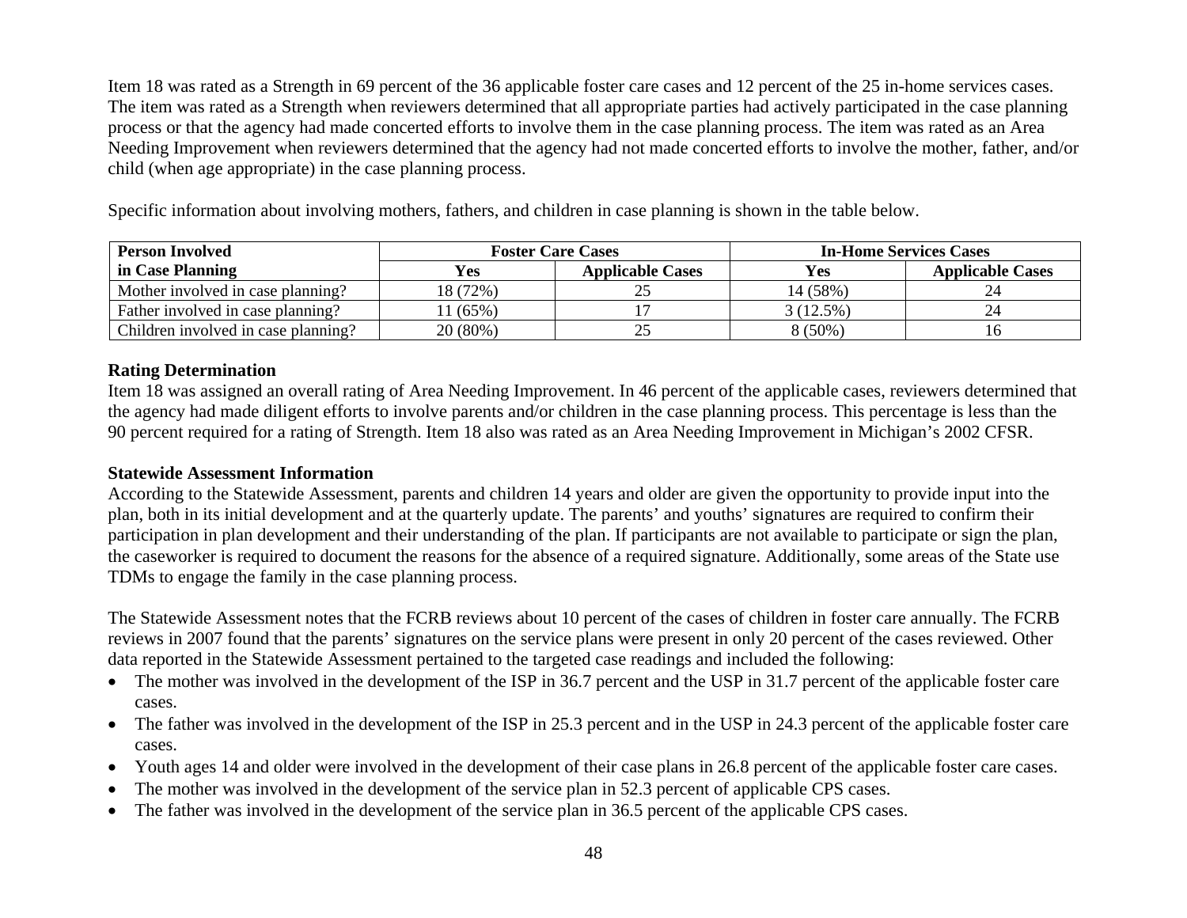Item 18 was rated as a Strength in 69 percent of the 36 applicable foster care cases and 12 percent of the 25 in-home services cases. The item was rated as a Strength when reviewers determined that all appropriate parties had actively participated in the case planning process or that the agency had made concerted efforts to involve them in the case planning process. The item was rated as an Area Needing Improvement when reviewers determined that the agency had not made concerted efforts to involve the mother, father, and/or child (when age appropriate) in the case planning process.

Specific information about involving mothers, fathers, and children in case planning is shown in the table below.

| Person Involved in Case Planning | Foster Care Cases | | In-Home Services Cases | |
|---|---|---|---|---|
| | Yes | Applicable Cases | Yes | Applicable Cases |
| Mother involved in case planning? | 18 (72%) | 25 | 14 (58%) | 24 |
| Father involved in case planning? | 11 (65%) | 17 | 3 (12.5%) | 24 |
| Children involved in case planning? | 20 (80%) | 25 | 8 (50%) | 16 |

**Rating Determination**

Item 18 was assigned an overall rating of Area Needing Improvement. In 46 percent of the applicable cases, reviewers determined that the agency had made diligent efforts to involve parents and/or children in the case planning process. This percentage is less than the 90 percent required for a rating of Strength. Item 18 also was rated as an Area Needing Improvement in Michigan's 2002 CFSR.

**Statewide Assessment Information**

According to the Statewide Assessment, parents and children 14 years and older are given the opportunity to provide input into the plan, both in its initial development and at the quarterly update. The parents' and youths' signatures are required to confirm their participation in plan development and their understanding of the plan. If participants are not available to participate or sign the plan, the caseworker is required to document the reasons for the absence of a required signature. Additionally, some areas of the State use TDMs to engage the family in the case planning process.

The Statewide Assessment notes that the FCRB reviews about 10 percent of the cases of children in foster care annually. The FCRB reviews in 2007 found that the parents' signatures on the service plans were present in only 20 percent of the cases reviewed. Other data reported in the Statewide Assessment pertained to the targeted case readings and included the following:

- The mother was involved in the development of the ISP in 36.7 percent and the USP in 31.7 percent of the applicable foster care cases.
- The father was involved in the development of the ISP in 25.3 percent and in the USP in 24.3 percent of the applicable foster care cases.
- Youth ages 14 and older were involved in the development of their case plans in 26.8 percent of the applicable foster care cases.
- The mother was involved in the development of the service plan in 52.3 percent of applicable CPS cases.
- The father was involved in the development of the service plan in 36.5 percent of the applicable CPS cases.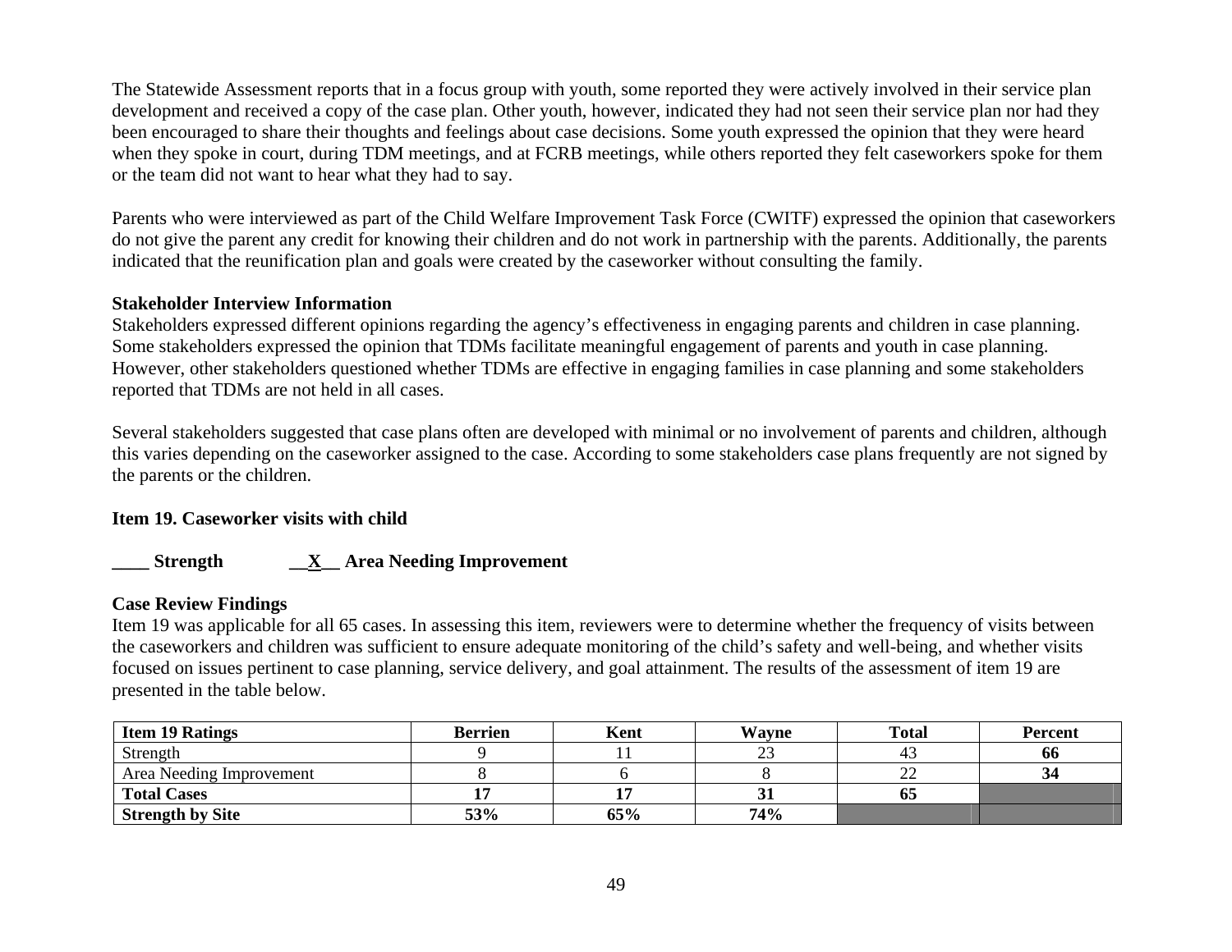The Statewide Assessment reports that in a focus group with youth, some reported they were actively involved in their service plan development and received a copy of the case plan. Other youth, however, indicated they had not seen their service plan nor had they been encouraged to share their thoughts and feelings about case decisions. Some youth expressed the opinion that they were heard when they spoke in court, during TDM meetings, and at FCRB meetings, while others reported they felt caseworkers spoke for them or the team did not want to hear what they had to say.

Parents who were interviewed as part of the Child Welfare Improvement Task Force (CWITF) expressed the opinion that caseworkers do not give the parent any credit for knowing their children and do not work in partnership with the parents. Additionally, the parents indicated that the reunification plan and goals were created by the caseworker without consulting the family.

**Stakeholder Interview Information**

Stakeholders expressed different opinions regarding the agency's effectiveness in engaging parents and children in case planning. Some stakeholders expressed the opinion that TDMs facilitate meaningful engagement of parents and youth in case planning. However, other stakeholders questioned whether TDMs are effective in engaging families in case planning and some stakeholders reported that TDMs are not held in all cases.

Several stakeholders suggested that case plans often are developed with minimal or no involvement of parents and children, although this varies depending on the caseworker assigned to the case. According to some stakeholders case plans frequently are not signed by the parents or the children.

**Item 19. Caseworker visits with child**

**____ Strength __X__ Area Needing Improvement**

**Case Review Findings**

Item 19 was applicable for all 65 cases. In assessing this item, reviewers were to determine whether the frequency of visits between the caseworkers and children was sufficient to ensure adequate monitoring of the child's safety and well-being, and whether visits focused on issues pertinent to case planning, service delivery, and goal attainment. The results of the assessment of item 19 are presented in the table below.

| **Item 19 Ratings** | **Berrien** | **Kent** | **Wayne** | **Total** | **Percent** |
|---|---|---|---|---|---|
| Strength | 9 | 11 | 23 | 43 | **66** |
| Area Needing Improvement | 8 | 6 | 8 | 22 | **34** |
| **Total Cases** | **17** | **17** | **31** | **65** | |
| **Strength by Site** | **53%** | **65%** | **74%** | | |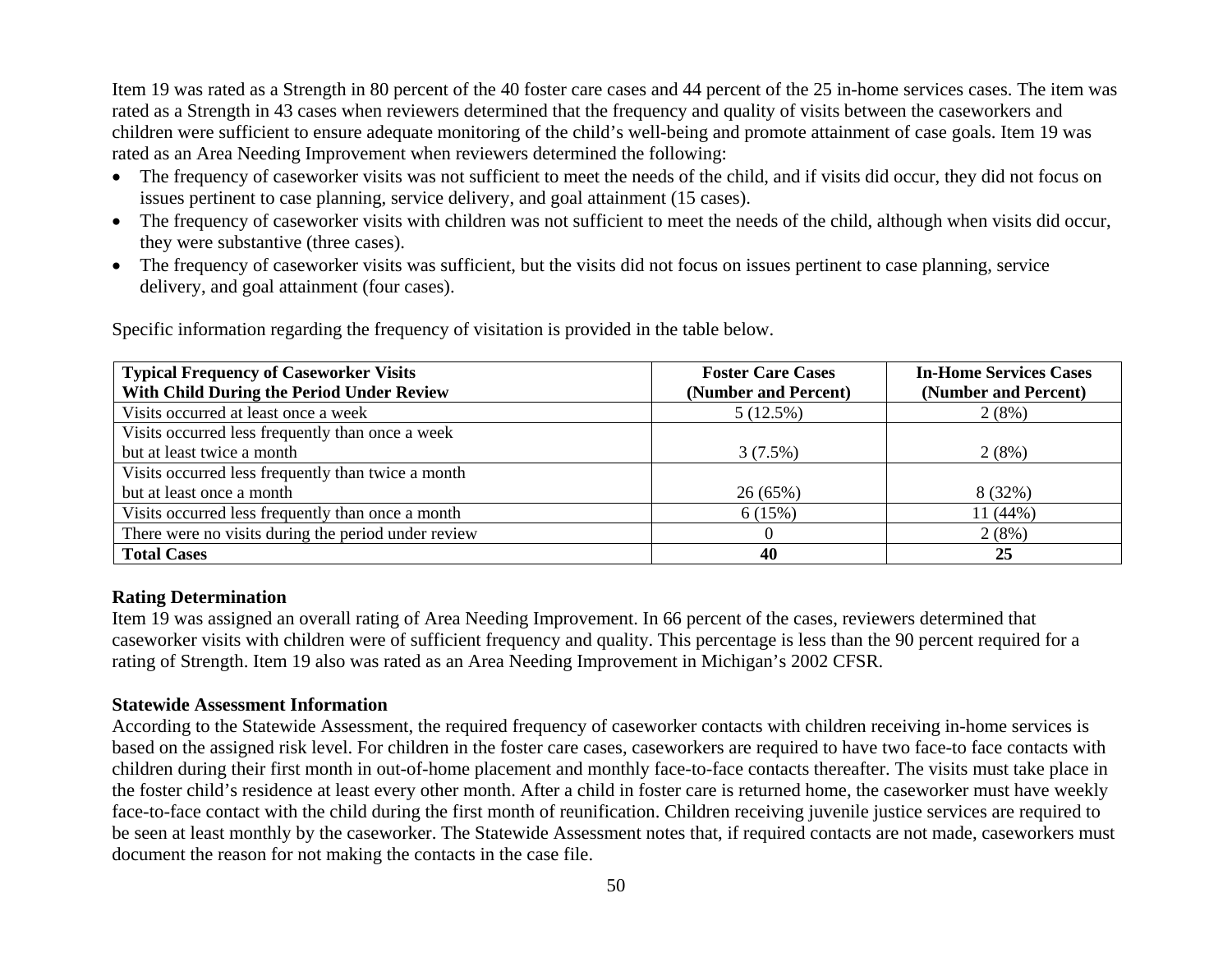Item 19 was rated as a Strength in 80 percent of the 40 foster care cases and 44 percent of the 25 in-home services cases. The item was rated as a Strength in 43 cases when reviewers determined that the frequency and quality of visits between the caseworkers and children were sufficient to ensure adequate monitoring of the child's well-being and promote attainment of case goals. Item 19 was rated as an Area Needing Improvement when reviewers determined the following:

- The frequency of caseworker visits was not sufficient to meet the needs of the child, and if visits did occur, they did not focus on issues pertinent to case planning, service delivery, and goal attainment (15 cases).
- The frequency of caseworker visits with children was not sufficient to meet the needs of the child, although when visits did occur, they were substantive (three cases).
- The frequency of caseworker visits was sufficient, but the visits did not focus on issues pertinent to case planning, service delivery, and goal attainment (four cases).

Specific information regarding the frequency of visitation is provided in the table below.

| Typical Frequency of Caseworker Visits With Child During the Period Under Review | Foster Care Cases (Number and Percent) | In-Home Services Cases (Number and Percent) |
|---|---|---|
| Visits occurred at least once a week | 5 (12.5%) | 2 (8%) |
| Visits occurred less frequently than once a week but at least twice a month | 3 (7.5%) | 2 (8%) |
| Visits occurred less frequently than twice a month but at least once a month | 26 (65%) | 8 (32%) |
| Visits occurred less frequently than once a month | 6 (15%) | 11 (44%) |
| There were no visits during the period under review | 0 | 2 (8%) |
| **Total Cases** | **40** | **25** |

**Rating Determination**

Item 19 was assigned an overall rating of Area Needing Improvement. In 66 percent of the cases, reviewers determined that caseworker visits with children were of sufficient frequency and quality. This percentage is less than the 90 percent required for a rating of Strength. Item 19 also was rated as an Area Needing Improvement in Michigan's 2002 CFSR.

**Statewide Assessment Information**

According to the Statewide Assessment, the required frequency of caseworker contacts with children receiving in-home services is based on the assigned risk level. For children in the foster care cases, caseworkers are required to have two face-to face contacts with children during their first month in out-of-home placement and monthly face-to-face contacts thereafter. The visits must take place in the foster child's residence at least every other month. After a child in foster care is returned home, the caseworker must have weekly face-to-face contact with the child during the first month of reunification. Children receiving juvenile justice services are required to be seen at least monthly by the caseworker. The Statewide Assessment notes that, if required contacts are not made, caseworkers must document the reason for not making the contacts in the case file.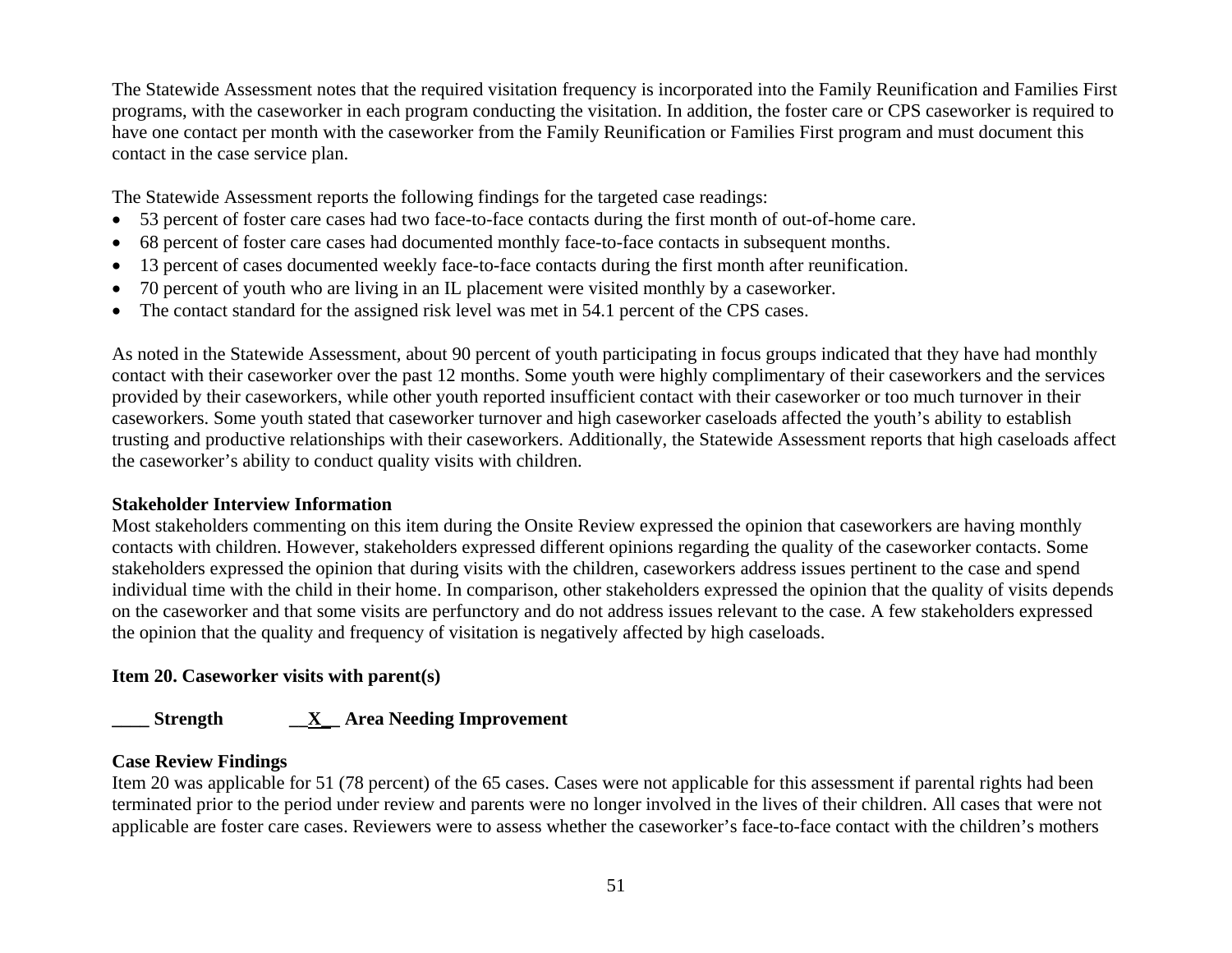The Statewide Assessment notes that the required visitation frequency is incorporated into the Family Reunification and Families First programs, with the caseworker in each program conducting the visitation. In addition, the foster care or CPS caseworker is required to have one contact per month with the caseworker from the Family Reunification or Families First program and must document this contact in the case service plan.

The Statewide Assessment reports the following findings for the targeted case readings:

- 53 percent of foster care cases had two face-to-face contacts during the first month of out-of-home care.
- 68 percent of foster care cases had documented monthly face-to-face contacts in subsequent months.
- 13 percent of cases documented weekly face-to-face contacts during the first month after reunification.
- 70 percent of youth who are living in an IL placement were visited monthly by a caseworker.
- The contact standard for the assigned risk level was met in 54.1 percent of the CPS cases.

As noted in the Statewide Assessment, about 90 percent of youth participating in focus groups indicated that they have had monthly contact with their caseworker over the past 12 months. Some youth were highly complimentary of their caseworkers and the services provided by their caseworkers, while other youth reported insufficient contact with their caseworker or too much turnover in their caseworkers. Some youth stated that caseworker turnover and high caseworker caseloads affected the youth's ability to establish trusting and productive relationships with their caseworkers. Additionally, the Statewide Assessment reports that high caseloads affect the caseworker's ability to conduct quality visits with children.

**Stakeholder Interview Information**

Most stakeholders commenting on this item during the Onsite Review expressed the opinion that caseworkers are having monthly contacts with children. However, stakeholders expressed different opinions regarding the quality of the caseworker contacts. Some stakeholders expressed the opinion that during visits with the children, caseworkers address issues pertinent to the case and spend individual time with the child in their home. In comparison, other stakeholders expressed the opinion that the quality of visits depends on the caseworker and that some visits are perfunctory and do not address issues relevant to the case. A few stakeholders expressed the opinion that the quality and frequency of visitation is negatively affected by high caseloads.

**Item 20. Caseworker visits with parent(s)**

**____ Strength __X__ Area Needing Improvement**

**Case Review Findings**

Item 20 was applicable for 51 (78 percent) of the 65 cases. Cases were not applicable for this assessment if parental rights had been terminated prior to the period under review and parents were no longer involved in the lives of their children. All cases that were not applicable are foster care cases. Reviewers were to assess whether the caseworker's face-to-face contact with the children's mothers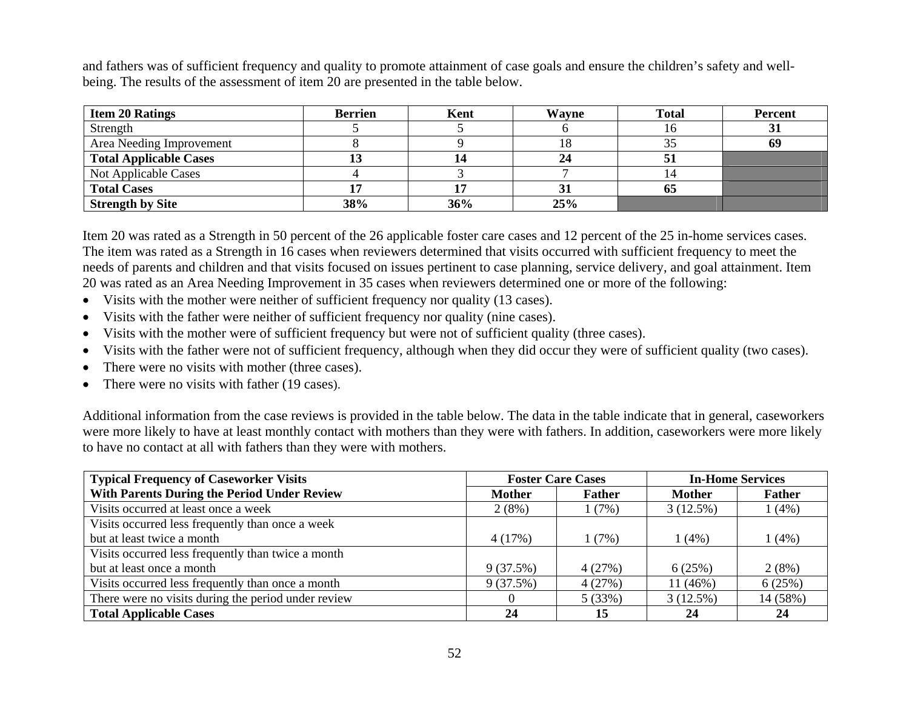and fathers was of sufficient frequency and quality to promote attainment of case goals and ensure the children's safety and well-being. The results of the assessment of item 20 are presented in the table below.

| **Item 20 Ratings** | **Berrien** | **Kent** | **Wayne** | **Total** | **Percent** |
|---|---|---|---|---|---|
| Strength | 5 | 5 | 6 | 16 | **31** |
| Area Needing Improvement | 8 | 9 | 18 | 35 | **69** |
| **Total Applicable Cases** | **13** | **14** | **24** | **51** | |
| Not Applicable Cases | 4 | 3 | 7 | 14 | |
| **Total Cases** | **17** | **17** | **31** | **65** | |
| **Strength by Site** | **38%** | **36%** | **25%** | | |

Item 20 was rated as a Strength in 50 percent of the 26 applicable foster care cases and 12 percent of the 25 in-home services cases. The item was rated as a Strength in 16 cases when reviewers determined that visits occurred with sufficient frequency to meet the needs of parents and children and that visits focused on issues pertinent to case planning, service delivery, and goal attainment. Item 20 was rated as an Area Needing Improvement in 35 cases when reviewers determined one or more of the following:

- Visits with the mother were neither of sufficient frequency nor quality (13 cases).
- Visits with the father were neither of sufficient frequency nor quality (nine cases).
- Visits with the mother were of sufficient frequency but were not of sufficient quality (three cases).
- Visits with the father were not of sufficient frequency, although when they did occur they were of sufficient quality (two cases).
- There were no visits with mother (three cases).
- There were no visits with father (19 cases).

Additional information from the case reviews is provided in the table below. The data in the table indicate that in general, caseworkers were more likely to have at least monthly contact with mothers than they were with fathers. In addition, caseworkers were more likely to have no contact at all with fathers than they were with mothers.

| **Typical Frequency of Caseworker Visits With Parents During the Period Under Review** | **Foster Care Cases** | | **In-Home Services** | |
|---|---|---|---|---|
| | **Mother** | **Father** | **Mother** | **Father** |
| Visits occurred at least once a week | 2 (8%) | 1 (7%) | 3 (12.5%) | 1 (4%) |
| Visits occurred less frequently than once a week but at least twice a month | 4 (17%) | 1 (7%) | 1 (4%) | 1 (4%) |
| Visits occurred less frequently than twice a month but at least once a month | 9 (37.5%) | 4 (27%) | 6 (25%) | 2 (8%) |
| Visits occurred less frequently than once a month | 9 (37.5%) | 4 (27%) | 11 (46%) | 6 (25%) |
| There were no visits during the period under review | 0 | 5 (33%) | 3 (12.5%) | 14 (58%) |
| **Total Applicable Cases** | **24** | **15** | **24** | **24** |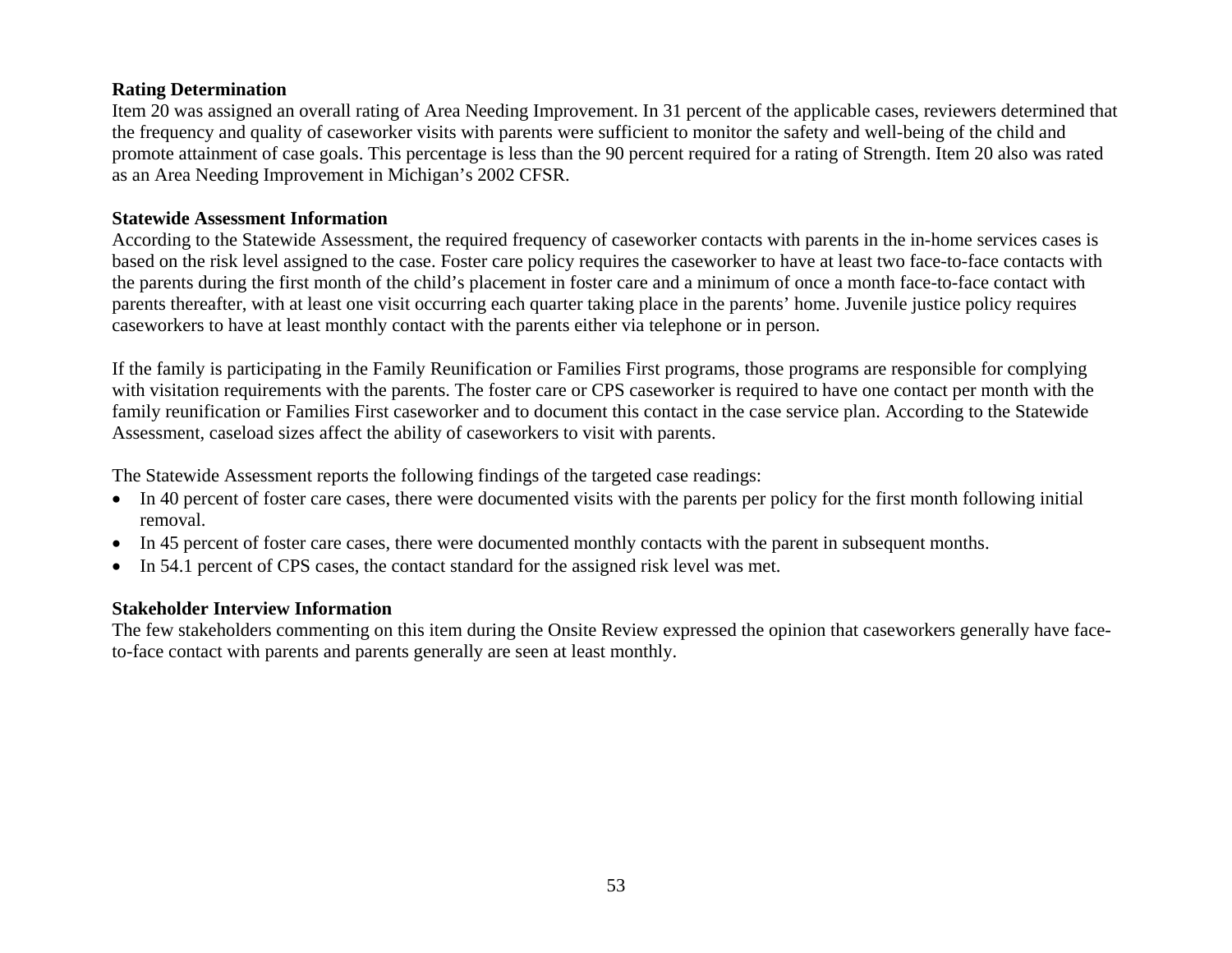**Rating Determination**

Item 20 was assigned an overall rating of Area Needing Improvement. In 31 percent of the applicable cases, reviewers determined that the frequency and quality of caseworker visits with parents were sufficient to monitor the safety and well-being of the child and promote attainment of case goals. This percentage is less than the 90 percent required for a rating of Strength. Item 20 also was rated as an Area Needing Improvement in Michigan's 2002 CFSR.

**Statewide Assessment Information**

According to the Statewide Assessment, the required frequency of caseworker contacts with parents in the in-home services cases is based on the risk level assigned to the case. Foster care policy requires the caseworker to have at least two face-to-face contacts with the parents during the first month of the child's placement in foster care and a minimum of once a month face-to-face contact with parents thereafter, with at least one visit occurring each quarter taking place in the parents' home. Juvenile justice policy requires caseworkers to have at least monthly contact with the parents either via telephone or in person.

If the family is participating in the Family Reunification or Families First programs, those programs are responsible for complying with visitation requirements with the parents. The foster care or CPS caseworker is required to have one contact per month with the family reunification or Families First caseworker and to document this contact in the case service plan. According to the Statewide Assessment, caseload sizes affect the ability of caseworkers to visit with parents.

The Statewide Assessment reports the following findings of the targeted case readings:

- In 40 percent of foster care cases, there were documented visits with the parents per policy for the first month following initial removal.
- In 45 percent of foster care cases, there were documented monthly contacts with the parent in subsequent months.
- In 54.1 percent of CPS cases, the contact standard for the assigned risk level was met.

**Stakeholder Interview Information**

The few stakeholders commenting on this item during the Onsite Review expressed the opinion that caseworkers generally have face-to-face contact with parents and parents generally are seen at least monthly.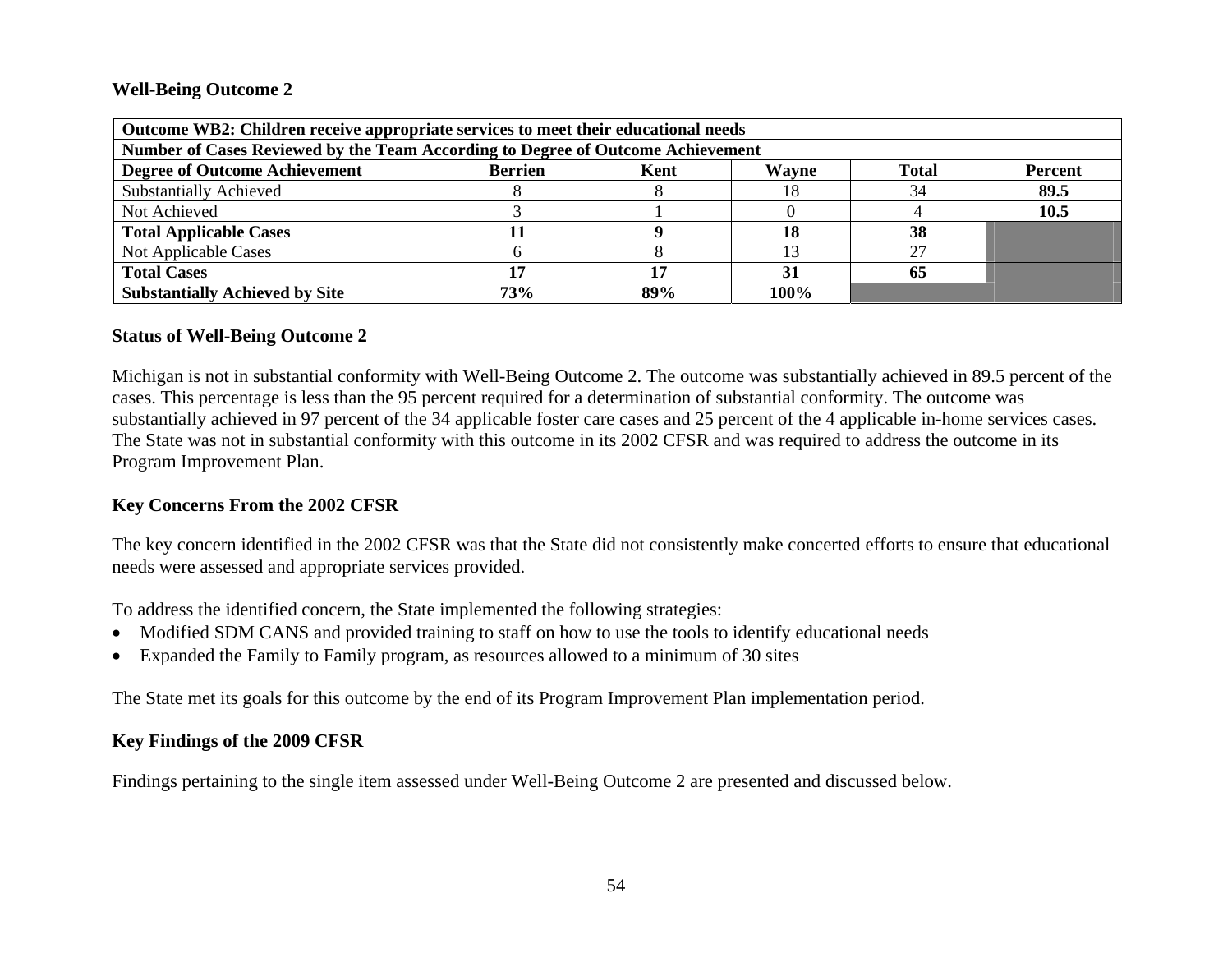## Well-Being Outcome 2

| Outcome WB2: Children receive appropriate services to meet their educational needs | | | | | |
|---|---|---|---|---|---|
| **Number of Cases Reviewed by the Team According to Degree of Outcome Achievement** | | | | | |
| **Degree of Outcome Achievement** | **Berrien** | **Kent** | **Wayne** | **Total** | **Percent** |
| Substantially Achieved | 8 | 8 | 18 | 34 | **89.5** |
| Not Achieved | 3 | 1 | 0 | 4 | **10.5** |
| **Total Applicable Cases** | **11** | **9** | **18** | **38** | |
| Not Applicable Cases | 6 | 8 | 13 | 27 | |
| **Total Cases** | **17** | **17** | **31** | **65** | |
| **Substantially Achieved by Site** | **73%** | **89%** | **100%** | | |

## Status of Well-Being Outcome 2

Michigan is not in substantial conformity with Well-Being Outcome 2. The outcome was substantially achieved in 89.5 percent of the cases. This percentage is less than the 95 percent required for a determination of substantial conformity. The outcome was substantially achieved in 97 percent of the 34 applicable foster care cases and 25 percent of the 4 applicable in-home services cases. The State was not in substantial conformity with this outcome in its 2002 CFSR and was required to address the outcome in its Program Improvement Plan.

## Key Concerns From the 2002 CFSR

The key concern identified in the 2002 CFSR was that the State did not consistently make concerted efforts to ensure that educational needs were assessed and appropriate services provided.

To address the identified concern, the State implemented the following strategies:

- Modified SDM CANS and provided training to staff on how to use the tools to identify educational needs
- Expanded the Family to Family program, as resources allowed to a minimum of 30 sites

The State met its goals for this outcome by the end of its Program Improvement Plan implementation period.

## Key Findings of the 2009 CFSR

Findings pertaining to the single item assessed under Well-Being Outcome 2 are presented and discussed below.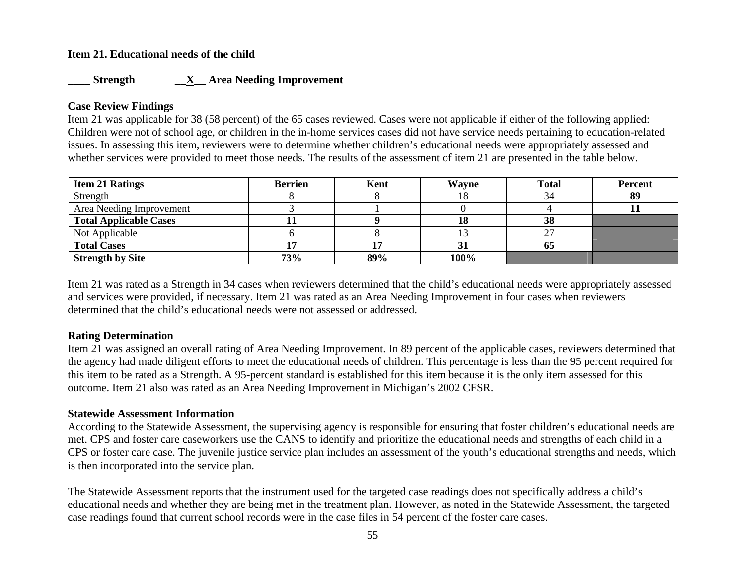**Item 21. Educational needs of the child**

**____ Strength __X__ Area Needing Improvement**

**Case Review Findings**

Item 21 was applicable for 38 (58 percent) of the 65 cases reviewed. Cases were not applicable if either of the following applied: Children were not of school age, or children in the in-home services cases did not have service needs pertaining to education-related issues. In assessing this item, reviewers were to determine whether children's educational needs were appropriately assessed and whether services were provided to meet those needs. The results of the assessment of item 21 are presented in the table below.

| Item 21 Ratings | Berrien | Kent | Wayne | Total | Percent |
|---|---|---|---|---|---|
| Strength | 8 | 8 | 18 | 34 | **89** |
| Area Needing Improvement | 3 | 1 | 0 | 4 | **11** |
| **Total Applicable Cases** | **11** | **9** | **18** | **38** | |
| Not Applicable | 6 | 8 | 13 | 27 | |
| **Total Cases** | **17** | **17** | **31** | **65** | |
| **Strength by Site** | **73%** | **89%** | **100%** | | |

Item 21 was rated as a Strength in 34 cases when reviewers determined that the child's educational needs were appropriately assessed and services were provided, if necessary. Item 21 was rated as an Area Needing Improvement in four cases when reviewers determined that the child's educational needs were not assessed or addressed.

**Rating Determination**

Item 21 was assigned an overall rating of Area Needing Improvement. In 89 percent of the applicable cases, reviewers determined that the agency had made diligent efforts to meet the educational needs of children. This percentage is less than the 95 percent required for this item to be rated as a Strength. A 95-percent standard is established for this item because it is the only item assessed for this outcome. Item 21 also was rated as an Area Needing Improvement in Michigan's 2002 CFSR.

**Statewide Assessment Information**

According to the Statewide Assessment, the supervising agency is responsible for ensuring that foster children's educational needs are met. CPS and foster care caseworkers use the CANS to identify and prioritize the educational needs and strengths of each child in a CPS or foster care case. The juvenile justice service plan includes an assessment of the youth's educational strengths and needs, which is then incorporated into the service plan.

The Statewide Assessment reports that the instrument used for the targeted case readings does not specifically address a child's educational needs and whether they are being met in the treatment plan. However, as noted in the Statewide Assessment, the targeted case readings found that current school records were in the case files in 54 percent of the foster care cases.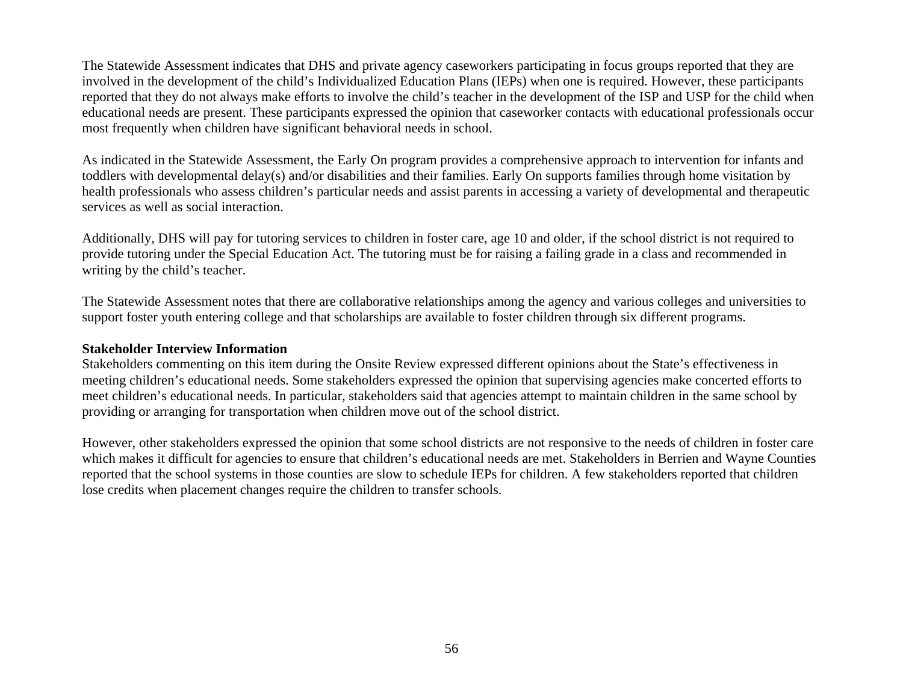The Statewide Assessment indicates that DHS and private agency caseworkers participating in focus groups reported that they are involved in the development of the child's Individualized Education Plans (IEPs) when one is required. However, these participants reported that they do not always make efforts to involve the child's teacher in the development of the ISP and USP for the child when educational needs are present. These participants expressed the opinion that caseworker contacts with educational professionals occur most frequently when children have significant behavioral needs in school.

As indicated in the Statewide Assessment, the Early On program provides a comprehensive approach to intervention for infants and toddlers with developmental delay(s) and/or disabilities and their families. Early On supports families through home visitation by health professionals who assess children's particular needs and assist parents in accessing a variety of developmental and therapeutic services as well as social interaction.

Additionally, DHS will pay for tutoring services to children in foster care, age 10 and older, if the school district is not required to provide tutoring under the Special Education Act. The tutoring must be for raising a failing grade in a class and recommended in writing by the child's teacher.

The Statewide Assessment notes that there are collaborative relationships among the agency and various colleges and universities to support foster youth entering college and that scholarships are available to foster children through six different programs.

**Stakeholder Interview Information**

Stakeholders commenting on this item during the Onsite Review expressed different opinions about the State's effectiveness in meeting children's educational needs. Some stakeholders expressed the opinion that supervising agencies make concerted efforts to meet children's educational needs. In particular, stakeholders said that agencies attempt to maintain children in the same school by providing or arranging for transportation when children move out of the school district.

However, other stakeholders expressed the opinion that some school districts are not responsive to the needs of children in foster care which makes it difficult for agencies to ensure that children's educational needs are met. Stakeholders in Berrien and Wayne Counties reported that the school systems in those counties are slow to schedule IEPs for children. A few stakeholders reported that children lose credits when placement changes require the children to transfer schools.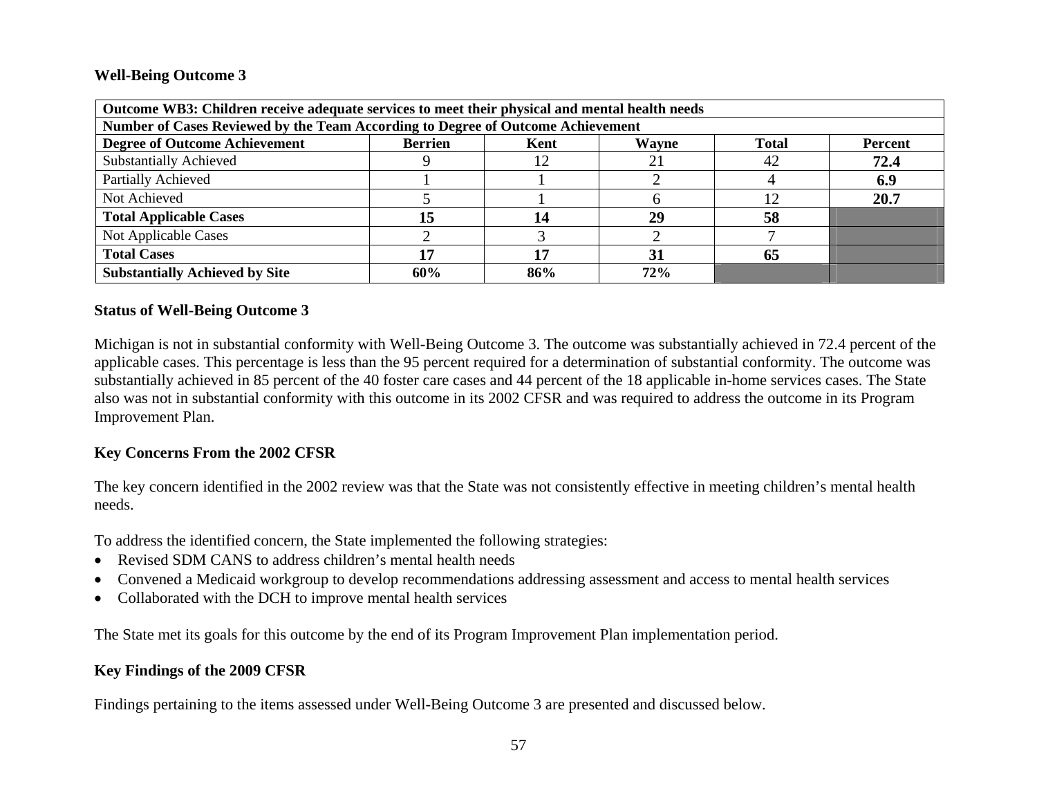### Well-Being Outcome 3

| Outcome WB3: Children receive adequate services to meet their physical and mental health needs | | | | | |
|---|---|---|---|---|---|
| **Number of Cases Reviewed by the Team According to Degree of Outcome Achievement** | | | | | |
| **Degree of Outcome Achievement** | **Berrien** | **Kent** | **Wayne** | **Total** | **Percent** |
| Substantially Achieved | 9 | 12 | 21 | 42 | **72.4** |
| Partially Achieved | 1 | 1 | 2 | 4 | **6.9** |
| Not Achieved | 5 | 1 | 6 | 12 | **20.7** |
| **Total Applicable Cases** | **15** | **14** | **29** | **58** | |
| Not Applicable Cases | 2 | 3 | 2 | 7 | |
| **Total Cases** | **17** | **17** | **31** | **65** | |
| **Substantially Achieved by Site** | **60%** | **86%** | **72%** | | |

### Status of Well-Being Outcome 3

Michigan is not in substantial conformity with Well-Being Outcome 3. The outcome was substantially achieved in 72.4 percent of the applicable cases. This percentage is less than the 95 percent required for a determination of substantial conformity. The outcome was substantially achieved in 85 percent of the 40 foster care cases and 44 percent of the 18 applicable in-home services cases. The State also was not in substantial conformity with this outcome in its 2002 CFSR and was required to address the outcome in its Program Improvement Plan.

### Key Concerns From the 2002 CFSR

The key concern identified in the 2002 review was that the State was not consistently effective in meeting children's mental health needs.

To address the identified concern, the State implemented the following strategies:

- Revised SDM CANS to address children's mental health needs
- Convened a Medicaid workgroup to develop recommendations addressing assessment and access to mental health services
- Collaborated with the DCH to improve mental health services

The State met its goals for this outcome by the end of its Program Improvement Plan implementation period.

### Key Findings of the 2009 CFSR

Findings pertaining to the items assessed under Well-Being Outcome 3 are presented and discussed below.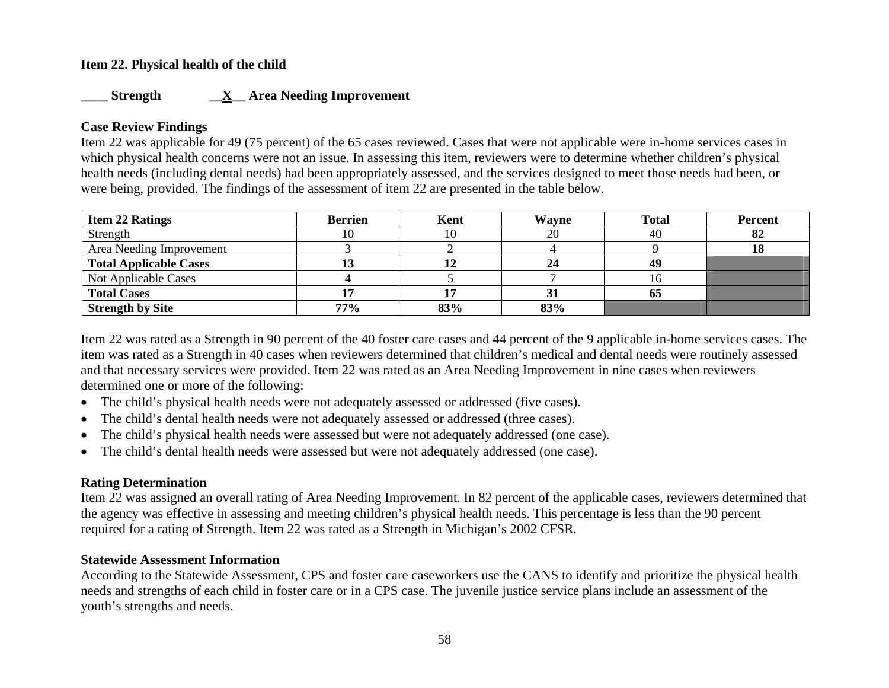**Item 22. Physical health of the child**

**____ Strength __X__ Area Needing Improvement**

**Case Review Findings**

Item 22 was applicable for 49 (75 percent) of the 65 cases reviewed. Cases that were not applicable were in-home services cases in which physical health concerns were not an issue. In assessing this item, reviewers were to determine whether children's physical health needs (including dental needs) had been appropriately assessed, and the services designed to meet those needs had been, or were being, provided. The findings of the assessment of item 22 are presented in the table below.

| **Item 22 Ratings** | **Berrien** | **Kent** | **Wayne** | **Total** | **Percent** |
|---|---|---|---|---|---|
| Strength | 10 | 10 | 20 | 40 | **82** |
| Area Needing Improvement | 3 | 2 | 4 | 9 | **18** |
| **Total Applicable Cases** | **13** | **12** | **24** | **49** | |
| Not Applicable Cases | 4 | 5 | 7 | 16 | |
| **Total Cases** | **17** | **17** | **31** | **65** | |
| **Strength by Site** | **77%** | **83%** | **83%** | | |

Item 22 was rated as a Strength in 90 percent of the 40 foster care cases and 44 percent of the 9 applicable in-home services cases. The item was rated as a Strength in 40 cases when reviewers determined that children's medical and dental needs were routinely assessed and that necessary services were provided. Item 22 was rated as an Area Needing Improvement in nine cases when reviewers determined one or more of the following:

- The child's physical health needs were not adequately assessed or addressed (five cases).
- The child's dental health needs were not adequately assessed or addressed (three cases).
- The child's physical health needs were assessed but were not adequately addressed (one case).
- The child's dental health needs were assessed but were not adequately addressed (one case).

**Rating Determination**

Item 22 was assigned an overall rating of Area Needing Improvement. In 82 percent of the applicable cases, reviewers determined that the agency was effective in assessing and meeting children's physical health needs. This percentage is less than the 90 percent required for a rating of Strength. Item 22 was rated as a Strength in Michigan's 2002 CFSR.

**Statewide Assessment Information**

According to the Statewide Assessment, CPS and foster care caseworkers use the CANS to identify and prioritize the physical health needs and strengths of each child in foster care or in a CPS case. The juvenile justice service plans include an assessment of the youth's strengths and needs.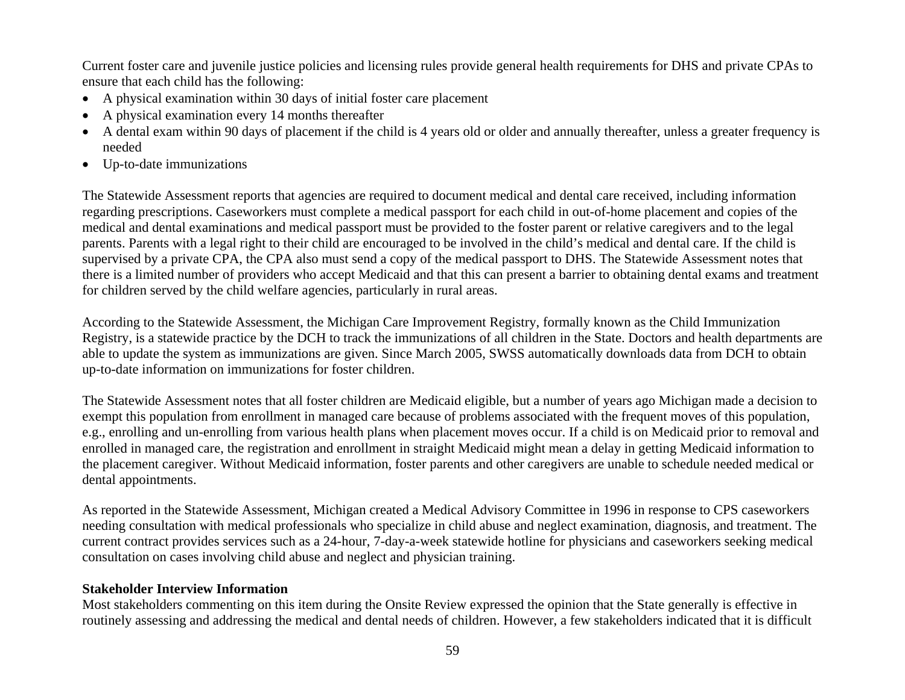Current foster care and juvenile justice policies and licensing rules provide general health requirements for DHS and private CPAs to ensure that each child has the following:

- A physical examination within 30 days of initial foster care placement
- A physical examination every 14 months thereafter
- A dental exam within 90 days of placement if the child is 4 years old or older and annually thereafter, unless a greater frequency is needed
- Up-to-date immunizations

The Statewide Assessment reports that agencies are required to document medical and dental care received, including information regarding prescriptions. Caseworkers must complete a medical passport for each child in out-of-home placement and copies of the medical and dental examinations and medical passport must be provided to the foster parent or relative caregivers and to the legal parents. Parents with a legal right to their child are encouraged to be involved in the child's medical and dental care. If the child is supervised by a private CPA, the CPA also must send a copy of the medical passport to DHS. The Statewide Assessment notes that there is a limited number of providers who accept Medicaid and that this can present a barrier to obtaining dental exams and treatment for children served by the child welfare agencies, particularly in rural areas.

According to the Statewide Assessment, the Michigan Care Improvement Registry, formally known as the Child Immunization Registry, is a statewide practice by the DCH to track the immunizations of all children in the State. Doctors and health departments are able to update the system as immunizations are given. Since March 2005, SWSS automatically downloads data from DCH to obtain up-to-date information on immunizations for foster children.

The Statewide Assessment notes that all foster children are Medicaid eligible, but a number of years ago Michigan made a decision to exempt this population from enrollment in managed care because of problems associated with the frequent moves of this population, e.g., enrolling and un-enrolling from various health plans when placement moves occur. If a child is on Medicaid prior to removal and enrolled in managed care, the registration and enrollment in straight Medicaid might mean a delay in getting Medicaid information to the placement caregiver. Without Medicaid information, foster parents and other caregivers are unable to schedule needed medical or dental appointments.

As reported in the Statewide Assessment, Michigan created a Medical Advisory Committee in 1996 in response to CPS caseworkers needing consultation with medical professionals who specialize in child abuse and neglect examination, diagnosis, and treatment. The current contract provides services such as a 24-hour, 7-day-a-week statewide hotline for physicians and caseworkers seeking medical consultation on cases involving child abuse and neglect and physician training.

**Stakeholder Interview Information**

Most stakeholders commenting on this item during the Onsite Review expressed the opinion that the State generally is effective in routinely assessing and addressing the medical and dental needs of children. However, a few stakeholders indicated that it is difficult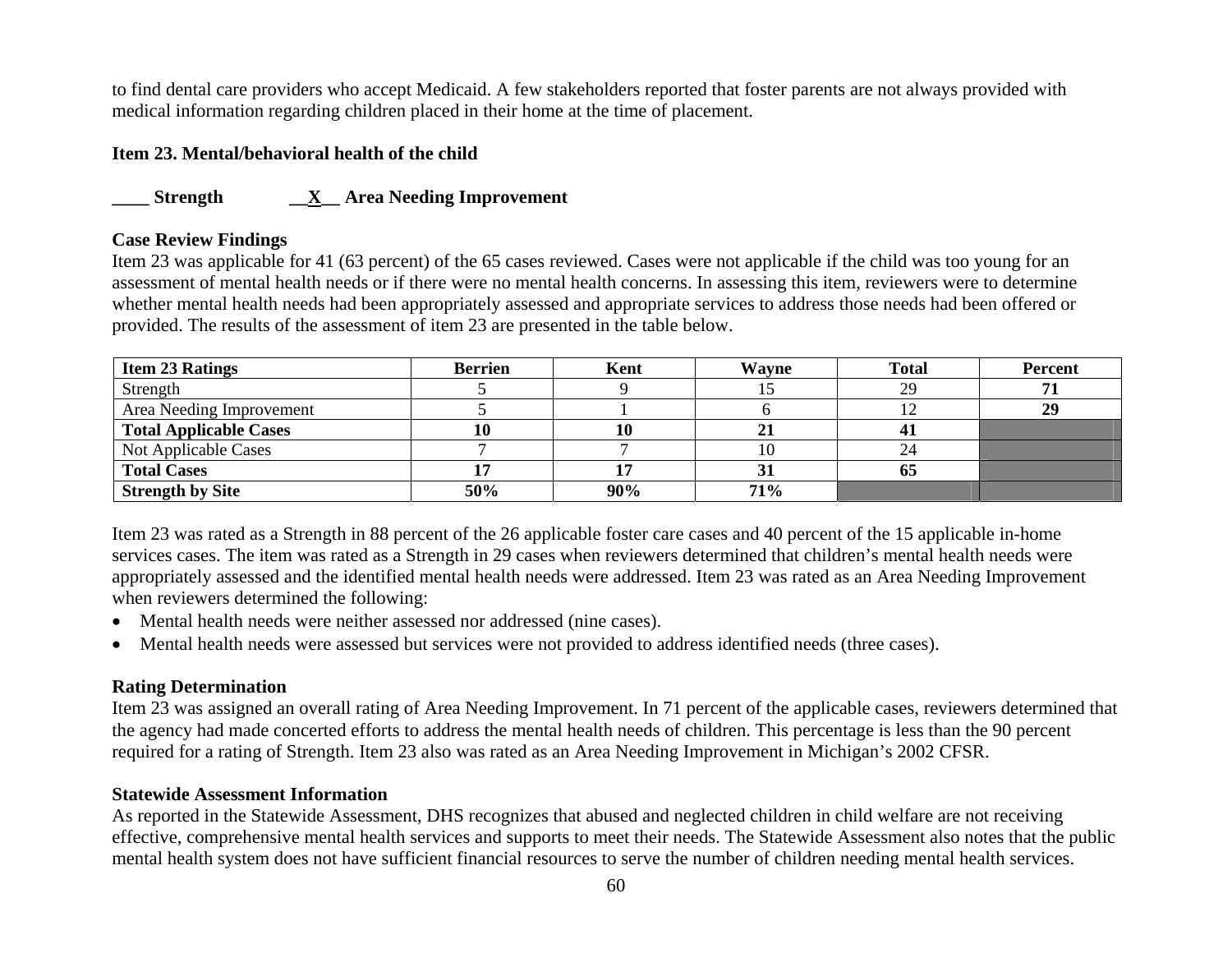to find dental care providers who accept Medicaid. A few stakeholders reported that foster parents are not always provided with medical information regarding children placed in their home at the time of placement.

**Item 23. Mental/behavioral health of the child**

**____ Strength __X__ Area Needing Improvement**

**Case Review Findings**

Item 23 was applicable for 41 (63 percent) of the 65 cases reviewed. Cases were not applicable if the child was too young for an assessment of mental health needs or if there were no mental health concerns. In assessing this item, reviewers were to determine whether mental health needs had been appropriately assessed and appropriate services to address those needs had been offered or provided. The results of the assessment of item 23 are presented in the table below.

| Item 23 Ratings | Berrien | Kent | Wayne | Total | Percent |
|---|---|---|---|---|---|
| Strength | 5 | 9 | 15 | 29 | **71** |
| Area Needing Improvement | 5 | 1 | 6 | 12 | **29** |
| **Total Applicable Cases** | **10** | **10** | **21** | **41** | |
| Not Applicable Cases | 7 | 7 | 10 | 24 | |
| **Total Cases** | **17** | **17** | **31** | **65** | |
| **Strength by Site** | **50%** | **90%** | **71%** | | |

Item 23 was rated as a Strength in 88 percent of the 26 applicable foster care cases and 40 percent of the 15 applicable in-home services cases. The item was rated as a Strength in 29 cases when reviewers determined that children's mental health needs were appropriately assessed and the identified mental health needs were addressed. Item 23 was rated as an Area Needing Improvement when reviewers determined the following:

- Mental health needs were neither assessed nor addressed (nine cases).
- Mental health needs were assessed but services were not provided to address identified needs (three cases).

**Rating Determination**

Item 23 was assigned an overall rating of Area Needing Improvement. In 71 percent of the applicable cases, reviewers determined that the agency had made concerted efforts to address the mental health needs of children. This percentage is less than the 90 percent required for a rating of Strength. Item 23 also was rated as an Area Needing Improvement in Michigan's 2002 CFSR.

**Statewide Assessment Information**

As reported in the Statewide Assessment, DHS recognizes that abused and neglected children in child welfare are not receiving effective, comprehensive mental health services and supports to meet their needs. The Statewide Assessment also notes that the public mental health system does not have sufficient financial resources to serve the number of children needing mental health services.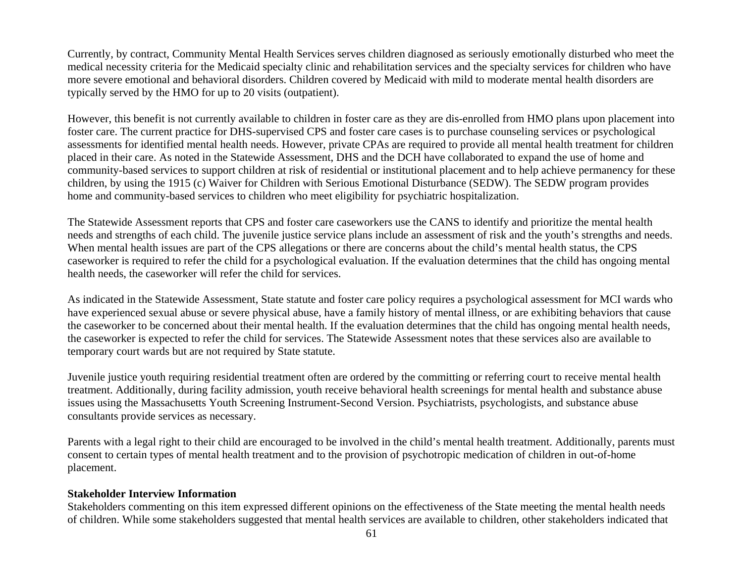Currently, by contract, Community Mental Health Services serves children diagnosed as seriously emotionally disturbed who meet the medical necessity criteria for the Medicaid specialty clinic and rehabilitation services and the specialty services for children who have more severe emotional and behavioral disorders. Children covered by Medicaid with mild to moderate mental health disorders are typically served by the HMO for up to 20 visits (outpatient).

However, this benefit is not currently available to children in foster care as they are dis-enrolled from HMO plans upon placement into foster care. The current practice for DHS-supervised CPS and foster care cases is to purchase counseling services or psychological assessments for identified mental health needs. However, private CPAs are required to provide all mental health treatment for children placed in their care. As noted in the Statewide Assessment, DHS and the DCH have collaborated to expand the use of home and community-based services to support children at risk of residential or institutional placement and to help achieve permanency for these children, by using the 1915 (c) Waiver for Children with Serious Emotional Disturbance (SEDW). The SEDW program provides home and community-based services to children who meet eligibility for psychiatric hospitalization.

The Statewide Assessment reports that CPS and foster care caseworkers use the CANS to identify and prioritize the mental health needs and strengths of each child. The juvenile justice service plans include an assessment of risk and the youth's strengths and needs. When mental health issues are part of the CPS allegations or there are concerns about the child's mental health status, the CPS caseworker is required to refer the child for a psychological evaluation. If the evaluation determines that the child has ongoing mental health needs, the caseworker will refer the child for services.

As indicated in the Statewide Assessment, State statute and foster care policy requires a psychological assessment for MCI wards who have experienced sexual abuse or severe physical abuse, have a family history of mental illness, or are exhibiting behaviors that cause the caseworker to be concerned about their mental health. If the evaluation determines that the child has ongoing mental health needs, the caseworker is expected to refer the child for services. The Statewide Assessment notes that these services also are available to temporary court wards but are not required by State statute.

Juvenile justice youth requiring residential treatment often are ordered by the committing or referring court to receive mental health treatment. Additionally, during facility admission, youth receive behavioral health screenings for mental health and substance abuse issues using the Massachusetts Youth Screening Instrument-Second Version. Psychiatrists, psychologists, and substance abuse consultants provide services as necessary.

Parents with a legal right to their child are encouraged to be involved in the child's mental health treatment. Additionally, parents must consent to certain types of mental health treatment and to the provision of psychotropic medication of children in out-of-home placement.

**Stakeholder Interview Information**

Stakeholders commenting on this item expressed different opinions on the effectiveness of the State meeting the mental health needs of children. While some stakeholders suggested that mental health services are available to children, other stakeholders indicated that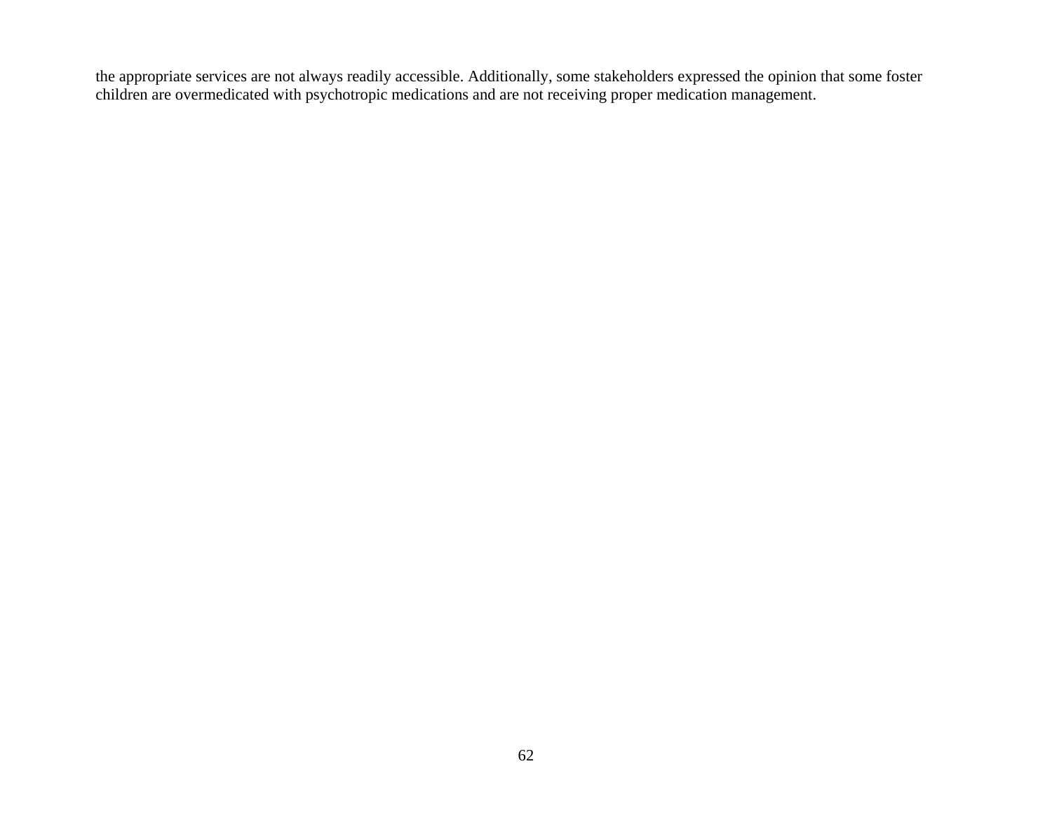the appropriate services are not always readily accessible. Additionally, some stakeholders expressed the opinion that some foster children are overmedicated with psychotropic medications and are not receiving proper medication management.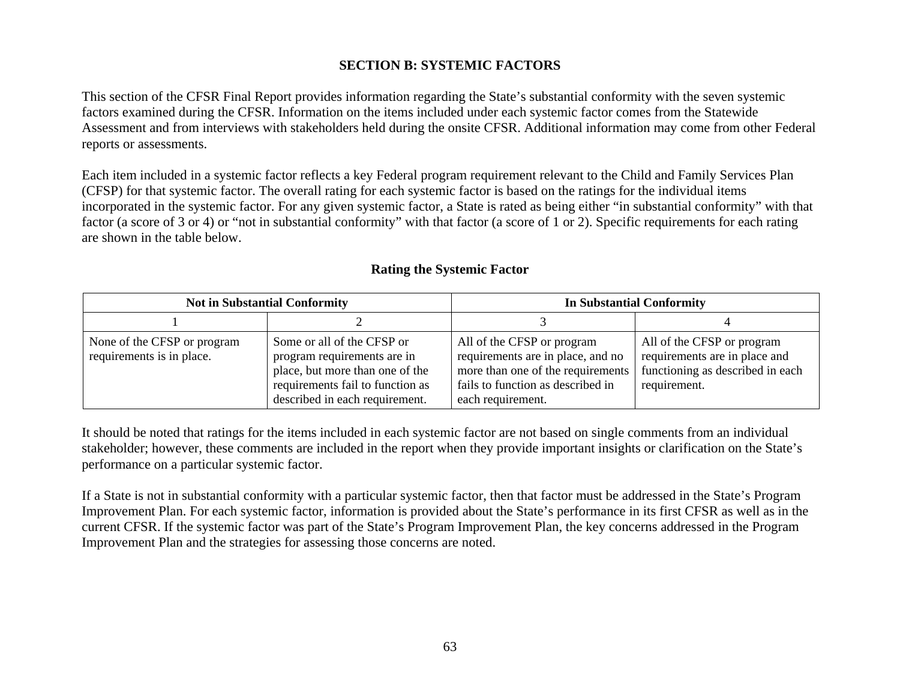## SECTION B: SYSTEMIC FACTORS

This section of the CFSR Final Report provides information regarding the State's substantial conformity with the seven systemic factors examined during the CFSR. Information on the items included under each systemic factor comes from the Statewide Assessment and from interviews with stakeholders held during the onsite CFSR. Additional information may come from other Federal reports or assessments.

Each item included in a systemic factor reflects a key Federal program requirement relevant to the Child and Family Services Plan (CFSP) for that systemic factor. The overall rating for each systemic factor is based on the ratings for the individual items incorporated in the systemic factor. For any given systemic factor, a State is rated as being either "in substantial conformity" with that factor (a score of 3 or 4) or "not in substantial conformity" with that factor (a score of 1 or 2). Specific requirements for each rating are shown in the table below.

### Rating the Systemic Factor

| Not in Substantial Conformity | | In Substantial Conformity | |
|---|---|---|---|
| 1 | 2 | 3 | 4 |
| None of the CFSP or program requirements is in place. | Some or all of the CFSP or program requirements are in place, but more than one of the requirements fail to function as described in each requirement. | All of the CFSP or program requirements are in place, and no more than one of the requirements fails to function as described in each requirement. | All of the CFSP or program requirements are in place and functioning as described in each requirement. |

It should be noted that ratings for the items included in each systemic factor are not based on single comments from an individual stakeholder; however, these comments are included in the report when they provide important insights or clarification on the State's performance on a particular systemic factor.

If a State is not in substantial conformity with a particular systemic factor, then that factor must be addressed in the State's Program Improvement Plan. For each systemic factor, information is provided about the State's performance in its first CFSR as well as in the current CFSR. If the systemic factor was part of the State's Program Improvement Plan, the key concerns addressed in the Program Improvement Plan and the strategies for assessing those concerns are noted.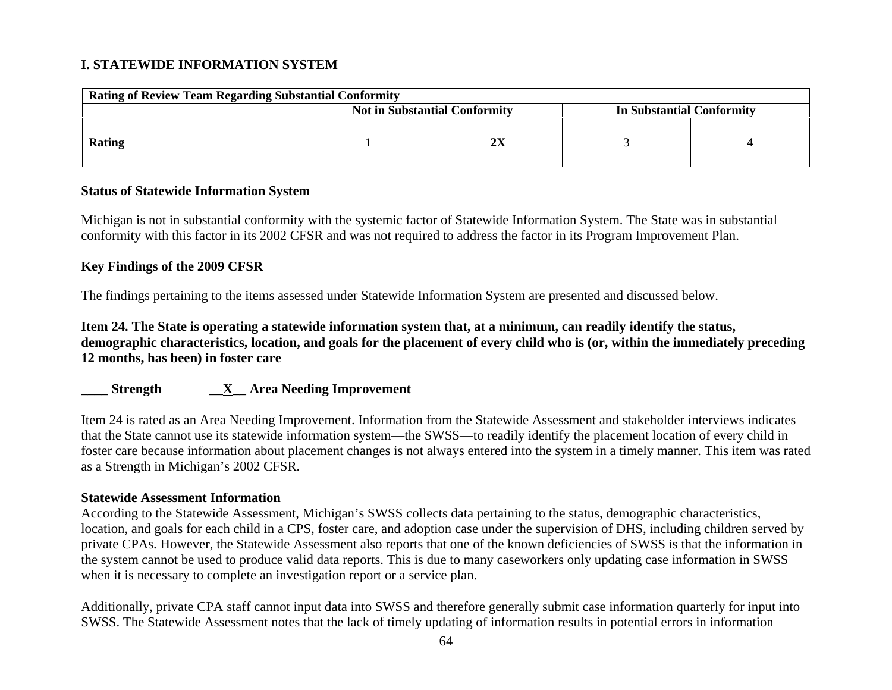## I. STATEWIDE INFORMATION SYSTEM

| Rating of Review Team Regarding Substantial Conformity | | | | |
|---|---|---|---|---|
| | Not in Substantial Conformity | | In Substantial Conformity | |
| **Rating** | 1 | **2X** | 3 | 4 |

**Status of Statewide Information System**

Michigan is not in substantial conformity with the systemic factor of Statewide Information System. The State was in substantial conformity with this factor in its 2002 CFSR and was not required to address the factor in its Program Improvement Plan.

**Key Findings of the 2009 CFSR**

The findings pertaining to the items assessed under Statewide Information System are presented and discussed below.

**Item 24. The State is operating a statewide information system that, at a minimum, can readily identify the status, demographic characteristics, location, and goals for the placement of every child who is (or, within the immediately preceding 12 months, has been) in foster care**

**____ Strength __X__ Area Needing Improvement**

Item 24 is rated as an Area Needing Improvement. Information from the Statewide Assessment and stakeholder interviews indicates that the State cannot use its statewide information system—the SWSS—to readily identify the placement location of every child in foster care because information about placement changes is not always entered into the system in a timely manner. This item was rated as a Strength in Michigan's 2002 CFSR.

**Statewide Assessment Information**

According to the Statewide Assessment, Michigan's SWSS collects data pertaining to the status, demographic characteristics, location, and goals for each child in a CPS, foster care, and adoption case under the supervision of DHS, including children served by private CPAs. However, the Statewide Assessment also reports that one of the known deficiencies of SWSS is that the information in the system cannot be used to produce valid data reports. This is due to many caseworkers only updating case information in SWSS when it is necessary to complete an investigation report or a service plan.

Additionally, private CPA staff cannot input data into SWSS and therefore generally submit case information quarterly for input into SWSS. The Statewide Assessment notes that the lack of timely updating of information results in potential errors in information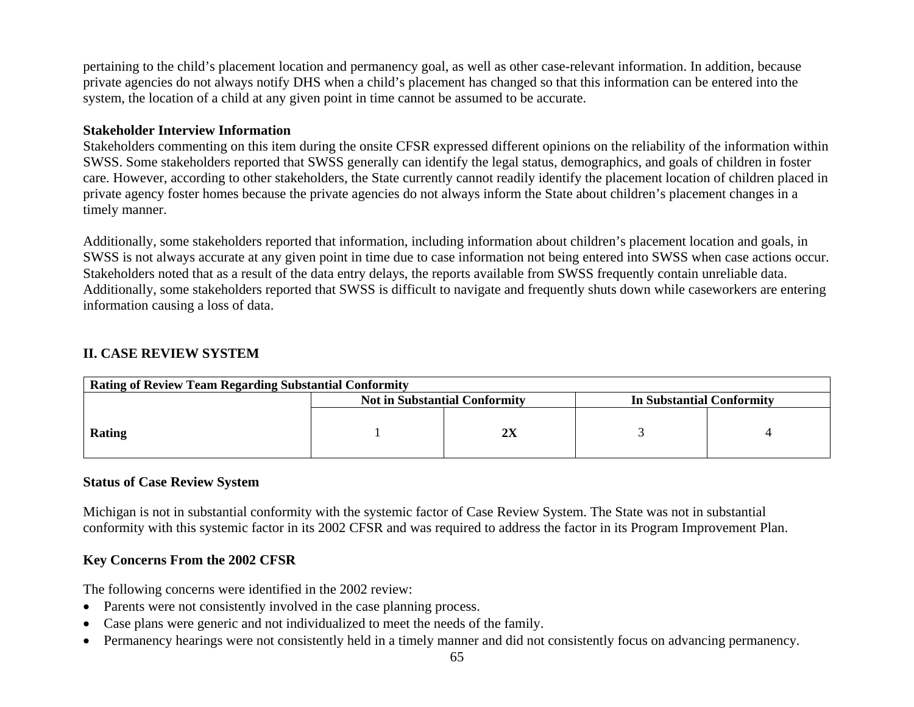pertaining to the child's placement location and permanency goal, as well as other case-relevant information. In addition, because private agencies do not always notify DHS when a child's placement has changed so that this information can be entered into the system, the location of a child at any given point in time cannot be assumed to be accurate.

**Stakeholder Interview Information**

Stakeholders commenting on this item during the onsite CFSR expressed different opinions on the reliability of the information within SWSS. Some stakeholders reported that SWSS generally can identify the legal status, demographics, and goals of children in foster care. However, according to other stakeholders, the State currently cannot readily identify the placement location of children placed in private agency foster homes because the private agencies do not always inform the State about children's placement changes in a timely manner.

Additionally, some stakeholders reported that information, including information about children's placement location and goals, in SWSS is not always accurate at any given point in time due to case information not being entered into SWSS when case actions occur. Stakeholders noted that as a result of the data entry delays, the reports available from SWSS frequently contain unreliable data. Additionally, some stakeholders reported that SWSS is difficult to navigate and frequently shuts down while caseworkers are entering information causing a loss of data.

## II. CASE REVIEW SYSTEM

| **Rating of Review Team Regarding Substantial Conformity** | | | | |
|---|---|---|---|---|
| | **Not in Substantial Conformity** | | **In Substantial Conformity** | |
| **Rating** | 1 | **2X** | 3 | 4 |

**Status of Case Review System**

Michigan is not in substantial conformity with the systemic factor of Case Review System. The State was not in substantial conformity with this systemic factor in its 2002 CFSR and was required to address the factor in its Program Improvement Plan.

**Key Concerns From the 2002 CFSR**

The following concerns were identified in the 2002 review:

- Parents were not consistently involved in the case planning process.
- Case plans were generic and not individualized to meet the needs of the family.
- Permanency hearings were not consistently held in a timely manner and did not consistently focus on advancing permanency.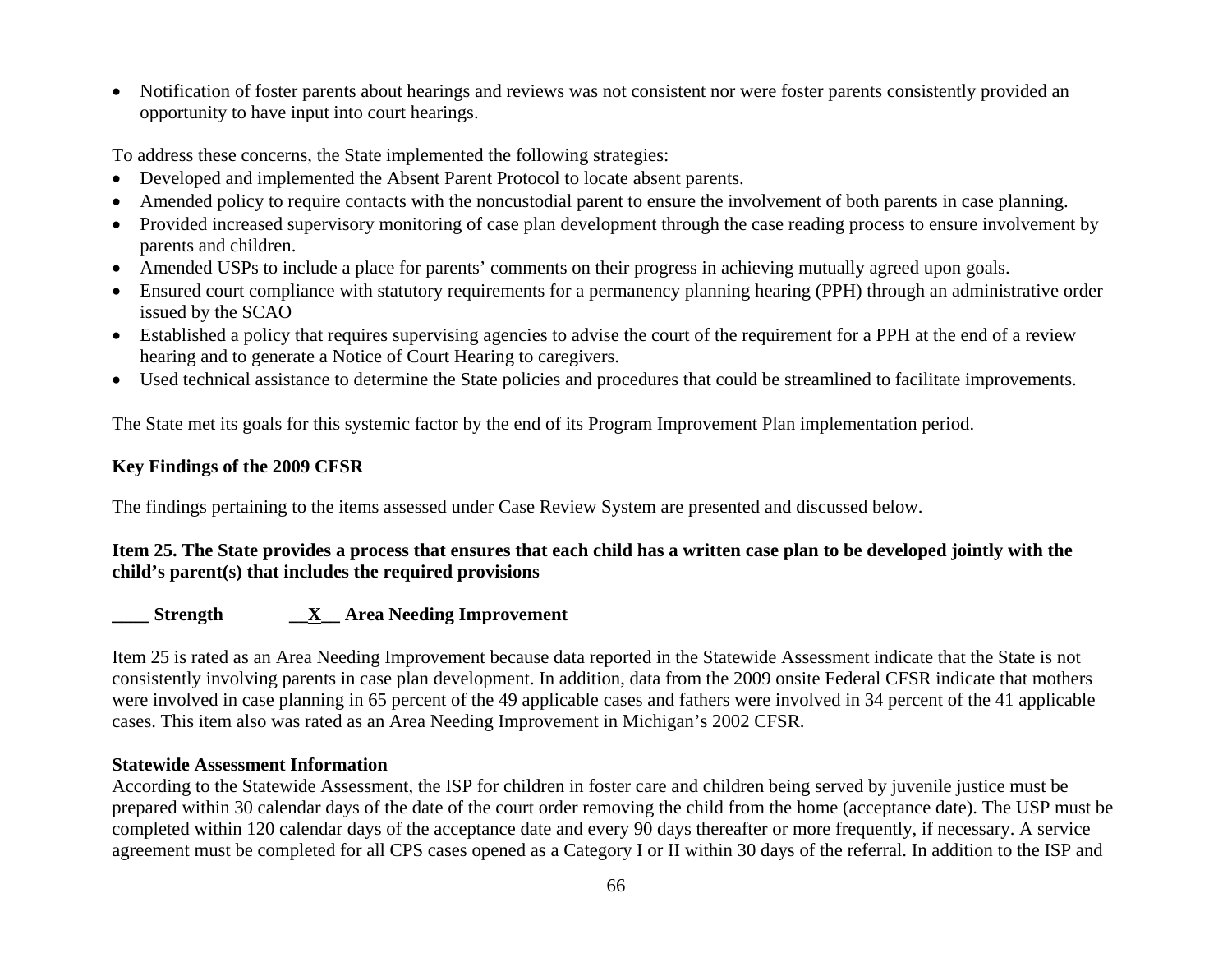- Notification of foster parents about hearings and reviews was not consistent nor were foster parents consistently provided an opportunity to have input into court hearings.

To address these concerns, the State implemented the following strategies:

- Developed and implemented the Absent Parent Protocol to locate absent parents.
- Amended policy to require contacts with the noncustodial parent to ensure the involvement of both parents in case planning.
- Provided increased supervisory monitoring of case plan development through the case reading process to ensure involvement by parents and children.
- Amended USPs to include a place for parents' comments on their progress in achieving mutually agreed upon goals.
- Ensured court compliance with statutory requirements for a permanency planning hearing (PPH) through an administrative order issued by the SCAO
- Established a policy that requires supervising agencies to advise the court of the requirement for a PPH at the end of a review hearing and to generate a Notice of Court Hearing to caregivers.
- Used technical assistance to determine the State policies and procedures that could be streamlined to facilitate improvements.

The State met its goals for this systemic factor by the end of its Program Improvement Plan implementation period.

**Key Findings of the 2009 CFSR**

The findings pertaining to the items assessed under Case Review System are presented and discussed below.

**Item 25. The State provides a process that ensures that each child has a written case plan to be developed jointly with the child's parent(s) that includes the required provisions**

**____ Strength __X__ Area Needing Improvement**

Item 25 is rated as an Area Needing Improvement because data reported in the Statewide Assessment indicate that the State is not consistently involving parents in case plan development. In addition, data from the 2009 onsite Federal CFSR indicate that mothers were involved in case planning in 65 percent of the 49 applicable cases and fathers were involved in 34 percent of the 41 applicable cases. This item also was rated as an Area Needing Improvement in Michigan's 2002 CFSR.

**Statewide Assessment Information**

According to the Statewide Assessment, the ISP for children in foster care and children being served by juvenile justice must be prepared within 30 calendar days of the date of the court order removing the child from the home (acceptance date). The USP must be completed within 120 calendar days of the acceptance date and every 90 days thereafter or more frequently, if necessary. A service agreement must be completed for all CPS cases opened as a Category I or II within 30 days of the referral. In addition to the ISP and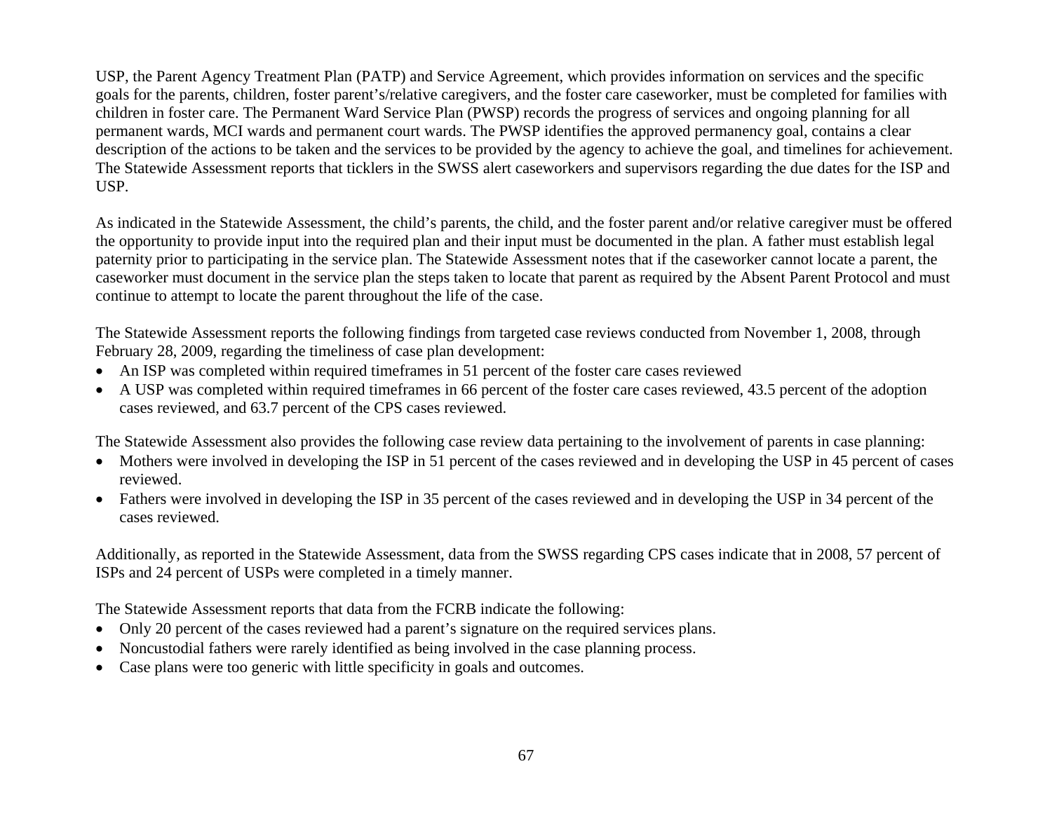USP, the Parent Agency Treatment Plan (PATP) and Service Agreement, which provides information on services and the specific goals for the parents, children, foster parent's/relative caregivers, and the foster care caseworker, must be completed for families with children in foster care. The Permanent Ward Service Plan (PWSP) records the progress of services and ongoing planning for all permanent wards, MCI wards and permanent court wards. The PWSP identifies the approved permanency goal, contains a clear description of the actions to be taken and the services to be provided by the agency to achieve the goal, and timelines for achievement. The Statewide Assessment reports that ticklers in the SWSS alert caseworkers and supervisors regarding the due dates for the ISP and USP.

As indicated in the Statewide Assessment, the child's parents, the child, and the foster parent and/or relative caregiver must be offered the opportunity to provide input into the required plan and their input must be documented in the plan. A father must establish legal paternity prior to participating in the service plan. The Statewide Assessment notes that if the caseworker cannot locate a parent, the caseworker must document in the service plan the steps taken to locate that parent as required by the Absent Parent Protocol and must continue to attempt to locate the parent throughout the life of the case.

The Statewide Assessment reports the following findings from targeted case reviews conducted from November 1, 2008, through February 28, 2009, regarding the timeliness of case plan development:

- An ISP was completed within required timeframes in 51 percent of the foster care cases reviewed
- A USP was completed within required timeframes in 66 percent of the foster care cases reviewed, 43.5 percent of the adoption cases reviewed, and 63.7 percent of the CPS cases reviewed.

The Statewide Assessment also provides the following case review data pertaining to the involvement of parents in case planning:

- Mothers were involved in developing the ISP in 51 percent of the cases reviewed and in developing the USP in 45 percent of cases reviewed.
- Fathers were involved in developing the ISP in 35 percent of the cases reviewed and in developing the USP in 34 percent of the cases reviewed.

Additionally, as reported in the Statewide Assessment, data from the SWSS regarding CPS cases indicate that in 2008, 57 percent of ISPs and 24 percent of USPs were completed in a timely manner.

The Statewide Assessment reports that data from the FCRB indicate the following:

- Only 20 percent of the cases reviewed had a parent's signature on the required services plans.
- Noncustodial fathers were rarely identified as being involved in the case planning process.
- Case plans were too generic with little specificity in goals and outcomes.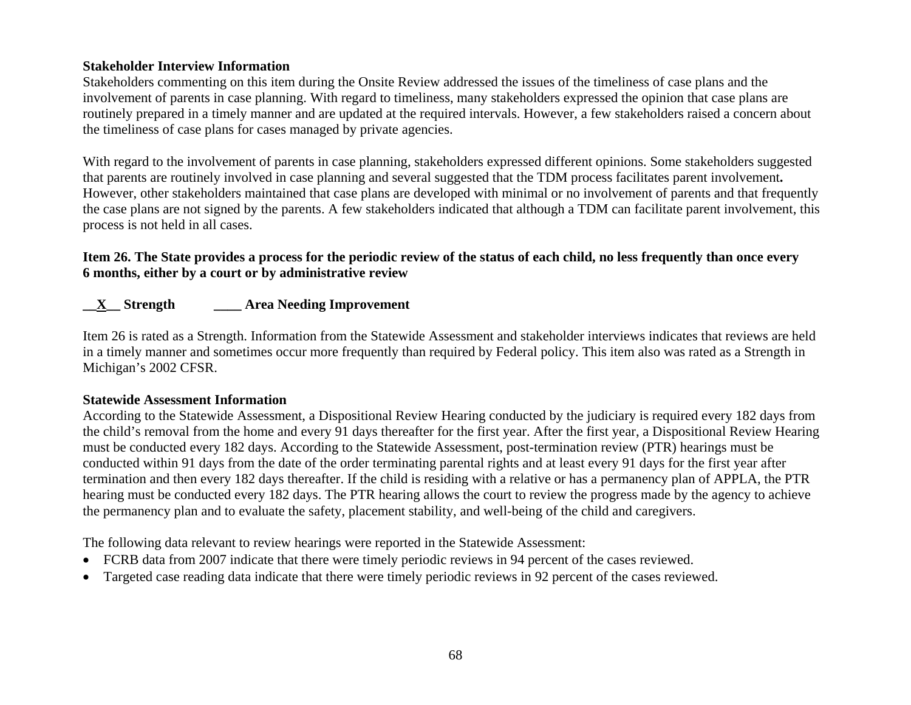**Stakeholder Interview Information**

Stakeholders commenting on this item during the Onsite Review addressed the issues of the timeliness of case plans and the involvement of parents in case planning. With regard to timeliness, many stakeholders expressed the opinion that case plans are routinely prepared in a timely manner and are updated at the required intervals. However, a few stakeholders raised a concern about the timeliness of case plans for cases managed by private agencies.

With regard to the involvement of parents in case planning, stakeholders expressed different opinions. Some stakeholders suggested that parents are routinely involved in case planning and several suggested that the TDM process facilitates parent involvement**.** However, other stakeholders maintained that case plans are developed with minimal or no involvement of parents and that frequently the case plans are not signed by the parents. A few stakeholders indicated that although a TDM can facilitate parent involvement, this process is not held in all cases.

**Item 26. The State provides a process for the periodic review of the status of each child, no less frequently than once every 6 months, either by a court or by administrative review**

**\_\_X\_\_ Strength ____ Area Needing Improvement**

Item 26 is rated as a Strength. Information from the Statewide Assessment and stakeholder interviews indicates that reviews are held in a timely manner and sometimes occur more frequently than required by Federal policy. This item also was rated as a Strength in Michigan's 2002 CFSR.

**Statewide Assessment Information**

According to the Statewide Assessment, a Dispositional Review Hearing conducted by the judiciary is required every 182 days from the child's removal from the home and every 91 days thereafter for the first year. After the first year, a Dispositional Review Hearing must be conducted every 182 days. According to the Statewide Assessment, post-termination review (PTR) hearings must be conducted within 91 days from the date of the order terminating parental rights and at least every 91 days for the first year after termination and then every 182 days thereafter. If the child is residing with a relative or has a permanency plan of APPLA, the PTR hearing must be conducted every 182 days. The PTR hearing allows the court to review the progress made by the agency to achieve the permanency plan and to evaluate the safety, placement stability, and well-being of the child and caregivers.

The following data relevant to review hearings were reported in the Statewide Assessment:

- FCRB data from 2007 indicate that there were timely periodic reviews in 94 percent of the cases reviewed.
- Targeted case reading data indicate that there were timely periodic reviews in 92 percent of the cases reviewed.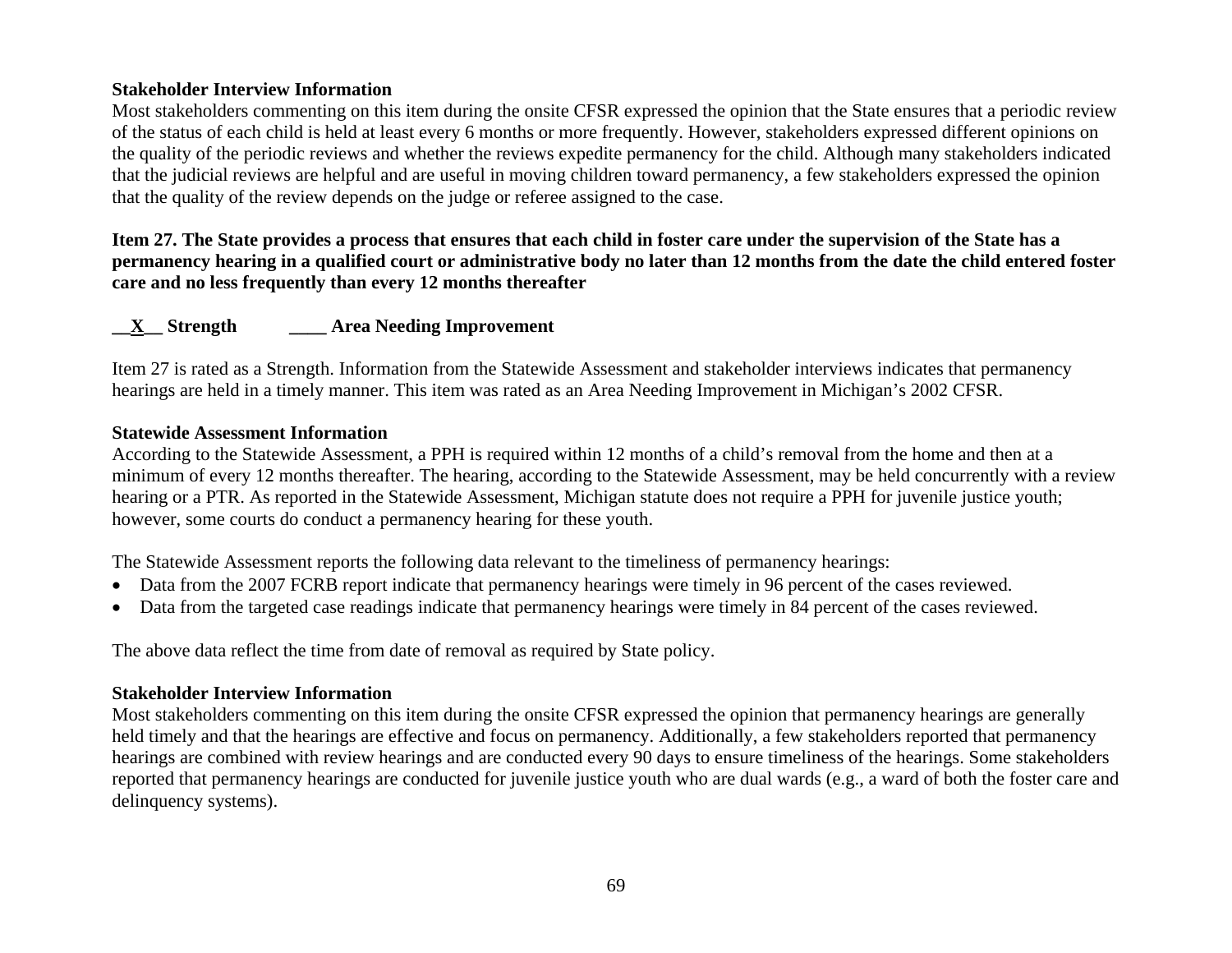**Stakeholder Interview Information**

Most stakeholders commenting on this item during the onsite CFSR expressed the opinion that the State ensures that a periodic review of the status of each child is held at least every 6 months or more frequently. However, stakeholders expressed different opinions on the quality of the periodic reviews and whether the reviews expedite permanency for the child. Although many stakeholders indicated that the judicial reviews are helpful and are useful in moving children toward permanency, a few stakeholders expressed the opinion that the quality of the review depends on the judge or referee assigned to the case.

**Item 27. The State provides a process that ensures that each child in foster care under the supervision of the State has a permanency hearing in a qualified court or administrative body no later than 12 months from the date the child entered foster care and no less frequently than every 12 months thereafter**

**__X__ Strength ____ Area Needing Improvement**

Item 27 is rated as a Strength. Information from the Statewide Assessment and stakeholder interviews indicates that permanency hearings are held in a timely manner. This item was rated as an Area Needing Improvement in Michigan's 2002 CFSR.

**Statewide Assessment Information**

According to the Statewide Assessment, a PPH is required within 12 months of a child's removal from the home and then at a minimum of every 12 months thereafter. The hearing, according to the Statewide Assessment, may be held concurrently with a review hearing or a PTR. As reported in the Statewide Assessment, Michigan statute does not require a PPH for juvenile justice youth; however, some courts do conduct a permanency hearing for these youth.

The Statewide Assessment reports the following data relevant to the timeliness of permanency hearings:

- Data from the 2007 FCRB report indicate that permanency hearings were timely in 96 percent of the cases reviewed.
- Data from the targeted case readings indicate that permanency hearings were timely in 84 percent of the cases reviewed.

The above data reflect the time from date of removal as required by State policy.

**Stakeholder Interview Information**

Most stakeholders commenting on this item during the onsite CFSR expressed the opinion that permanency hearings are generally held timely and that the hearings are effective and focus on permanency. Additionally, a few stakeholders reported that permanency hearings are combined with review hearings and are conducted every 90 days to ensure timeliness of the hearings. Some stakeholders reported that permanency hearings are conducted for juvenile justice youth who are dual wards (e.g., a ward of both the foster care and delinquency systems).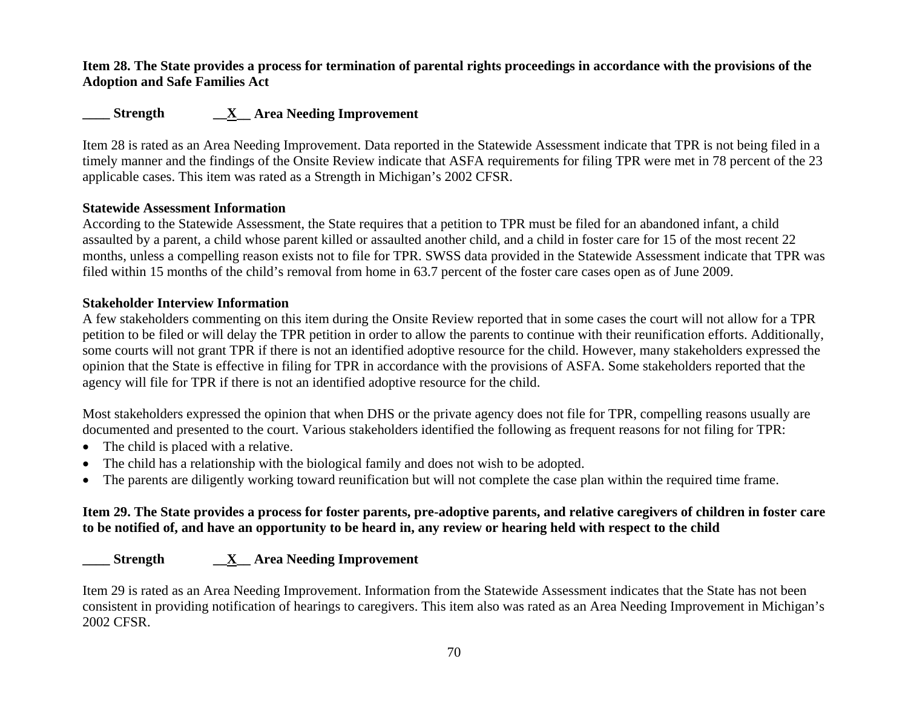**Item 28. The State provides a process for termination of parental rights proceedings in accordance with the provisions of the Adoption and Safe Families Act**

**____ Strength     __X__ Area Needing Improvement**

Item 28 is rated as an Area Needing Improvement. Data reported in the Statewide Assessment indicate that TPR is not being filed in a timely manner and the findings of the Onsite Review indicate that ASFA requirements for filing TPR were met in 78 percent of the 23 applicable cases. This item was rated as a Strength in Michigan's 2002 CFSR.

**Statewide Assessment Information**

According to the Statewide Assessment, the State requires that a petition to TPR must be filed for an abandoned infant, a child assaulted by a parent, a child whose parent killed or assaulted another child, and a child in foster care for 15 of the most recent 22 months, unless a compelling reason exists not to file for TPR. SWSS data provided in the Statewide Assessment indicate that TPR was filed within 15 months of the child's removal from home in 63.7 percent of the foster care cases open as of June 2009.

**Stakeholder Interview Information**

A few stakeholders commenting on this item during the Onsite Review reported that in some cases the court will not allow for a TPR petition to be filed or will delay the TPR petition in order to allow the parents to continue with their reunification efforts. Additionally, some courts will not grant TPR if there is not an identified adoptive resource for the child. However, many stakeholders expressed the opinion that the State is effective in filing for TPR in accordance with the provisions of ASFA. Some stakeholders reported that the agency will file for TPR if there is not an identified adoptive resource for the child.

Most stakeholders expressed the opinion that when DHS or the private agency does not file for TPR, compelling reasons usually are documented and presented to the court. Various stakeholders identified the following as frequent reasons for not filing for TPR:

- The child is placed with a relative.
- The child has a relationship with the biological family and does not wish to be adopted.
- The parents are diligently working toward reunification but will not complete the case plan within the required time frame.

**Item 29. The State provides a process for foster parents, pre-adoptive parents, and relative caregivers of children in foster care to be notified of, and have an opportunity to be heard in, any review or hearing held with respect to the child**

**____ Strength     __X__ Area Needing Improvement**

Item 29 is rated as an Area Needing Improvement. Information from the Statewide Assessment indicates that the State has not been consistent in providing notification of hearings to caregivers. This item also was rated as an Area Needing Improvement in Michigan's 2002 CFSR.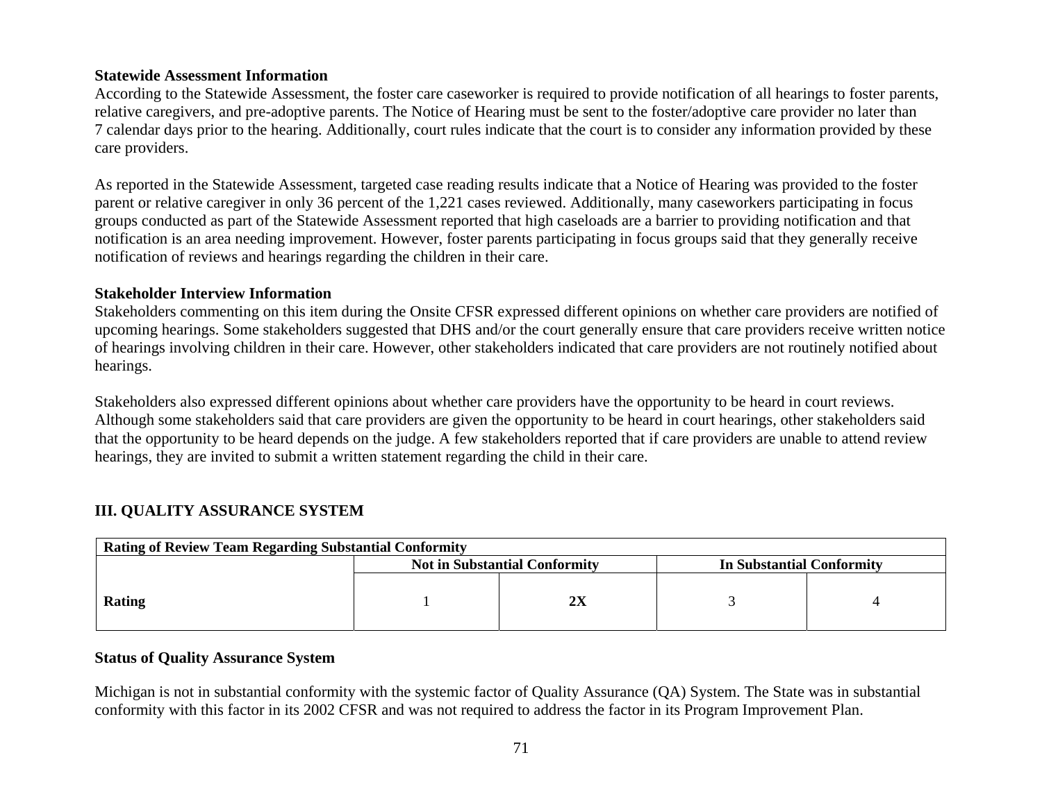**Statewide Assessment Information**

According to the Statewide Assessment, the foster care caseworker is required to provide notification of all hearings to foster parents, relative caregivers, and pre-adoptive parents. The Notice of Hearing must be sent to the foster/adoptive care provider no later than 7 calendar days prior to the hearing. Additionally, court rules indicate that the court is to consider any information provided by these care providers.

As reported in the Statewide Assessment, targeted case reading results indicate that a Notice of Hearing was provided to the foster parent or relative caregiver in only 36 percent of the 1,221 cases reviewed. Additionally, many caseworkers participating in focus groups conducted as part of the Statewide Assessment reported that high caseloads are a barrier to providing notification and that notification is an area needing improvement. However, foster parents participating in focus groups said that they generally receive notification of reviews and hearings regarding the children in their care.

**Stakeholder Interview Information**

Stakeholders commenting on this item during the Onsite CFSR expressed different opinions on whether care providers are notified of upcoming hearings. Some stakeholders suggested that DHS and/or the court generally ensure that care providers receive written notice of hearings involving children in their care. However, other stakeholders indicated that care providers are not routinely notified about hearings.

Stakeholders also expressed different opinions about whether care providers have the opportunity to be heard in court reviews. Although some stakeholders said that care providers are given the opportunity to be heard in court hearings, other stakeholders said that the opportunity to be heard depends on the judge. A few stakeholders reported that if care providers are unable to attend review hearings, they are invited to submit a written statement regarding the child in their care.

## III. QUALITY ASSURANCE SYSTEM

| **Rating of Review Team Regarding Substantial Conformity** | | | | |
|---|---|---|---|---|
| | **Not in Substantial Conformity** | | **In Substantial Conformity** | |
| **Rating** | 1 | **2X** | 3 | 4 |

**Status of Quality Assurance System**

Michigan is not in substantial conformity with the systemic factor of Quality Assurance (QA) System. The State was in substantial conformity with this factor in its 2002 CFSR and was not required to address the factor in its Program Improvement Plan.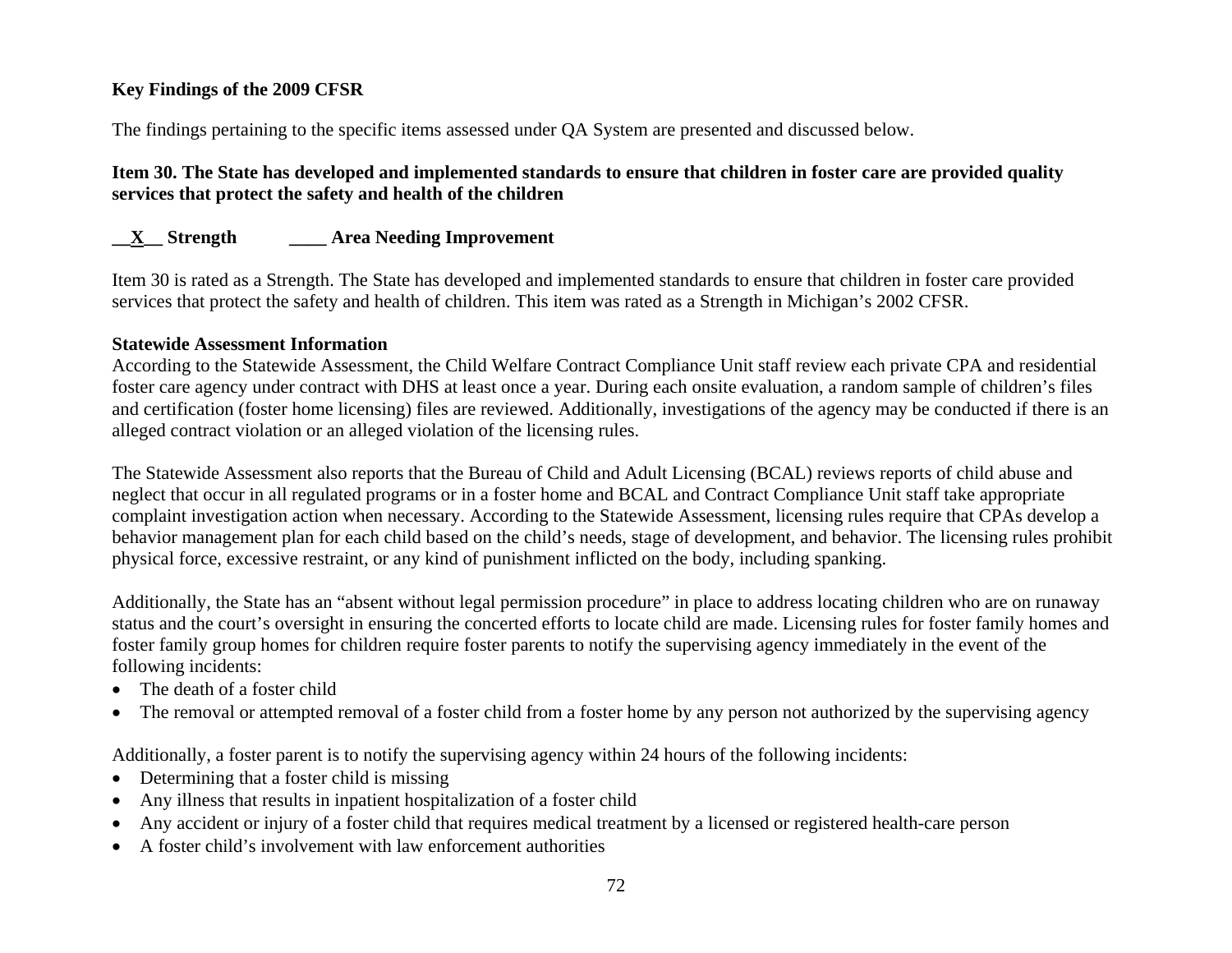**Key Findings of the 2009 CFSR**

The findings pertaining to the specific items assessed under QA System are presented and discussed below.

**Item 30. The State has developed and implemented standards to ensure that children in foster care are provided quality services that protect the safety and health of the children**

**__X__ Strength ____ Area Needing Improvement**

Item 30 is rated as a Strength. The State has developed and implemented standards to ensure that children in foster care provided services that protect the safety and health of children. This item was rated as a Strength in Michigan's 2002 CFSR.

**Statewide Assessment Information**

According to the Statewide Assessment, the Child Welfare Contract Compliance Unit staff review each private CPA and residential foster care agency under contract with DHS at least once a year. During each onsite evaluation, a random sample of children's files and certification (foster home licensing) files are reviewed. Additionally, investigations of the agency may be conducted if there is an alleged contract violation or an alleged violation of the licensing rules.

The Statewide Assessment also reports that the Bureau of Child and Adult Licensing (BCAL) reviews reports of child abuse and neglect that occur in all regulated programs or in a foster home and BCAL and Contract Compliance Unit staff take appropriate complaint investigation action when necessary. According to the Statewide Assessment, licensing rules require that CPAs develop a behavior management plan for each child based on the child's needs, stage of development, and behavior. The licensing rules prohibit physical force, excessive restraint, or any kind of punishment inflicted on the body, including spanking.

Additionally, the State has an "absent without legal permission procedure" in place to address locating children who are on runaway status and the court's oversight in ensuring the concerted efforts to locate child are made. Licensing rules for foster family homes and foster family group homes for children require foster parents to notify the supervising agency immediately in the event of the following incidents:

- The death of a foster child
- The removal or attempted removal of a foster child from a foster home by any person not authorized by the supervising agency

Additionally, a foster parent is to notify the supervising agency within 24 hours of the following incidents:

- Determining that a foster child is missing
- Any illness that results in inpatient hospitalization of a foster child
- Any accident or injury of a foster child that requires medical treatment by a licensed or registered health-care person
- A foster child's involvement with law enforcement authorities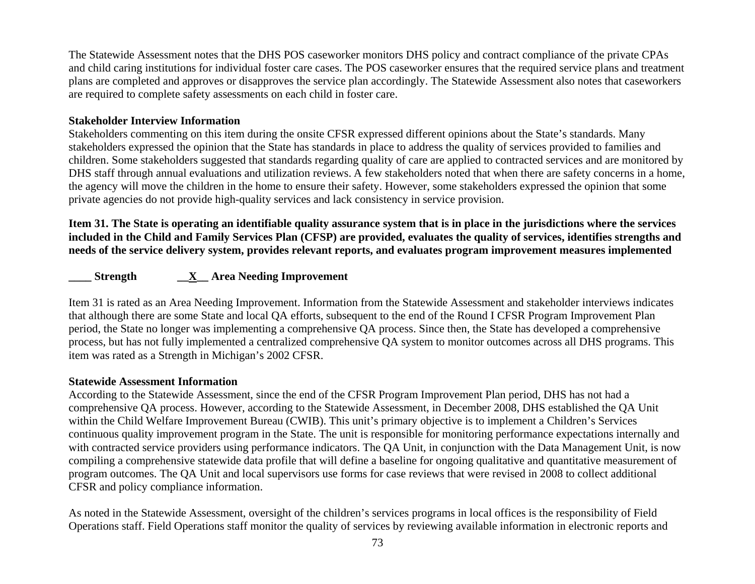The Statewide Assessment notes that the DHS POS caseworker monitors DHS policy and contract compliance of the private CPAs and child caring institutions for individual foster care cases. The POS caseworker ensures that the required service plans and treatment plans are completed and approves or disapproves the service plan accordingly. The Statewide Assessment also notes that caseworkers are required to complete safety assessments on each child in foster care.

**Stakeholder Interview Information**

Stakeholders commenting on this item during the onsite CFSR expressed different opinions about the State's standards. Many stakeholders expressed the opinion that the State has standards in place to address the quality of services provided to families and children. Some stakeholders suggested that standards regarding quality of care are applied to contracted services and are monitored by DHS staff through annual evaluations and utilization reviews. A few stakeholders noted that when there are safety concerns in a home, the agency will move the children in the home to ensure their safety. However, some stakeholders expressed the opinion that some private agencies do not provide high-quality services and lack consistency in service provision.

**Item 31. The State is operating an identifiable quality assurance system that is in place in the jurisdictions where the services included in the Child and Family Services Plan (CFSP) are provided, evaluates the quality of services, identifies strengths and needs of the service delivery system, provides relevant reports, and evaluates program improvement measures implemented**

**____ Strength __X__ Area Needing Improvement**

Item 31 is rated as an Area Needing Improvement. Information from the Statewide Assessment and stakeholder interviews indicates that although there are some State and local QA efforts, subsequent to the end of the Round I CFSR Program Improvement Plan period, the State no longer was implementing a comprehensive QA process. Since then, the State has developed a comprehensive process, but has not fully implemented a centralized comprehensive QA system to monitor outcomes across all DHS programs. This item was rated as a Strength in Michigan's 2002 CFSR.

**Statewide Assessment Information**

According to the Statewide Assessment, since the end of the CFSR Program Improvement Plan period, DHS has not had a comprehensive QA process. However, according to the Statewide Assessment, in December 2008, DHS established the QA Unit within the Child Welfare Improvement Bureau (CWIB). This unit's primary objective is to implement a Children's Services continuous quality improvement program in the State. The unit is responsible for monitoring performance expectations internally and with contracted service providers using performance indicators. The QA Unit, in conjunction with the Data Management Unit, is now compiling a comprehensive statewide data profile that will define a baseline for ongoing qualitative and quantitative measurement of program outcomes. The QA Unit and local supervisors use forms for case reviews that were revised in 2008 to collect additional CFSR and policy compliance information.

As noted in the Statewide Assessment, oversight of the children's services programs in local offices is the responsibility of Field Operations staff. Field Operations staff monitor the quality of services by reviewing available information in electronic reports and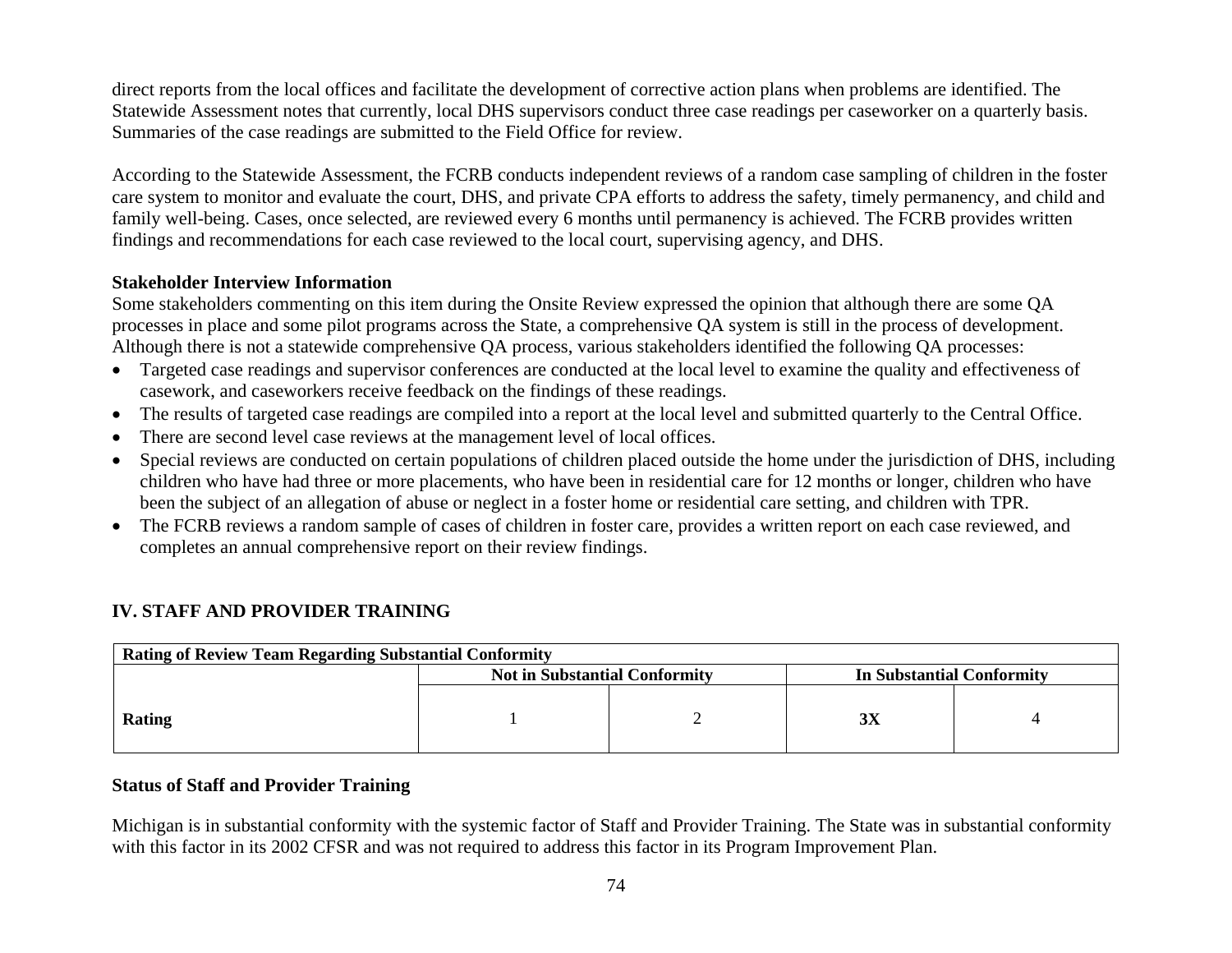direct reports from the local offices and facilitate the development of corrective action plans when problems are identified. The Statewide Assessment notes that currently, local DHS supervisors conduct three case readings per caseworker on a quarterly basis. Summaries of the case readings are submitted to the Field Office for review.

According to the Statewide Assessment, the FCRB conducts independent reviews of a random case sampling of children in the foster care system to monitor and evaluate the court, DHS, and private CPA efforts to address the safety, timely permanency, and child and family well-being. Cases, once selected, are reviewed every 6 months until permanency is achieved. The FCRB provides written findings and recommendations for each case reviewed to the local court, supervising agency, and DHS.

**Stakeholder Interview Information**

Some stakeholders commenting on this item during the Onsite Review expressed the opinion that although there are some QA processes in place and some pilot programs across the State, a comprehensive QA system is still in the process of development. Although there is not a statewide comprehensive QA process, various stakeholders identified the following QA processes:

- Targeted case readings and supervisor conferences are conducted at the local level to examine the quality and effectiveness of casework, and caseworkers receive feedback on the findings of these readings.
- The results of targeted case readings are compiled into a report at the local level and submitted quarterly to the Central Office.
- There are second level case reviews at the management level of local offices.
- Special reviews are conducted on certain populations of children placed outside the home under the jurisdiction of DHS, including children who have had three or more placements, who have been in residential care for 12 months or longer, children who have been the subject of an allegation of abuse or neglect in a foster home or residential care setting, and children with TPR.
- The FCRB reviews a random sample of cases of children in foster care, provides a written report on each case reviewed, and completes an annual comprehensive report on their review findings.

## IV. STAFF AND PROVIDER TRAINING

| Rating of Review Team Regarding Substantial Conformity | | | | |
|---|---|---|---|---|
| | Not in Substantial Conformity | | In Substantial Conformity | |
| **Rating** | 1 | 2 | **3X** | 4 |

**Status of Staff and Provider Training**

Michigan is in substantial conformity with the systemic factor of Staff and Provider Training. The State was in substantial conformity with this factor in its 2002 CFSR and was not required to address this factor in its Program Improvement Plan.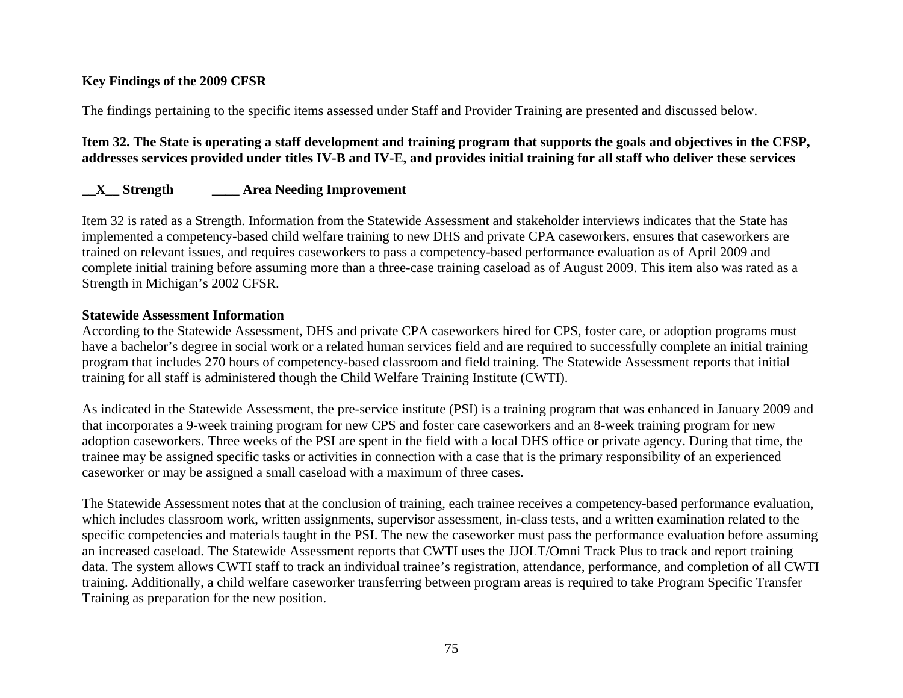**Key Findings of the 2009 CFSR**

The findings pertaining to the specific items assessed under Staff and Provider Training are presented and discussed below.

**Item 32. The State is operating a staff development and training program that supports the goals and objectives in the CFSP, addresses services provided under titles IV-B and IV-E, and provides initial training for all staff who deliver these services**

**__X__ Strength ____ Area Needing Improvement**

Item 32 is rated as a Strength. Information from the Statewide Assessment and stakeholder interviews indicates that the State has implemented a competency-based child welfare training to new DHS and private CPA caseworkers, ensures that caseworkers are trained on relevant issues, and requires caseworkers to pass a competency-based performance evaluation as of April 2009 and complete initial training before assuming more than a three-case training caseload as of August 2009. This item also was rated as a Strength in Michigan's 2002 CFSR.

**Statewide Assessment Information**

According to the Statewide Assessment, DHS and private CPA caseworkers hired for CPS, foster care, or adoption programs must have a bachelor's degree in social work or a related human services field and are required to successfully complete an initial training program that includes 270 hours of competency-based classroom and field training. The Statewide Assessment reports that initial training for all staff is administered though the Child Welfare Training Institute (CWTI).

As indicated in the Statewide Assessment, the pre-service institute (PSI) is a training program that was enhanced in January 2009 and that incorporates a 9-week training program for new CPS and foster care caseworkers and an 8-week training program for new adoption caseworkers. Three weeks of the PSI are spent in the field with a local DHS office or private agency. During that time, the trainee may be assigned specific tasks or activities in connection with a case that is the primary responsibility of an experienced caseworker or may be assigned a small caseload with a maximum of three cases.

The Statewide Assessment notes that at the conclusion of training, each trainee receives a competency-based performance evaluation, which includes classroom work, written assignments, supervisor assessment, in-class tests, and a written examination related to the specific competencies and materials taught in the PSI. The new the caseworker must pass the performance evaluation before assuming an increased caseload. The Statewide Assessment reports that CWTI uses the JJOLT/Omni Track Plus to track and report training data. The system allows CWTI staff to track an individual trainee's registration, attendance, performance, and completion of all CWTI training. Additionally, a child welfare caseworker transferring between program areas is required to take Program Specific Transfer Training as preparation for the new position.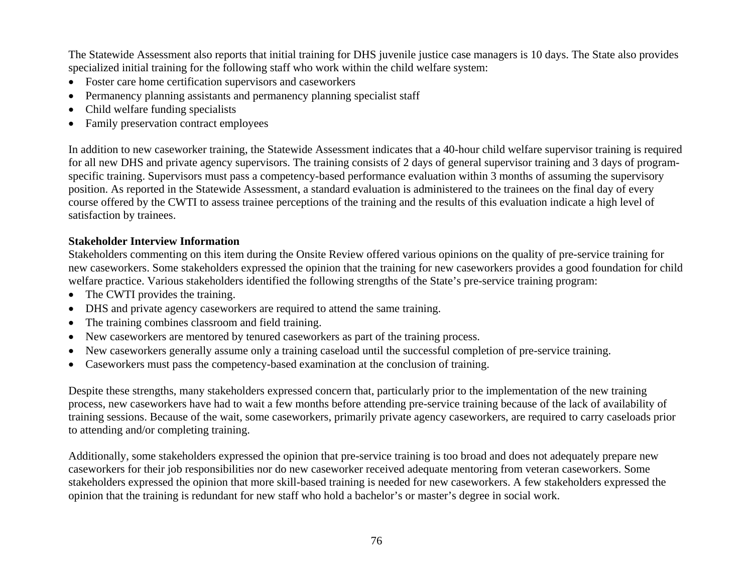The Statewide Assessment also reports that initial training for DHS juvenile justice case managers is 10 days. The State also provides specialized initial training for the following staff who work within the child welfare system:

- Foster care home certification supervisors and caseworkers
- Permanency planning assistants and permanency planning specialist staff
- Child welfare funding specialists
- Family preservation contract employees

In addition to new caseworker training, the Statewide Assessment indicates that a 40-hour child welfare supervisor training is required for all new DHS and private agency supervisors. The training consists of 2 days of general supervisor training and 3 days of program-specific training. Supervisors must pass a competency-based performance evaluation within 3 months of assuming the supervisory position. As reported in the Statewide Assessment, a standard evaluation is administered to the trainees on the final day of every course offered by the CWTI to assess trainee perceptions of the training and the results of this evaluation indicate a high level of satisfaction by trainees.

**Stakeholder Interview Information**

Stakeholders commenting on this item during the Onsite Review offered various opinions on the quality of pre-service training for new caseworkers. Some stakeholders expressed the opinion that the training for new caseworkers provides a good foundation for child welfare practice. Various stakeholders identified the following strengths of the State's pre-service training program:

- The CWTI provides the training.
- DHS and private agency caseworkers are required to attend the same training.
- The training combines classroom and field training.
- New caseworkers are mentored by tenured caseworkers as part of the training process.
- New caseworkers generally assume only a training caseload until the successful completion of pre-service training.
- Caseworkers must pass the competency-based examination at the conclusion of training.

Despite these strengths, many stakeholders expressed concern that, particularly prior to the implementation of the new training process, new caseworkers have had to wait a few months before attending pre-service training because of the lack of availability of training sessions. Because of the wait, some caseworkers, primarily private agency caseworkers, are required to carry caseloads prior to attending and/or completing training.

Additionally, some stakeholders expressed the opinion that pre-service training is too broad and does not adequately prepare new caseworkers for their job responsibilities nor do new caseworker received adequate mentoring from veteran caseworkers. Some stakeholders expressed the opinion that more skill-based training is needed for new caseworkers. A few stakeholders expressed the opinion that the training is redundant for new staff who hold a bachelor's or master's degree in social work.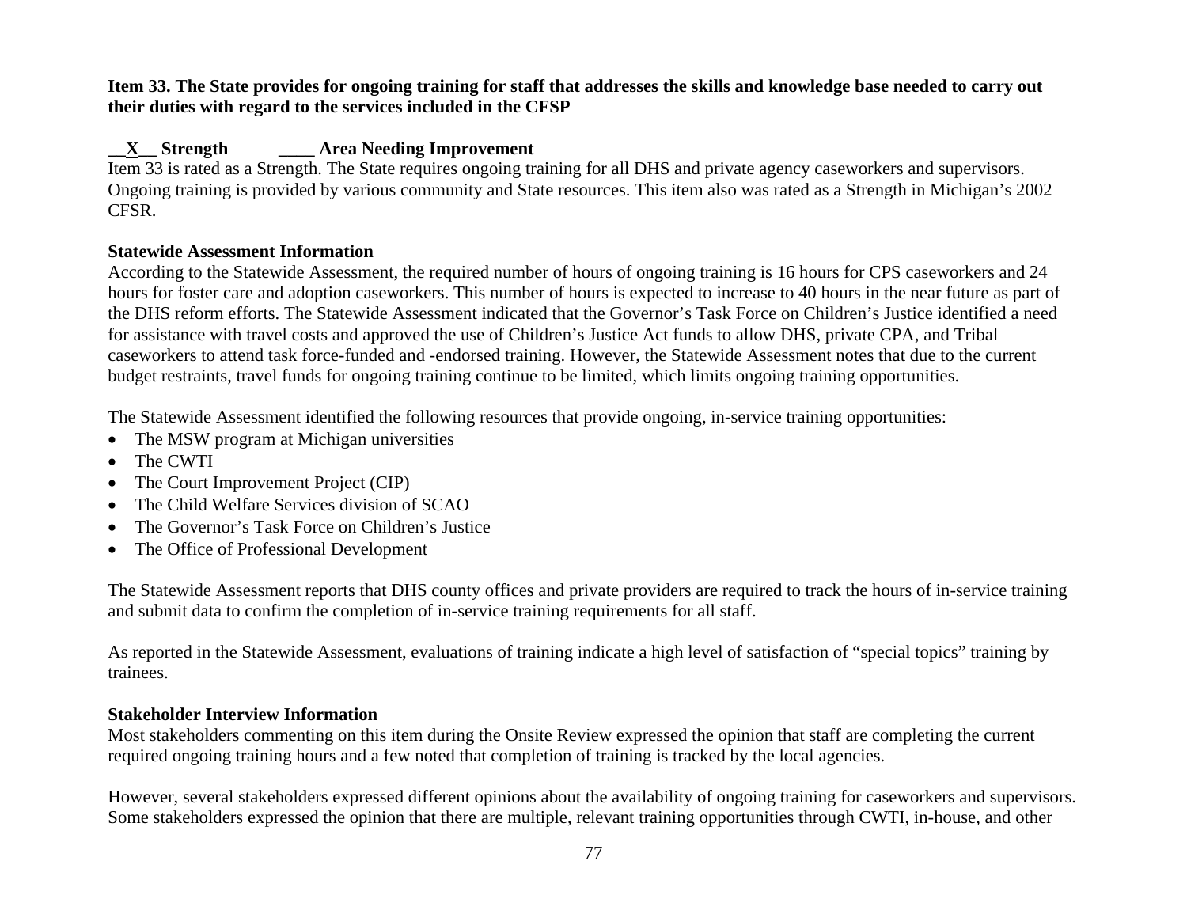**Item 33. The State provides for ongoing training for staff that addresses the skills and knowledge base needed to carry out their duties with regard to the services included in the CFSP**

**\_\_X\_\_ Strength \_\_\_\_ Area Needing Improvement**

Item 33 is rated as a Strength. The State requires ongoing training for all DHS and private agency caseworkers and supervisors. Ongoing training is provided by various community and State resources. This item also was rated as a Strength in Michigan's 2002 CFSR.

**Statewide Assessment Information**

According to the Statewide Assessment, the required number of hours of ongoing training is 16 hours for CPS caseworkers and 24 hours for foster care and adoption caseworkers. This number of hours is expected to increase to 40 hours in the near future as part of the DHS reform efforts. The Statewide Assessment indicated that the Governor's Task Force on Children's Justice identified a need for assistance with travel costs and approved the use of Children's Justice Act funds to allow DHS, private CPA, and Tribal caseworkers to attend task force-funded and -endorsed training. However, the Statewide Assessment notes that due to the current budget restraints, travel funds for ongoing training continue to be limited, which limits ongoing training opportunities.

The Statewide Assessment identified the following resources that provide ongoing, in-service training opportunities:

- The MSW program at Michigan universities
- The CWTI
- The Court Improvement Project (CIP)
- The Child Welfare Services division of SCAO
- The Governor's Task Force on Children's Justice
- The Office of Professional Development

The Statewide Assessment reports that DHS county offices and private providers are required to track the hours of in-service training and submit data to confirm the completion of in-service training requirements for all staff.

As reported in the Statewide Assessment, evaluations of training indicate a high level of satisfaction of "special topics" training by trainees.

**Stakeholder Interview Information**

Most stakeholders commenting on this item during the Onsite Review expressed the opinion that staff are completing the current required ongoing training hours and a few noted that completion of training is tracked by the local agencies.

However, several stakeholders expressed different opinions about the availability of ongoing training for caseworkers and supervisors. Some stakeholders expressed the opinion that there are multiple, relevant training opportunities through CWTI, in-house, and other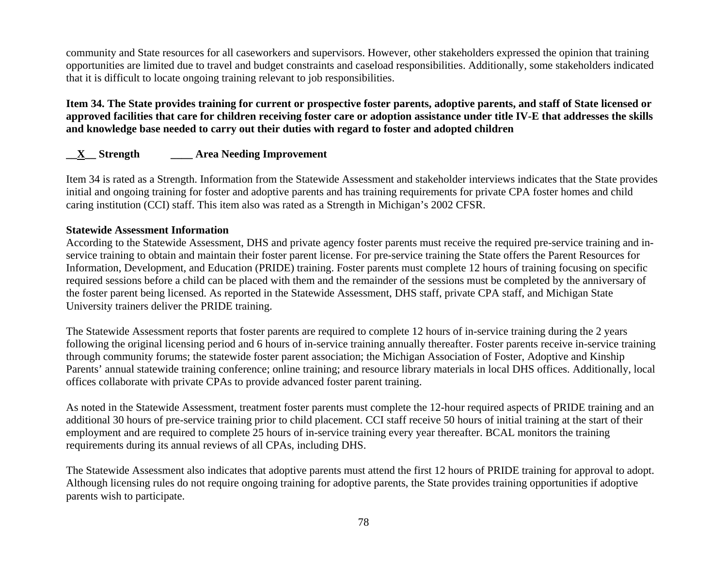community and State resources for all caseworkers and supervisors. However, other stakeholders expressed the opinion that training opportunities are limited due to travel and budget constraints and caseload responsibilities. Additionally, some stakeholders indicated that it is difficult to locate ongoing training relevant to job responsibilities.

**Item 34. The State provides training for current or prospective foster parents, adoptive parents, and staff of State licensed or approved facilities that care for children receiving foster care or adoption assistance under title IV-E that addresses the skills and knowledge base needed to carry out their duties with regard to foster and adopted children**

**__X__ Strength ____ Area Needing Improvement**

Item 34 is rated as a Strength. Information from the Statewide Assessment and stakeholder interviews indicates that the State provides initial and ongoing training for foster and adoptive parents and has training requirements for private CPA foster homes and child caring institution (CCI) staff. This item also was rated as a Strength in Michigan's 2002 CFSR.

**Statewide Assessment Information**

According to the Statewide Assessment, DHS and private agency foster parents must receive the required pre-service training and in-service training to obtain and maintain their foster parent license. For pre-service training the State offers the Parent Resources for Information, Development, and Education (PRIDE) training. Foster parents must complete 12 hours of training focusing on specific required sessions before a child can be placed with them and the remainder of the sessions must be completed by the anniversary of the foster parent being licensed. As reported in the Statewide Assessment, DHS staff, private CPA staff, and Michigan State University trainers deliver the PRIDE training.

The Statewide Assessment reports that foster parents are required to complete 12 hours of in-service training during the 2 years following the original licensing period and 6 hours of in-service training annually thereafter. Foster parents receive in-service training through community forums; the statewide foster parent association; the Michigan Association of Foster, Adoptive and Kinship Parents' annual statewide training conference; online training; and resource library materials in local DHS offices. Additionally, local offices collaborate with private CPAs to provide advanced foster parent training.

As noted in the Statewide Assessment, treatment foster parents must complete the 12-hour required aspects of PRIDE training and an additional 30 hours of pre-service training prior to child placement. CCI staff receive 50 hours of initial training at the start of their employment and are required to complete 25 hours of in-service training every year thereafter. BCAL monitors the training requirements during its annual reviews of all CPAs, including DHS.

The Statewide Assessment also indicates that adoptive parents must attend the first 12 hours of PRIDE training for approval to adopt. Although licensing rules do not require ongoing training for adoptive parents, the State provides training opportunities if adoptive parents wish to participate.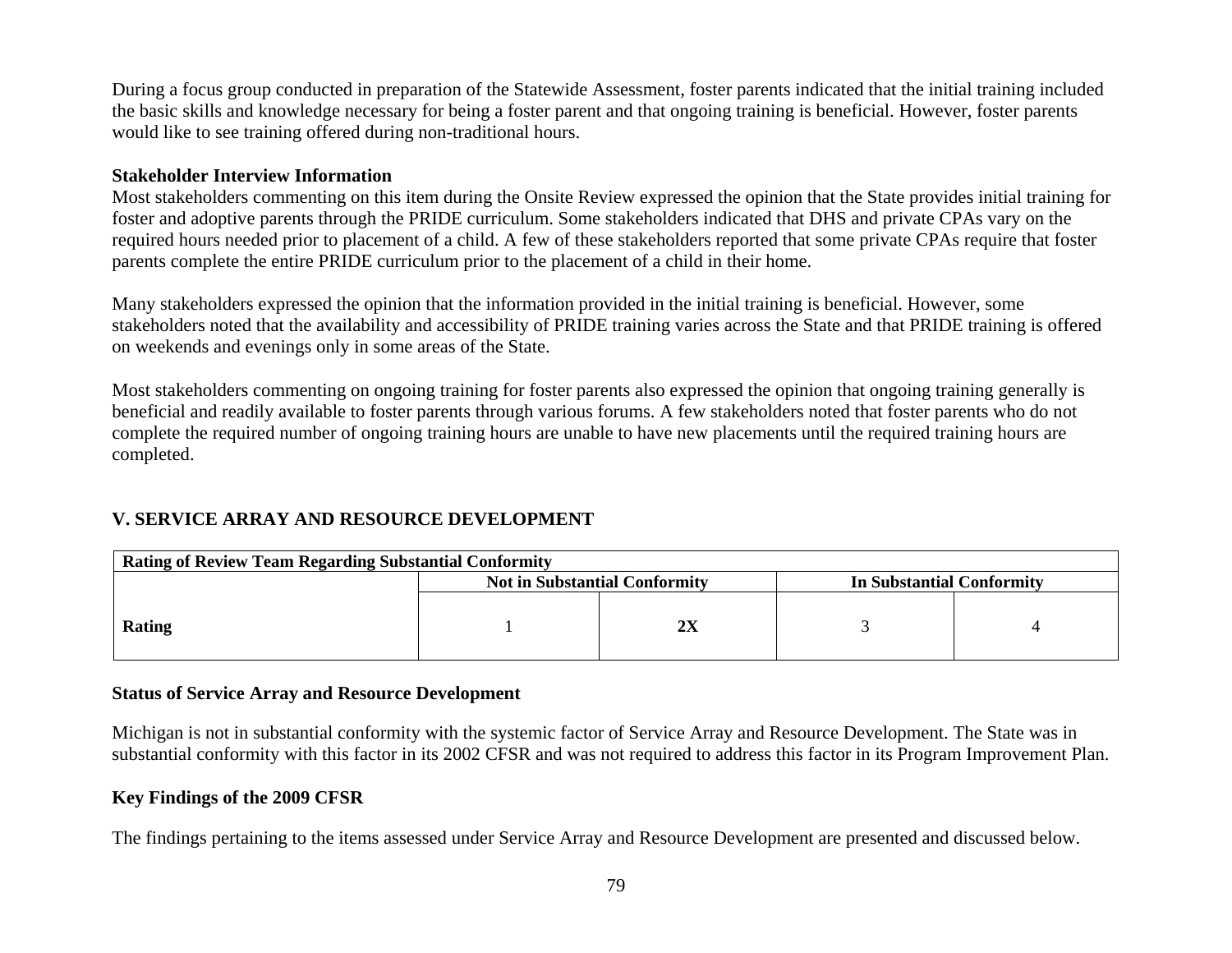During a focus group conducted in preparation of the Statewide Assessment, foster parents indicated that the initial training included the basic skills and knowledge necessary for being a foster parent and that ongoing training is beneficial. However, foster parents would like to see training offered during non-traditional hours.

**Stakeholder Interview Information**

Most stakeholders commenting on this item during the Onsite Review expressed the opinion that the State provides initial training for foster and adoptive parents through the PRIDE curriculum. Some stakeholders indicated that DHS and private CPAs vary on the required hours needed prior to placement of a child. A few of these stakeholders reported that some private CPAs require that foster parents complete the entire PRIDE curriculum prior to the placement of a child in their home.

Many stakeholders expressed the opinion that the information provided in the initial training is beneficial. However, some stakeholders noted that the availability and accessibility of PRIDE training varies across the State and that PRIDE training is offered on weekends and evenings only in some areas of the State.

Most stakeholders commenting on ongoing training for foster parents also expressed the opinion that ongoing training generally is beneficial and readily available to foster parents through various forums. A few stakeholders noted that foster parents who do not complete the required number of ongoing training hours are unable to have new placements until the required training hours are completed.

## V. SERVICE ARRAY AND RESOURCE DEVELOPMENT

| Rating of Review Team Regarding Substantial Conformity | | | | |
|---|---|---|---|---|
| | Not in Substantial Conformity | | In Substantial Conformity | |
| **Rating** | 1 | **2X** | 3 | 4 |

**Status of Service Array and Resource Development**

Michigan is not in substantial conformity with the systemic factor of Service Array and Resource Development. The State was in substantial conformity with this factor in its 2002 CFSR and was not required to address this factor in its Program Improvement Plan.

**Key Findings of the 2009 CFSR**

The findings pertaining to the items assessed under Service Array and Resource Development are presented and discussed below.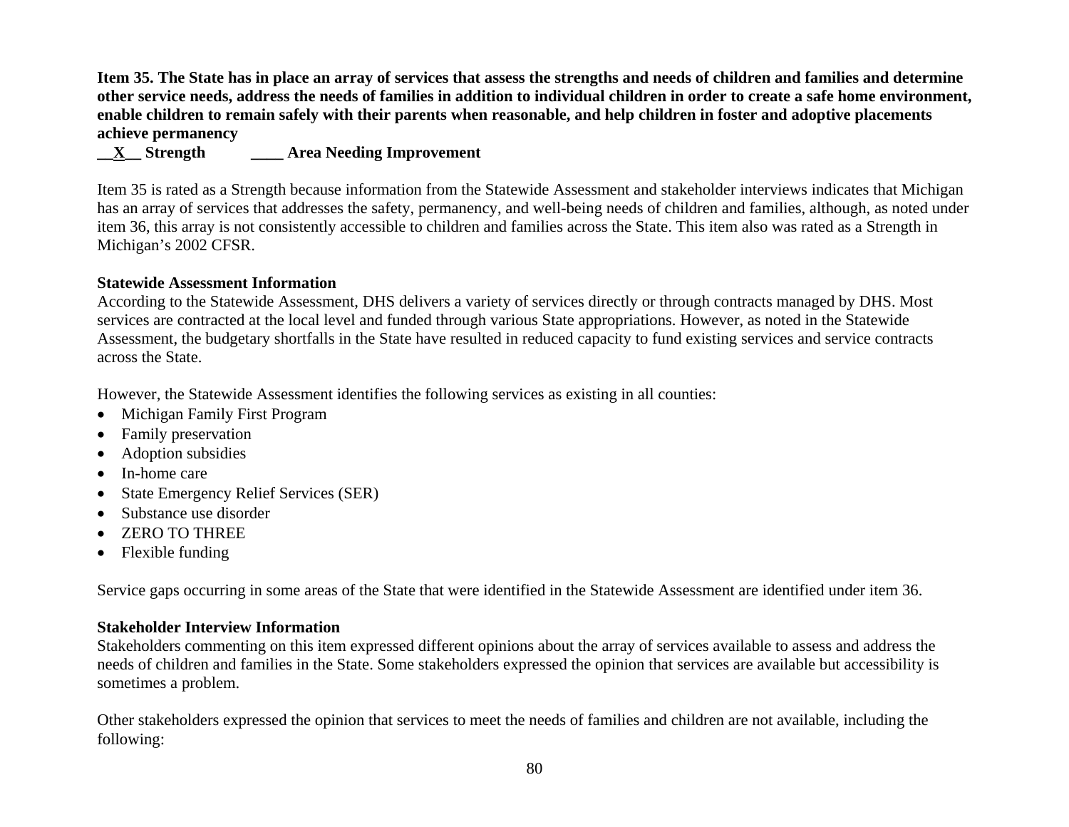**Item 35. The State has in place an array of services that assess the strengths and needs of children and families and determine other service needs, address the needs of families in addition to individual children in order to create a safe home environment, enable children to remain safely with their parents when reasonable, and help children in foster and adoptive placements achieve permanency**

**__X__ Strength ____ Area Needing Improvement**

Item 35 is rated as a Strength because information from the Statewide Assessment and stakeholder interviews indicates that Michigan has an array of services that addresses the safety, permanency, and well-being needs of children and families, although, as noted under item 36, this array is not consistently accessible to children and families across the State. This item also was rated as a Strength in Michigan's 2002 CFSR.

**Statewide Assessment Information**

According to the Statewide Assessment, DHS delivers a variety of services directly or through contracts managed by DHS. Most services are contracted at the local level and funded through various State appropriations. However, as noted in the Statewide Assessment, the budgetary shortfalls in the State have resulted in reduced capacity to fund existing services and service contracts across the State.

However, the Statewide Assessment identifies the following services as existing in all counties:

- Michigan Family First Program
- Family preservation
- Adoption subsidies
- In-home care
- State Emergency Relief Services (SER)
- Substance use disorder
- ZERO TO THREE
- Flexible funding

Service gaps occurring in some areas of the State that were identified in the Statewide Assessment are identified under item 36.

**Stakeholder Interview Information**

Stakeholders commenting on this item expressed different opinions about the array of services available to assess and address the needs of children and families in the State. Some stakeholders expressed the opinion that services are available but accessibility is sometimes a problem.

Other stakeholders expressed the opinion that services to meet the needs of families and children are not available, including the following: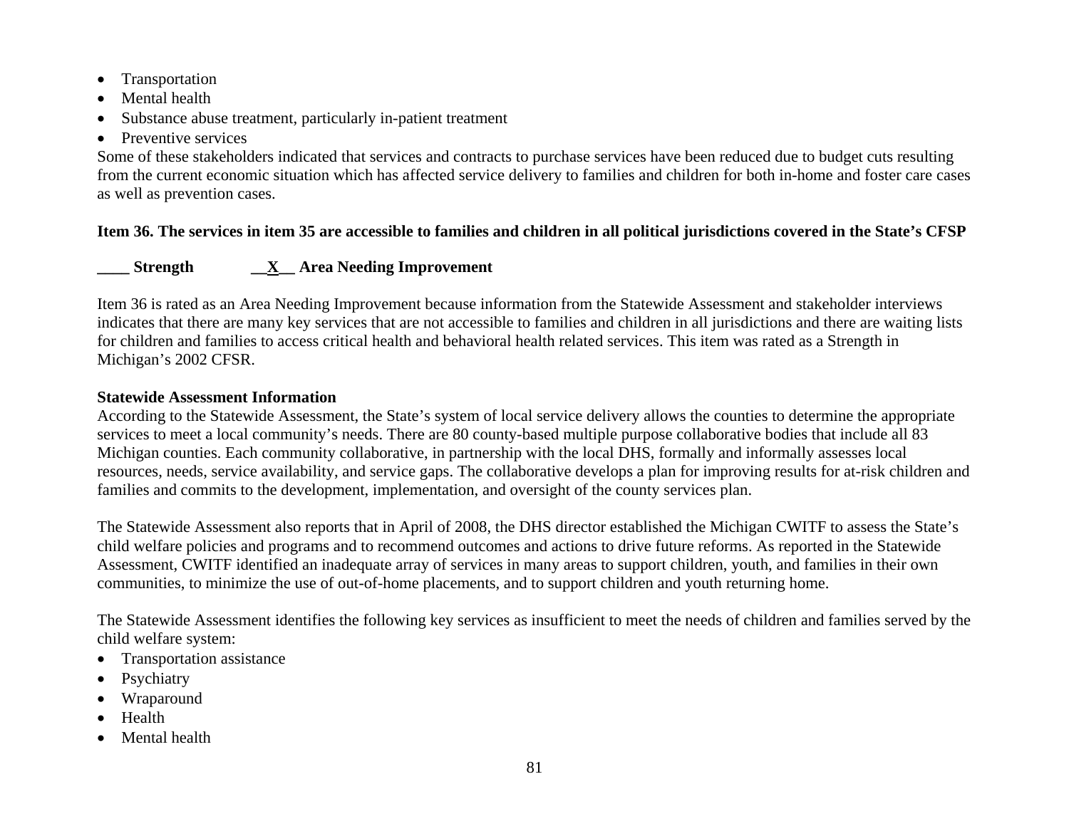- Transportation
- Mental health
- Substance abuse treatment, particularly in-patient treatment
- Preventive services

Some of these stakeholders indicated that services and contracts to purchase services have been reduced due to budget cuts resulting from the current economic situation which has affected service delivery to families and children for both in-home and foster care cases as well as prevention cases.

**Item 36. The services in item 35 are accessible to families and children in all political jurisdictions covered in the State's CFSP**

**\_\_\_\_ Strength** &nbsp;&nbsp;&nbsp;&nbsp;&nbsp;&nbsp;&nbsp;&nbsp; **\_\_X\_\_ Area Needing Improvement**

Item 36 is rated as an Area Needing Improvement because information from the Statewide Assessment and stakeholder interviews indicates that there are many key services that are not accessible to families and children in all jurisdictions and there are waiting lists for children and families to access critical health and behavioral health related services. This item was rated as a Strength in Michigan's 2002 CFSR.

**Statewide Assessment Information**

According to the Statewide Assessment, the State's system of local service delivery allows the counties to determine the appropriate services to meet a local community's needs. There are 80 county-based multiple purpose collaborative bodies that include all 83 Michigan counties. Each community collaborative, in partnership with the local DHS, formally and informally assesses local resources, needs, service availability, and service gaps. The collaborative develops a plan for improving results for at-risk children and families and commits to the development, implementation, and oversight of the county services plan.

The Statewide Assessment also reports that in April of 2008, the DHS director established the Michigan CWITF to assess the State's child welfare policies and programs and to recommend outcomes and actions to drive future reforms. As reported in the Statewide Assessment, CWITF identified an inadequate array of services in many areas to support children, youth, and families in their own communities, to minimize the use of out-of-home placements, and to support children and youth returning home.

The Statewide Assessment identifies the following key services as insufficient to meet the needs of children and families served by the child welfare system:

- Transportation assistance
- Psychiatry
- Wraparound
- Health
- Mental health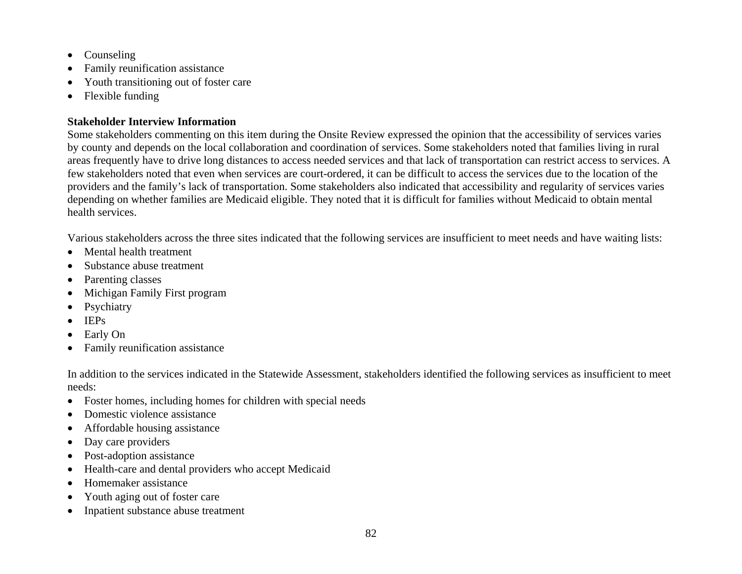- Counseling
- Family reunification assistance
- Youth transitioning out of foster care
- Flexible funding

**Stakeholder Interview Information**

Some stakeholders commenting on this item during the Onsite Review expressed the opinion that the accessibility of services varies by county and depends on the local collaboration and coordination of services. Some stakeholders noted that families living in rural areas frequently have to drive long distances to access needed services and that lack of transportation can restrict access to services. A few stakeholders noted that even when services are court-ordered, it can be difficult to access the services due to the location of the providers and the family's lack of transportation. Some stakeholders also indicated that accessibility and regularity of services varies depending on whether families are Medicaid eligible. They noted that it is difficult for families without Medicaid to obtain mental health services.

Various stakeholders across the three sites indicated that the following services are insufficient to meet needs and have waiting lists:

- Mental health treatment
- Substance abuse treatment
- Parenting classes
- Michigan Family First program
- Psychiatry
- IEPs
- Early On
- Family reunification assistance

In addition to the services indicated in the Statewide Assessment, stakeholders identified the following services as insufficient to meet needs:

- Foster homes, including homes for children with special needs
- Domestic violence assistance
- Affordable housing assistance
- Day care providers
- Post-adoption assistance
- Health-care and dental providers who accept Medicaid
- Homemaker assistance
- Youth aging out of foster care
- Inpatient substance abuse treatment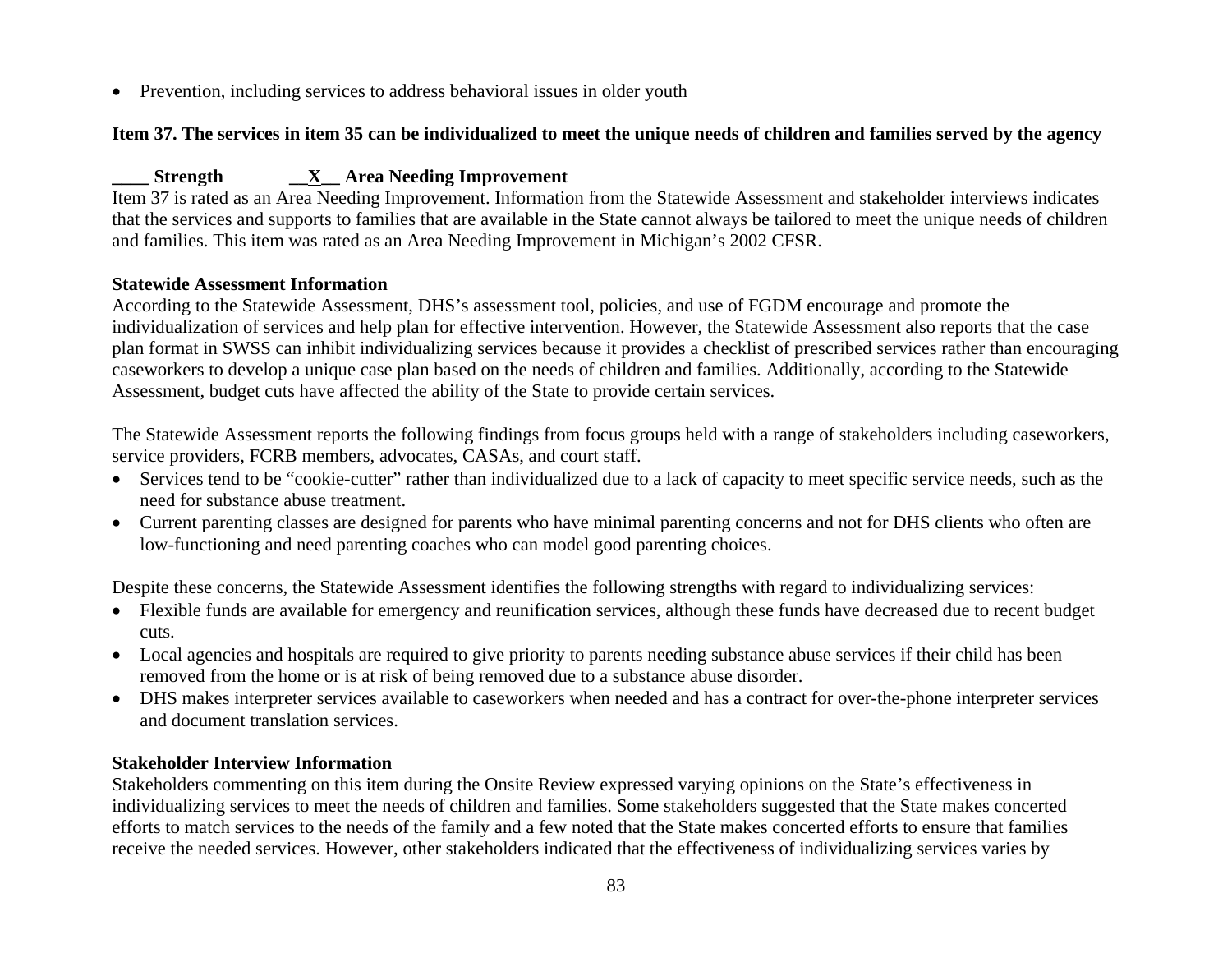- Prevention, including services to address behavioral issues in older youth

**Item 37. The services in item 35 can be individualized to meet the unique needs of children and families served by the agency**

**____ Strength __X__ Area Needing Improvement**

Item 37 is rated as an Area Needing Improvement. Information from the Statewide Assessment and stakeholder interviews indicates that the services and supports to families that are available in the State cannot always be tailored to meet the unique needs of children and families. This item was rated as an Area Needing Improvement in Michigan's 2002 CFSR.

**Statewide Assessment Information**

According to the Statewide Assessment, DHS's assessment tool, policies, and use of FGDM encourage and promote the individualization of services and help plan for effective intervention. However, the Statewide Assessment also reports that the case plan format in SWSS can inhibit individualizing services because it provides a checklist of prescribed services rather than encouraging caseworkers to develop a unique case plan based on the needs of children and families. Additionally, according to the Statewide Assessment, budget cuts have affected the ability of the State to provide certain services.

The Statewide Assessment reports the following findings from focus groups held with a range of stakeholders including caseworkers, service providers, FCRB members, advocates, CASAs, and court staff.

- Services tend to be "cookie-cutter" rather than individualized due to a lack of capacity to meet specific service needs, such as the need for substance abuse treatment.
- Current parenting classes are designed for parents who have minimal parenting concerns and not for DHS clients who often are low-functioning and need parenting coaches who can model good parenting choices.

Despite these concerns, the Statewide Assessment identifies the following strengths with regard to individualizing services:

- Flexible funds are available for emergency and reunification services, although these funds have decreased due to recent budget cuts.
- Local agencies and hospitals are required to give priority to parents needing substance abuse services if their child has been removed from the home or is at risk of being removed due to a substance abuse disorder.
- DHS makes interpreter services available to caseworkers when needed and has a contract for over-the-phone interpreter services and document translation services.

**Stakeholder Interview Information**

Stakeholders commenting on this item during the Onsite Review expressed varying opinions on the State's effectiveness in individualizing services to meet the needs of children and families. Some stakeholders suggested that the State makes concerted efforts to match services to the needs of the family and a few noted that the State makes concerted efforts to ensure that families receive the needed services. However, other stakeholders indicated that the effectiveness of individualizing services varies by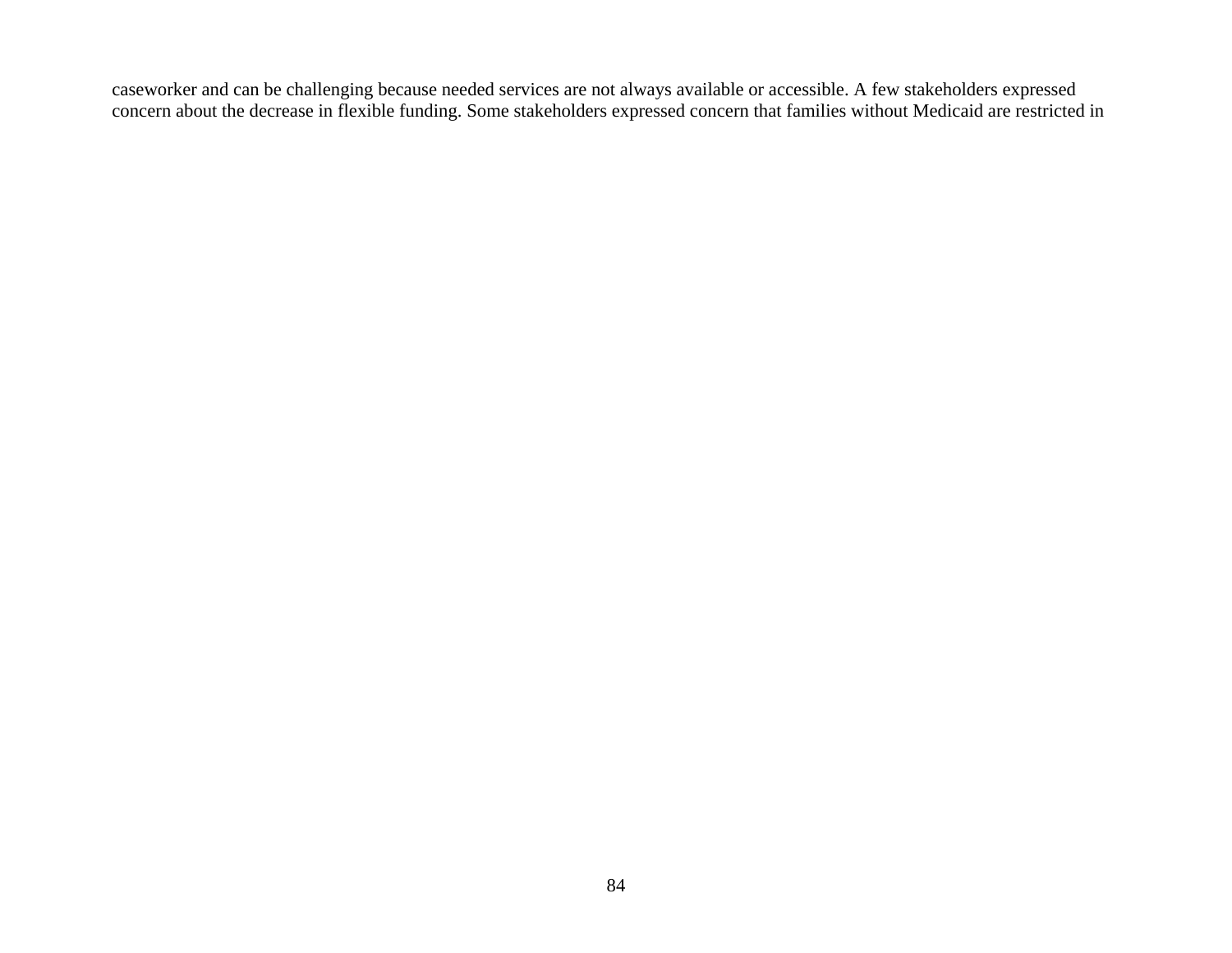caseworker and can be challenging because needed services are not always available or accessible. A few stakeholders expressed concern about the decrease in flexible funding. Some stakeholders expressed concern that families without Medicaid are restricted in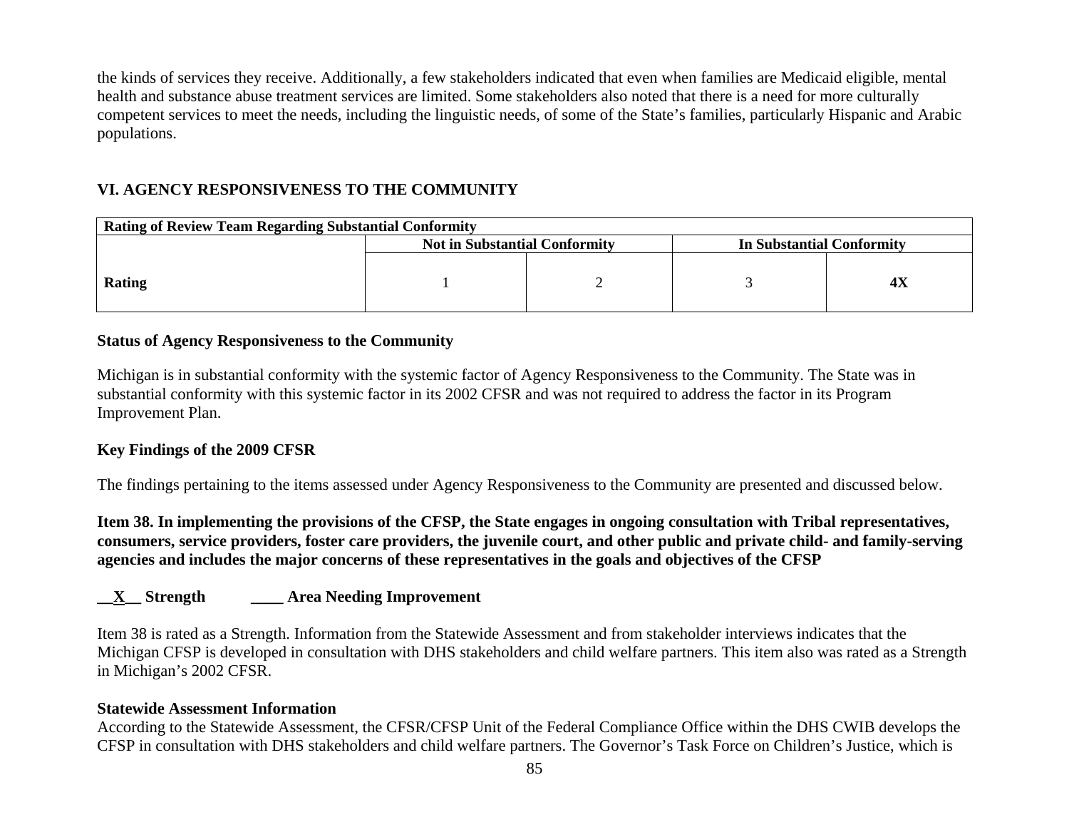the kinds of services they receive. Additionally, a few stakeholders indicated that even when families are Medicaid eligible, mental health and substance abuse treatment services are limited. Some stakeholders also noted that there is a need for more culturally competent services to meet the needs, including the linguistic needs, of some of the State's families, particularly Hispanic and Arabic populations.

## VI. AGENCY RESPONSIVENESS TO THE COMMUNITY

| Rating of Review Team Regarding Substantial Conformity | | | | |
|---|---|---|---|---|
| | Not in Substantial Conformity | | In Substantial Conformity | |
| **Rating** | 1 | 2 | 3 | **4X** |

### Status of Agency Responsiveness to the Community

Michigan is in substantial conformity with the systemic factor of Agency Responsiveness to the Community. The State was in substantial conformity with this systemic factor in its 2002 CFSR and was not required to address the factor in its Program Improvement Plan.

### Key Findings of the 2009 CFSR

The findings pertaining to the items assessed under Agency Responsiveness to the Community are presented and discussed below.

**Item 38. In implementing the provisions of the CFSP, the State engages in ongoing consultation with Tribal representatives, consumers, service providers, foster care providers, the juvenile court, and other public and private child- and family-serving agencies and includes the major concerns of these representatives in the goals and objectives of the CFSP**

**__X__ Strength ____ Area Needing Improvement**

Item 38 is rated as a Strength. Information from the Statewide Assessment and from stakeholder interviews indicates that the Michigan CFSP is developed in consultation with DHS stakeholders and child welfare partners. This item also was rated as a Strength in Michigan's 2002 CFSR.

**Statewide Assessment Information**

According to the Statewide Assessment, the CFSR/CFSP Unit of the Federal Compliance Office within the DHS CWIB develops the CFSP in consultation with DHS stakeholders and child welfare partners. The Governor's Task Force on Children's Justice, which is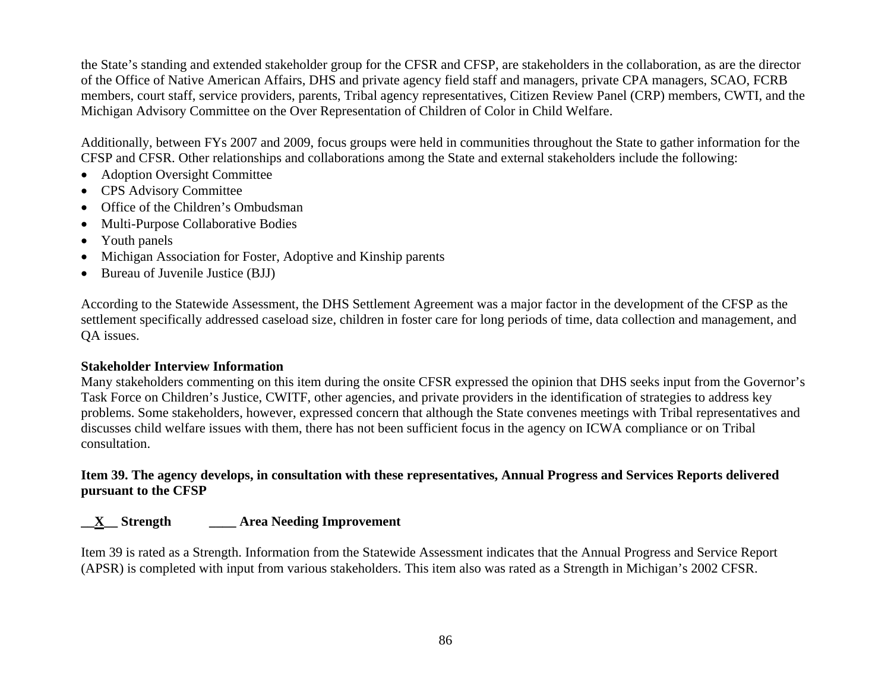the State's standing and extended stakeholder group for the CFSR and CFSP, are stakeholders in the collaboration, as are the director of the Office of Native American Affairs, DHS and private agency field staff and managers, private CPA managers, SCAO, FCRB members, court staff, service providers, parents, Tribal agency representatives, Citizen Review Panel (CRP) members, CWTI, and the Michigan Advisory Committee on the Over Representation of Children of Color in Child Welfare.

Additionally, between FYs 2007 and 2009, focus groups were held in communities throughout the State to gather information for the CFSP and CFSR. Other relationships and collaborations among the State and external stakeholders include the following:

- Adoption Oversight Committee
- CPS Advisory Committee
- Office of the Children's Ombudsman
- Multi-Purpose Collaborative Bodies
- Youth panels
- Michigan Association for Foster, Adoptive and Kinship parents
- Bureau of Juvenile Justice (BJJ)

According to the Statewide Assessment, the DHS Settlement Agreement was a major factor in the development of the CFSP as the settlement specifically addressed caseload size, children in foster care for long periods of time, data collection and management, and QA issues.

**Stakeholder Interview Information**

Many stakeholders commenting on this item during the onsite CFSR expressed the opinion that DHS seeks input from the Governor's Task Force on Children's Justice, CWITF, other agencies, and private providers in the identification of strategies to address key problems. Some stakeholders, however, expressed concern that although the State convenes meetings with Tribal representatives and discusses child welfare issues with them, there has not been sufficient focus in the agency on ICWA compliance or on Tribal consultation.

**Item 39. The agency develops, in consultation with these representatives, Annual Progress and Services Reports delivered pursuant to the CFSP**

**\_\_X\_\_ Strength \_\_\_\_ Area Needing Improvement**

Item 39 is rated as a Strength. Information from the Statewide Assessment indicates that the Annual Progress and Service Report (APSR) is completed with input from various stakeholders. This item also was rated as a Strength in Michigan's 2002 CFSR.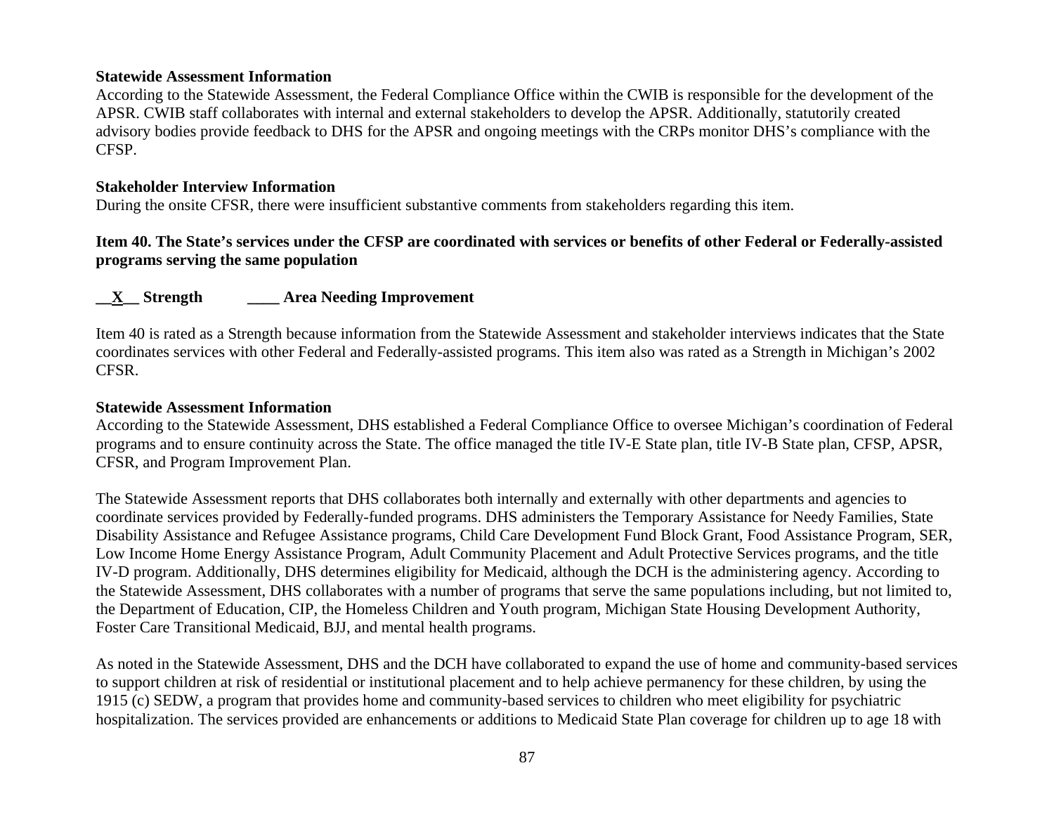**Statewide Assessment Information**

According to the Statewide Assessment, the Federal Compliance Office within the CWIB is responsible for the development of the APSR. CWIB staff collaborates with internal and external stakeholders to develop the APSR. Additionally, statutorily created advisory bodies provide feedback to DHS for the APSR and ongoing meetings with the CRPs monitor DHS's compliance with the CFSP.

**Stakeholder Interview Information**

During the onsite CFSR, there were insufficient substantive comments from stakeholders regarding this item.

**Item 40. The State's services under the CFSP are coordinated with services or benefits of other Federal or Federally-assisted programs serving the same population**

**__X__ Strength ____ Area Needing Improvement**

Item 40 is rated as a Strength because information from the Statewide Assessment and stakeholder interviews indicates that the State coordinates services with other Federal and Federally-assisted programs. This item also was rated as a Strength in Michigan's 2002 CFSR.

**Statewide Assessment Information**

According to the Statewide Assessment, DHS established a Federal Compliance Office to oversee Michigan's coordination of Federal programs and to ensure continuity across the State. The office managed the title IV-E State plan, title IV-B State plan, CFSP, APSR, CFSR, and Program Improvement Plan.

The Statewide Assessment reports that DHS collaborates both internally and externally with other departments and agencies to coordinate services provided by Federally-funded programs. DHS administers the Temporary Assistance for Needy Families, State Disability Assistance and Refugee Assistance programs, Child Care Development Fund Block Grant, Food Assistance Program, SER, Low Income Home Energy Assistance Program, Adult Community Placement and Adult Protective Services programs, and the title IV-D program. Additionally, DHS determines eligibility for Medicaid, although the DCH is the administering agency. According to the Statewide Assessment, DHS collaborates with a number of programs that serve the same populations including, but not limited to, the Department of Education, CIP, the Homeless Children and Youth program, Michigan State Housing Development Authority, Foster Care Transitional Medicaid, BJJ, and mental health programs.

As noted in the Statewide Assessment, DHS and the DCH have collaborated to expand the use of home and community-based services to support children at risk of residential or institutional placement and to help achieve permanency for these children, by using the 1915 (c) SEDW, a program that provides home and community-based services to children who meet eligibility for psychiatric hospitalization. The services provided are enhancements or additions to Medicaid State Plan coverage for children up to age 18 with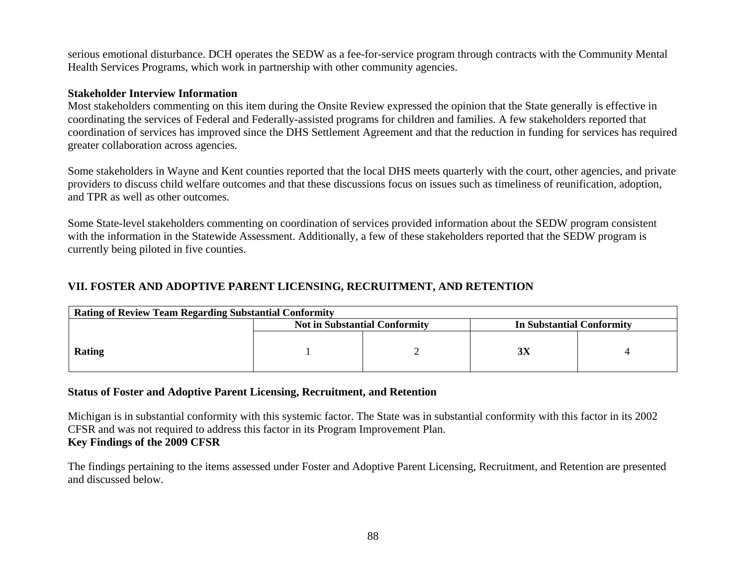serious emotional disturbance. DCH operates the SEDW as a fee-for-service program through contracts with the Community Mental Health Services Programs, which work in partnership with other community agencies.

**Stakeholder Interview Information**

Most stakeholders commenting on this item during the Onsite Review expressed the opinion that the State generally is effective in coordinating the services of Federal and Federally-assisted programs for children and families. A few stakeholders reported that coordination of services has improved since the DHS Settlement Agreement and that the reduction in funding for services has required greater collaboration across agencies.

Some stakeholders in Wayne and Kent counties reported that the local DHS meets quarterly with the court, other agencies, and private providers to discuss child welfare outcomes and that these discussions focus on issues such as timeliness of reunification, adoption, and TPR as well as other outcomes.

Some State-level stakeholders commenting on coordination of services provided information about the SEDW program consistent with the information in the Statewide Assessment. Additionally, a few of these stakeholders reported that the SEDW program is currently being piloted in five counties.

## VII. FOSTER AND ADOPTIVE PARENT LICENSING, RECRUITMENT, AND RETENTION

| **Rating of Review Team Regarding Substantial Conformity** | | | | |
|---|---|---|---|---|
| | **Not in Substantial Conformity** | | **In Substantial Conformity** | |
| **Rating** | 1 | 2 | **3X** | 4 |

**Status of Foster and Adoptive Parent Licensing, Recruitment, and Retention**

Michigan is in substantial conformity with this systemic factor. The State was in substantial conformity with this factor in its 2002 CFSR and was not required to address this factor in its Program Improvement Plan.

**Key Findings of the 2009 CFSR**

The findings pertaining to the items assessed under Foster and Adoptive Parent Licensing, Recruitment, and Retention are presented and discussed below.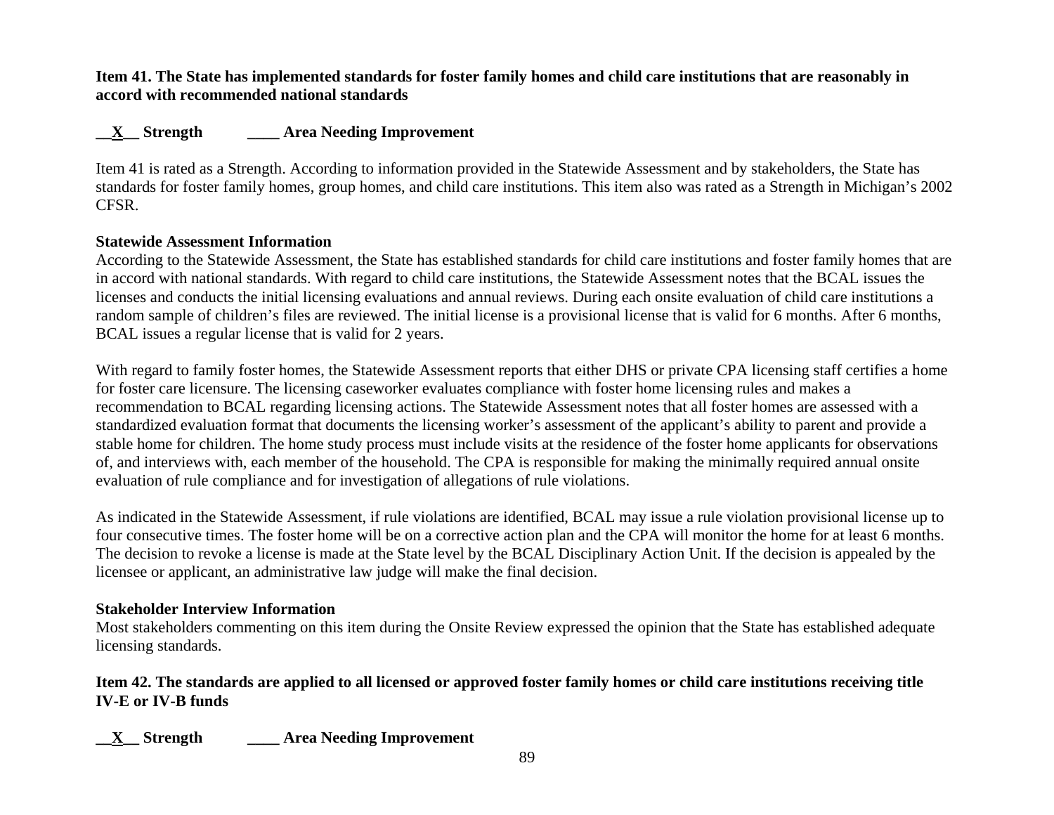**Item 41. The State has implemented standards for foster family homes and child care institutions that are reasonably in accord with recommended national standards**

**\_\_X\_\_ Strength ____ Area Needing Improvement**

Item 41 is rated as a Strength. According to information provided in the Statewide Assessment and by stakeholders, the State has standards for foster family homes, group homes, and child care institutions. This item also was rated as a Strength in Michigan's 2002 CFSR.

**Statewide Assessment Information**

According to the Statewide Assessment, the State has established standards for child care institutions and foster family homes that are in accord with national standards. With regard to child care institutions, the Statewide Assessment notes that the BCAL issues the licenses and conducts the initial licensing evaluations and annual reviews. During each onsite evaluation of child care institutions a random sample of children's files are reviewed. The initial license is a provisional license that is valid for 6 months. After 6 months, BCAL issues a regular license that is valid for 2 years.

With regard to family foster homes, the Statewide Assessment reports that either DHS or private CPA licensing staff certifies a home for foster care licensure. The licensing caseworker evaluates compliance with foster home licensing rules and makes a recommendation to BCAL regarding licensing actions. The Statewide Assessment notes that all foster homes are assessed with a standardized evaluation format that documents the licensing worker's assessment of the applicant's ability to parent and provide a stable home for children. The home study process must include visits at the residence of the foster home applicants for observations of, and interviews with, each member of the household. The CPA is responsible for making the minimally required annual onsite evaluation of rule compliance and for investigation of allegations of rule violations.

As indicated in the Statewide Assessment, if rule violations are identified, BCAL may issue a rule violation provisional license up to four consecutive times. The foster home will be on a corrective action plan and the CPA will monitor the home for at least 6 months. The decision to revoke a license is made at the State level by the BCAL Disciplinary Action Unit. If the decision is appealed by the licensee or applicant, an administrative law judge will make the final decision.

**Stakeholder Interview Information**

Most stakeholders commenting on this item during the Onsite Review expressed the opinion that the State has established adequate licensing standards.

**Item 42. The standards are applied to all licensed or approved foster family homes or child care institutions receiving title IV-E or IV-B funds**

**\_\_X\_\_ Strength ____ Area Needing Improvement**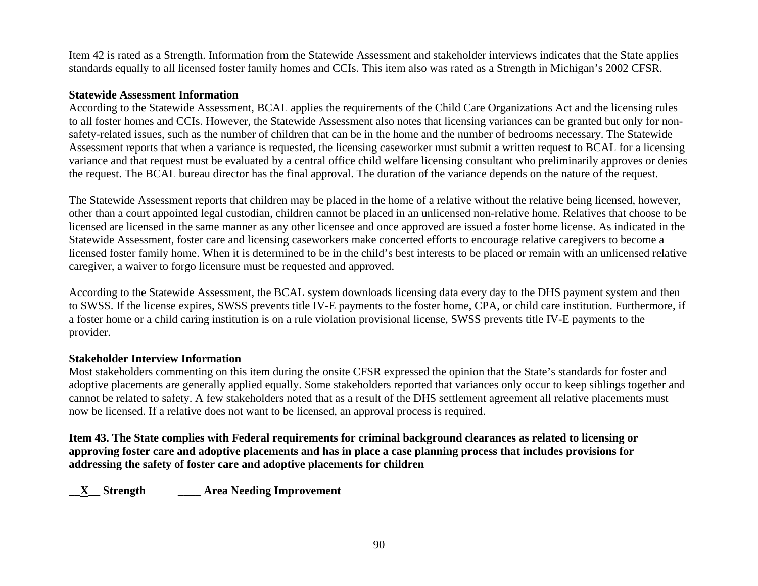Item 42 is rated as a Strength. Information from the Statewide Assessment and stakeholder interviews indicates that the State applies standards equally to all licensed foster family homes and CCIs. This item also was rated as a Strength in Michigan's 2002 CFSR.

**Statewide Assessment Information**

According to the Statewide Assessment, BCAL applies the requirements of the Child Care Organizations Act and the licensing rules to all foster homes and CCIs. However, the Statewide Assessment also notes that licensing variances can be granted but only for non-safety-related issues, such as the number of children that can be in the home and the number of bedrooms necessary. The Statewide Assessment reports that when a variance is requested, the licensing caseworker must submit a written request to BCAL for a licensing variance and that request must be evaluated by a central office child welfare licensing consultant who preliminarily approves or denies the request. The BCAL bureau director has the final approval. The duration of the variance depends on the nature of the request.

The Statewide Assessment reports that children may be placed in the home of a relative without the relative being licensed, however, other than a court appointed legal custodian, children cannot be placed in an unlicensed non-relative home. Relatives that choose to be licensed are licensed in the same manner as any other licensee and once approved are issued a foster home license. As indicated in the Statewide Assessment, foster care and licensing caseworkers make concerted efforts to encourage relative caregivers to become a licensed foster family home. When it is determined to be in the child's best interests to be placed or remain with an unlicensed relative caregiver, a waiver to forgo licensure must be requested and approved.

According to the Statewide Assessment, the BCAL system downloads licensing data every day to the DHS payment system and then to SWSS. If the license expires, SWSS prevents title IV-E payments to the foster home, CPA, or child care institution. Furthermore, if a foster home or a child caring institution is on a rule violation provisional license, SWSS prevents title IV-E payments to the provider.

**Stakeholder Interview Information**

Most stakeholders commenting on this item during the onsite CFSR expressed the opinion that the State's standards for foster and adoptive placements are generally applied equally. Some stakeholders reported that variances only occur to keep siblings together and cannot be related to safety. A few stakeholders noted that as a result of the DHS settlement agreement all relative placements must now be licensed. If a relative does not want to be licensed, an approval process is required.

**Item 43. The State complies with Federal requirements for criminal background clearances as related to licensing or approving foster care and adoptive placements and has in place a case planning process that includes provisions for addressing the safety of foster care and adoptive placements for children**

**\_\_X\_\_ Strength ____ Area Needing Improvement**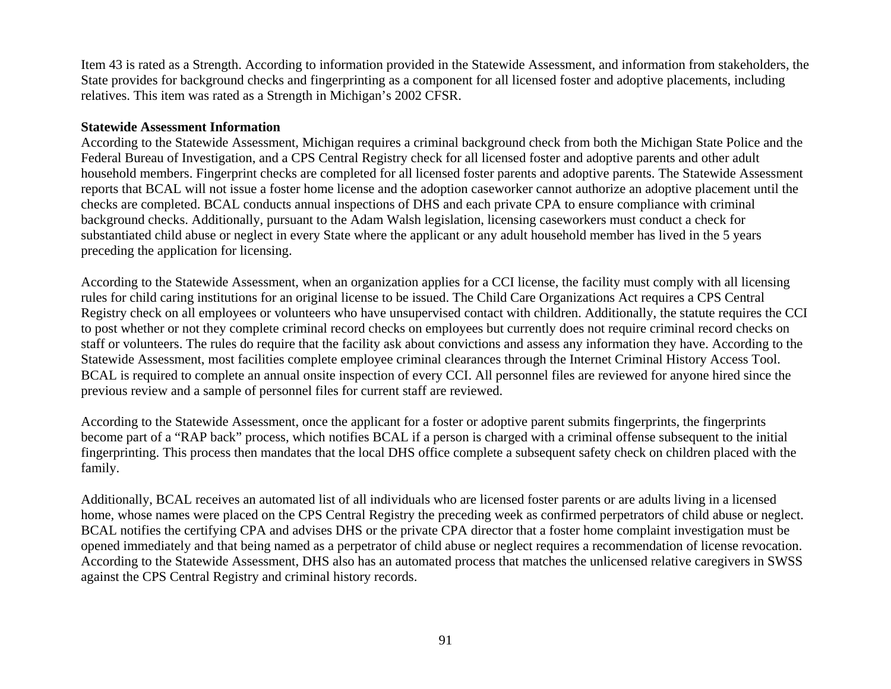Item 43 is rated as a Strength. According to information provided in the Statewide Assessment, and information from stakeholders, the State provides for background checks and fingerprinting as a component for all licensed foster and adoptive placements, including relatives. This item was rated as a Strength in Michigan's 2002 CFSR.

**Statewide Assessment Information**

According to the Statewide Assessment, Michigan requires a criminal background check from both the Michigan State Police and the Federal Bureau of Investigation, and a CPS Central Registry check for all licensed foster and adoptive parents and other adult household members. Fingerprint checks are completed for all licensed foster parents and adoptive parents. The Statewide Assessment reports that BCAL will not issue a foster home license and the adoption caseworker cannot authorize an adoptive placement until the checks are completed. BCAL conducts annual inspections of DHS and each private CPA to ensure compliance with criminal background checks. Additionally, pursuant to the Adam Walsh legislation, licensing caseworkers must conduct a check for substantiated child abuse or neglect in every State where the applicant or any adult household member has lived in the 5 years preceding the application for licensing.

According to the Statewide Assessment, when an organization applies for a CCI license, the facility must comply with all licensing rules for child caring institutions for an original license to be issued. The Child Care Organizations Act requires a CPS Central Registry check on all employees or volunteers who have unsupervised contact with children. Additionally, the statute requires the CCI to post whether or not they complete criminal record checks on employees but currently does not require criminal record checks on staff or volunteers. The rules do require that the facility ask about convictions and assess any information they have. According to the Statewide Assessment, most facilities complete employee criminal clearances through the Internet Criminal History Access Tool. BCAL is required to complete an annual onsite inspection of every CCI. All personnel files are reviewed for anyone hired since the previous review and a sample of personnel files for current staff are reviewed.

According to the Statewide Assessment, once the applicant for a foster or adoptive parent submits fingerprints, the fingerprints become part of a "RAP back" process, which notifies BCAL if a person is charged with a criminal offense subsequent to the initial fingerprinting. This process then mandates that the local DHS office complete a subsequent safety check on children placed with the family.

Additionally, BCAL receives an automated list of all individuals who are licensed foster parents or are adults living in a licensed home, whose names were placed on the CPS Central Registry the preceding week as confirmed perpetrators of child abuse or neglect. BCAL notifies the certifying CPA and advises DHS or the private CPA director that a foster home complaint investigation must be opened immediately and that being named as a perpetrator of child abuse or neglect requires a recommendation of license revocation. According to the Statewide Assessment, DHS also has an automated process that matches the unlicensed relative caregivers in SWSS against the CPS Central Registry and criminal history records.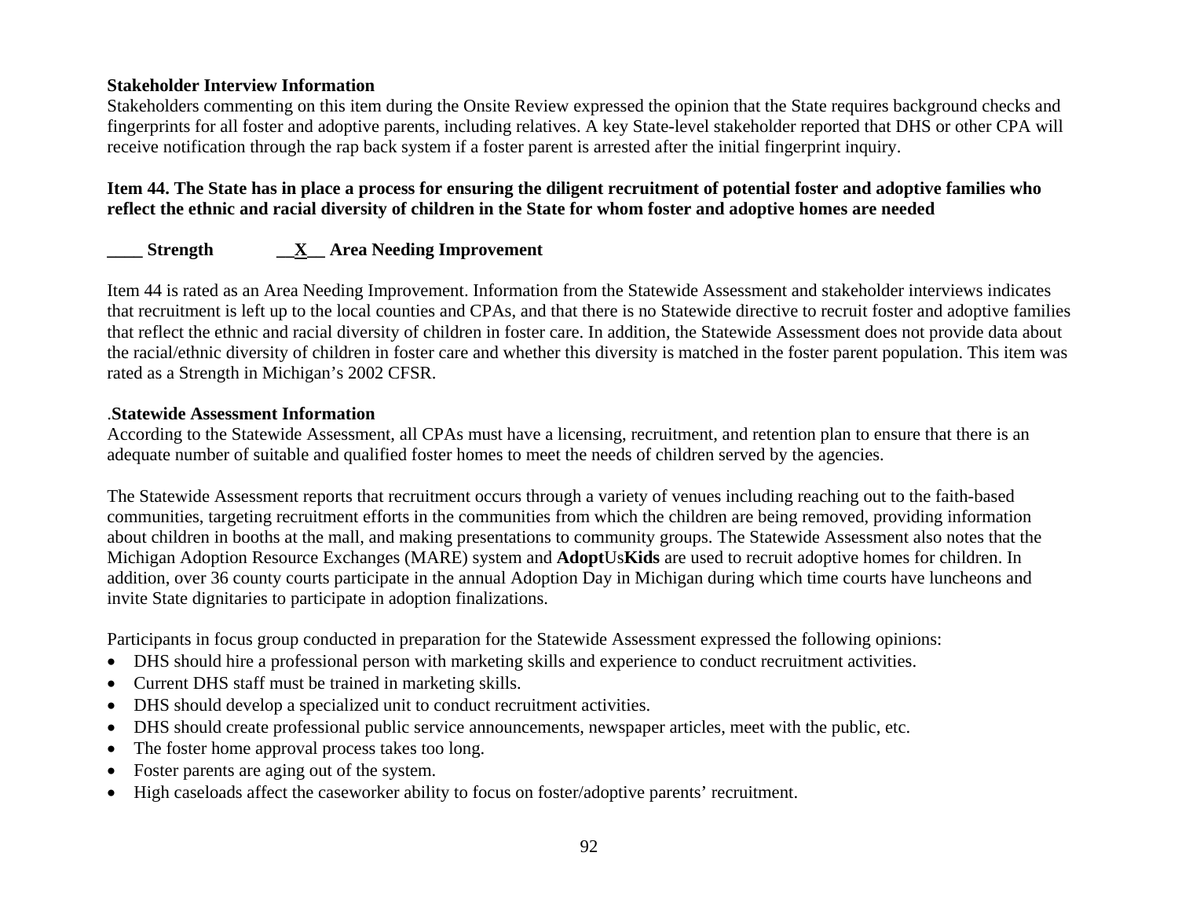**Stakeholder Interview Information**

Stakeholders commenting on this item during the Onsite Review expressed the opinion that the State requires background checks and fingerprints for all foster and adoptive parents, including relatives. A key State-level stakeholder reported that DHS or other CPA will receive notification through the rap back system if a foster parent is arrested after the initial fingerprint inquiry.

**Item 44. The State has in place a process for ensuring the diligent recruitment of potential foster and adoptive families who reflect the ethnic and racial diversity of children in the State for whom foster and adoptive homes are needed**

**____ Strength __X__ Area Needing Improvement**

Item 44 is rated as an Area Needing Improvement. Information from the Statewide Assessment and stakeholder interviews indicates that recruitment is left up to the local counties and CPAs, and that there is no Statewide directive to recruit foster and adoptive families that reflect the ethnic and racial diversity of children in foster care. In addition, the Statewide Assessment does not provide data about the racial/ethnic diversity of children in foster care and whether this diversity is matched in the foster parent population. This item was rated as a Strength in Michigan's 2002 CFSR.

.**Statewide Assessment Information**

According to the Statewide Assessment, all CPAs must have a licensing, recruitment, and retention plan to ensure that there is an adequate number of suitable and qualified foster homes to meet the needs of children served by the agencies.

The Statewide Assessment reports that recruitment occurs through a variety of venues including reaching out to the faith-based communities, targeting recruitment efforts in the communities from which the children are being removed, providing information about children in booths at the mall, and making presentations to community groups. The Statewide Assessment also notes that the Michigan Adoption Resource Exchanges (MARE) system and **Adopt**Us**Kids** are used to recruit adoptive homes for children. In addition, over 36 county courts participate in the annual Adoption Day in Michigan during which time courts have luncheons and invite State dignitaries to participate in adoption finalizations.

Participants in focus group conducted in preparation for the Statewide Assessment expressed the following opinions:

- DHS should hire a professional person with marketing skills and experience to conduct recruitment activities.
- Current DHS staff must be trained in marketing skills.
- DHS should develop a specialized unit to conduct recruitment activities.
- DHS should create professional public service announcements, newspaper articles, meet with the public, etc.
- The foster home approval process takes too long.
- Foster parents are aging out of the system.
- High caseloads affect the caseworker ability to focus on foster/adoptive parents' recruitment.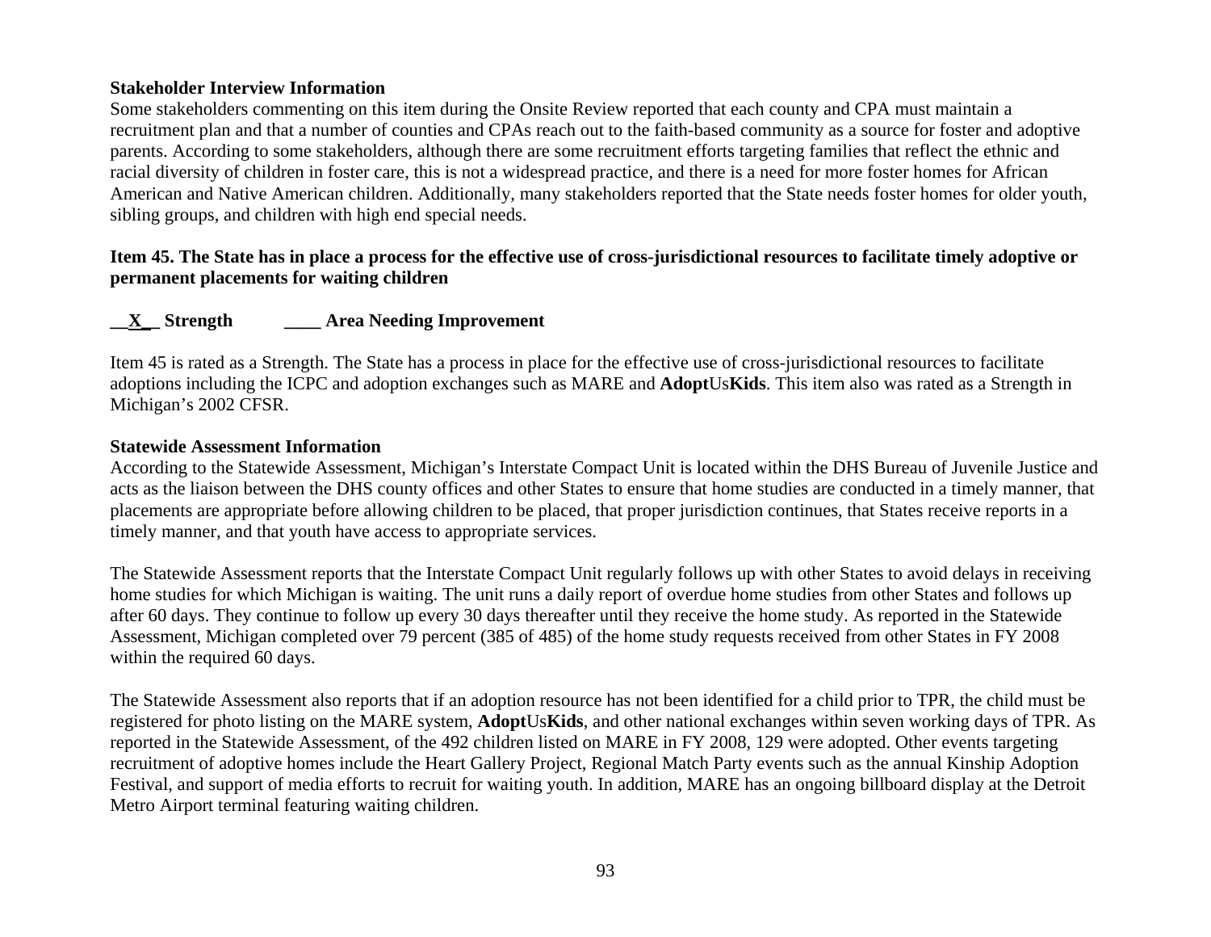**Stakeholder Interview Information**

Some stakeholders commenting on this item during the Onsite Review reported that each county and CPA must maintain a recruitment plan and that a number of counties and CPAs reach out to the faith-based community as a source for foster and adoptive parents. According to some stakeholders, although there are some recruitment efforts targeting families that reflect the ethnic and racial diversity of children in foster care, this is not a widespread practice, and there is a need for more foster homes for African American and Native American children. Additionally, many stakeholders reported that the State needs foster homes for older youth, sibling groups, and children with high end special needs.

**Item 45. The State has in place a process for the effective use of cross-jurisdictional resources to facilitate timely adoptive or permanent placements for waiting children**

**__X__ Strength ____ Area Needing Improvement**

Item 45 is rated as a Strength. The State has a process in place for the effective use of cross-jurisdictional resources to facilitate adoptions including the ICPC and adoption exchanges such as MARE and **Adopt**Us**Kids**. This item also was rated as a Strength in Michigan's 2002 CFSR.

**Statewide Assessment Information**

According to the Statewide Assessment, Michigan's Interstate Compact Unit is located within the DHS Bureau of Juvenile Justice and acts as the liaison between the DHS county offices and other States to ensure that home studies are conducted in a timely manner, that placements are appropriate before allowing children to be placed, that proper jurisdiction continues, that States receive reports in a timely manner, and that youth have access to appropriate services.

The Statewide Assessment reports that the Interstate Compact Unit regularly follows up with other States to avoid delays in receiving home studies for which Michigan is waiting. The unit runs a daily report of overdue home studies from other States and follows up after 60 days. They continue to follow up every 30 days thereafter until they receive the home study. As reported in the Statewide Assessment, Michigan completed over 79 percent (385 of 485) of the home study requests received from other States in FY 2008 within the required 60 days.

The Statewide Assessment also reports that if an adoption resource has not been identified for a child prior to TPR, the child must be registered for photo listing on the MARE system, **Adopt**Us**Kids**, and other national exchanges within seven working days of TPR. As reported in the Statewide Assessment, of the 492 children listed on MARE in FY 2008, 129 were adopted. Other events targeting recruitment of adoptive homes include the Heart Gallery Project, Regional Match Party events such as the annual Kinship Adoption Festival, and support of media efforts to recruit for waiting youth. In addition, MARE has an ongoing billboard display at the Detroit Metro Airport terminal featuring waiting children.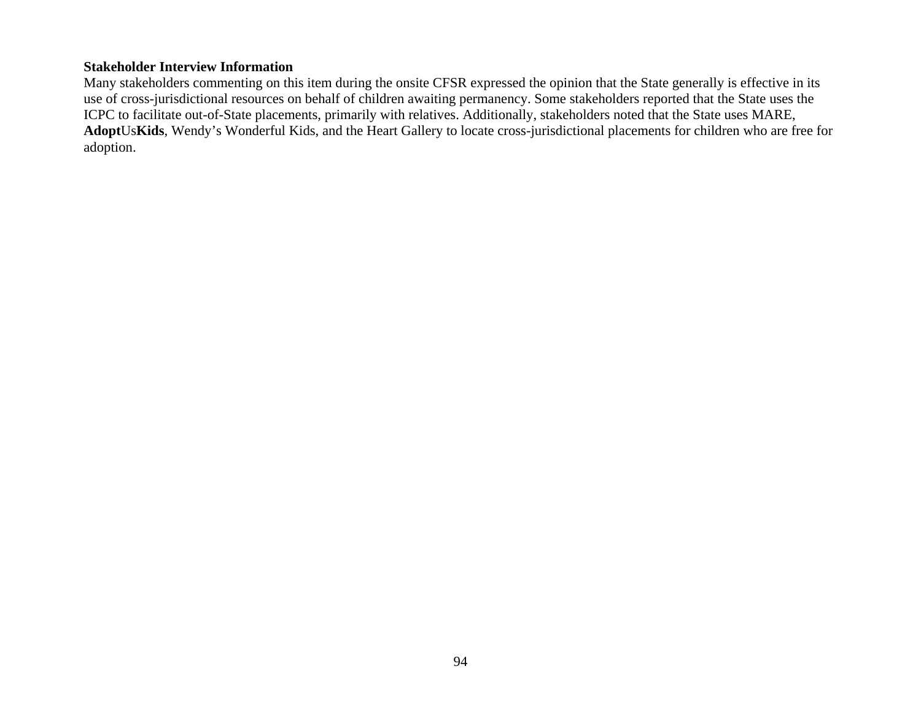**Stakeholder Interview Information**

Many stakeholders commenting on this item during the onsite CFSR expressed the opinion that the State generally is effective in its use of cross-jurisdictional resources on behalf of children awaiting permanency. Some stakeholders reported that the State uses the ICPC to facilitate out-of-State placements, primarily with relatives. Additionally, stakeholders noted that the State uses MARE, **Adopt**Us**Kids**, Wendy's Wonderful Kids, and the Heart Gallery to locate cross-jurisdictional placements for children who are free for adoption.